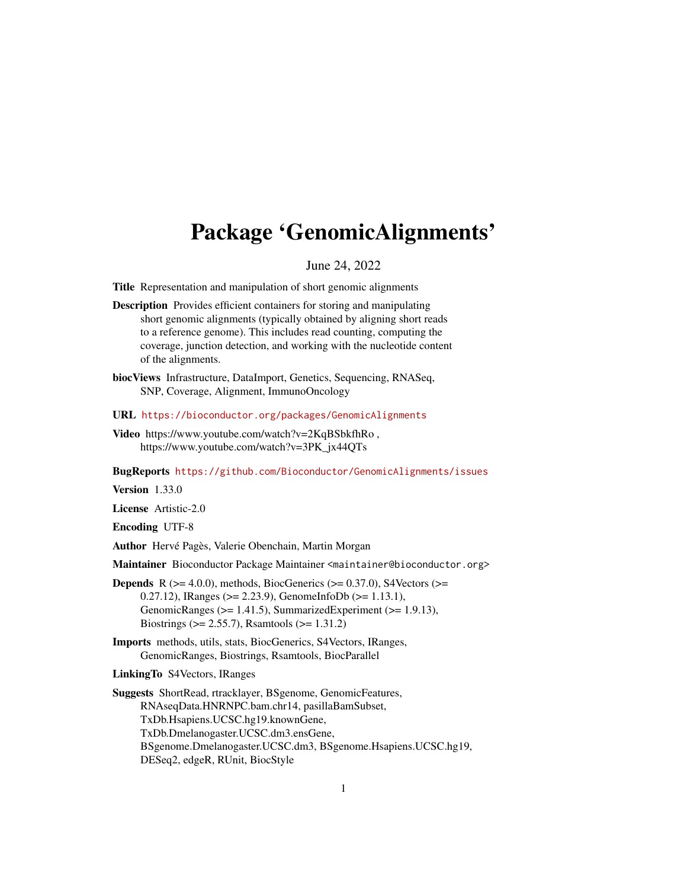# Package 'GenomicAlignments'

June 24, 2022

**Title** Representation and manipulation of short genomic alignments

**Description** Provides efficient containers for storing and manipulating short genomic alignments (typically obtained by aligning short reads to a reference genome). This includes read counting, computing the coverage, junction detection, and working with the nucleotide content of the alignments.

**biocViews** Infrastructure, DataImport, Genetics, Sequencing, RNASeq, SNP, Coverage, Alignment, ImmunoOncology

**URL** https://bioconductor.org/packages/GenomicAlignments

**Video** https://www.youtube.com/watch?v=2KqBSbkfhRo , https://www.youtube.com/watch?v=3PK_jx44QTs

**BugReports** https://github.com/Bioconductor/GenomicAlignments/issues

**Version** 1.33.0

**License** Artistic-2.0

**Encoding** UTF-8

**Author** Hervé Pagès, Valerie Obenchain, Martin Morgan

**Maintainer** Bioconductor Package Maintainer <maintainer@bioconductor.org>

**Depends** R (>= 4.0.0), methods, BiocGenerics (>= 0.37.0), S4Vectors (>= 0.27.12), IRanges (>= 2.23.9), GenomeInfoDb (>= 1.13.1), GenomicRanges (>= 1.41.5), SummarizedExperiment (>= 1.9.13), Biostrings (>= 2.55.7), Rsamtools (>= 1.31.2)

**Imports** methods, utils, stats, BiocGenerics, S4Vectors, IRanges, GenomicRanges, Biostrings, Rsamtools, BiocParallel

**LinkingTo** S4Vectors, IRanges

**Suggests** ShortRead, rtracklayer, BSgenome, GenomicFeatures, RNAseqData.HNRNPC.bam.chr14, pasillaBamSubset, TxDb.Hsapiens.UCSC.hg19.knownGene, TxDb.Dmelanogaster.UCSC.dm3.ensGene, BSgenome.Dmelanogaster.UCSC.dm3, BSgenome.Hsapiens.UCSC.hg19, DESeq2, edgeR, RUnit, BiocStyle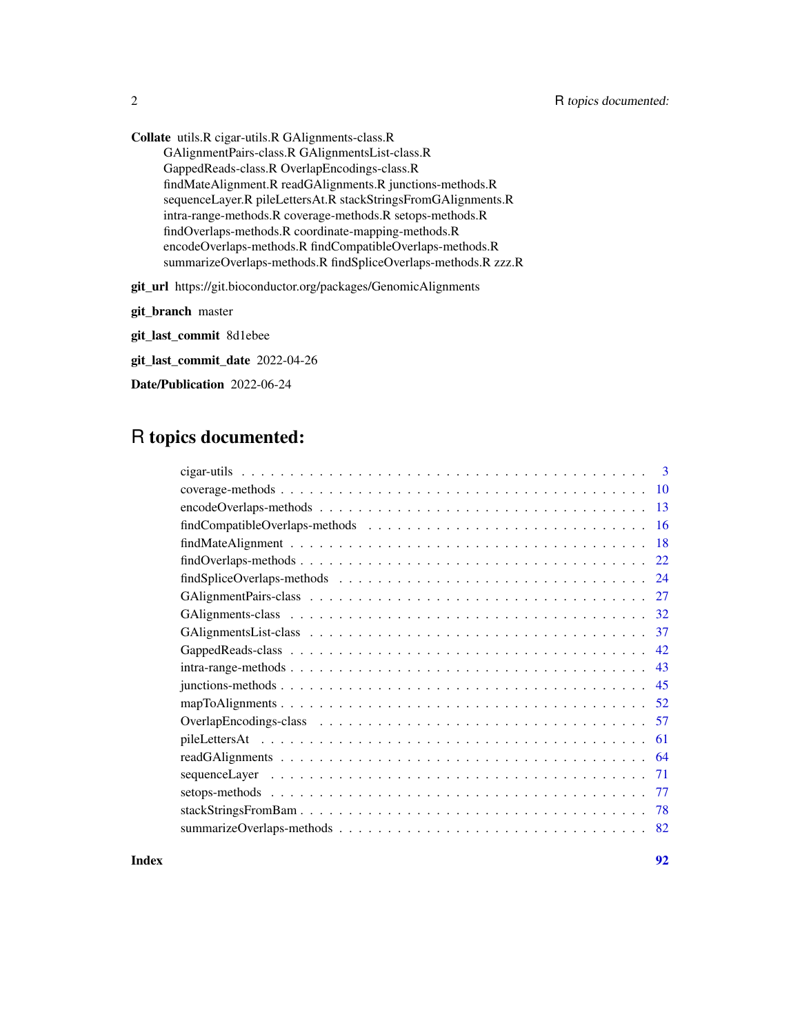**Collate** utils.R cigar-utils.R GAlignments-class.R GAlignmentPairs-class.R GAlignmentsList-class.R GappedReads-class.R OverlapEncodings-class.R findMateAlignment.R readGAlignments.R junctions-methods.R sequenceLayer.R pileLettersAt.R stackStringsFromGAlignments.R intra-range-methods.R coverage-methods.R setops-methods.R findOverlaps-methods.R coordinate-mapping-methods.R encodeOverlaps-methods.R findCompatibleOverlaps-methods.R summarizeOverlaps-methods.R findSpliceOverlaps-methods.R zzz.R

**git_url** https://git.bioconductor.org/packages/GenomicAlignments

**git_branch** master

**git_last_commit** 8d1ebee

**git_last_commit_date** 2022-04-26

**Date/Publication** 2022-06-24

# R topics documented:

| | |
|---|---|
| cigar-utils | 3 |
| coverage-methods | 10 |
| encodeOverlaps-methods | 13 |
| findCompatibleOverlaps-methods | 16 |
| findMateAlignment | 18 |
| findOverlaps-methods | 22 |
| findSpliceOverlaps-methods | 24 |
| GAlignmentPairs-class | 27 |
| GAlignments-class | 32 |
| GAlignmentsList-class | 37 |
| GappedReads-class | 42 |
| intra-range-methods | 43 |
| junctions-methods | 45 |
| mapToAlignments | 52 |
| OverlapEncodings-class | 57 |
| pileLettersAt | 61 |
| readGAlignments | 64 |
| sequenceLayer | 71 |
| setops-methods | 77 |
| stackStringsFromBam | 78 |
| summarizeOverlaps-methods | 82 |
| **Index** | **92** |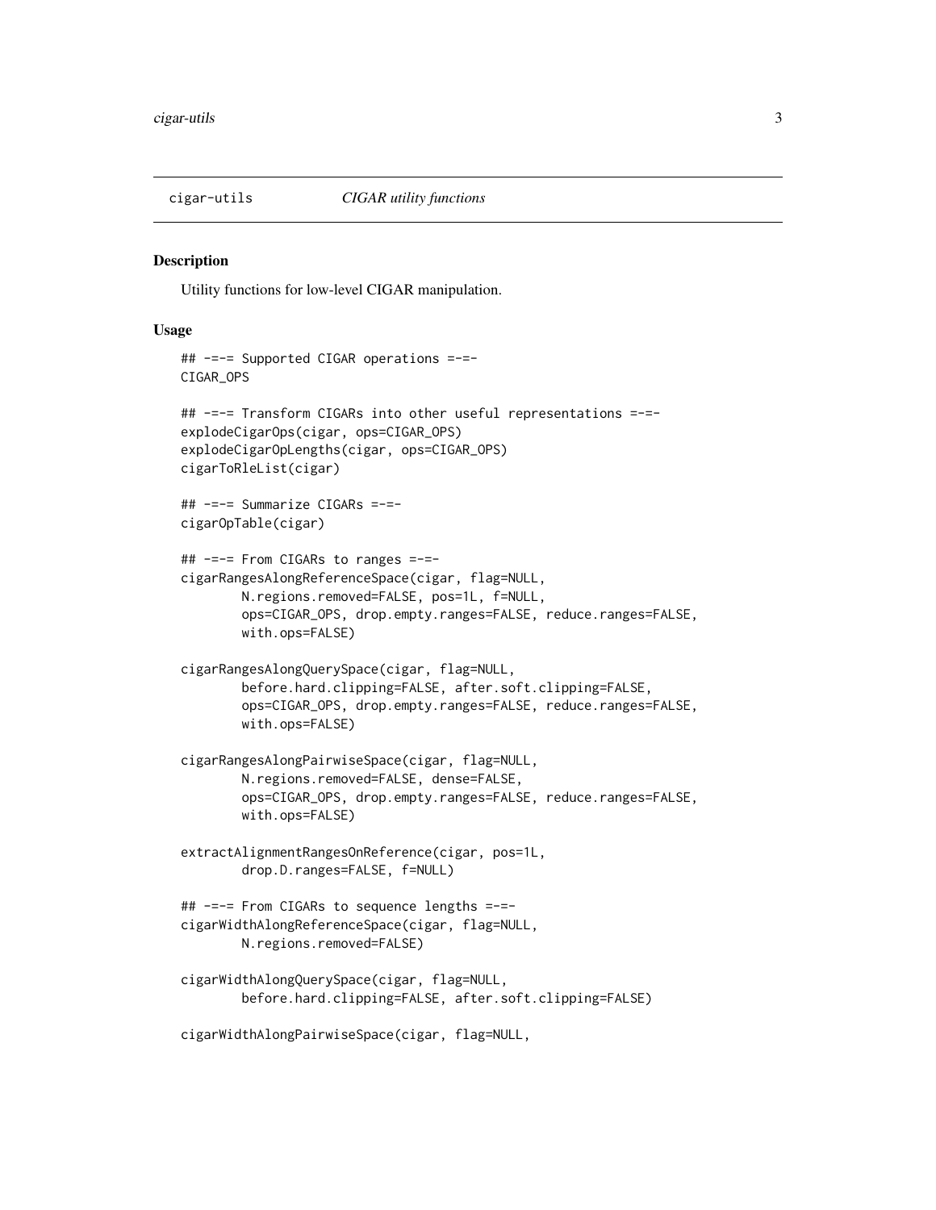cigar-utils *CIGAR utility functions*

## Description

Utility functions for low-level CIGAR manipulation.

## Usage

```
## -=-= Supported CIGAR operations =-=-
CIGAR_OPS

## -=-= Transform CIGARs into other useful representations =-=-
explodeCigarOps(cigar, ops=CIGAR_OPS)
explodeCigarOpLengths(cigar, ops=CIGAR_OPS)
cigarToRleList(cigar)

## -=-= Summarize CIGARs =-=-
cigarOpTable(cigar)

## -=-= From CIGARs to ranges =-=-
cigarRangesAlongReferenceSpace(cigar, flag=NULL,
        N.regions.removed=FALSE, pos=1L, f=NULL,
        ops=CIGAR_OPS, drop.empty.ranges=FALSE, reduce.ranges=FALSE,
        with.ops=FALSE)

cigarRangesAlongQuerySpace(cigar, flag=NULL,
        before.hard.clipping=FALSE, after.soft.clipping=FALSE,
        ops=CIGAR_OPS, drop.empty.ranges=FALSE, reduce.ranges=FALSE,
        with.ops=FALSE)

cigarRangesAlongPairwiseSpace(cigar, flag=NULL,
        N.regions.removed=FALSE, dense=FALSE,
        ops=CIGAR_OPS, drop.empty.ranges=FALSE, reduce.ranges=FALSE,
        with.ops=FALSE)

extractAlignmentRangesOnReference(cigar, pos=1L,
        drop.D.ranges=FALSE, f=NULL)

## -=-= From CIGARs to sequence lengths =-=-
cigarWidthAlongReferenceSpace(cigar, flag=NULL,
        N.regions.removed=FALSE)

cigarWidthAlongQuerySpace(cigar, flag=NULL,
        before.hard.clipping=FALSE, after.soft.clipping=FALSE)

cigarWidthAlongPairwiseSpace(cigar, flag=NULL,
```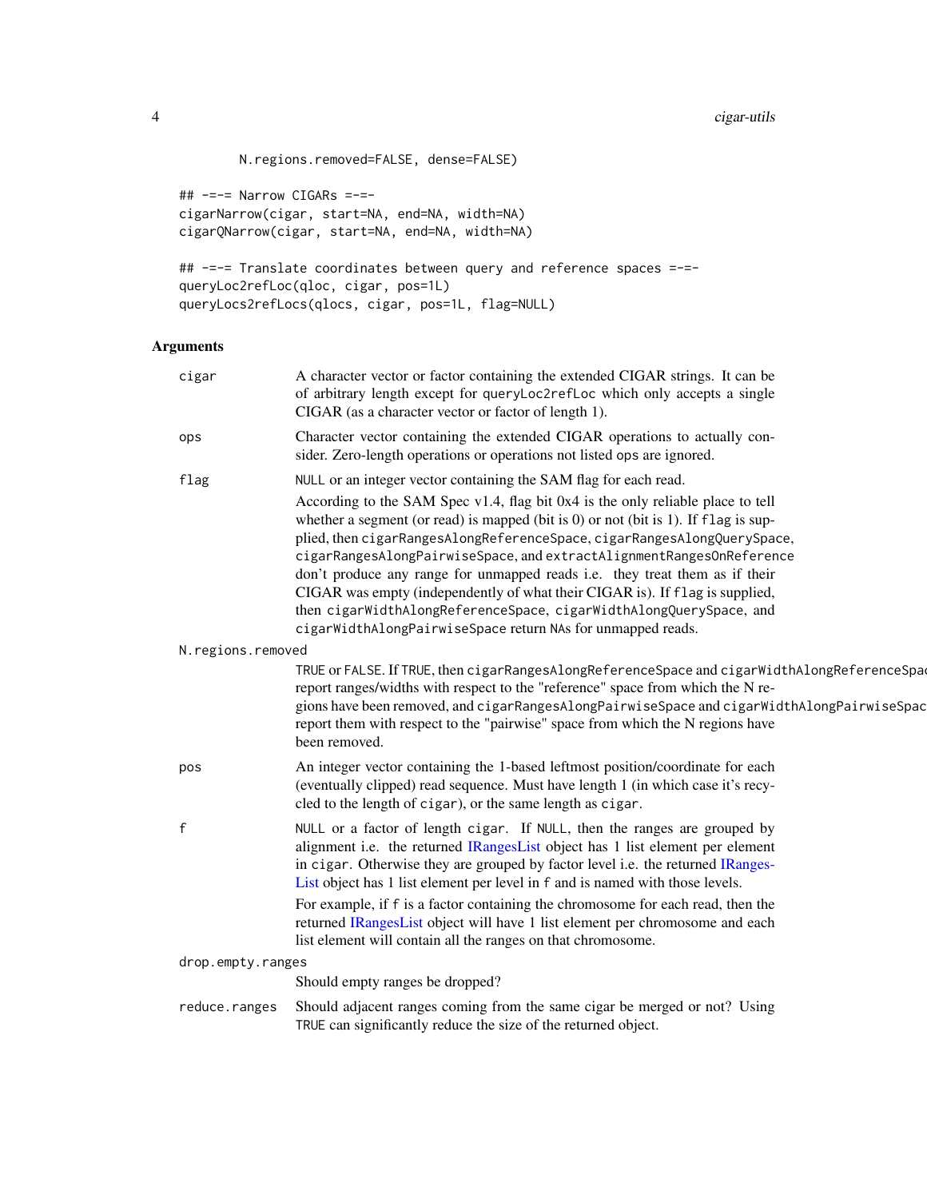```
        N.regions.removed=FALSE, dense=FALSE)

## -=-= Narrow CIGARs =-=-
cigarNarrow(cigar, start=NA, end=NA, width=NA)
cigarQNarrow(cigar, start=NA, end=NA, width=NA)

## -=-= Translate coordinates between query and reference spaces =-=-
queryLoc2refLoc(qloc, cigar, pos=1L)
queryLocs2refLocs(qlocs, cigar, pos=1L, flag=NULL)
```

## Arguments

**cigar**
A character vector or factor containing the extended CIGAR strings. It can be of arbitrary length except for `queryLoc2refLoc` which only accepts a single CIGAR (as a character vector or factor of length 1).

**ops**
Character vector containing the extended CIGAR operations to actually consider. Zero-length operations or operations not listed `ops` are ignored.

**flag**
`NULL` or an integer vector containing the SAM flag for each read.

According to the SAM Spec v1.4, flag bit 0x4 is the only reliable place to tell whether a segment (or read) is mapped (bit is 0) or not (bit is 1). If `flag` is supplied, then `cigarRangesAlongReferenceSpace`, `cigarRangesAlongQuerySpace`, `cigarRangesAlongPairwiseSpace`, and `extractAlignmentRangesOnReference` don't produce any range for unmapped reads i.e. they treat them as if their CIGAR was empty (independently of what their CIGAR is). If `flag` is supplied, then `cigarWidthAlongReferenceSpace`, `cigarWidthAlongQuerySpace`, and `cigarWidthAlongPairwiseSpace` return `NA`s for unmapped reads.

**N.regions.removed**
`TRUE` or `FALSE`. If `TRUE`, then `cigarRangesAlongReferenceSpace` and `cigarWidthAlongReferenceSpace` report ranges/widths with respect to the "reference" space from which the N regions have been removed, and `cigarRangesAlongPairwiseSpace` and `cigarWidthAlongPairwiseSpace` report them with respect to the "pairwise" space from which the N regions have been removed.

**pos**
An integer vector containing the 1-based leftmost position/coordinate for each (eventually clipped) read sequence. Must have length 1 (in which case it's recycled to the length of `cigar`), or the same length as `cigar`.

**f**
`NULL` or a factor of length `cigar`. If `NULL`, then the ranges are grouped by alignment i.e. the returned IRangesList object has 1 list element per element in `cigar`. Otherwise they are grouped by factor level i.e. the returned IRangesList object has 1 list element per level in `f` and is named with those levels.

For example, if `f` is a factor containing the chromosome for each read, then the returned IRangesList object will have 1 list element per chromosome and each list element will contain all the ranges on that chromosome.

**drop.empty.ranges**
Should empty ranges be dropped?

**reduce.ranges**
Should adjacent ranges coming from the same cigar be merged or not? Using `TRUE` can significantly reduce the size of the returned object.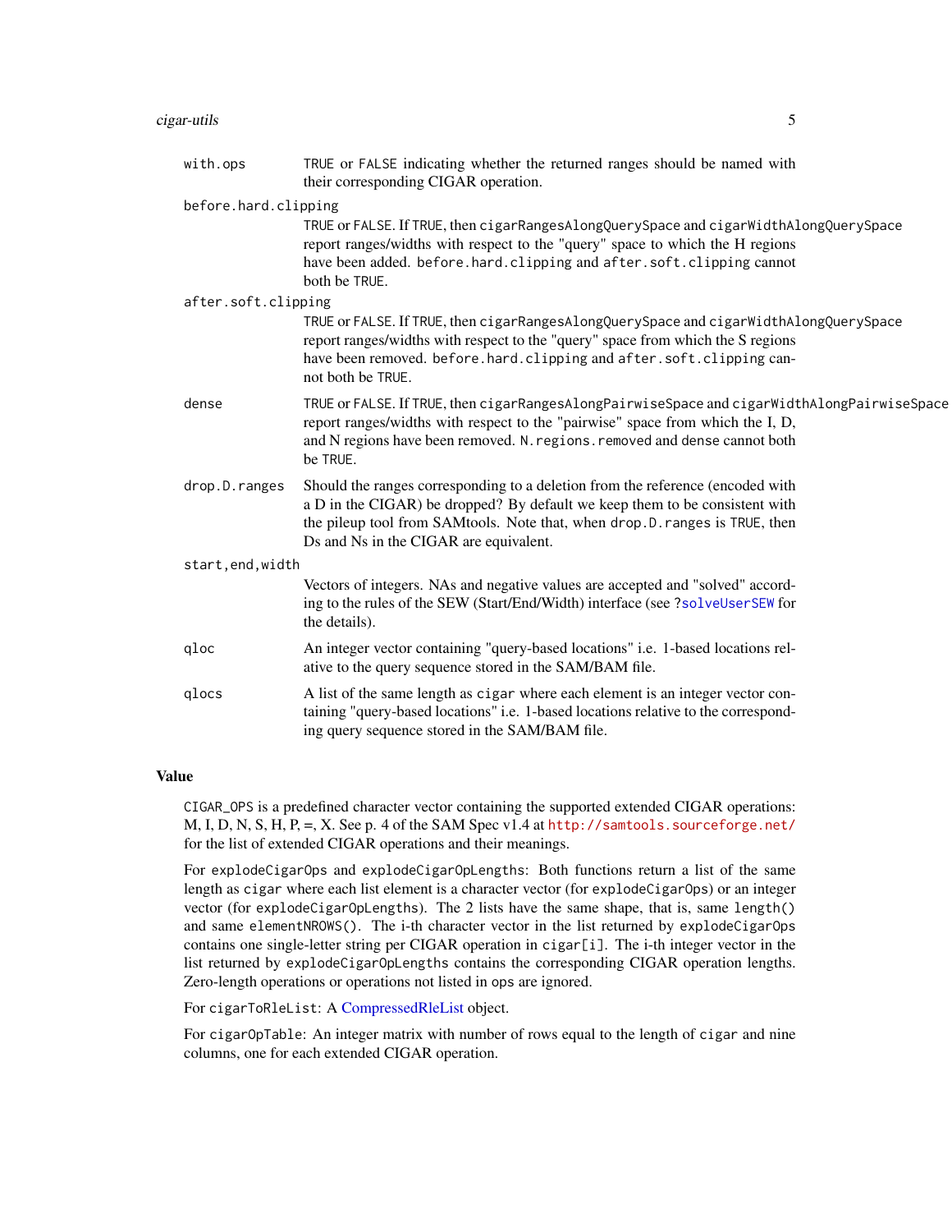`with.ops`
: TRUE or FALSE indicating whether the returned ranges should be named with their corresponding CIGAR operation.

`before.hard.clipping`
: TRUE or FALSE. If TRUE, then `cigarRangesAlongQuerySpace` and `cigarWidthAlongQuerySpace` report ranges/widths with respect to the "query" space to which the H regions have been added. `before.hard.clipping` and `after.soft.clipping` cannot both be TRUE.

`after.soft.clipping`
: TRUE or FALSE. If TRUE, then `cigarRangesAlongQuerySpace` and `cigarWidthAlongQuerySpace` report ranges/widths with respect to the "query" space from which the S regions have been removed. `before.hard.clipping` and `after.soft.clipping` cannot both be TRUE.

`dense`
: TRUE or FALSE. If TRUE, then `cigarRangesAlongPairwiseSpace` and `cigarWidthAlongPairwiseSpace` report ranges/widths with respect to the "pairwise" space from which the I, D, and N regions have been removed. `N.regions.removed` and `dense` cannot both be TRUE.

`drop.D.ranges`
: Should the ranges corresponding to a deletion from the reference (encoded with a D in the CIGAR) be dropped? By default we keep them to be consistent with the pileup tool from SAMtools. Note that, when `drop.D.ranges` is TRUE, then Ds and Ns in the CIGAR are equivalent.

`start,end,width`
: Vectors of integers. NAs and negative values are accepted and "solved" according to the rules of the SEW (Start/End/Width) interface (see `?solveUserSEW` for the details).

`qloc`
: An integer vector containing "query-based locations" i.e. 1-based locations relative to the query sequence stored in the SAM/BAM file.

`qlocs`
: A list of the same length as `cigar` where each element is an integer vector containing "query-based locations" i.e. 1-based locations relative to the corresponding query sequence stored in the SAM/BAM file.

## Value

`CIGAR_OPS` is a predefined character vector containing the supported extended CIGAR operations: M, I, D, N, S, H, P, =, X. See p. 4 of the SAM Spec v1.4 at http://samtools.sourceforge.net/ for the list of extended CIGAR operations and their meanings.

For `explodeCigarOps` and `explodeCigarOpLengths`: Both functions return a list of the same length as `cigar` where each list element is a character vector (for `explodeCigarOps`) or an integer vector (for `explodeCigarOpLengths`). The 2 lists have the same shape, that is, same `length()` and same `elementNROWS()`. The i-th character vector in the list returned by `explodeCigarOps` contains one single-letter string per CIGAR operation in `cigar[i]`. The i-th integer vector in the list returned by `explodeCigarOpLengths` contains the corresponding CIGAR operation lengths. Zero-length operations or operations not listed in `ops` are ignored.

For `cigarToRleList`: A CompressedRleList object.

For `cigarOpTable`: An integer matrix with number of rows equal to the length of `cigar` and nine columns, one for each extended CIGAR operation.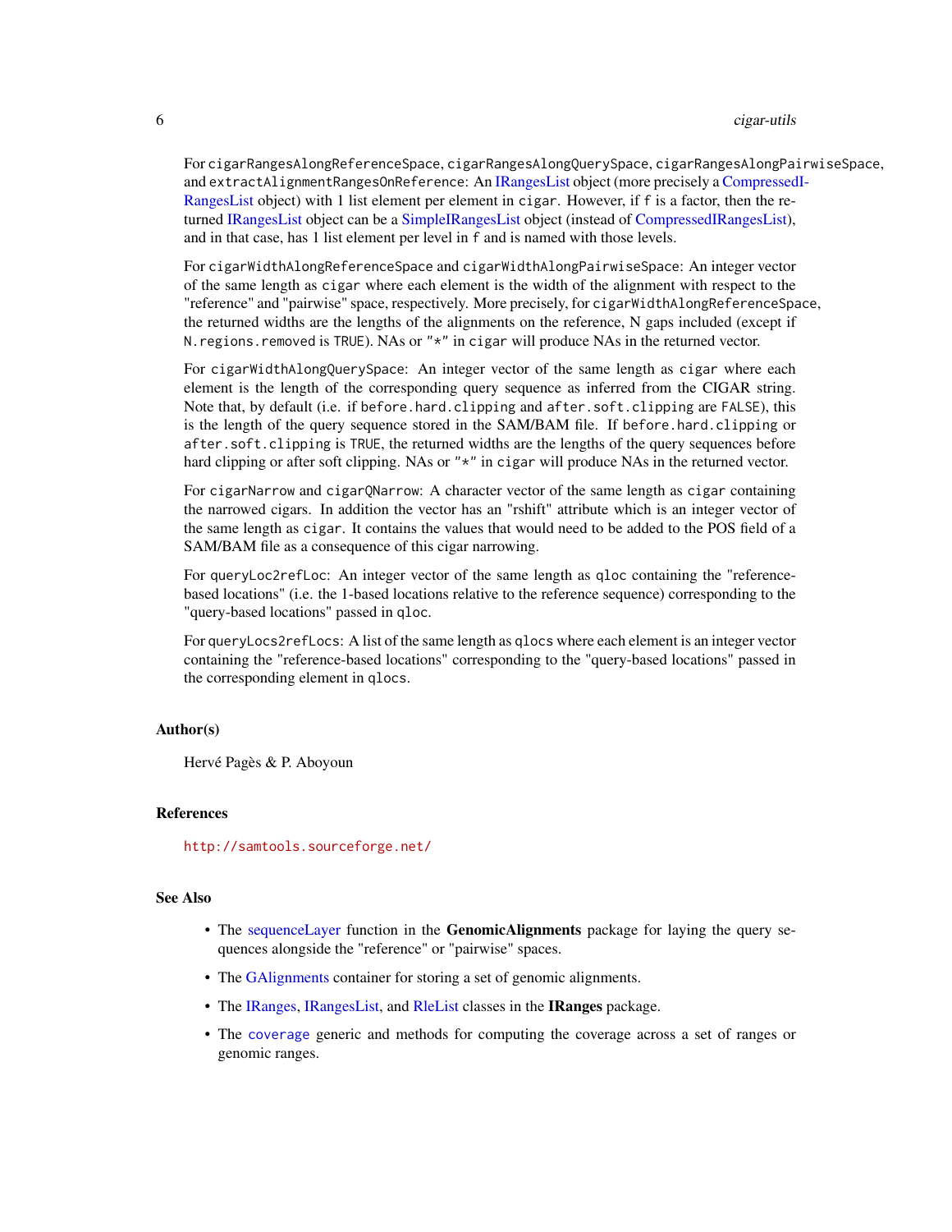For `cigarRangesAlongReferenceSpace`, `cigarRangesAlongQuerySpace`, `cigarRangesAlongPairwiseSpace`, and `extractAlignmentRangesOnReference`: An IRangesList object (more precisely a CompressedIRangesList object) with 1 list element per element in `cigar`. However, if `f` is a factor, then the returned IRangesList object can be a SimpleIRangesList object (instead of CompressedIRangesList), and in that case, has 1 list element per level in `f` and is named with those levels.

For `cigarWidthAlongReferenceSpace` and `cigarWidthAlongPairwiseSpace`: An integer vector of the same length as `cigar` where each element is the width of the alignment with respect to the "reference" and "pairwise" space, respectively. More precisely, for `cigarWidthAlongReferenceSpace`, the returned widths are the lengths of the alignments on the reference, N gaps included (except if `N.regions.removed` is `TRUE`). NAs or `"*"` in `cigar` will produce NAs in the returned vector.

For `cigarWidthAlongQuerySpace`: An integer vector of the same length as `cigar` where each element is the length of the corresponding query sequence as inferred from the CIGAR string. Note that, by default (i.e. if `before.hard.clipping` and `after.soft.clipping` are `FALSE`), this is the length of the query sequence stored in the SAM/BAM file. If `before.hard.clipping` or `after.soft.clipping` is `TRUE`, the returned widths are the lengths of the query sequences before hard clipping or after soft clipping. NAs or `"*"` in `cigar` will produce NAs in the returned vector.

For `cigarNarrow` and `cigarQNarrow`: A character vector of the same length as `cigar` containing the narrowed cigars. In addition the vector has an "rshift" attribute which is an integer vector of the same length as `cigar`. It contains the values that would need to be added to the POS field of a SAM/BAM file as a consequence of this cigar narrowing.

For `queryLoc2refLoc`: An integer vector of the same length as `qloc` containing the "reference-based locations" (i.e. the 1-based locations relative to the reference sequence) corresponding to the "query-based locations" passed in `qloc`.

For `queryLocs2refLocs`: A list of the same length as `qlocs` where each element is an integer vector containing the "reference-based locations" corresponding to the "query-based locations" passed in the corresponding element in `qlocs`.

### Author(s)

Hervé Pagès & P. Aboyoun

### References

http://samtools.sourceforge.net/

### See Also

- The sequenceLayer function in the **GenomicAlignments** package for laying the query sequences alongside the "reference" or "pairwise" spaces.
- The GAlignments container for storing a set of genomic alignments.
- The IRanges, IRangesList, and RleList classes in the **IRanges** package.
- The `coverage` generic and methods for computing the coverage across a set of ranges or genomic ranges.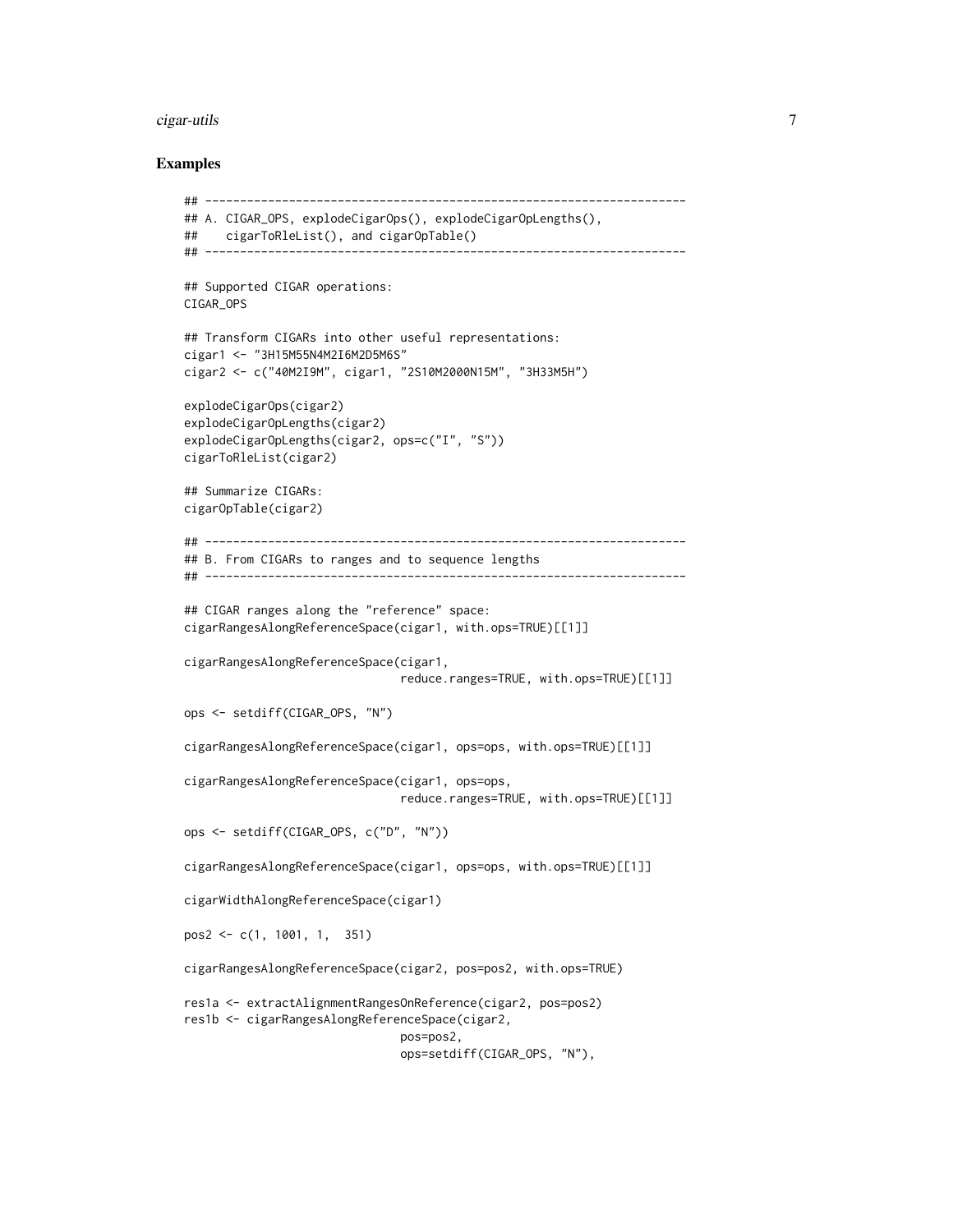### Examples

```
## ---------------------------------------------------------------------
## A. CIGAR_OPS, explodeCigarOps(), explodeCigarOpLengths(),
##    cigarToRleList(), and cigarOpTable()
## ---------------------------------------------------------------------

## Supported CIGAR operations:
CIGAR_OPS

## Transform CIGARs into other useful representations:
cigar1 <- "3H15M55N4M2I6M2D5M6S"
cigar2 <- c("40M2I9M", cigar1, "2S10M2000N15M", "3H33M5H")

explodeCigarOps(cigar2)
explodeCigarOpLengths(cigar2)
explodeCigarOpLengths(cigar2, ops=c("I", "S"))
cigarToRleList(cigar2)

## Summarize CIGARs:
cigarOpTable(cigar2)

## ---------------------------------------------------------------------
## B. From CIGARs to ranges and to sequence lengths
## ---------------------------------------------------------------------

## CIGAR ranges along the "reference" space:
cigarRangesAlongReferenceSpace(cigar1, with.ops=TRUE)[[1]]

cigarRangesAlongReferenceSpace(cigar1,
                               reduce.ranges=TRUE, with.ops=TRUE)[[1]]

ops <- setdiff(CIGAR_OPS, "N")

cigarRangesAlongReferenceSpace(cigar1, ops=ops, with.ops=TRUE)[[1]]

cigarRangesAlongReferenceSpace(cigar1, ops=ops,
                               reduce.ranges=TRUE, with.ops=TRUE)[[1]]

ops <- setdiff(CIGAR_OPS, c("D", "N"))

cigarRangesAlongReferenceSpace(cigar1, ops=ops, with.ops=TRUE)[[1]]

cigarWidthAlongReferenceSpace(cigar1)

pos2 <- c(1, 1001, 1,  351)

cigarRangesAlongReferenceSpace(cigar2, pos=pos2, with.ops=TRUE)

res1a <- extractAlignmentRangesOnReference(cigar2, pos=pos2)
res1b <- cigarRangesAlongReferenceSpace(cigar2,
                               pos=pos2,
                               ops=setdiff(CIGAR_OPS, "N"),
```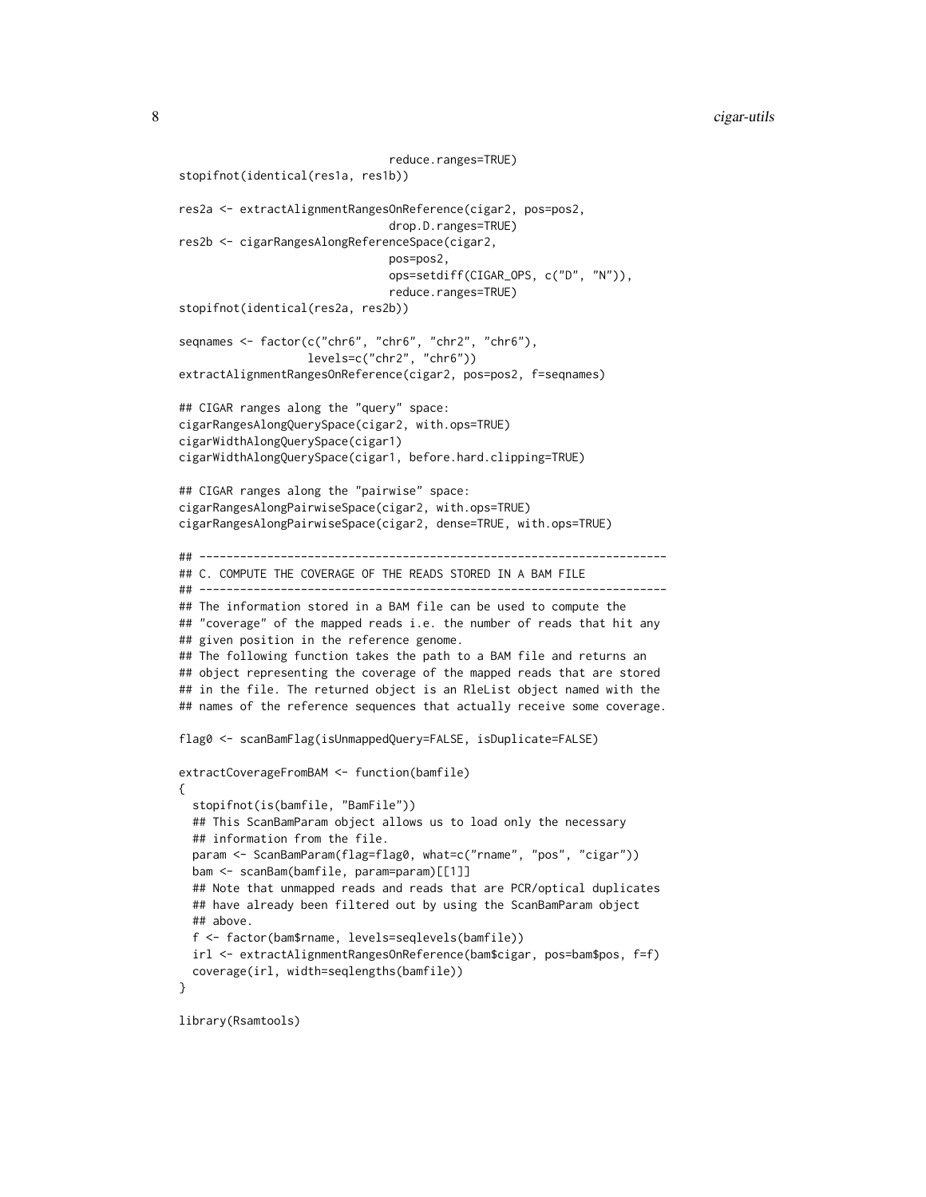```
                              reduce.ranges=TRUE)
stopifnot(identical(res1a, res1b))

res2a <- extractAlignmentRangesOnReference(cigar2, pos=pos2,
                              drop.D.ranges=TRUE)
res2b <- cigarRangesAlongReferenceSpace(cigar2,
                              pos=pos2,
                              ops=setdiff(CIGAR_OPS, c("D", "N")),
                              reduce.ranges=TRUE)
stopifnot(identical(res2a, res2b))

seqnames <- factor(c("chr6", "chr6", "chr2", "chr6"),
                   levels=c("chr2", "chr6"))
extractAlignmentRangesOnReference(cigar2, pos=pos2, f=seqnames)

## CIGAR ranges along the "query" space:
cigarRangesAlongQuerySpace(cigar2, with.ops=TRUE)
cigarWidthAlongQuerySpace(cigar1)
cigarWidthAlongQuerySpace(cigar1, before.hard.clipping=TRUE)

## CIGAR ranges along the "pairwise" space:
cigarRangesAlongPairwiseSpace(cigar2, with.ops=TRUE)
cigarRangesAlongPairwiseSpace(cigar2, dense=TRUE, with.ops=TRUE)

## ---------------------------------------------------------------------
## C. COMPUTE THE COVERAGE OF THE READS STORED IN A BAM FILE
## ---------------------------------------------------------------------
## The information stored in a BAM file can be used to compute the
## "coverage" of the mapped reads i.e. the number of reads that hit any
## given position in the reference genome.
## The following function takes the path to a BAM file and returns an
## object representing the coverage of the mapped reads that are stored
## in the file. The returned object is an RleList object named with the
## names of the reference sequences that actually receive some coverage.

flag0 <- scanBamFlag(isUnmappedQuery=FALSE, isDuplicate=FALSE)

extractCoverageFromBAM <- function(bamfile)
{
  stopifnot(is(bamfile, "BamFile"))
  ## This ScanBamParam object allows us to load only the necessary
  ## information from the file.
  param <- ScanBamParam(flag=flag0, what=c("rname", "pos", "cigar"))
  bam <- scanBam(bamfile, param=param)[[1]]
  ## Note that unmapped reads and reads that are PCR/optical duplicates
  ## have already been filtered out by using the ScanBamParam object
  ## above.
  f <- factor(bam$rname, levels=seqlevels(bamfile))
  irl <- extractAlignmentRangesOnReference(bam$cigar, pos=bam$pos, f=f)
  coverage(irl, width=seqlengths(bamfile))
}

library(Rsamtools)
```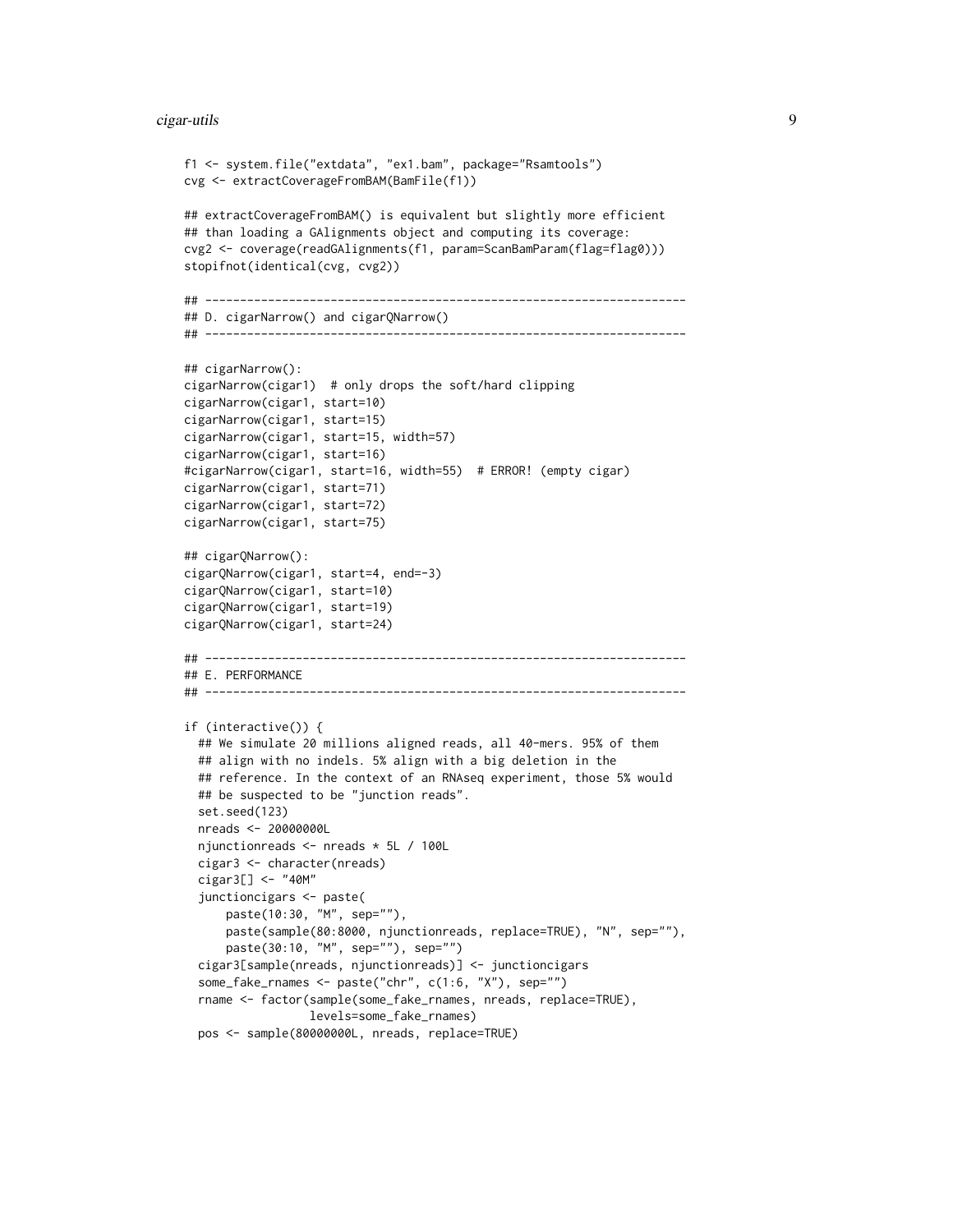```
f1 <- system.file("extdata", "ex1.bam", package="Rsamtools")
cvg <- extractCoverageFromBAM(BamFile(f1))

## extractCoverageFromBAM() is equivalent but slightly more efficient
## than loading a GAlignments object and computing its coverage:
cvg2 <- coverage(readGAlignments(f1, param=ScanBamParam(flag=flag0)))
stopifnot(identical(cvg, cvg2))

## ---------------------------------------------------------------------
## D. cigarNarrow() and cigarQNarrow()
## ---------------------------------------------------------------------

## cigarNarrow():
cigarNarrow(cigar1)  # only drops the soft/hard clipping
cigarNarrow(cigar1, start=10)
cigarNarrow(cigar1, start=15)
cigarNarrow(cigar1, start=15, width=57)
cigarNarrow(cigar1, start=16)
#cigarNarrow(cigar1, start=16, width=55)  # ERROR! (empty cigar)
cigarNarrow(cigar1, start=71)
cigarNarrow(cigar1, start=72)
cigarNarrow(cigar1, start=75)

## cigarQNarrow():
cigarQNarrow(cigar1, start=4, end=-3)
cigarQNarrow(cigar1, start=10)
cigarQNarrow(cigar1, start=19)
cigarQNarrow(cigar1, start=24)

## ---------------------------------------------------------------------
## E. PERFORMANCE
## ---------------------------------------------------------------------

if (interactive()) {
  ## We simulate 20 millions aligned reads, all 40-mers. 95% of them
  ## align with no indels. 5% align with a big deletion in the
  ## reference. In the context of an RNAseq experiment, those 5% would
  ## be suspected to be "junction reads".
  set.seed(123)
  nreads <- 20000000L
  njunctionreads <- nreads * 5L / 100L
  cigar3 <- character(nreads)
  cigar3[] <- "40M"
  junctioncigars <- paste(
      paste(10:30, "M", sep=""),
      paste(sample(80:8000, njunctionreads, replace=TRUE), "N", sep=""),
      paste(30:10, "M", sep=""), sep="")
  cigar3[sample(nreads, njunctionreads)] <- junctioncigars
  some_fake_rnames <- paste("chr", c(1:6, "X"), sep="")
  rname <- factor(sample(some_fake_rnames, nreads, replace=TRUE),
                  levels=some_fake_rnames)
  pos <- sample(80000000L, nreads, replace=TRUE)
```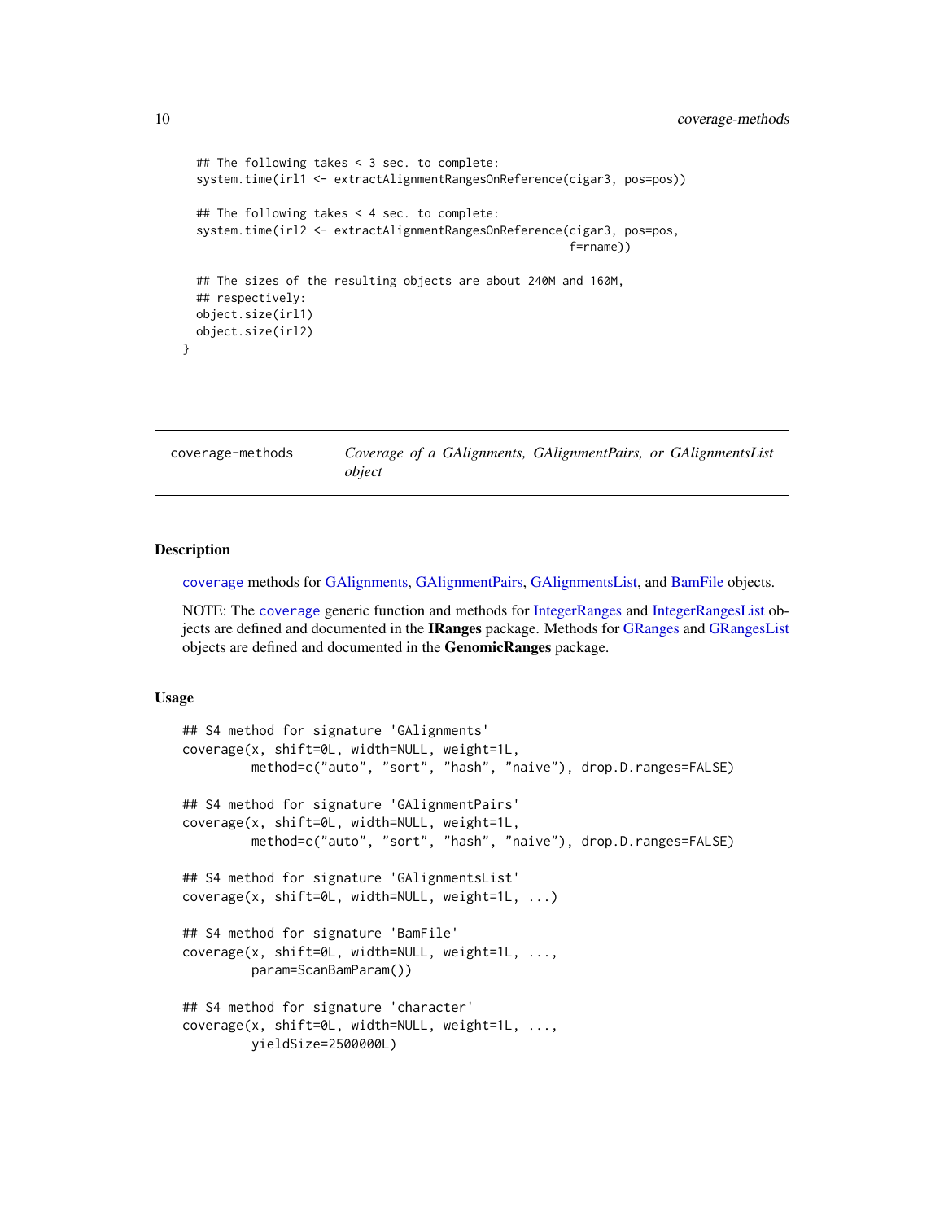```
## The following takes < 3 sec. to complete:
system.time(irl1 <- extractAlignmentRangesOnReference(cigar3, pos=pos))

## The following takes < 4 sec. to complete:
system.time(irl2 <- extractAlignmentRangesOnReference(cigar3, pos=pos,
                                                      f=rname))

## The sizes of the resulting objects are about 240M and 160M,
## respectively:
object.size(irl1)
object.size(irl2)
}
```

---

`coverage-methods` *Coverage of a GAlignments, GAlignmentPairs, or GAlignmentsList object*

---

## Description

`coverage` methods for GAlignments, GAlignmentPairs, GAlignmentsList, and BamFile objects.

NOTE: The `coverage` generic function and methods for IntegerRanges and IntegerRangesList objects are defined and documented in the **IRanges** package. Methods for GRanges and GRangesList objects are defined and documented in the **GenomicRanges** package.

## Usage

```
## S4 method for signature 'GAlignments'
coverage(x, shift=0L, width=NULL, weight=1L,
         method=c("auto", "sort", "hash", "naive"), drop.D.ranges=FALSE)

## S4 method for signature 'GAlignmentPairs'
coverage(x, shift=0L, width=NULL, weight=1L,
         method=c("auto", "sort", "hash", "naive"), drop.D.ranges=FALSE)

## S4 method for signature 'GAlignmentsList'
coverage(x, shift=0L, width=NULL, weight=1L, ...)

## S4 method for signature 'BamFile'
coverage(x, shift=0L, width=NULL, weight=1L, ...,
         param=ScanBamParam())

## S4 method for signature 'character'
coverage(x, shift=0L, width=NULL, weight=1L, ...,
         yieldSize=2500000L)
```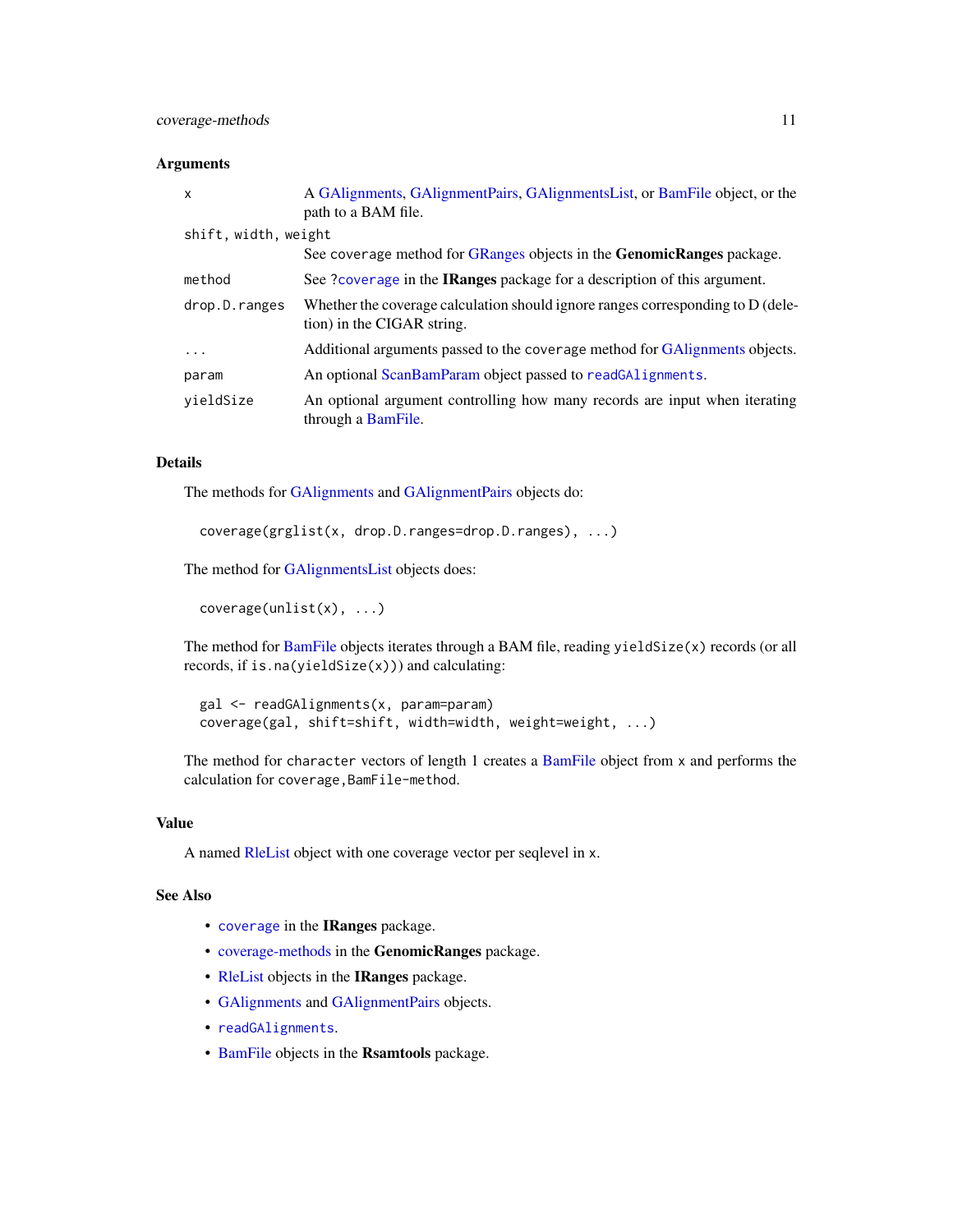## Arguments

| | |
|---|---|
| `x` | A GAlignments, GAlignmentPairs, GAlignmentsList, or BamFile object, or the path to a BAM file. |
| `shift, width, weight` | See `coverage` method for GRanges objects in the **GenomicRanges** package. |
| `method` | See ?`coverage` in the **IRanges** package for a description of this argument. |
| `drop.D.ranges` | Whether the coverage calculation should ignore ranges corresponding to D (deletion) in the CIGAR string. |
| `...` | Additional arguments passed to the `coverage` method for GAlignments objects. |
| `param` | An optional ScanBamParam object passed to `readGAlignments`. |
| `yieldSize` | An optional argument controlling how many records are input when iterating through a BamFile. |

## Details

The methods for GAlignments and GAlignmentPairs objects do:

```
coverage(grglist(x, drop.D.ranges=drop.D.ranges), ...)
```

The method for GAlignmentsList objects does:

```
coverage(unlist(x), ...)
```

The method for BamFile objects iterates through a BAM file, reading `yieldSize(x)` records (or all records, if `is.na(yieldSize(x))`) and calculating:

```
gal <- readGAlignments(x, param=param)
coverage(gal, shift=shift, width=width, weight=weight, ...)
```

The method for `character` vectors of length 1 creates a BamFile object from `x` and performs the calculation for `coverage,BamFile-method`.

## Value

A named RleList object with one coverage vector per seqlevel in `x`.

## See Also

- `coverage` in the **IRanges** package.
- coverage-methods in the **GenomicRanges** package.
- RleList objects in the **IRanges** package.
- GAlignments and GAlignmentPairs objects.
- `readGAlignments`.
- BamFile objects in the **Rsamtools** package.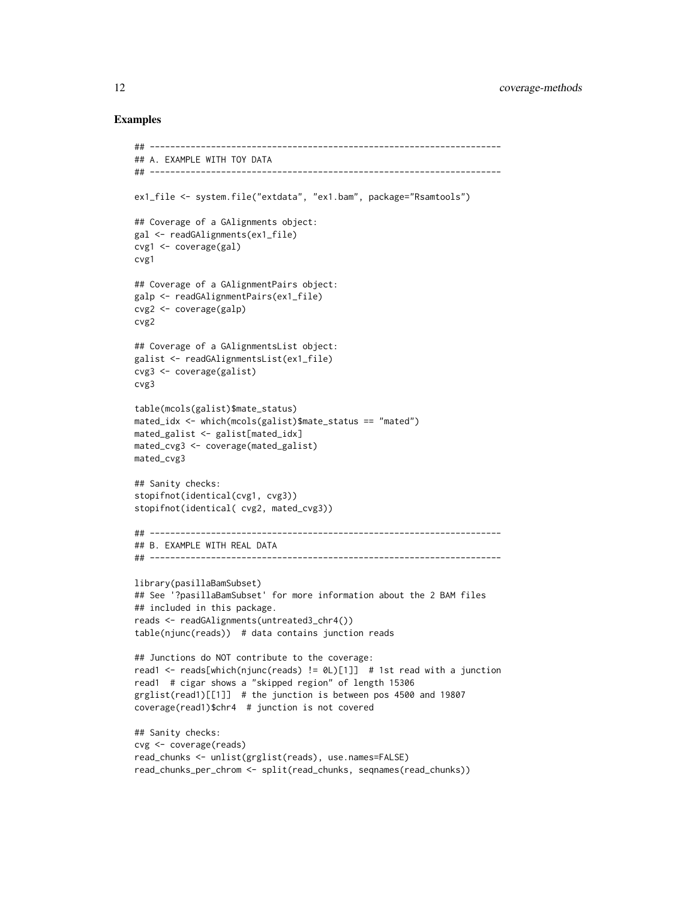## Examples

```
## ---------------------------------------------------------------------
## A. EXAMPLE WITH TOY DATA
## ---------------------------------------------------------------------

ex1_file <- system.file("extdata", "ex1.bam", package="Rsamtools")

## Coverage of a GAlignments object:
gal <- readGAlignments(ex1_file)
cvg1 <- coverage(gal)
cvg1

## Coverage of a GAlignmentPairs object:
galp <- readGAlignmentPairs(ex1_file)
cvg2 <- coverage(galp)
cvg2

## Coverage of a GAlignmentsList object:
galist <- readGAlignmentsList(ex1_file)
cvg3 <- coverage(galist)
cvg3

table(mcols(galist)$mate_status)
mated_idx <- which(mcols(galist)$mate_status == "mated")
mated_galist <- galist[mated_idx]
mated_cvg3 <- coverage(mated_galist)
mated_cvg3

## Sanity checks:
stopifnot(identical(cvg1, cvg3))
stopifnot(identical( cvg2, mated_cvg3))

## ---------------------------------------------------------------------
## B. EXAMPLE WITH REAL DATA
## ---------------------------------------------------------------------

library(pasillaBamSubset)
## See '?pasillaBamSubset' for more information about the 2 BAM files
## included in this package.
reads <- readGAlignments(untreated3_chr4())
table(njunc(reads))  # data contains junction reads

## Junctions do NOT contribute to the coverage:
read1 <- reads[which(njunc(reads) != 0L)[1]]  # 1st read with a junction
read1  # cigar shows a "skipped region" of length 15306
grglist(read1)[[1]]  # the junction is between pos 4500 and 19807
coverage(read1)$chr4  # junction is not covered

## Sanity checks:
cvg <- coverage(reads)
read_chunks <- unlist(grglist(reads), use.names=FALSE)
read_chunks_per_chrom <- split(read_chunks, seqnames(read_chunks))
```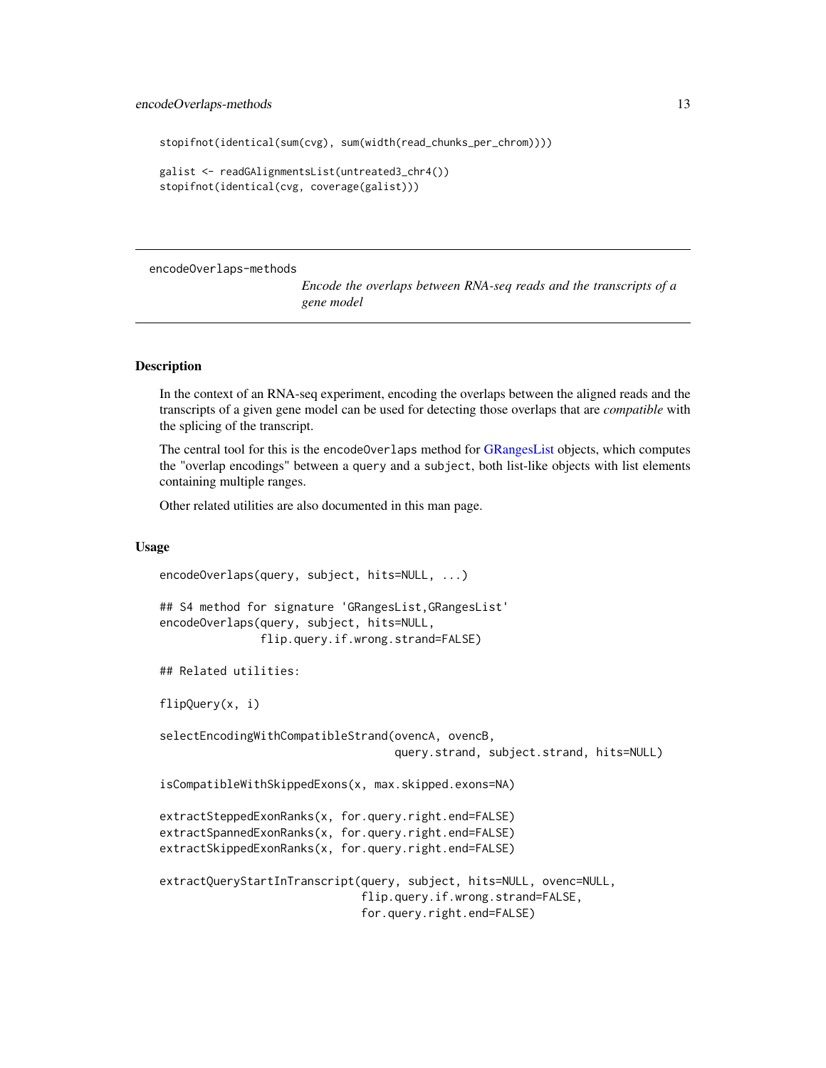```
stopifnot(identical(sum(cvg), sum(width(read_chunks_per_chrom))))

galist <- readGAlignmentsList(untreated3_chr4())
stopifnot(identical(cvg, coverage(galist)))
```

---

encodeOverlaps-methods        *Encode the overlaps between RNA-seq reads and the transcripts of a gene model*

---

## Description

In the context of an RNA-seq experiment, encoding the overlaps between the aligned reads and the transcripts of a given gene model can be used for detecting those overlaps that are *compatible* with the splicing of the transcript.

The central tool for this is the `encodeOverlaps` method for GRangesList objects, which computes the "overlap encodings" between a `query` and a `subject`, both list-like objects with list elements containing multiple ranges.

Other related utilities are also documented in this man page.

## Usage

```
encodeOverlaps(query, subject, hits=NULL, ...)

## S4 method for signature 'GRangesList,GRangesList'
encodeOverlaps(query, subject, hits=NULL,
               flip.query.if.wrong.strand=FALSE)

## Related utilities:

flipQuery(x, i)

selectEncodingWithCompatibleStrand(ovencA, ovencB,
                                   query.strand, subject.strand, hits=NULL)

isCompatibleWithSkippedExons(x, max.skipped.exons=NA)

extractSteppedExonRanks(x, for.query.right.end=FALSE)
extractSpannedExonRanks(x, for.query.right.end=FALSE)
extractSkippedExonRanks(x, for.query.right.end=FALSE)

extractQueryStartInTranscript(query, subject, hits=NULL, ovenc=NULL,
                              flip.query.if.wrong.strand=FALSE,
                              for.query.right.end=FALSE)
```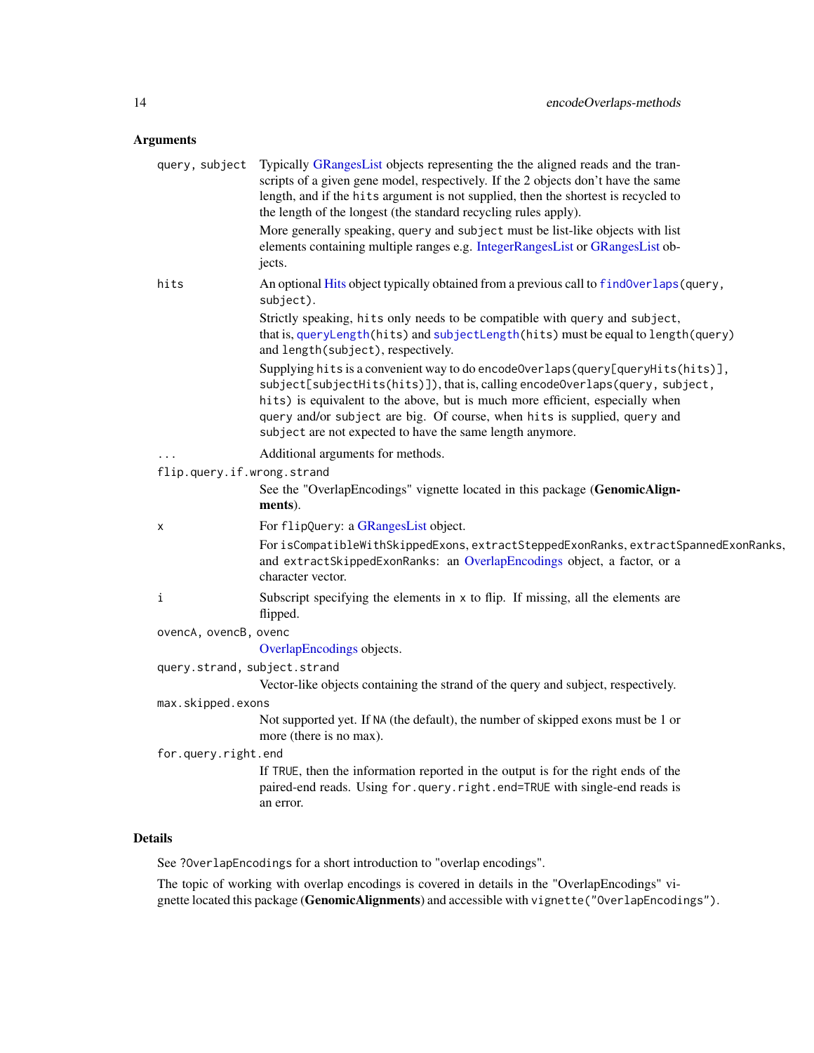## Arguments

`query, subject` Typically GRangesList objects representing the the aligned reads and the transcripts of a given gene model, respectively. If the 2 objects don't have the same length, and if the `hits` argument is not supplied, then the shortest is recycled to the length of the longest (the standard recycling rules apply).

More generally speaking, `query` and `subject` must be list-like objects with list elements containing multiple ranges e.g. IntegerRangesList or GRangesList objects.

`hits` An optional Hits object typically obtained from a previous call to `findOverlaps(query, subject)`.

Strictly speaking, `hits` only needs to be compatible with `query` and `subject`, that is, `queryLength(hits)` and `subjectLength(hits)` must be equal to `length(query)` and `length(subject)`, respectively.

Supplying `hits` is a convenient way to do `encodeOverlaps(query[queryHits(hits)], subject[subjectHits(hits)])`, that is, calling `encodeOverlaps(query, subject, hits)` is equivalent to the above, but is much more efficient, especially when `query` and/or `subject` are big. Of course, when `hits` is supplied, `query` and `subject` are not expected to have the same length anymore.

`...` Additional arguments for methods.

`flip.query.if.wrong.strand`
See the "OverlapEncodings" vignette located in this package (**GenomicAlignments**).

`x` For `flipQuery`: a GRangesList object.

For `isCompatibleWithSkippedExons`, `extractSteppedExonRanks`, `extractSpannedExonRanks`, and `extractSkippedExonRanks`: an OverlapEncodings object, a factor, or a character vector.

`i` Subscript specifying the elements in `x` to flip. If missing, all the elements are flipped.

`ovencA, ovencB, ovenc`
OverlapEncodings objects.

`query.strand, subject.strand`
Vector-like objects containing the strand of the query and subject, respectively.

`max.skipped.exons`
Not supported yet. If `NA` (the default), the number of skipped exons must be 1 or more (there is no max).

`for.query.right.end`
If `TRUE`, then the information reported in the output is for the right ends of the paired-end reads. Using `for.query.right.end=TRUE` with single-end reads is an error.

## Details

See `?OverlapEncodings` for a short introduction to "overlap encodings".

The topic of working with overlap encodings is covered in details in the "OverlapEncodings" vignette located this package (**GenomicAlignments**) and accessible with `vignette("OverlapEncodings")`.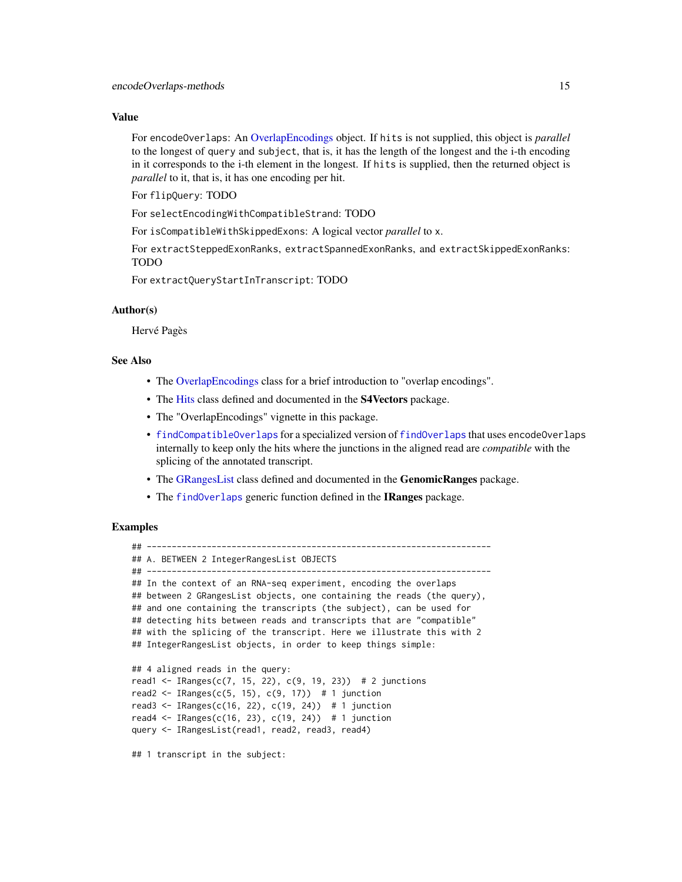### Value

For `encodeOverlaps`: An OverlapEncodings object. If `hits` is not supplied, this object is *parallel* to the longest of `query` and `subject`, that is, it has the length of the longest and the i-th encoding in it corresponds to the i-th element in the longest. If `hits` is supplied, then the returned object is *parallel* to it, that is, it has one encoding per hit.

For `flipQuery`: TODO

For `selectEncodingWithCompatibleStrand`: TODO

For `isCompatibleWithSkippedExons`: A logical vector *parallel* to `x`.

For `extractSteppedExonRanks`, `extractSpannedExonRanks`, and `extractSkippedExonRanks`: TODO

For `extractQueryStartInTranscript`: TODO

### Author(s)

Hervé Pagès

### See Also

- The OverlapEncodings class for a brief introduction to "overlap encodings".
- The Hits class defined and documented in the **S4Vectors** package.
- The "OverlapEncodings" vignette in this package.
- `findCompatibleOverlaps` for a specialized version of `findOverlaps` that uses `encodeOverlaps` internally to keep only the hits where the junctions in the aligned read are *compatible* with the splicing of the annotated transcript.
- The GRangesList class defined and documented in the **GenomicRanges** package.
- The `findOverlaps` generic function defined in the **IRanges** package.

### Examples

```
## ---------------------------------------------------------------------
## A. BETWEEN 2 IntegerRangesList OBJECTS
## ---------------------------------------------------------------------
## In the context of an RNA-seq experiment, encoding the overlaps
## between 2 GRangesList objects, one containing the reads (the query),
## and one containing the transcripts (the subject), can be used for
## detecting hits between reads and transcripts that are "compatible"
## with the splicing of the transcript. Here we illustrate this with 2
## IntegerRangesList objects, in order to keep things simple:

## 4 aligned reads in the query:
read1 <- IRanges(c(7, 15, 22), c(9, 19, 23))  # 2 junctions
read2 <- IRanges(c(5, 15), c(9, 17))  # 1 junction
read3 <- IRanges(c(16, 22), c(19, 24))  # 1 junction
read4 <- IRanges(c(16, 23), c(19, 24))  # 1 junction
query <- IRangesList(read1, read2, read3, read4)

## 1 transcript in the subject:
```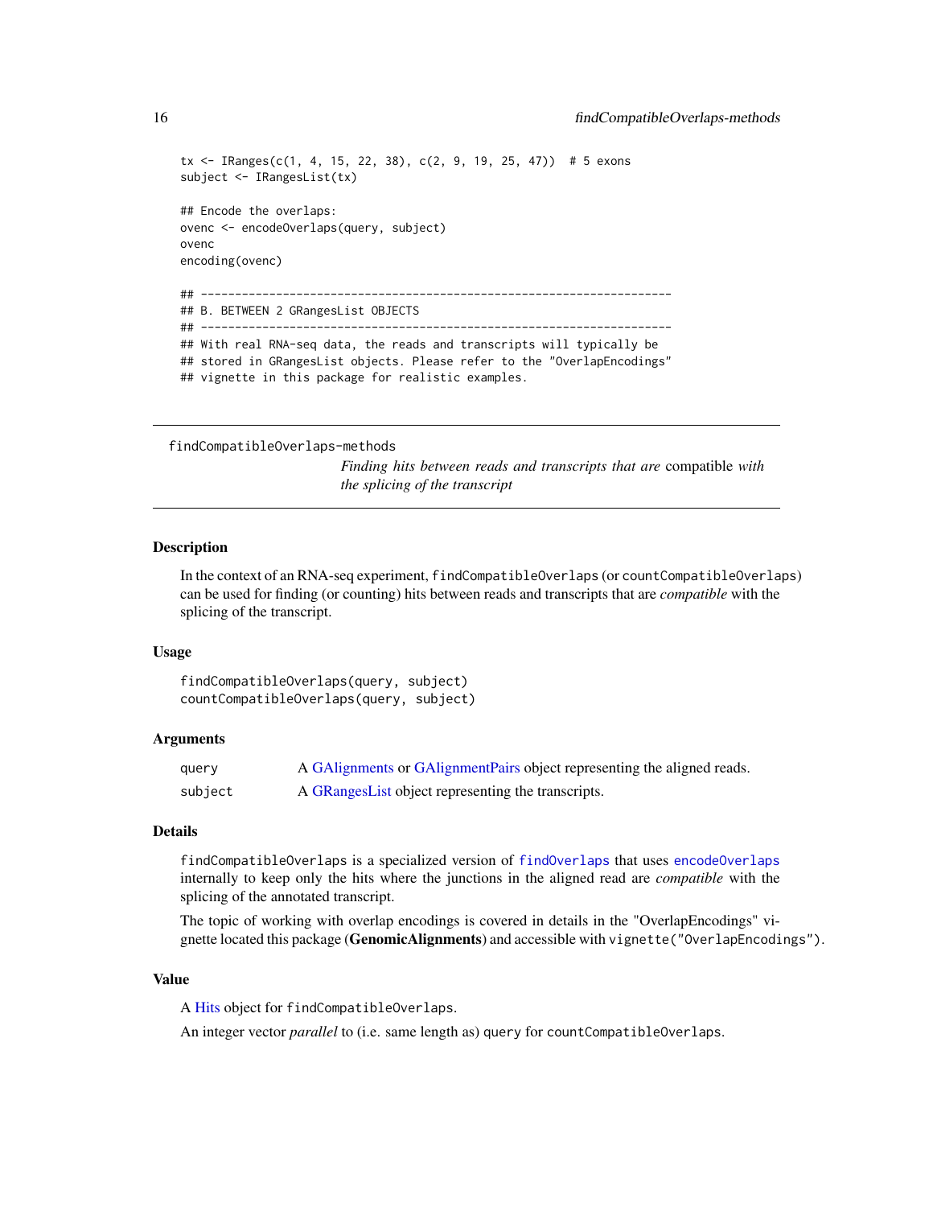```
tx <- IRanges(c(1, 4, 15, 22, 38), c(2, 9, 19, 25, 47))  # 5 exons
subject <- IRangesList(tx)

## Encode the overlaps:
ovenc <- encodeOverlaps(query, subject)
ovenc
encoding(ovenc)

## ---------------------------------------------------------------------
## B. BETWEEN 2 GRangesList OBJECTS
## ---------------------------------------------------------------------
## With real RNA-seq data, the reads and transcripts will typically be
## stored in GRangesList objects. Please refer to the "OverlapEncodings"
## vignette in this package for realistic examples.
```

---

## findCompatibleOverlaps-methods

*Finding hits between reads and transcripts that are* compatible *with the splicing of the transcript*

---

### Description

In the context of an RNA-seq experiment, `findCompatibleOverlaps` (or `countCompatibleOverlaps`) can be used for finding (or counting) hits between reads and transcripts that are *compatible* with the splicing of the transcript.

### Usage

```
findCompatibleOverlaps(query, subject)
countCompatibleOverlaps(query, subject)
```

### Arguments

| | |
|---|---|
| `query` | A GAlignments or GAlignmentPairs object representing the aligned reads. |
| `subject` | A GRangesList object representing the transcripts. |

### Details

`findCompatibleOverlaps` is a specialized version of `findOverlaps` that uses `encodeOverlaps` internally to keep only the hits where the junctions in the aligned read are *compatible* with the splicing of the annotated transcript.

The topic of working with overlap encodings is covered in details in the "OverlapEncodings" vignette located this package (**GenomicAlignments**) and accessible with `vignette("OverlapEncodings")`.

### Value

A Hits object for `findCompatibleOverlaps`.

An integer vector *parallel* to (i.e. same length as) `query` for `countCompatibleOverlaps`.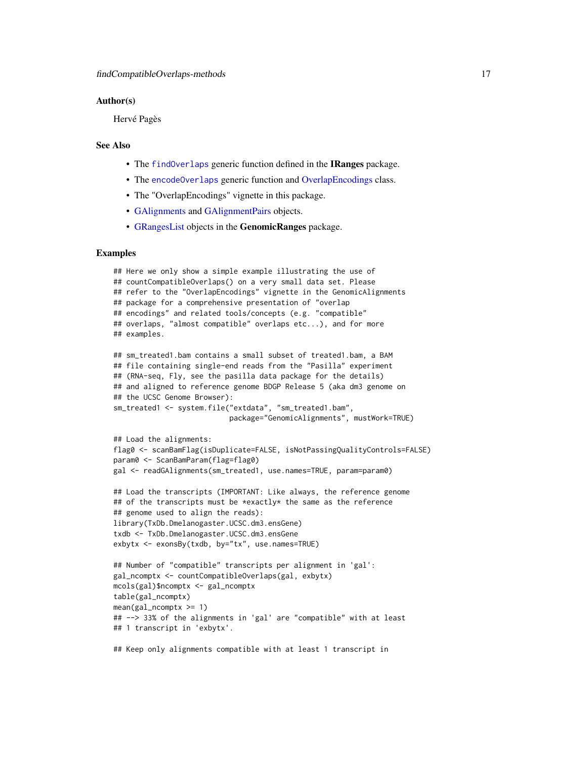### Author(s)

Hervé Pagès

### See Also

- The `findOverlaps` generic function defined in the **IRanges** package.
- The `encodeOverlaps` generic function and OverlapEncodings class.
- The "OverlapEncodings" vignette in this package.
- GAlignments and GAlignmentPairs objects.
- GRangesList objects in the **GenomicRanges** package.

### Examples

```
## Here we only show a simple example illustrating the use of
## countCompatibleOverlaps() on a very small data set. Please
## refer to the "OverlapEncodings" vignette in the GenomicAlignments
## package for a comprehensive presentation of "overlap
## encodings" and related tools/concepts (e.g. "compatible"
## overlaps, "almost compatible" overlaps etc...), and for more
## examples.

## sm_treated1.bam contains a small subset of treated1.bam, a BAM
## file containing single-end reads from the "Pasilla" experiment
## (RNA-seq, Fly, see the pasilla data package for the details)
## and aligned to reference genome BDGP Release 5 (aka dm3 genome on
## the UCSC Genome Browser):
sm_treated1 <- system.file("extdata", "sm_treated1.bam",
                           package="GenomicAlignments", mustWork=TRUE)

## Load the alignments:
flag0 <- scanBamFlag(isDuplicate=FALSE, isNotPassingQualityControls=FALSE)
param0 <- ScanBamParam(flag=flag0)
gal <- readGAlignments(sm_treated1, use.names=TRUE, param=param0)

## Load the transcripts (IMPORTANT: Like always, the reference genome
## of the transcripts must be *exactly* the same as the reference
## genome used to align the reads):
library(TxDb.Dmelanogaster.UCSC.dm3.ensGene)
txdb <- TxDb.Dmelanogaster.UCSC.dm3.ensGene
exbytx <- exonsBy(txdb, by="tx", use.names=TRUE)

## Number of "compatible" transcripts per alignment in 'gal':
gal_ncomptx <- countCompatibleOverlaps(gal, exbytx)
mcols(gal)$ncomptx <- gal_ncomptx
table(gal_ncomptx)
mean(gal_ncomptx >= 1)
## --> 33% of the alignments in 'gal' are "compatible" with at least
## 1 transcript in 'exbytx'.

## Keep only alignments compatible with at least 1 transcript in
```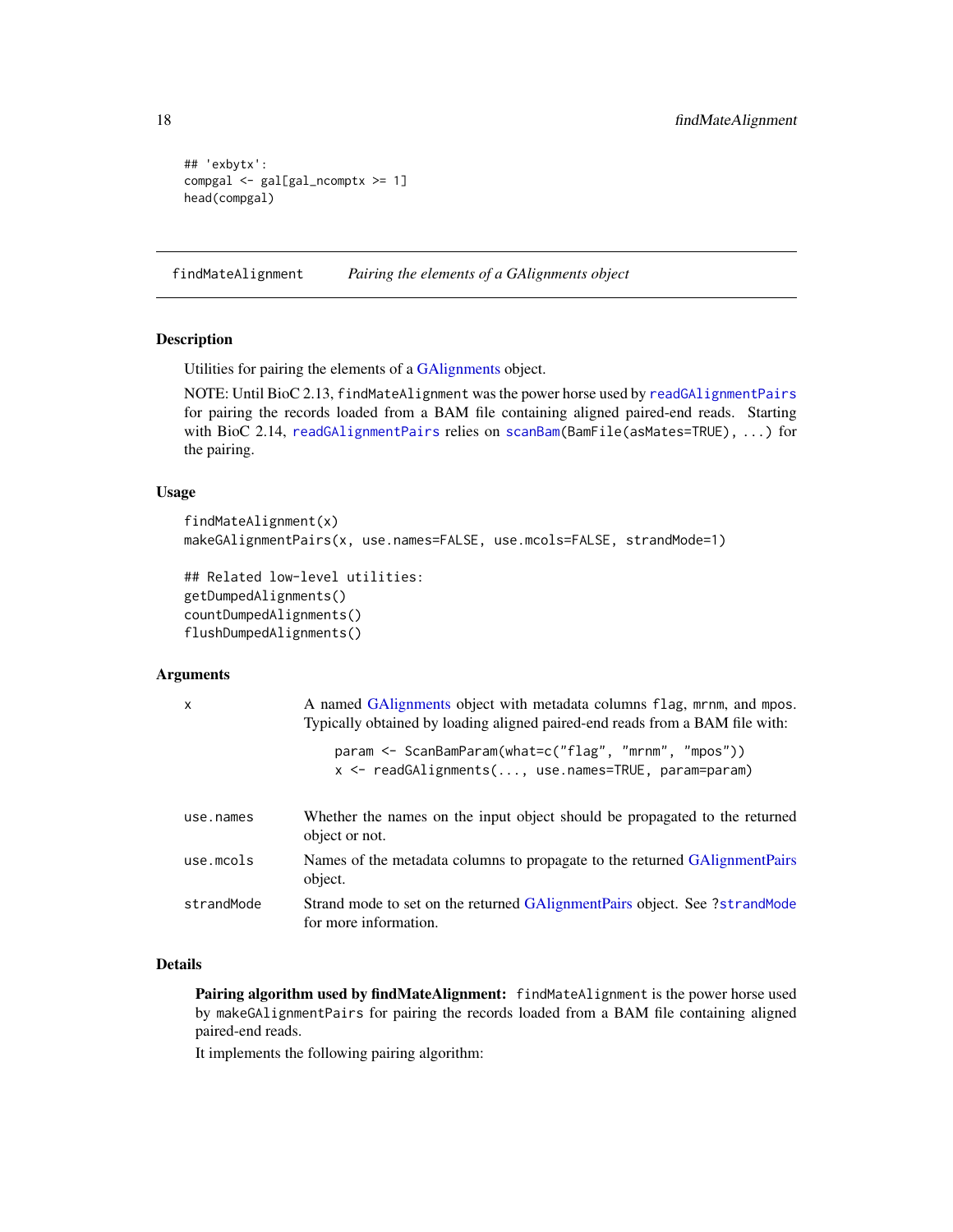```
## 'exbytx':
compgal <- gal[gal_ncomptx >= 1]
head(compgal)
```

---

findMateAlignment *Pairing the elements of a GAlignments object*

---

### Description

Utilities for pairing the elements of a GAlignments object.

NOTE: Until BioC 2.13, `findMateAlignment` was the power horse used by `readGAlignmentPairs` for pairing the records loaded from a BAM file containing aligned paired-end reads. Starting with BioC 2.14, `readGAlignmentPairs` relies on `scanBam(BamFile(asMates=TRUE), ...)` for the pairing.

### Usage

```
findMateAlignment(x)
makeGAlignmentPairs(x, use.names=FALSE, use.mcols=FALSE, strandMode=1)

## Related low-level utilities:
getDumpedAlignments()
countDumpedAlignments()
flushDumpedAlignments()
```

### Arguments

| | |
|---|---|
| `x` | A named GAlignments object with metadata columns `flag`, `mrnm`, and `mpos`. Typically obtained by loading aligned paired-end reads from a BAM file with: `param <- ScanBamParam(what=c("flag", "mrnm", "mpos"))` `x <- readGAlignments(..., use.names=TRUE, param=param)` |
| `use.names` | Whether the names on the input object should be propagated to the returned object or not. |
| `use.mcols` | Names of the metadata columns to propagate to the returned GAlignmentPairs object. |
| `strandMode` | Strand mode to set on the returned GAlignmentPairs object. See `?strandMode` for more information. |

### Details

**Pairing algorithm used by findMateAlignment:** `findMateAlignment` is the power horse used by `makeGAlignmentPairs` for pairing the records loaded from a BAM file containing aligned paired-end reads.

It implements the following pairing algorithm: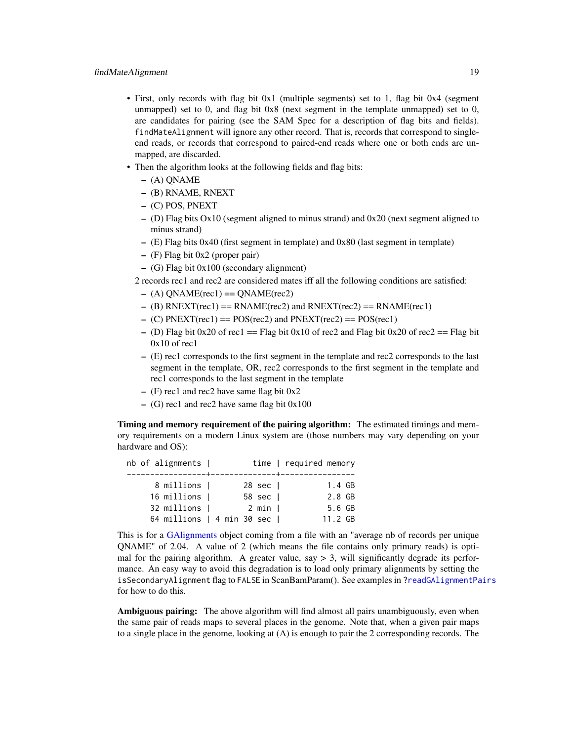- First, only records with flag bit 0x1 (multiple segments) set to 1, flag bit 0x4 (segment unmapped) set to 0, and flag bit 0x8 (next segment in the template unmapped) set to 0, are candidates for pairing (see the SAM Spec for a description of flag bits and fields). `findMateAlignment` will ignore any other record. That is, records that correspond to single-end reads, or records that correspond to paired-end reads where one or both ends are unmapped, are discarded.
- Then the algorithm looks at the following fields and flag bits:
  - (A) QNAME
  - (B) RNAME, RNEXT
  - (C) POS, PNEXT
  - (D) Flag bits Ox10 (segment aligned to minus strand) and 0x20 (next segment aligned to minus strand)
  - (E) Flag bits 0x40 (first segment in template) and 0x80 (last segment in template)
  - (F) Flag bit 0x2 (proper pair)
  - (G) Flag bit 0x100 (secondary alignment)

  2 records rec1 and rec2 are considered mates iff all the following conditions are satisfied:

  - (A) QNAME(rec1) == QNAME(rec2)
  - (B) RNEXT(rec1) == RNAME(rec2) and RNEXT(rec2) == RNAME(rec1)
  - (C) PNEXT(rec1) == POS(rec2) and PNEXT(rec2) == POS(rec1)
  - (D) Flag bit 0x20 of rec1 == Flag bit 0x10 of rec2 and Flag bit 0x20 of rec2 == Flag bit 0x10 of rec1
  - (E) rec1 corresponds to the first segment in the template and rec2 corresponds to the last segment in the template, OR, rec2 corresponds to the first segment in the template and rec1 corresponds to the last segment in the template
  - (F) rec1 and rec2 have same flag bit 0x2
  - (G) rec1 and rec2 have same flag bit 0x100

**Timing and memory requirement of the pairing algorithm:** The estimated timings and memory requirements on a modern Linux system are (those numbers may vary depending on your hardware and OS):

```
nb of alignments |         time | required memory
-----------------+--------------+----------------
      8 millions |       28 sec |          1.4 GB
     16 millions |       58 sec |          2.8 GB
     32 millions |        2 min |          5.6 GB
     64 millions | 4 min 30 sec |         11.2 GB
```

This is for a GAlignments object coming from a file with an "average nb of records per unique QNAME" of 2.04. A value of 2 (which means the file contains only primary reads) is optimal for the pairing algorithm. A greater value, say > 3, will significantly degrade its performance. An easy way to avoid this degradation is to load only primary alignments by setting the `isSecondaryAlignment` flag to `FALSE` in ScanBamParam(). See examples in `?readGAlignmentPairs` for how to do this.

**Ambiguous pairing:** The above algorithm will find almost all pairs unambiguously, even when the same pair of reads maps to several places in the genome. Note that, when a given pair maps to a single place in the genome, looking at (A) is enough to pair the 2 corresponding records. The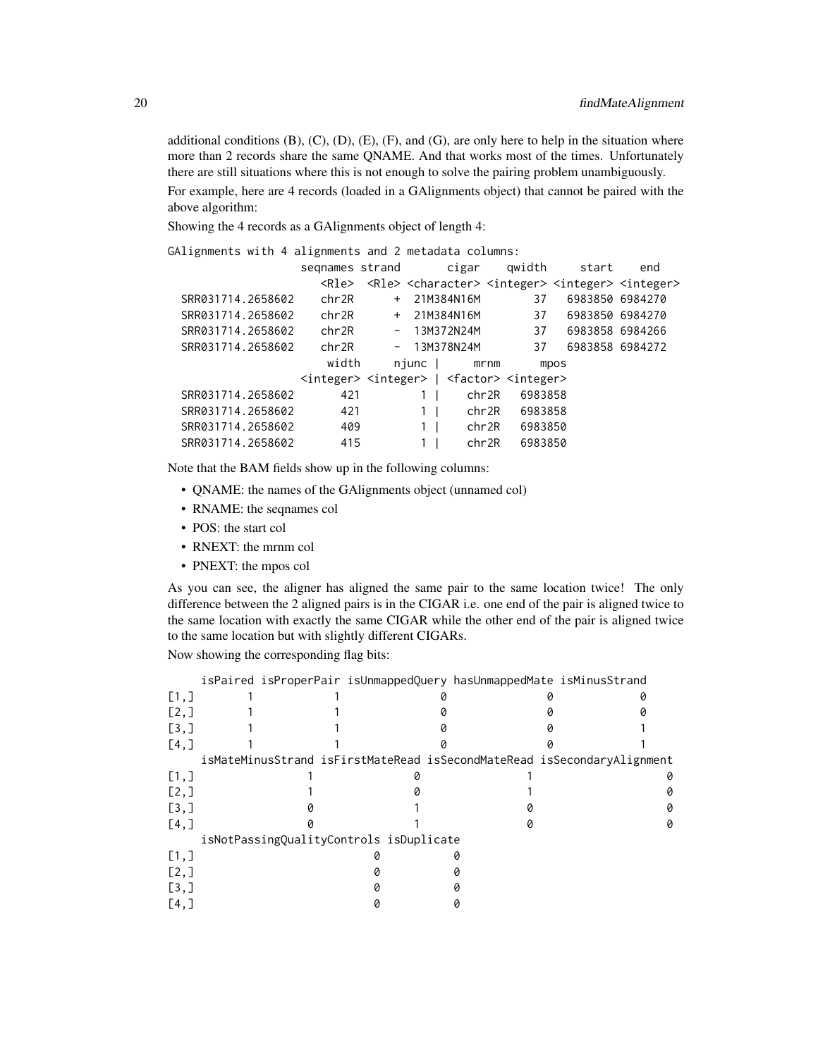additional conditions (B), (C), (D), (E), (F), and (G), are only here to help in the situation where more than 2 records share the same QNAME. And that works most of the times. Unfortunately there are still situations where this is not enough to solve the pairing problem unambiguously.

For example, here are 4 records (loaded in a GAlignments object) that cannot be paired with the above algorithm:

Showing the 4 records as a GAlignments object of length 4:

```
GAlignments with 4 alignments and 2 metadata columns:
                  seqnames strand       cigar    qwidth     start       end
                     <Rle>  <Rle> <character> <integer> <integer> <integer>
  SRR031714.2658602    chr2R      +  21M384N16M        37   6983850   6984270
  SRR031714.2658602    chr2R      +  21M384N16M        37   6983850   6984270
  SRR031714.2658602    chr2R      -  13M372N24M        37   6983858   6984266
  SRR031714.2658602    chr2R      -  13M378N24M        37   6983858   6984272
                      width     njunc |      mrnm      mpos
                  <integer> <integer> | <factor> <integer>
  SRR031714.2658602       421         1 |     chr2R   6983858
  SRR031714.2658602       421         1 |     chr2R   6983858
  SRR031714.2658602       409         1 |     chr2R   6983850
  SRR031714.2658602       415         1 |     chr2R   6983850
```

Note that the BAM fields show up in the following columns:

- QNAME: the names of the GAlignments object (unnamed col)
- RNAME: the seqnames col
- POS: the start col
- RNEXT: the mrnm col
- PNEXT: the mpos col

As you can see, the aligner has aligned the same pair to the same location twice! The only difference between the 2 aligned pairs is in the CIGAR i.e. one end of the pair is aligned twice to the same location with exactly the same CIGAR while the other end of the pair is aligned twice to the same location but with slightly different CIGARs.

Now showing the corresponding flag bits:

```
     isPaired isProperPair isUnmappedQuery hasUnmappedMate isMinusStrand
[1,]        1            1               0               0             0
[2,]        1            1               0               0             0
[3,]        1            1               0               0             1
[4,]        1            1               0               0             1
     isMateMinusStrand isFirstMateRead isSecondMateRead isSecondaryAlignment
[1,]                 1               0                1                    0
[2,]                 1               0                1                    0
[3,]                 0               1                0                    0
[4,]                 0               1                0                    0
     isNotPassingQualityControls isDuplicate
[1,]                           0           0
[2,]                           0           0
[3,]                           0           0
[4,]                           0           0
```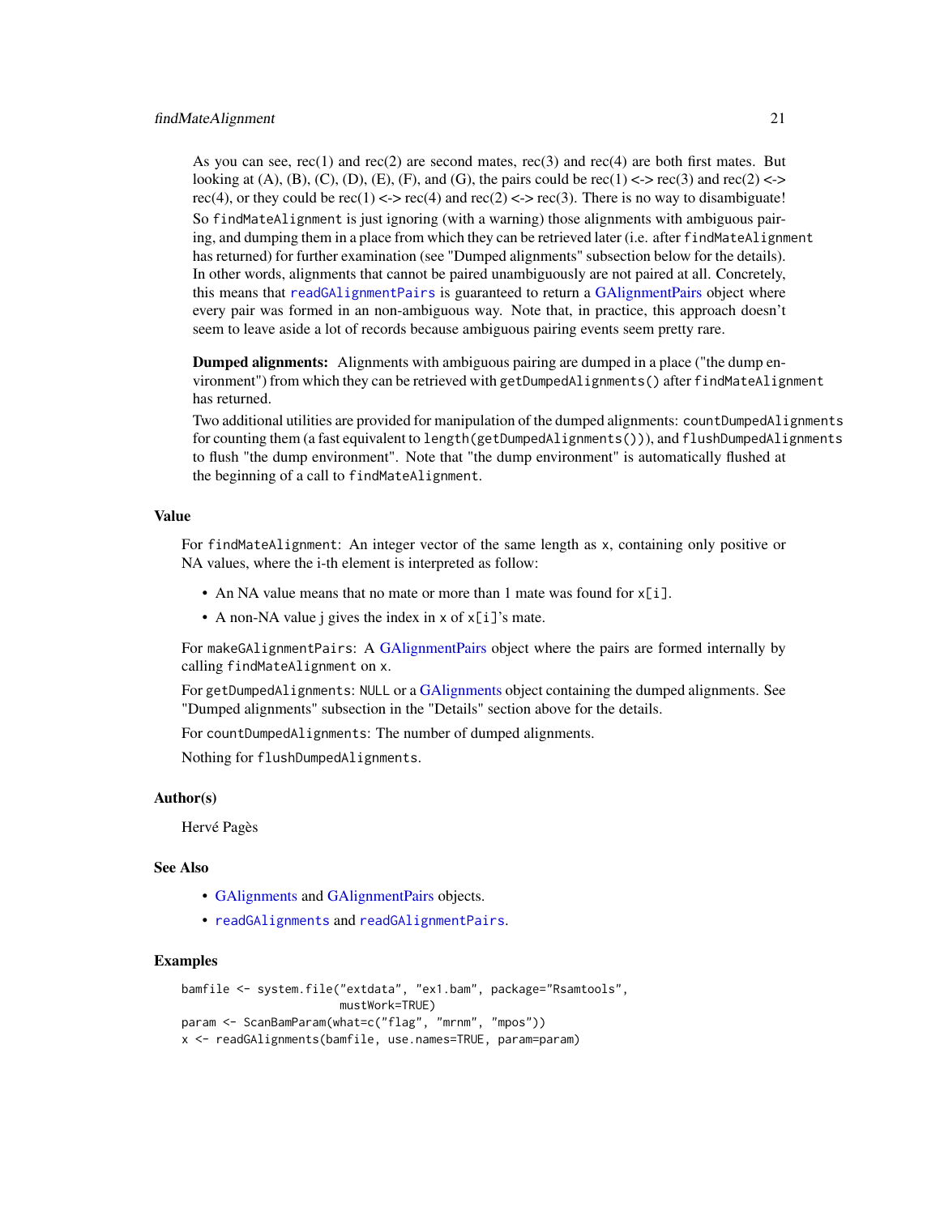As you can see, rec(1) and rec(2) are second mates, rec(3) and rec(4) are both first mates. But looking at (A), (B), (C), (D), (E), (F), and (G), the pairs could be rec(1) <-> rec(3) and rec(2) <-> rec(4), or they could be rec(1) <-> rec(4) and rec(2) <-> rec(3). There is no way to disambiguate!

So `findMateAlignment` is just ignoring (with a warning) those alignments with ambiguous pairing, and dumping them in a place from which they can be retrieved later (i.e. after `findMateAlignment` has returned) for further examination (see "Dumped alignments" subsection below for the details). In other words, alignments that cannot be paired unambiguously are not paired at all. Concretely, this means that `readGAlignmentPairs` is guaranteed to return a GAlignmentPairs object where every pair was formed in an non-ambiguous way. Note that, in practice, this approach doesn't seem to leave aside a lot of records because ambiguous pairing events seem pretty rare.

**Dumped alignments:** Alignments with ambiguous pairing are dumped in a place ("the dump environment") from which they can be retrieved with `getDumpedAlignments()` after `findMateAlignment` has returned.

Two additional utilities are provided for manipulation of the dumped alignments: `countDumpedAlignments` for counting them (a fast equivalent to `length(getDumpedAlignments())`), and `flushDumpedAlignments` to flush "the dump environment". Note that "the dump environment" is automatically flushed at the beginning of a call to `findMateAlignment`.

## Value

For `findMateAlignment`: An integer vector of the same length as `x`, containing only positive or NA values, where the i-th element is interpreted as follow:

- An NA value means that no mate or more than 1 mate was found for `x[i]`.
- A non-NA value j gives the index in `x` of `x[i]`'s mate.

For `makeGAlignmentPairs`: A GAlignmentPairs object where the pairs are formed internally by calling `findMateAlignment` on `x`.

For `getDumpedAlignments`: `NULL` or a GAlignments object containing the dumped alignments. See "Dumped alignments" subsection in the "Details" section above for the details.

For `countDumpedAlignments`: The number of dumped alignments.

Nothing for `flushDumpedAlignments`.

## Author(s)

Hervé Pagès

## See Also

- GAlignments and GAlignmentPairs objects.
- `readGAlignments` and `readGAlignmentPairs`.

## Examples

```
bamfile <- system.file("extdata", "ex1.bam", package="Rsamtools",
                       mustWork=TRUE)
param <- ScanBamParam(what=c("flag", "mrnm", "mpos"))
x <- readGAlignments(bamfile, use.names=TRUE, param=param)
```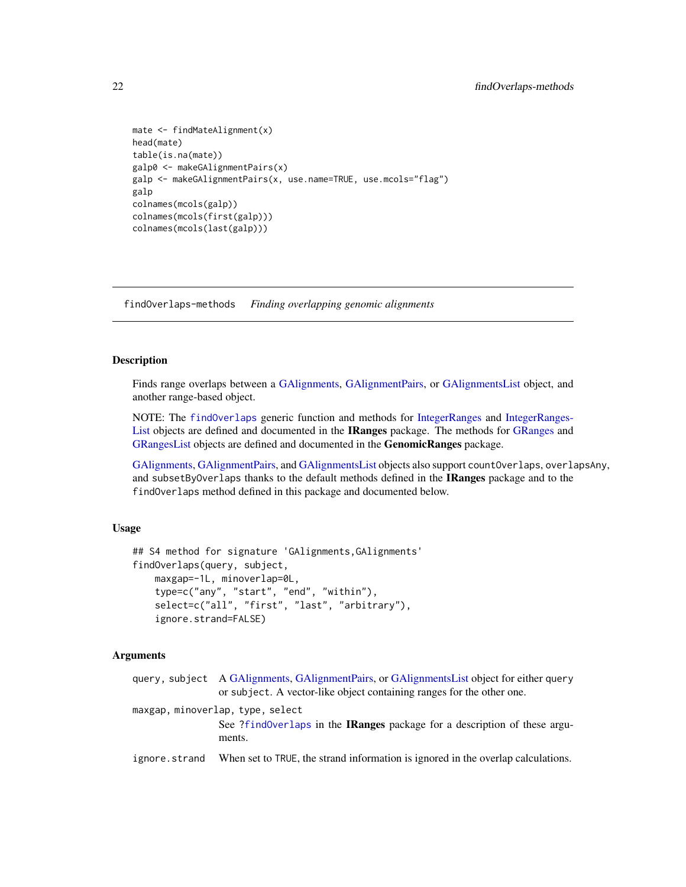```
mate <- findMateAlignment(x)
head(mate)
table(is.na(mate))
galp0 <- makeGAlignmentPairs(x)
galp <- makeGAlignmentPairs(x, use.name=TRUE, use.mcols="flag")
galp
colnames(mcols(galp))
colnames(mcols(first(galp)))
colnames(mcols(last(galp)))
```

---

## findOverlaps-methods    *Finding overlapping genomic alignments*

---

### Description

Finds range overlaps between a GAlignments, GAlignmentPairs, or GAlignmentsList object, and another range-based object.

NOTE: The `findOverlaps` generic function and methods for IntegerRanges and IntegerRanges-List objects are defined and documented in the **IRanges** package. The methods for GRanges and GRangesList objects are defined and documented in the **GenomicRanges** package.

GAlignments, GAlignmentPairs, and GAlignmentsList objects also support `countOverlaps`, `overlapsAny`, and `subsetByOverlaps` thanks to the default methods defined in the **IRanges** package and to the `findOverlaps` method defined in this package and documented below.

### Usage

```
## S4 method for signature 'GAlignments,GAlignments'
findOverlaps(query, subject,
    maxgap=-1L, minoverlap=0L,
    type=c("any", "start", "end", "within"),
    select=c("all", "first", "last", "arbitrary"),
    ignore.strand=FALSE)
```

### Arguments

`query, subject` A GAlignments, GAlignmentPairs, or GAlignmentsList object for either `query` or `subject`. A vector-like object containing ranges for the other one.

`maxgap, minoverlap, type, select`
See `?findOverlaps` in the **IRanges** package for a description of these arguments.

`ignore.strand` When set to `TRUE`, the strand information is ignored in the overlap calculations.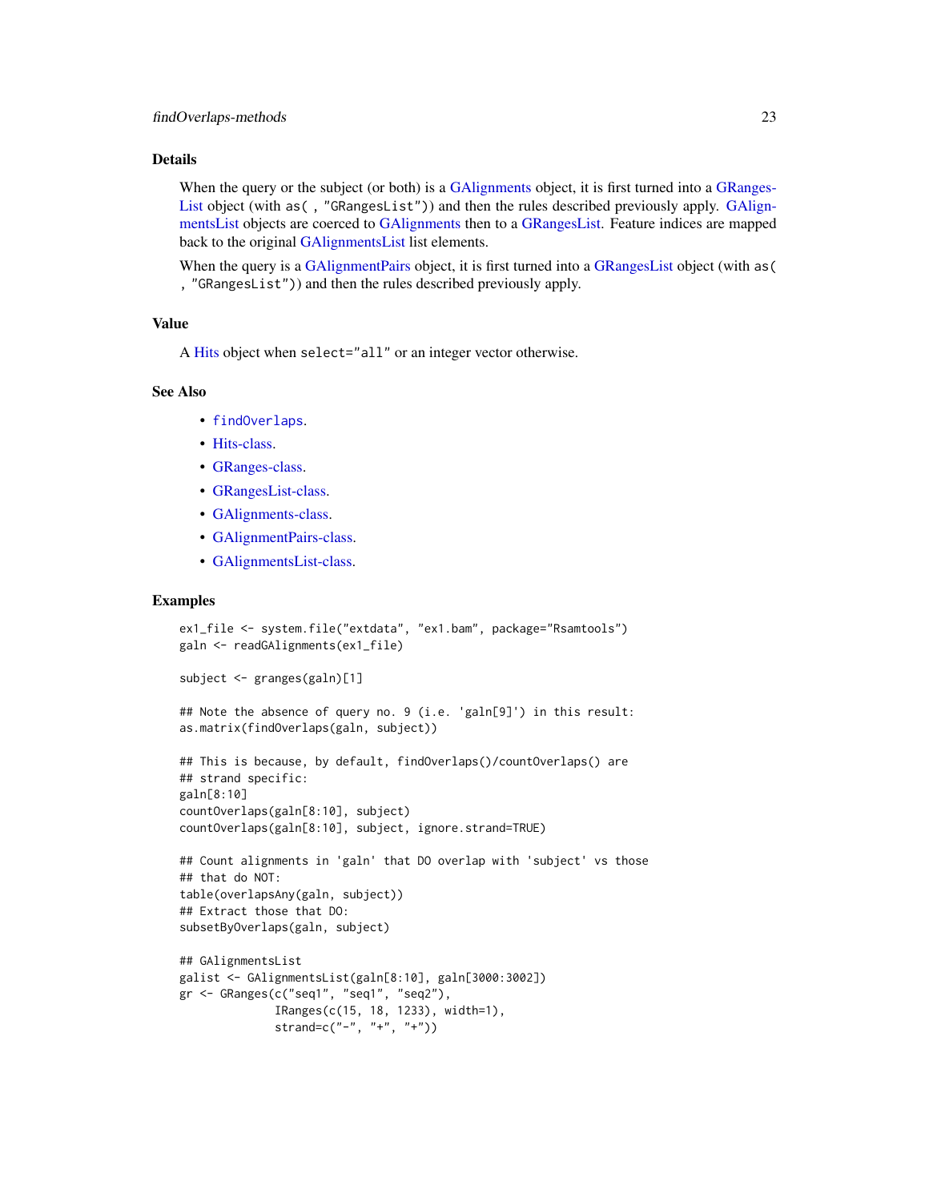## Details

When the query or the subject (or both) is a GAlignments object, it is first turned into a GRangesList object (with `as( , "GRangesList")`) and then the rules described previously apply. GAlignmentsList objects are coerced to GAlignments then to a GRangesList. Feature indices are mapped back to the original GAlignmentsList list elements.

When the query is a GAlignmentPairs object, it is first turned into a GRangesList object (with `as( , "GRangesList")`) and then the rules described previously apply.

## Value

A Hits object when `select="all"` or an integer vector otherwise.

## See Also

- `findOverlaps`.
- Hits-class.
- GRanges-class.
- GRangesList-class.
- GAlignments-class.
- GAlignmentPairs-class.
- GAlignmentsList-class.

## Examples

```
ex1_file <- system.file("extdata", "ex1.bam", package="Rsamtools")
galn <- readGAlignments(ex1_file)

subject <- granges(galn)[1]

## Note the absence of query no. 9 (i.e. 'galn[9]') in this result:
as.matrix(findOverlaps(galn, subject))

## This is because, by default, findOverlaps()/countOverlaps() are
## strand specific:
galn[8:10]
countOverlaps(galn[8:10], subject)
countOverlaps(galn[8:10], subject, ignore.strand=TRUE)

## Count alignments in 'galn' that DO overlap with 'subject' vs those
## that do NOT:
table(overlapsAny(galn, subject))
## Extract those that DO:
subsetByOverlaps(galn, subject)

## GAlignmentsList
galist <- GAlignmentsList(galn[8:10], galn[3000:3002])
gr <- GRanges(c("seq1", "seq1", "seq2"),
              IRanges(c(15, 18, 1233), width=1),
              strand=c("-", "+", "+"))
```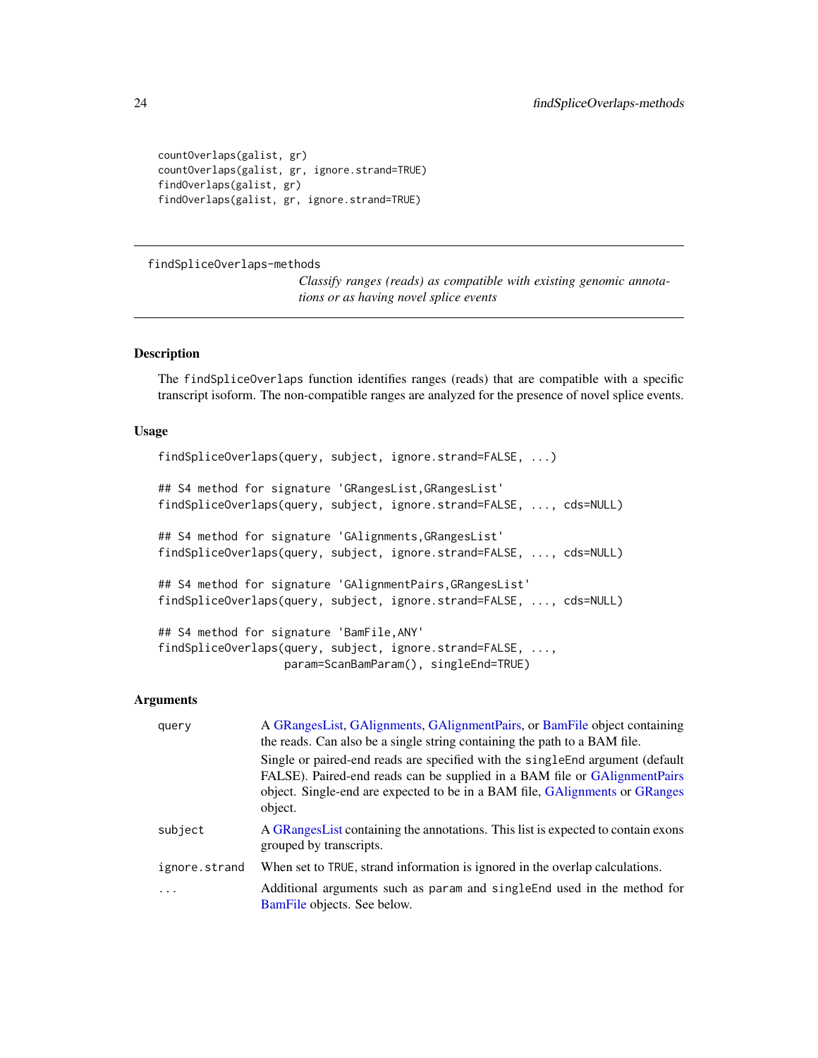```
countOverlaps(galist, gr)
countOverlaps(galist, gr, ignore.strand=TRUE)
findOverlaps(galist, gr)
findOverlaps(galist, gr, ignore.strand=TRUE)
```

---

## findSpliceOverlaps-methods

*Classify ranges (reads) as compatible with existing genomic annotations or as having novel splice events*

---

### Description

The `findSpliceOverlaps` function identifies ranges (reads) that are compatible with a specific transcript isoform. The non-compatible ranges are analyzed for the presence of novel splice events.

### Usage

```
findSpliceOverlaps(query, subject, ignore.strand=FALSE, ...)

## S4 method for signature 'GRangesList,GRangesList'
findSpliceOverlaps(query, subject, ignore.strand=FALSE, ..., cds=NULL)

## S4 method for signature 'GAlignments,GRangesList'
findSpliceOverlaps(query, subject, ignore.strand=FALSE, ..., cds=NULL)

## S4 method for signature 'GAlignmentPairs,GRangesList'
findSpliceOverlaps(query, subject, ignore.strand=FALSE, ..., cds=NULL)

## S4 method for signature 'BamFile,ANY'
findSpliceOverlaps(query, subject, ignore.strand=FALSE, ...,
                   param=ScanBamParam(), singleEnd=TRUE)
```

### Arguments

`query` A GRangesList, GAlignments, GAlignmentPairs, or BamFile object containing the reads. Can also be a single string containing the path to a BAM file.

Single or paired-end reads are specified with the `singleEnd` argument (default FALSE). Paired-end reads can be supplied in a BAM file or GAlignmentPairs object. Single-end are expected to be in a BAM file, GAlignments or GRanges object.

`subject` A GRangesList containing the annotations. This list is expected to contain exons grouped by transcripts.

`ignore.strand` When set to `TRUE`, strand information is ignored in the overlap calculations.

`...` Additional arguments such as `param` and `singleEnd` used in the method for BamFile objects. See below.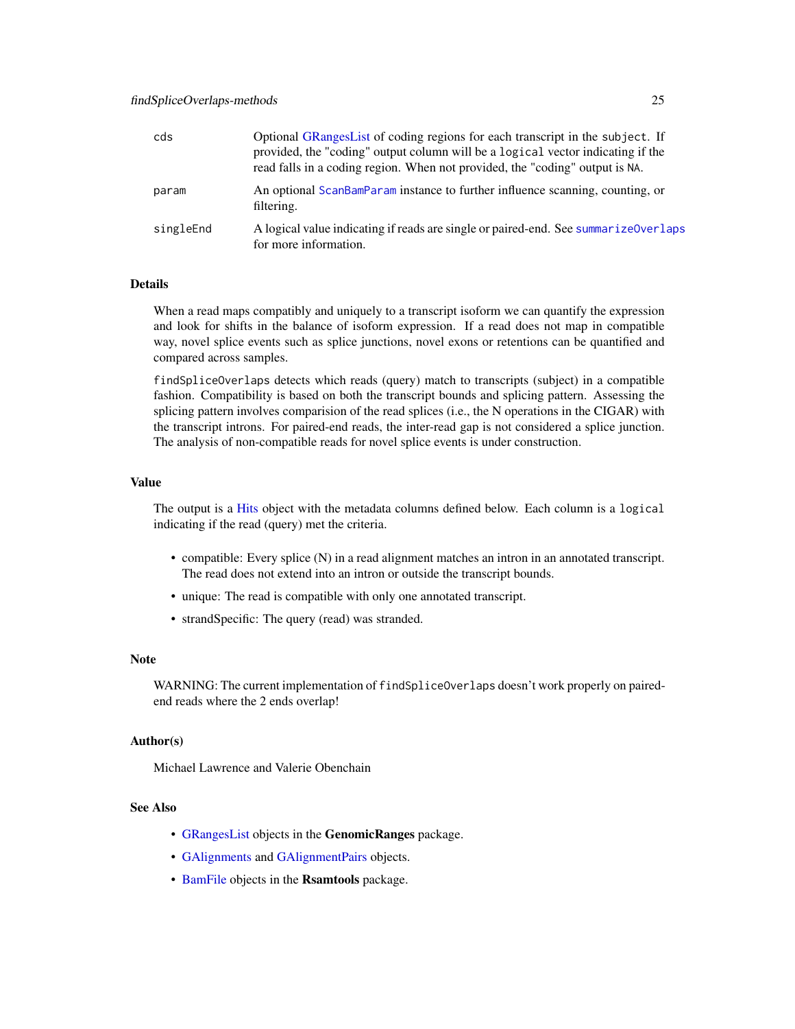| | |
|---|---|
| `cds` | Optional GRangesList of coding regions for each transcript in the `subject`. If provided, the "coding" output column will be a `logical` vector indicating if the read falls in a coding region. When not provided, the "coding" output is `NA`. |
| `param` | An optional `ScanBamParam` instance to further influence scanning, counting, or filtering. |
| `singleEnd` | A logical value indicating if reads are single or paired-end. See `summarizeOverlaps` for more information. |

## Details

When a read maps compatibly and uniquely to a transcript isoform we can quantify the expression and look for shifts in the balance of isoform expression. If a read does not map in compatible way, novel splice events such as splice junctions, novel exons or retentions can be quantified and compared across samples.

`findSpliceOverlaps` detects which reads (query) match to transcripts (subject) in a compatible fashion. Compatibility is based on both the transcript bounds and splicing pattern. Assessing the splicing pattern involves comparision of the read splices (i.e., the N operations in the CIGAR) with the transcript introns. For paired-end reads, the inter-read gap is not considered a splice junction. The analysis of non-compatible reads for novel splice events is under construction.

## Value

The output is a Hits object with the metadata columns defined below. Each column is a `logical` indicating if the read (query) met the criteria.

- compatible: Every splice (N) in a read alignment matches an intron in an annotated transcript. The read does not extend into an intron or outside the transcript bounds.
- unique: The read is compatible with only one annotated transcript.
- strandSpecific: The query (read) was stranded.

## Note

WARNING: The current implementation of `findSpliceOverlaps` doesn't work properly on paired-end reads where the 2 ends overlap!

## Author(s)

Michael Lawrence and Valerie Obenchain

## See Also

- GRangesList objects in the **GenomicRanges** package.
- GAlignments and GAlignmentPairs objects.
- BamFile objects in the **Rsamtools** package.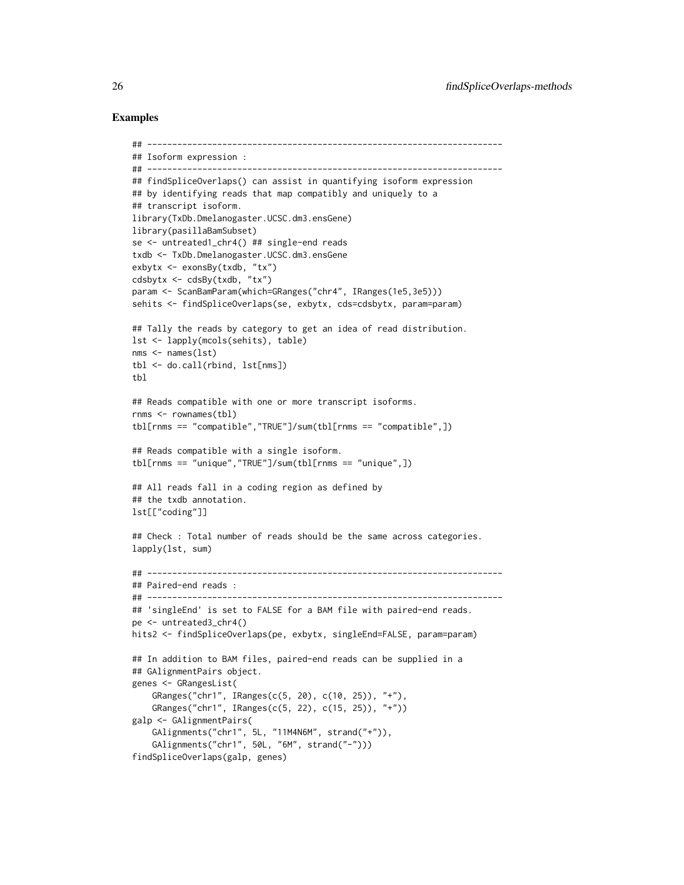## Examples

```
## ---------------------------------------------------------------------
## Isoform expression :
## ---------------------------------------------------------------------
## findSpliceOverlaps() can assist in quantifying isoform expression
## by identifying reads that map compatibly and uniquely to a
## transcript isoform.
library(TxDb.Dmelanogaster.UCSC.dm3.ensGene)
library(pasillaBamSubset)
se <- untreated1_chr4() ## single-end reads
txdb <- TxDb.Dmelanogaster.UCSC.dm3.ensGene
exbytx <- exonsBy(txdb, "tx")
cdsbytx <- cdsBy(txdb, "tx")
param <- ScanBamParam(which=GRanges("chr4", IRanges(1e5,3e5)))
sehits <- findSpliceOverlaps(se, exbytx, cds=cdsbytx, param=param)

## Tally the reads by category to get an idea of read distribution.
lst <- lapply(mcols(sehits), table)
nms <- names(lst)
tbl <- do.call(rbind, lst[nms])
tbl

## Reads compatible with one or more transcript isoforms.
rnms <- rownames(tbl)
tbl[rnms == "compatible","TRUE"]/sum(tbl[rnms == "compatible",])

## Reads compatible with a single isoform.
tbl[rnms == "unique","TRUE"]/sum(tbl[rnms == "unique",])

## All reads fall in a coding region as defined by
## the txdb annotation.
lst[["coding"]]

## Check : Total number of reads should be the same across categories.
lapply(lst, sum)

## ---------------------------------------------------------------------
## Paired-end reads :
## ---------------------------------------------------------------------
## 'singleEnd' is set to FALSE for a BAM file with paired-end reads.
pe <- untreated3_chr4()
hits2 <- findSpliceOverlaps(pe, exbytx, singleEnd=FALSE, param=param)

## In addition to BAM files, paired-end reads can be supplied in a
## GAlignmentPairs object.
genes <- GRangesList(
    GRanges("chr1", IRanges(c(5, 20), c(10, 25)), "+"),
    GRanges("chr1", IRanges(c(5, 22), c(15, 25)), "+"))
galp <- GAlignmentPairs(
    GAlignments("chr1", 5L, "11M4N6M", strand("+")),
    GAlignments("chr1", 50L, "6M", strand("-")))
findSpliceOverlaps(galp, genes)
```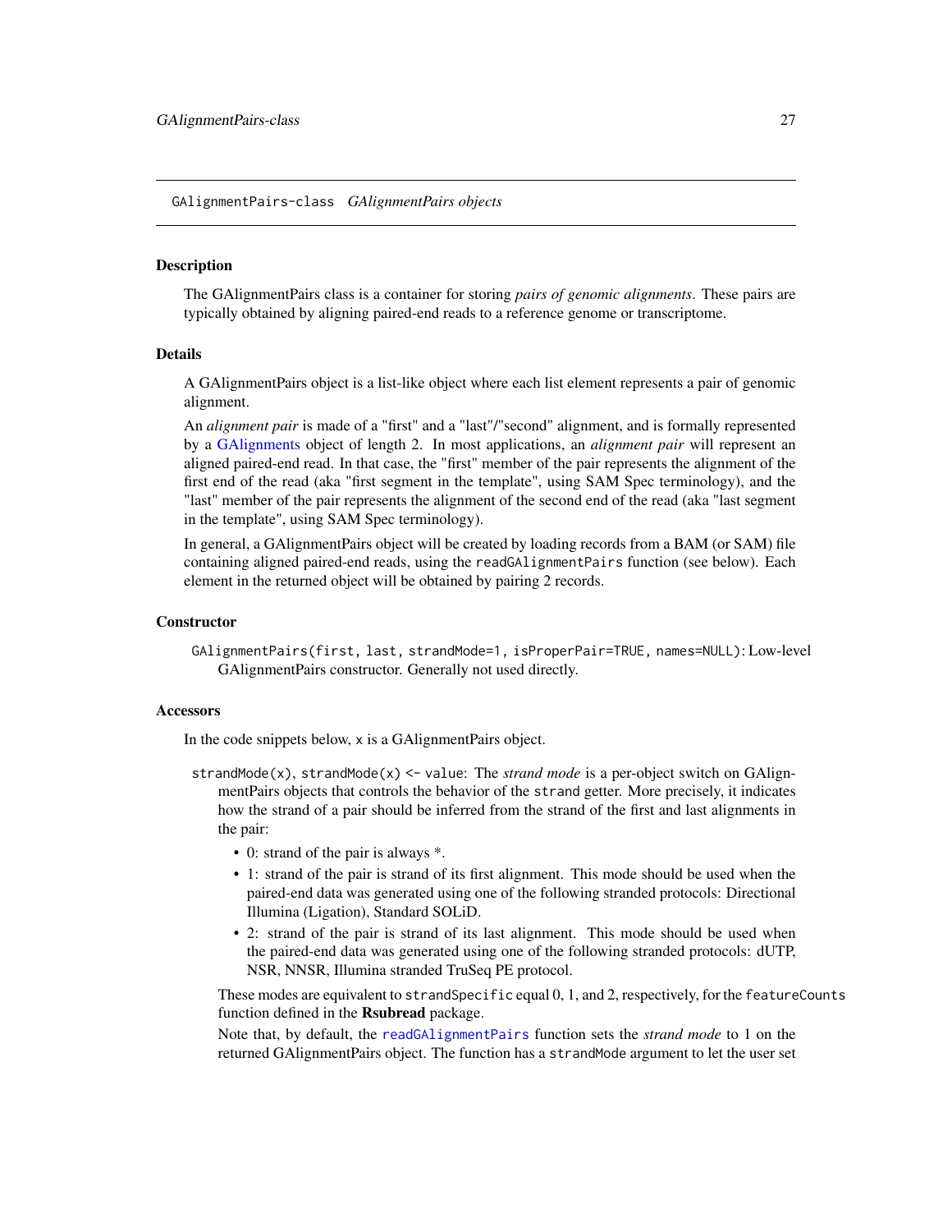GAlignmentPairs-class *GAlignmentPairs objects*

## Description

The GAlignmentPairs class is a container for storing *pairs of genomic alignments*. These pairs are typically obtained by aligning paired-end reads to a reference genome or transcriptome.

## Details

A GAlignmentPairs object is a list-like object where each list element represents a pair of genomic alignment.

An *alignment pair* is made of a "first" and a "last"/"second" alignment, and is formally represented by a GAlignments object of length 2. In most applications, an *alignment pair* will represent an aligned paired-end read. In that case, the "first" member of the pair represents the alignment of the first end of the read (aka "first segment in the template", using SAM Spec terminology), and the "last" member of the pair represents the alignment of the second end of the read (aka "last segment in the template", using SAM Spec terminology).

In general, a GAlignmentPairs object will be created by loading records from a BAM (or SAM) file containing aligned paired-end reads, using the `readGAlignmentPairs` function (see below). Each element in the returned object will be obtained by pairing 2 records.

## Constructor

`GAlignmentPairs(first, last, strandMode=1, isProperPair=TRUE, names=NULL)`: Low-level GAlignmentPairs constructor. Generally not used directly.

## Accessors

In the code snippets below, `x` is a GAlignmentPairs object.

`strandMode(x)`, `strandMode(x) <- value`: The *strand mode* is a per-object switch on GAlignmentPairs objects that controls the behavior of the `strand` getter. More precisely, it indicates how the strand of a pair should be inferred from the strand of the first and last alignments in the pair:

- 0: strand of the pair is always *.
- 1: strand of the pair is strand of its first alignment. This mode should be used when the paired-end data was generated using one of the following stranded protocols: Directional Illumina (Ligation), Standard SOLiD.
- 2: strand of the pair is strand of its last alignment. This mode should be used when the paired-end data was generated using one of the following stranded protocols: dUTP, NSR, NNSR, Illumina stranded TruSeq PE protocol.

These modes are equivalent to `strandSpecific` equal 0, 1, and 2, respectively, for the `featureCounts` function defined in the **Rsubread** package.

Note that, by default, the `readGAlignmentPairs` function sets the *strand mode* to 1 on the returned GAlignmentPairs object. The function has a `strandMode` argument to let the user set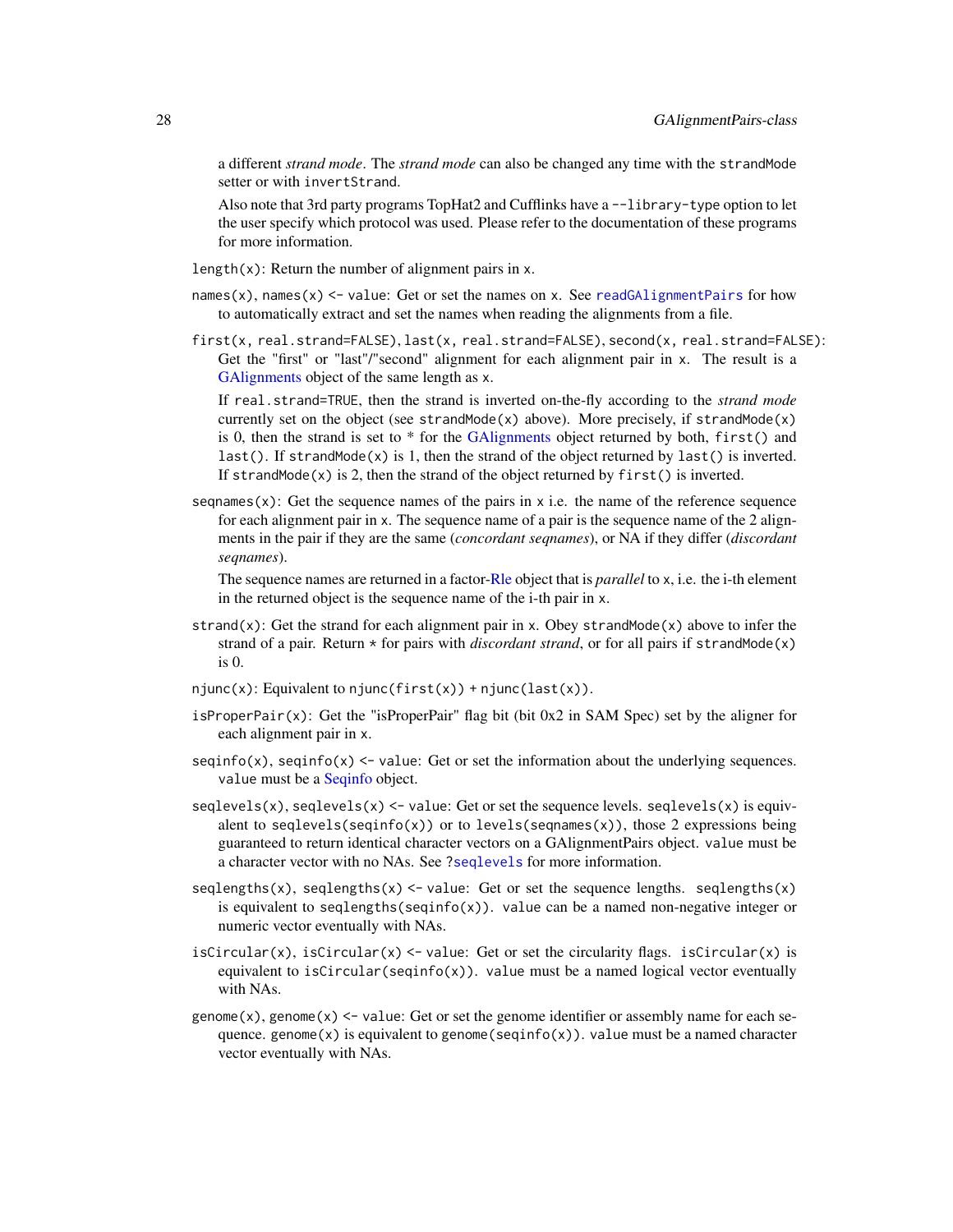a different *strand mode*. The *strand mode* can also be changed any time with the `strandMode` setter or with `invertStrand`.

Also note that 3rd party programs TopHat2 and Cufflinks have a `--library-type` option to let the user specify which protocol was used. Please refer to the documentation of these programs for more information.

- `length(x)`: Return the number of alignment pairs in `x`.

- `names(x)`, `names(x) <- value`: Get or set the names on `x`. See `readGAlignmentPairs` for how to automatically extract and set the names when reading the alignments from a file.

- `first(x, real.strand=FALSE)`, `last(x, real.strand=FALSE)`, `second(x, real.strand=FALSE)`: Get the "first" or "last"/"second" alignment for each alignment pair in `x`. The result is a GAlignments object of the same length as `x`.

  If `real.strand=TRUE`, then the strand is inverted on-the-fly according to the *strand mode* currently set on the object (see `strandMode(x)` above). More precisely, if `strandMode(x)` is 0, then the strand is set to * for the GAlignments object returned by both, `first()` and `last()`. If `strandMode(x)` is 1, then the strand of the object returned by `last()` is inverted. If `strandMode(x)` is 2, then the strand of the object returned by `first()` is inverted.

- `seqnames(x)`: Get the sequence names of the pairs in `x` i.e. the name of the reference sequence for each alignment pair in `x`. The sequence name of a pair is the sequence name of the 2 alignments in the pair if they are the same (*concordant seqnames*), or NA if they differ (*discordant seqnames*).

  The sequence names are returned in a factor-Rle object that is *parallel* to `x`, i.e. the i-th element in the returned object is the sequence name of the i-th pair in `x`.

- `strand(x)`: Get the strand for each alignment pair in `x`. Obey `strandMode(x)` above to infer the strand of a pair. Return `*` for pairs with *discordant strand*, or for all pairs if `strandMode(x)` is 0.

- `njunc(x)`: Equivalent to `njunc(first(x)) + njunc(last(x))`.

- `isProperPair(x)`: Get the "isProperPair" flag bit (bit 0x2 in SAM Spec) set by the aligner for each alignment pair in `x`.

- `seqinfo(x)`, `seqinfo(x) <- value`: Get or set the information about the underlying sequences. `value` must be a Seqinfo object.

- `seqlevels(x)`, `seqlevels(x) <- value`: Get or set the sequence levels. `seqlevels(x)` is equivalent to `seqlevels(seqinfo(x))` or to `levels(seqnames(x))`, those 2 expressions being guaranteed to return identical character vectors on a GAlignmentPairs object. `value` must be a character vector with no NAs. See `?seqlevels` for more information.

- `seqlengths(x)`, `seqlengths(x) <- value`: Get or set the sequence lengths. `seqlengths(x)` is equivalent to `seqlengths(seqinfo(x))`. `value` can be a named non-negative integer or numeric vector eventually with NAs.

- `isCircular(x)`, `isCircular(x) <- value`: Get or set the circularity flags. `isCircular(x)` is equivalent to `isCircular(seqinfo(x))`. `value` must be a named logical vector eventually with NAs.

- `genome(x)`, `genome(x) <- value`: Get or set the genome identifier or assembly name for each sequence. `genome(x)` is equivalent to `genome(seqinfo(x))`. `value` must be a named character vector eventually with NAs.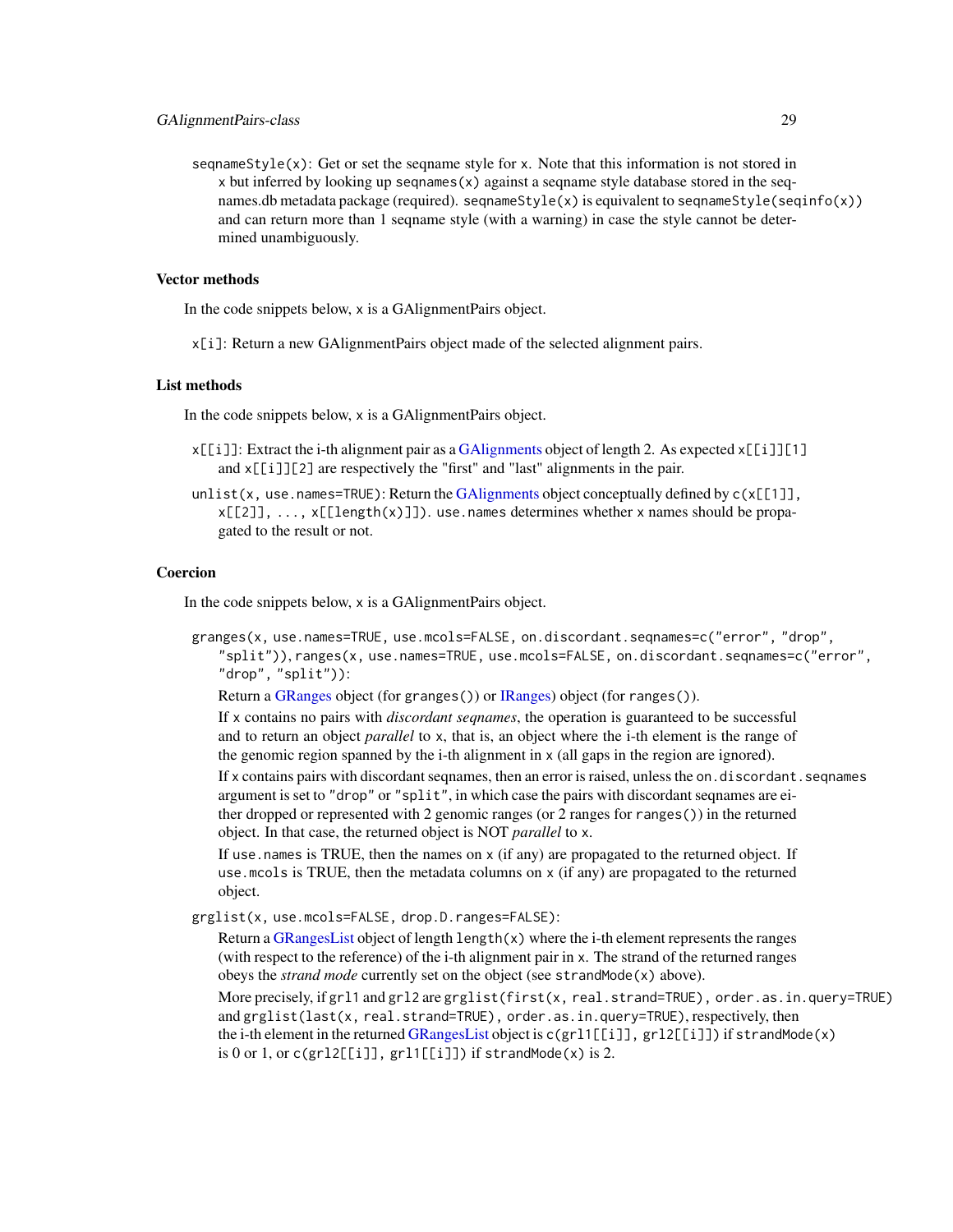`seqnameStyle(x)`: Get or set the seqname style for `x`. Note that this information is not stored in `x` but inferred by looking up `seqnames(x)` against a seqname style database stored in the seqnames.db metadata package (required). `seqnameStyle(x)` is equivalent to `seqnameStyle(seqinfo(x))` and can return more than 1 seqname style (with a warning) in case the style cannot be determined unambiguously.

### Vector methods

In the code snippets below, `x` is a GAlignmentPairs object.

`x[i]`: Return a new GAlignmentPairs object made of the selected alignment pairs.

### List methods

In the code snippets below, `x` is a GAlignmentPairs object.

`x[[i]]`: Extract the i-th alignment pair as a GAlignments object of length 2. As expected `x[[i]][1]` and `x[[i]][2]` are respectively the "first" and "last" alignments in the pair.

`unlist(x, use.names=TRUE)`: Return the GAlignments object conceptually defined by `c(x[[1]], x[[2]], ..., x[[length(x)]])`. `use.names` determines whether `x` names should be propagated to the result or not.

### Coercion

In the code snippets below, `x` is a GAlignmentPairs object.

`granges(x, use.names=TRUE, use.mcols=FALSE, on.discordant.seqnames=c("error", "drop", "split"))`, `ranges(x, use.names=TRUE, use.mcols=FALSE, on.discordant.seqnames=c("error", "drop", "split"))`:

Return a GRanges object (for `granges()`) or IRanges) object (for `ranges()`).

If `x` contains no pairs with *discordant seqnames*, the operation is guaranteed to be successful and to return an object *parallel* to `x`, that is, an object where the i-th element is the range of the genomic region spanned by the i-th alignment in `x` (all gaps in the region are ignored).

If `x` contains pairs with discordant seqnames, then an error is raised, unless the `on.discordant.seqnames` argument is set to `"drop"` or `"split"`, in which case the pairs with discordant seqnames are either dropped or represented with 2 genomic ranges (or 2 ranges for `ranges()`) in the returned object. In that case, the returned object is NOT *parallel* to `x`.

If `use.names` is TRUE, then the names on `x` (if any) are propagated to the returned object. If `use.mcols` is TRUE, then the metadata columns on `x` (if any) are propagated to the returned object.

`grglist(x, use.mcols=FALSE, drop.D.ranges=FALSE)`:

Return a GRangesList object of length `length(x)` where the i-th element represents the ranges (with respect to the reference) of the i-th alignment pair in `x`. The strand of the returned ranges obeys the *strand mode* currently set on the object (see `strandMode(x)` above).

More precisely, if `grl1` and `grl2` are `grglist(first(x, real.strand=TRUE), order.as.in.query=TRUE)` and `grglist(last(x, real.strand=TRUE), order.as.in.query=TRUE)`, respectively, then the i-th element in the returned GRangesList object is `c(grl1[[i]], grl2[[i]])` if `strandMode(x)` is 0 or 1, or `c(grl2[[i]], grl1[[i]])` if `strandMode(x)` is 2.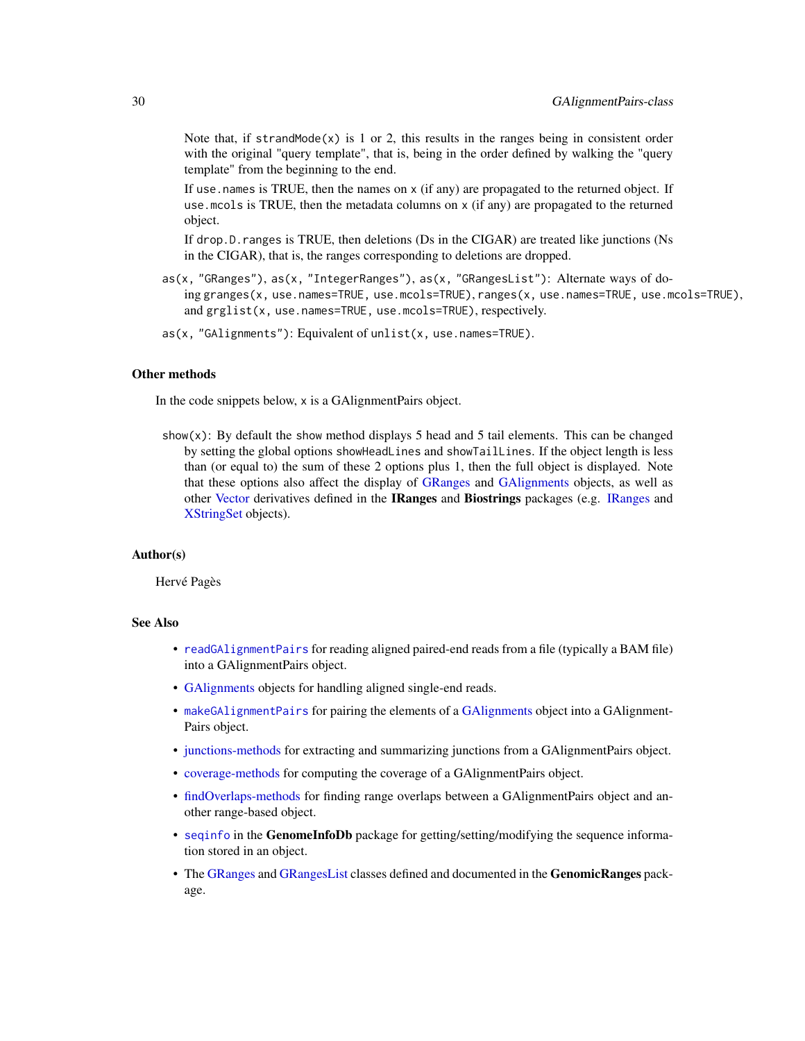Note that, if `strandMode(x)` is 1 or 2, this results in the ranges being in consistent order with the original "query template", that is, being in the order defined by walking the "query template" from the beginning to the end.

If `use.names` is TRUE, then the names on `x` (if any) are propagated to the returned object. If `use.mcols` is TRUE, then the metadata columns on `x` (if any) are propagated to the returned object.

If `drop.D.ranges` is TRUE, then deletions (Ds in the CIGAR) are treated like junctions (Ns in the CIGAR), that is, the ranges corresponding to deletions are dropped.

`as(x, "GRanges")`, `as(x, "IntegerRanges")`, `as(x, "GRangesList")`: Alternate ways of doing `granges(x, use.names=TRUE, use.mcols=TRUE)`, `ranges(x, use.names=TRUE, use.mcols=TRUE)`, and `grglist(x, use.names=TRUE, use.mcols=TRUE)`, respectively.

`as(x, "GAlignments")`: Equivalent of `unlist(x, use.names=TRUE)`.

## Other methods

In the code snippets below, `x` is a GAlignmentPairs object.

`show(x)`: By default the `show` method displays 5 head and 5 tail elements. This can be changed by setting the global options `showHeadLines` and `showTailLines`. If the object length is less than (or equal to) the sum of these 2 options plus 1, then the full object is displayed. Note that these options also affect the display of GRanges and GAlignments objects, as well as other Vector derivatives defined in the **IRanges** and **Biostrings** packages (e.g. IRanges and XStringSet objects).

## Author(s)

Hervé Pagès

## See Also

- `readGAlignmentPairs` for reading aligned paired-end reads from a file (typically a BAM file) into a GAlignmentPairs object.
- GAlignments objects for handling aligned single-end reads.
- `makeGAlignmentPairs` for pairing the elements of a GAlignments object into a GAlignmentPairs object.
- junctions-methods for extracting and summarizing junctions from a GAlignmentPairs object.
- coverage-methods for computing the coverage of a GAlignmentPairs object.
- findOverlaps-methods for finding range overlaps between a GAlignmentPairs object and another range-based object.
- `seqinfo` in the **GenomeInfoDb** package for getting/setting/modifying the sequence information stored in an object.
- The GRanges and GRangesList classes defined and documented in the **GenomicRanges** package.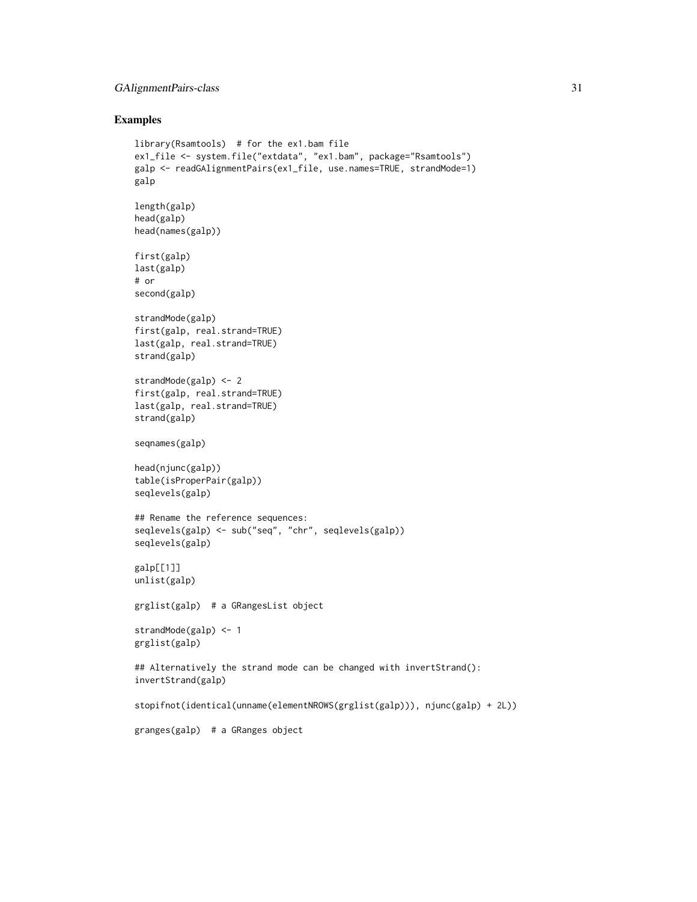## Examples

```
library(Rsamtools)  # for the ex1.bam file
ex1_file <- system.file("extdata", "ex1.bam", package="Rsamtools")
galp <- readGAlignmentPairs(ex1_file, use.names=TRUE, strandMode=1)
galp

length(galp)
head(galp)
head(names(galp))

first(galp)
last(galp)
# or
second(galp)

strandMode(galp)
first(galp, real.strand=TRUE)
last(galp, real.strand=TRUE)
strand(galp)

strandMode(galp) <- 2
first(galp, real.strand=TRUE)
last(galp, real.strand=TRUE)
strand(galp)

seqnames(galp)

head(njunc(galp))
table(isProperPair(galp))
seqlevels(galp)

## Rename the reference sequences:
seqlevels(galp) <- sub("seq", "chr", seqlevels(galp))
seqlevels(galp)

galp[[1]]
unlist(galp)

grglist(galp)  # a GRangesList object

strandMode(galp) <- 1
grglist(galp)

## Alternatively the strand mode can be changed with invertStrand():
invertStrand(galp)

stopifnot(identical(unname(elementNROWS(grglist(galp))), njunc(galp) + 2L))

granges(galp)  # a GRanges object
```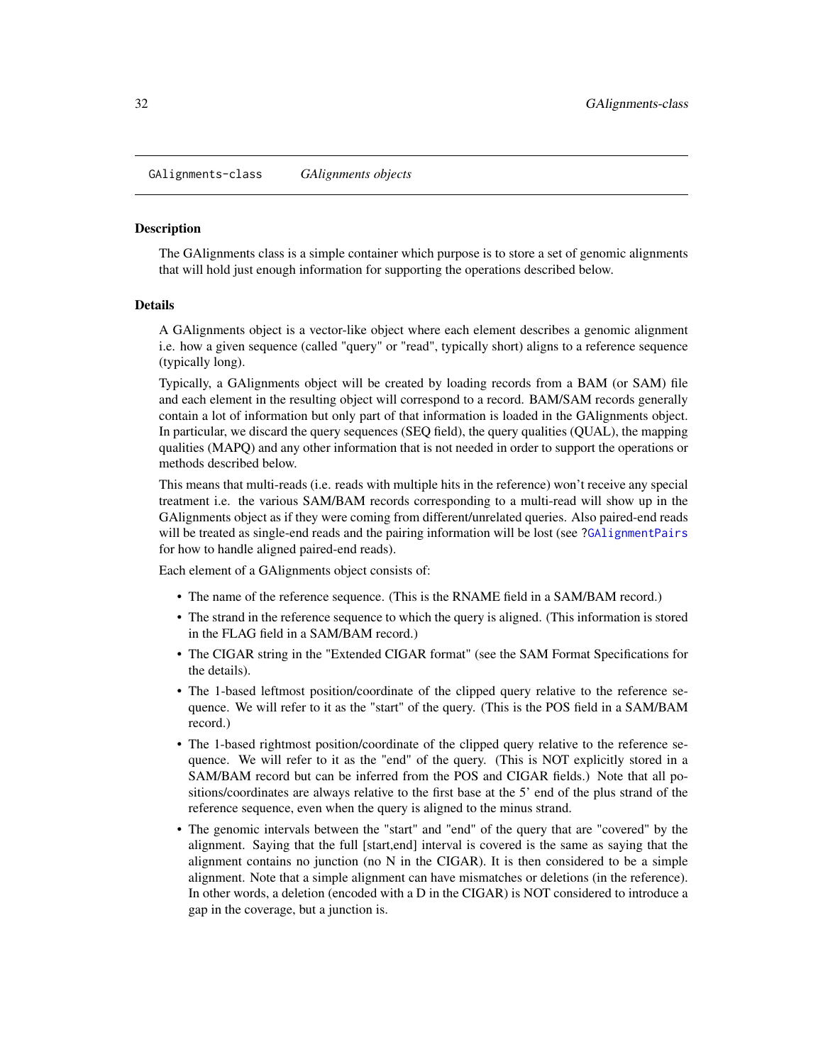GAlignments-class *GAlignments objects*

## Description

The GAlignments class is a simple container which purpose is to store a set of genomic alignments that will hold just enough information for supporting the operations described below.

## Details

A GAlignments object is a vector-like object where each element describes a genomic alignment i.e. how a given sequence (called "query" or "read", typically short) aligns to a reference sequence (typically long).

Typically, a GAlignments object will be created by loading records from a BAM (or SAM) file and each element in the resulting object will correspond to a record. BAM/SAM records generally contain a lot of information but only part of that information is loaded in the GAlignments object. In particular, we discard the query sequences (SEQ field), the query qualities (QUAL), the mapping qualities (MAPQ) and any other information that is not needed in order to support the operations or methods described below.

This means that multi-reads (i.e. reads with multiple hits in the reference) won't receive any special treatment i.e. the various SAM/BAM records corresponding to a multi-read will show up in the GAlignments object as if they were coming from different/unrelated queries. Also paired-end reads will be treated as single-end reads and the pairing information will be lost (see ?GAlignmentPairs for how to handle aligned paired-end reads).

Each element of a GAlignments object consists of:

- The name of the reference sequence. (This is the RNAME field in a SAM/BAM record.)
- The strand in the reference sequence to which the query is aligned. (This information is stored in the FLAG field in a SAM/BAM record.)
- The CIGAR string in the "Extended CIGAR format" (see the SAM Format Specifications for the details).
- The 1-based leftmost position/coordinate of the clipped query relative to the reference sequence. We will refer to it as the "start" of the query. (This is the POS field in a SAM/BAM record.)
- The 1-based rightmost position/coordinate of the clipped query relative to the reference sequence. We will refer to it as the "end" of the query. (This is NOT explicitly stored in a SAM/BAM record but can be inferred from the POS and CIGAR fields.) Note that all positions/coordinates are always relative to the first base at the 5' end of the plus strand of the reference sequence, even when the query is aligned to the minus strand.
- The genomic intervals between the "start" and "end" of the query that are "covered" by the alignment. Saying that the full [start,end] interval is covered is the same as saying that the alignment contains no junction (no N in the CIGAR). It is then considered to be a simple alignment. Note that a simple alignment can have mismatches or deletions (in the reference). In other words, a deletion (encoded with a D in the CIGAR) is NOT considered to introduce a gap in the coverage, but a junction is.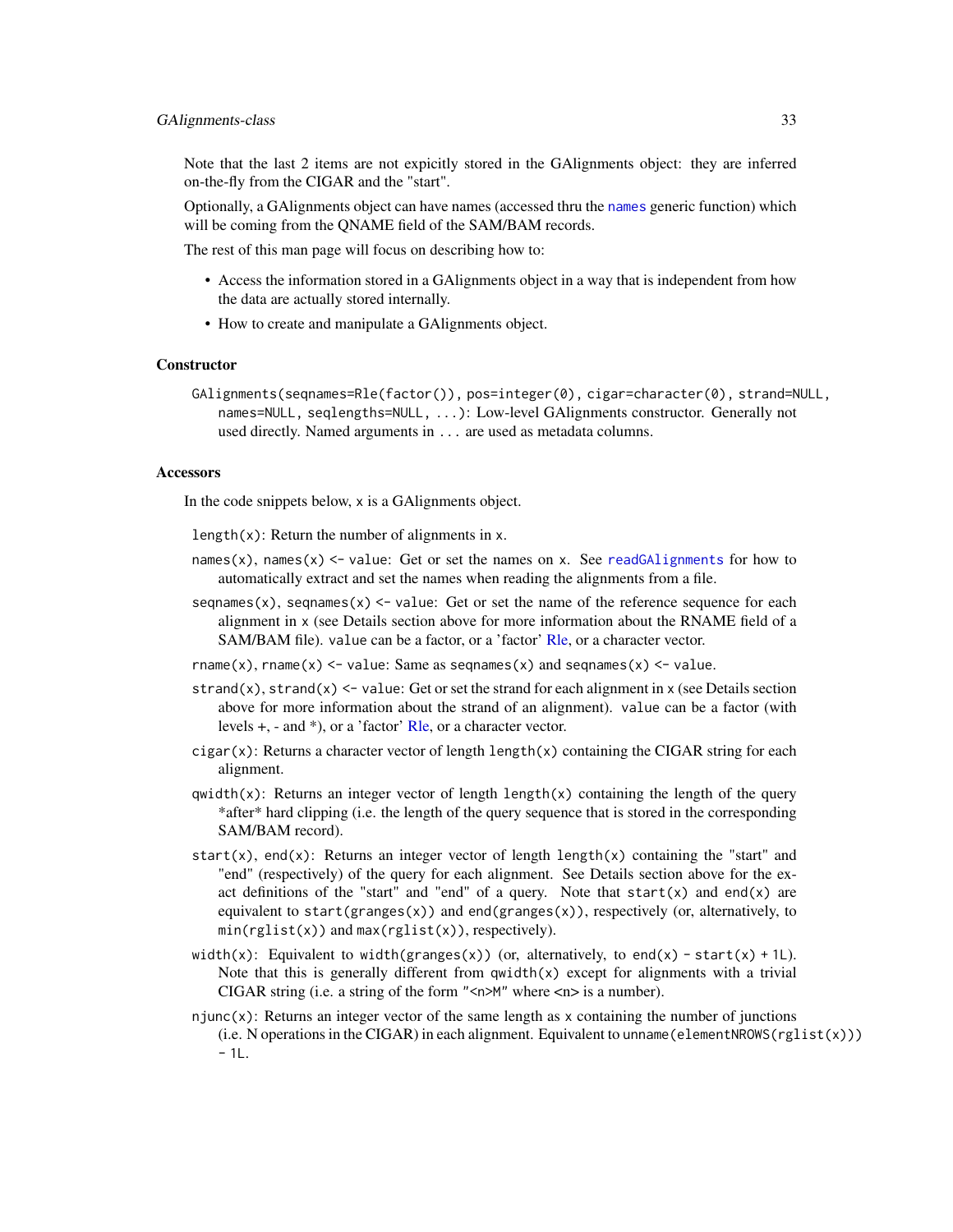Note that the last 2 items are not expicitly stored in the GAlignments object: they are inferred on-the-fly from the CIGAR and the "start".

Optionally, a GAlignments object can have names (accessed thru the `names` generic function) which will be coming from the QNAME field of the SAM/BAM records.

The rest of this man page will focus on describing how to:

- Access the information stored in a GAlignments object in a way that is independent from how the data are actually stored internally.
- How to create and manipulate a GAlignments object.

## Constructor

`GAlignments(seqnames=Rle(factor()), pos=integer(0), cigar=character(0), strand=NULL, names=NULL, seqlengths=NULL, ...)`: Low-level GAlignments constructor. Generally not used directly. Named arguments in `...` are used as metadata columns.

## Accessors

In the code snippets below, `x` is a GAlignments object.

`length(x)`: Return the number of alignments in `x`.

`names(x)`, `names(x) <- value`: Get or set the names on `x`. See `readGAlignments` for how to automatically extract and set the names when reading the alignments from a file.

`seqnames(x)`, `seqnames(x) <- value`: Get or set the name of the reference sequence for each alignment in `x` (see Details section above for more information about the RNAME field of a SAM/BAM file). `value` can be a factor, or a 'factor' Rle, or a character vector.

`rname(x)`, `rname(x) <- value`: Same as `seqnames(x)` and `seqnames(x) <- value`.

`strand(x)`, `strand(x) <- value`: Get or set the strand for each alignment in `x` (see Details section above for more information about the strand of an alignment). `value` can be a factor (with levels +, - and *), or a 'factor' Rle, or a character vector.

`cigar(x)`: Returns a character vector of length `length(x)` containing the CIGAR string for each alignment.

`qwidth(x)`: Returns an integer vector of length `length(x)` containing the length of the query *after* hard clipping (i.e. the length of the query sequence that is stored in the corresponding SAM/BAM record).

`start(x)`, `end(x)`: Returns an integer vector of length `length(x)` containing the "start" and "end" (respectively) of the query for each alignment. See Details section above for the exact definitions of the "start" and "end" of a query. Note that `start(x)` and `end(x)` are equivalent to `start(granges(x))` and `end(granges(x))`, respectively (or, alternatively, to `min(rglist(x))` and `max(rglist(x))`, respectively).

`width(x)`: Equivalent to `width(granges(x))` (or, alternatively, to `end(x) - start(x) + 1L`). Note that this is generally different from `qwidth(x)` except for alignments with a trivial CIGAR string (i.e. a string of the form `"<n>M"` where <n> is a number).

`njunc(x)`: Returns an integer vector of the same length as `x` containing the number of junctions (i.e. N operations in the CIGAR) in each alignment. Equivalent to `unname(elementNROWS(rglist(x))) - 1L`.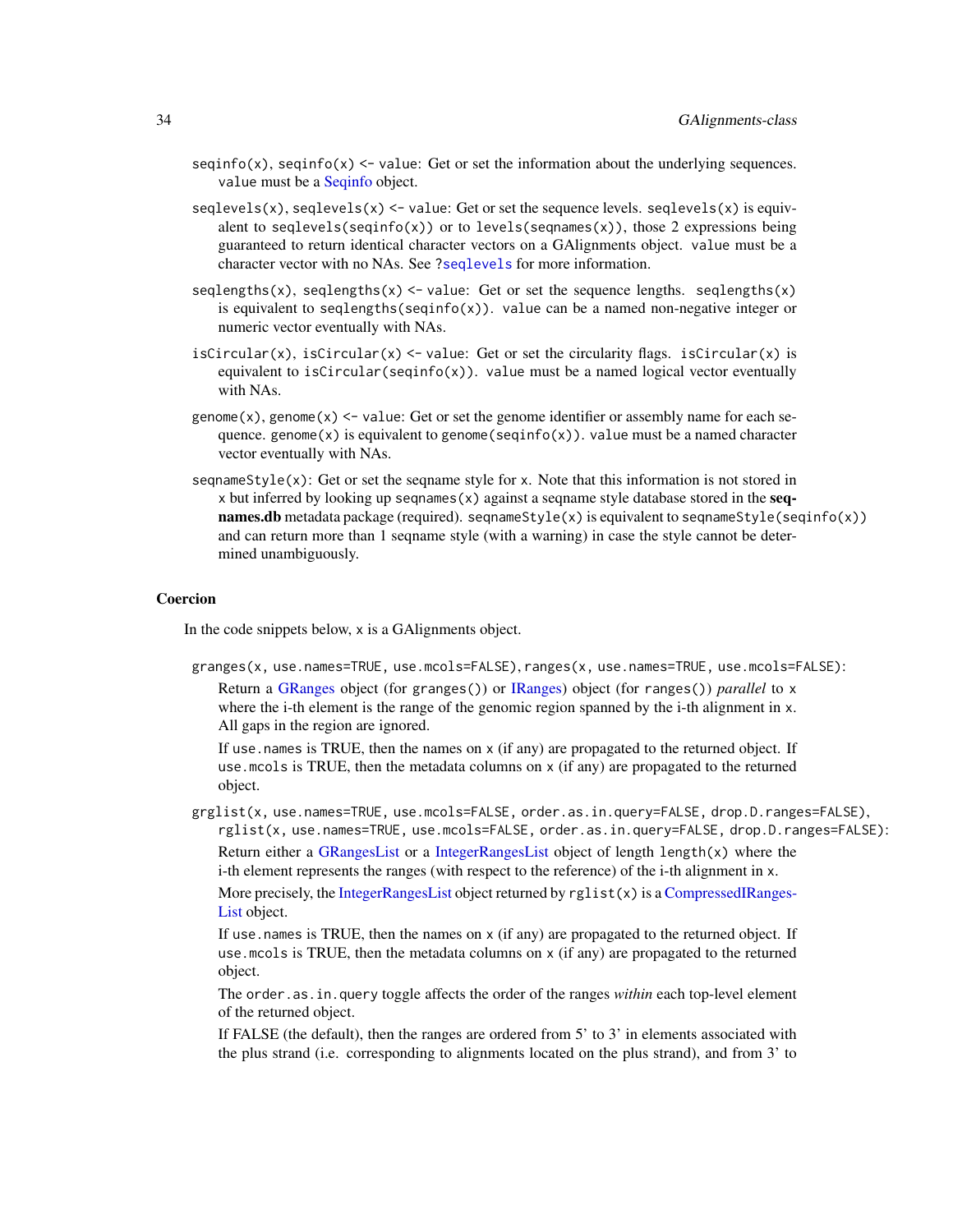- `seqinfo(x)`, `seqinfo(x) <- value`: Get or set the information about the underlying sequences. `value` must be a Seqinfo object.

- `seqlevels(x)`, `seqlevels(x) <- value`: Get or set the sequence levels. `seqlevels(x)` is equivalent to `seqlevels(seqinfo(x))` or to `levels(seqnames(x))`, those 2 expressions being guaranteed to return identical character vectors on a GAlignments object. `value` must be a character vector with no NAs. See `?seqlevels` for more information.

- `seqlengths(x)`, `seqlengths(x) <- value`: Get or set the sequence lengths. `seqlengths(x)` is equivalent to `seqlengths(seqinfo(x))`. `value` can be a named non-negative integer or numeric vector eventually with NAs.

- `isCircular(x)`, `isCircular(x) <- value`: Get or set the circularity flags. `isCircular(x)` is equivalent to `isCircular(seqinfo(x))`. `value` must be a named logical vector eventually with NAs.

- `genome(x)`, `genome(x) <- value`: Get or set the genome identifier or assembly name for each sequence. `genome(x)` is equivalent to `genome(seqinfo(x))`. `value` must be a named character vector eventually with NAs.

- `seqnameStyle(x)`: Get or set the seqname style for `x`. Note that this information is not stored in `x` but inferred by looking up `seqnames(x)` against a seqname style database stored in the **seqnames.db** metadata package (required). `seqnameStyle(x)` is equivalent to `seqnameStyle(seqinfo(x))` and can return more than 1 seqname style (with a warning) in case the style cannot be determined unambiguously.

## Coercion

In the code snippets below, `x` is a GAlignments object.

`granges(x, use.names=TRUE, use.mcols=FALSE)`, `ranges(x, use.names=TRUE, use.mcols=FALSE)`:

Return a GRanges object (for `granges()`) or IRanges) object (for `ranges()`) *parallel* to `x` where the i-th element is the range of the genomic region spanned by the i-th alignment in `x`. All gaps in the region are ignored.

If `use.names` is TRUE, then the names on `x` (if any) are propagated to the returned object. If `use.mcols` is TRUE, then the metadata columns on `x` (if any) are propagated to the returned object.

`grglist(x, use.names=TRUE, use.mcols=FALSE, order.as.in.query=FALSE, drop.D.ranges=FALSE)`, `rglist(x, use.names=TRUE, use.mcols=FALSE, order.as.in.query=FALSE, drop.D.ranges=FALSE)`:

Return either a GRangesList or a IntegerRangesList object of length `length(x)` where the i-th element represents the ranges (with respect to the reference) of the i-th alignment in `x`.

More precisely, the IntegerRangesList object returned by `rglist(x)` is a CompressedIRangesList object.

If `use.names` is TRUE, then the names on `x` (if any) are propagated to the returned object. If `use.mcols` is TRUE, then the metadata columns on `x` (if any) are propagated to the returned object.

The `order.as.in.query` toggle affects the order of the ranges *within* each top-level element of the returned object.

If FALSE (the default), then the ranges are ordered from 5' to 3' in elements associated with the plus strand (i.e. corresponding to alignments located on the plus strand), and from 3' to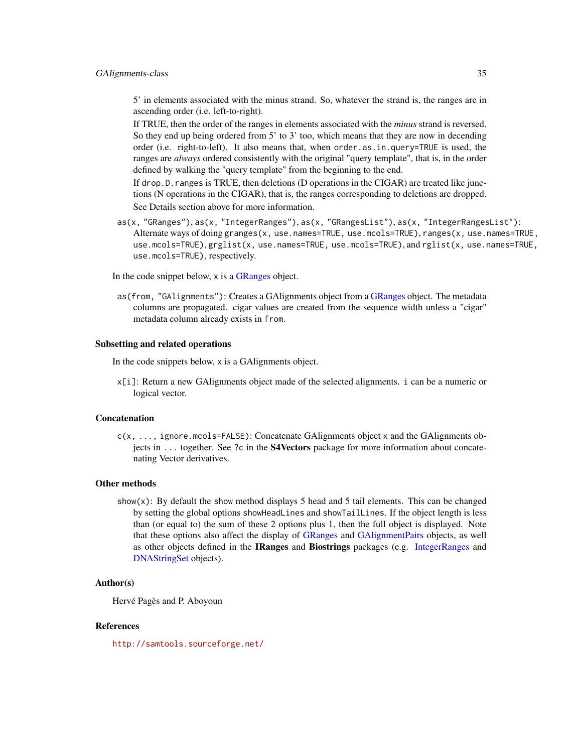5' in elements associated with the minus strand. So, whatever the strand is, the ranges are in ascending order (i.e. left-to-right).

If TRUE, then the order of the ranges in elements associated with the *minus* strand is reversed. So they end up being ordered from 5' to 3' too, which means that they are now in decending order (i.e. right-to-left). It also means that, when `order.as.in.query=TRUE` is used, the ranges are *always* ordered consistently with the original "query template", that is, in the order defined by walking the "query template" from the beginning to the end.

If `drop.D.ranges` is TRUE, then deletions (D operations in the CIGAR) are treated like junctions (N operations in the CIGAR), that is, the ranges corresponding to deletions are dropped.

See Details section above for more information.

`as(x, "GRanges")`, `as(x, "IntegerRanges")`, `as(x, "GRangesList")`, `as(x, "IntegerRangesList")`: Alternate ways of doing `granges(x, use.names=TRUE, use.mcols=TRUE)`, `ranges(x, use.names=TRUE, use.mcols=TRUE)`, `grglist(x, use.names=TRUE, use.mcols=TRUE)`, and `rglist(x, use.names=TRUE, use.mcols=TRUE)`, respectively.

In the code snippet below, x is a GRanges object.

`as(from, "GAlignments")`: Creates a GAlignments object from a GRanges object. The metadata columns are propagated. cigar values are created from the sequence width unless a "cigar" metadata column already exists in `from`.

### Subsetting and related operations

In the code snippets below, x is a GAlignments object.

`x[i]`: Return a new GAlignments object made of the selected alignments. i can be a numeric or logical vector.

### Concatenation

`c(x, ..., ignore.mcols=FALSE)`: Concatenate GAlignments object x and the GAlignments objects in `...` together. See `?c` in the **S4Vectors** package for more information about concatenating Vector derivatives.

### Other methods

`show(x)`: By default the show method displays 5 head and 5 tail elements. This can be changed by setting the global options `showHeadLines` and `showTailLines`. If the object length is less than (or equal to) the sum of these 2 options plus 1, then the full object is displayed. Note that these options also affect the display of GRanges and GAlignmentPairs objects, as well as other objects defined in the **IRanges** and **Biostrings** packages (e.g. IntegerRanges and DNAStringSet objects).

### Author(s)

Hervé Pagès and P. Aboyoun

### References

http://samtools.sourceforge.net/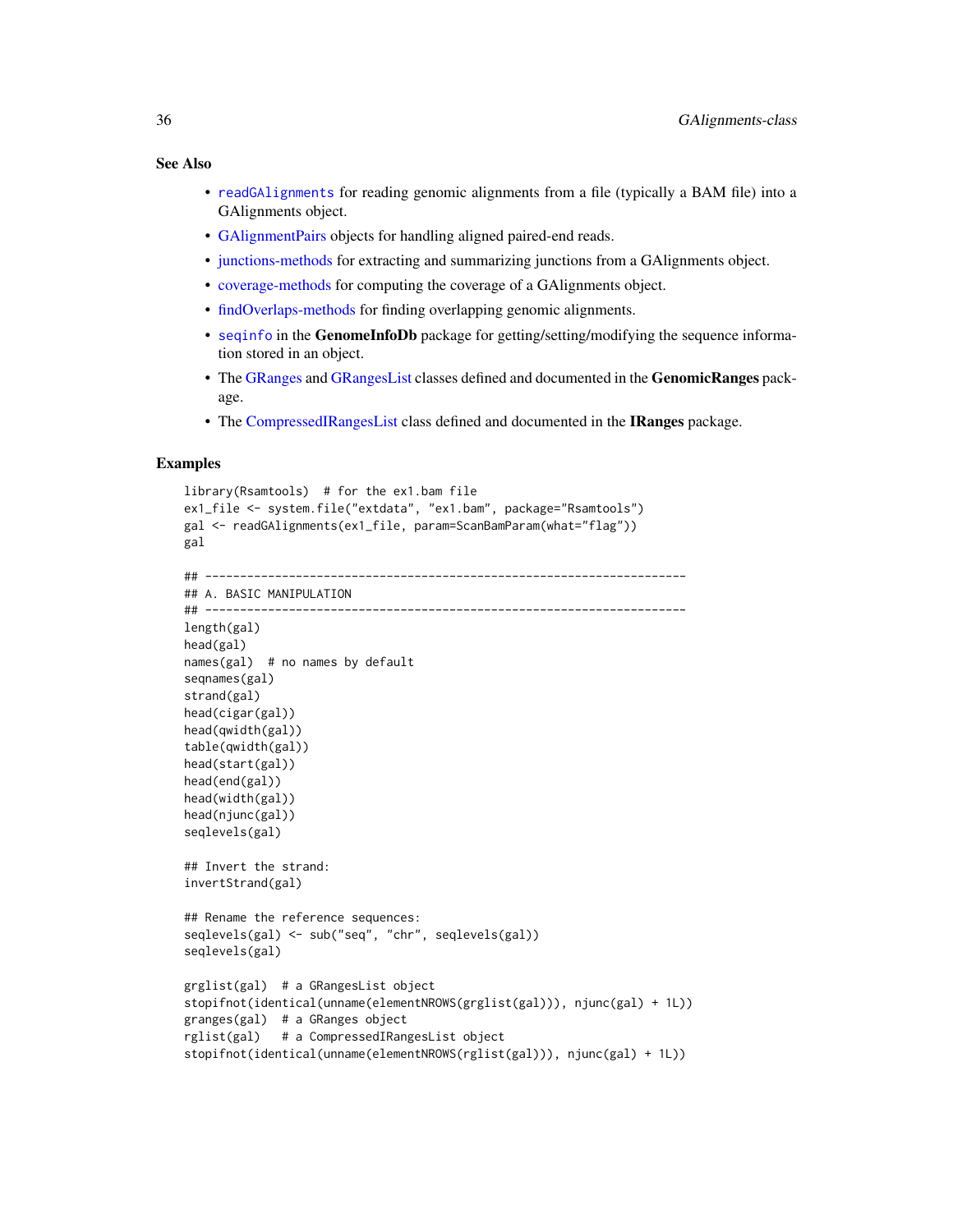## See Also

- `readGAlignments` for reading genomic alignments from a file (typically a BAM file) into a GAlignments object.
- GAlignmentPairs objects for handling aligned paired-end reads.
- junctions-methods for extracting and summarizing junctions from a GAlignments object.
- coverage-methods for computing the coverage of a GAlignments object.
- findOverlaps-methods for finding overlapping genomic alignments.
- `seqinfo` in the **GenomeInfoDb** package for getting/setting/modifying the sequence information stored in an object.
- The GRanges and GRangesList classes defined and documented in the **GenomicRanges** package.
- The CompressedIRangesList class defined and documented in the **IRanges** package.

## Examples

```
library(Rsamtools)  # for the ex1.bam file
ex1_file <- system.file("extdata", "ex1.bam", package="Rsamtools")
gal <- readGAlignments(ex1_file, param=ScanBamParam(what="flag"))
gal

## ---------------------------------------------------------------------
## A. BASIC MANIPULATION
## ---------------------------------------------------------------------
length(gal)
head(gal)
names(gal)  # no names by default
seqnames(gal)
strand(gal)
head(cigar(gal))
head(qwidth(gal))
table(qwidth(gal))
head(start(gal))
head(end(gal))
head(width(gal))
head(njunc(gal))
seqlevels(gal)

## Invert the strand:
invertStrand(gal)

## Rename the reference sequences:
seqlevels(gal) <- sub("seq", "chr", seqlevels(gal))
seqlevels(gal)

grglist(gal)  # a GRangesList object
stopifnot(identical(unname(elementNROWS(grglist(gal))), njunc(gal) + 1L))
granges(gal)  # a GRanges object
rglist(gal)   # a CompressedIRangesList object
stopifnot(identical(unname(elementNROWS(rglist(gal))), njunc(gal) + 1L))
```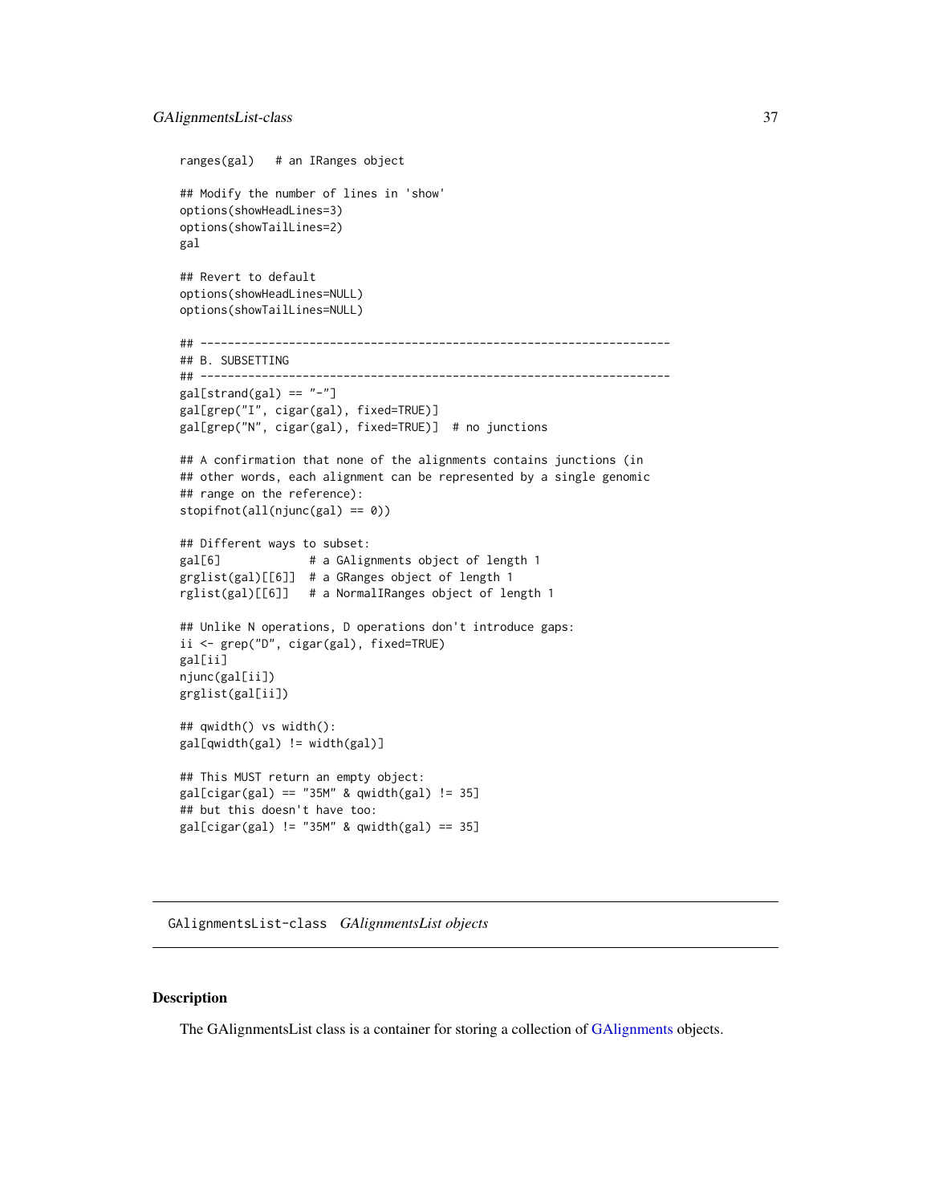```
ranges(gal)   # an IRanges object

## Modify the number of lines in 'show'
options(showHeadLines=3)
options(showTailLines=2)
gal

## Revert to default
options(showHeadLines=NULL)
options(showTailLines=NULL)

## ---------------------------------------------------------------------
## B. SUBSETTING
## ---------------------------------------------------------------------
gal[strand(gal) == "-"]
gal[grep("I", cigar(gal), fixed=TRUE)]
gal[grep("N", cigar(gal), fixed=TRUE)]  # no junctions

## A confirmation that none of the alignments contains junctions (in
## other words, each alignment can be represented by a single genomic
## range on the reference):
stopifnot(all(njunc(gal) == 0))

## Different ways to subset:
gal[6]             # a GAlignments object of length 1
grglist(gal)[[6]]  # a GRanges object of length 1
rglist(gal)[[6]]   # a NormalIRanges object of length 1

## Unlike N operations, D operations don't introduce gaps:
ii <- grep("D", cigar(gal), fixed=TRUE)
gal[ii]
njunc(gal[ii])
grglist(gal[ii])

## qwidth() vs width():
gal[qwidth(gal) != width(gal)]

## This MUST return an empty object:
gal[cigar(gal) == "35M" & qwidth(gal) != 35]
## but this doesn't have too:
gal[cigar(gal) != "35M" & qwidth(gal) == 35]
```

---

## GAlignmentsList-class *GAlignmentsList objects*

---

### Description

The GAlignmentsList class is a container for storing a collection of GAlignments objects.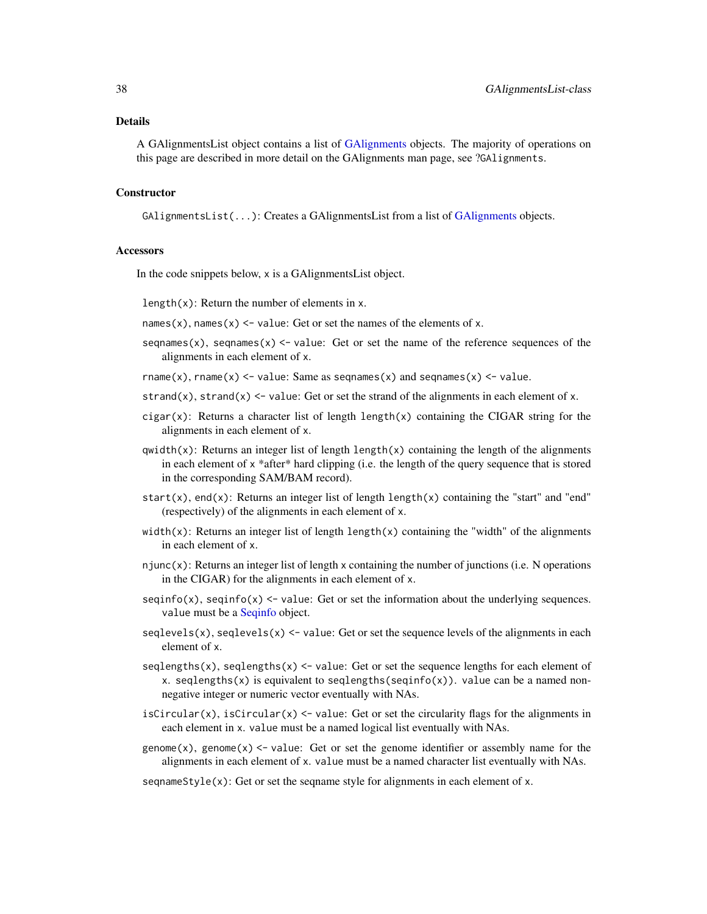## Details

A GAlignmentsList object contains a list of GAlignments objects. The majority of operations on this page are described in more detail on the GAlignments man page, see ?GAlignments.

## Constructor

`GAlignmentsList(...)`: Creates a GAlignmentsList from a list of GAlignments objects.

## Accessors

In the code snippets below, x is a GAlignmentsList object.

`length(x)`: Return the number of elements in x.

`names(x)`, `names(x) <- value`: Get or set the names of the elements of x.

`seqnames(x)`, `seqnames(x) <- value`: Get or set the name of the reference sequences of the alignments in each element of x.

`rname(x)`, `rname(x) <- value`: Same as `seqnames(x)` and `seqnames(x) <- value`.

`strand(x)`, `strand(x) <- value`: Get or set the strand of the alignments in each element of x.

`cigar(x)`: Returns a character list of length `length(x)` containing the CIGAR string for the alignments in each element of x.

`qwidth(x)`: Returns an integer list of length `length(x)` containing the length of the alignments in each element of x *after* hard clipping (i.e. the length of the query sequence that is stored in the corresponding SAM/BAM record).

`start(x)`, `end(x)`: Returns an integer list of length `length(x)` containing the "start" and "end" (respectively) of the alignments in each element of x.

`width(x)`: Returns an integer list of length `length(x)` containing the "width" of the alignments in each element of x.

`njunc(x)`: Returns an integer list of length x containing the number of junctions (i.e. N operations in the CIGAR) for the alignments in each element of x.

`seqinfo(x)`, `seqinfo(x) <- value`: Get or set the information about the underlying sequences. value must be a Seqinfo object.

`seqlevels(x)`, `seqlevels(x) <- value`: Get or set the sequence levels of the alignments in each element of x.

`seqlengths(x)`, `seqlengths(x) <- value`: Get or set the sequence lengths for each element of x. `seqlengths(x)` is equivalent to `seqlengths(seqinfo(x))`. value can be a named non-negative integer or numeric vector eventually with NAs.

`isCircular(x)`, `isCircular(x) <- value`: Get or set the circularity flags for the alignments in each element in x. value must be a named logical list eventually with NAs.

`genome(x)`, `genome(x) <- value`: Get or set the genome identifier or assembly name for the alignments in each element of x. value must be a named character list eventually with NAs.

`seqnameStyle(x)`: Get or set the seqname style for alignments in each element of x.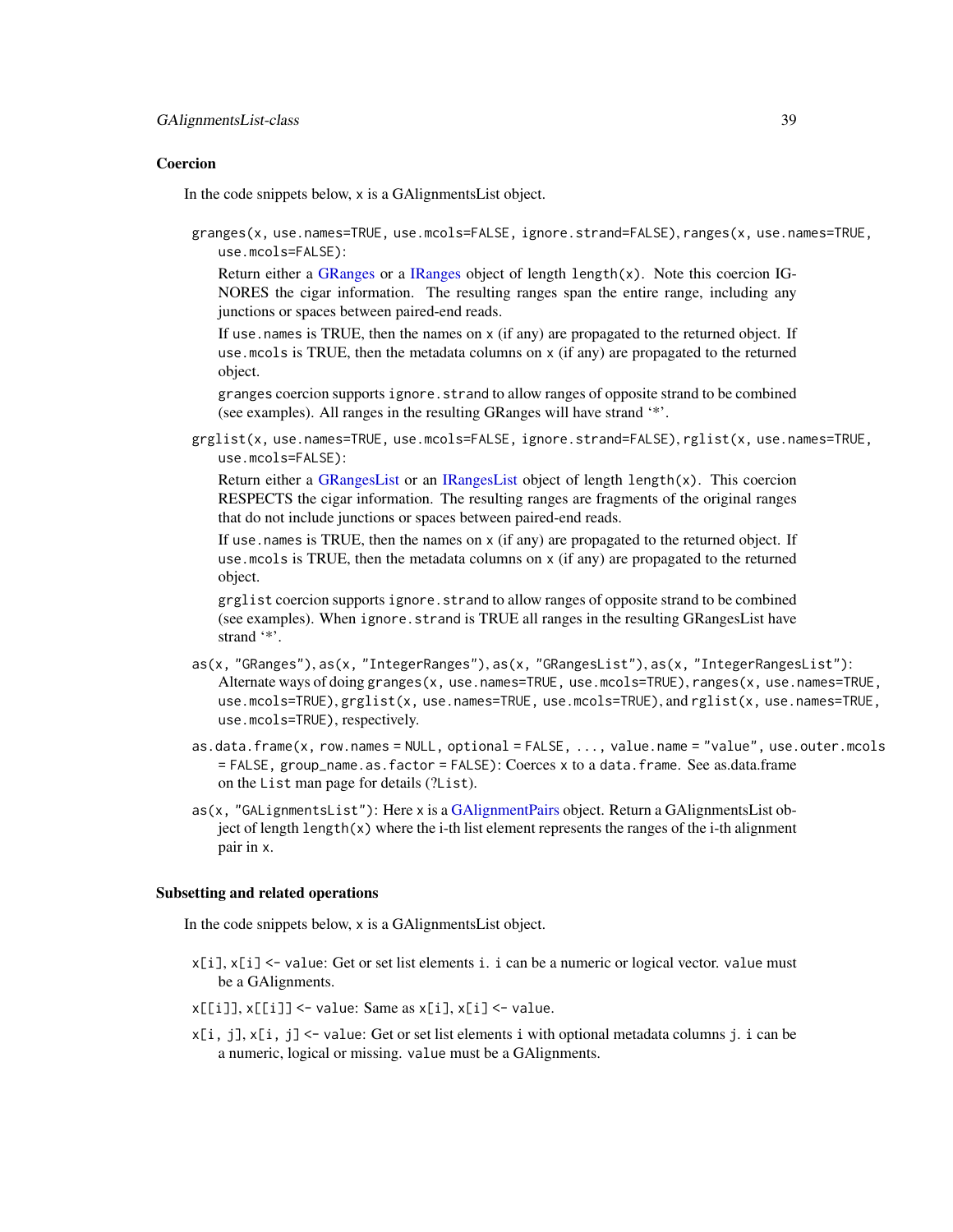### Coercion

In the code snippets below, `x` is a GAlignmentsList object.

`granges(x, use.names=TRUE, use.mcols=FALSE, ignore.strand=FALSE)`, `ranges(x, use.names=TRUE, use.mcols=FALSE)`:

Return either a GRanges or a IRanges object of length `length(x)`. Note this coercion IGNORES the cigar information. The resulting ranges span the entire range, including any junctions or spaces between paired-end reads.

If `use.names` is TRUE, then the names on `x` (if any) are propagated to the returned object. If `use.mcols` is TRUE, then the metadata columns on `x` (if any) are propagated to the returned object.

`granges` coercion supports `ignore.strand` to allow ranges of opposite strand to be combined (see examples). All ranges in the resulting GRanges will have strand '*'.

`grglist(x, use.names=TRUE, use.mcols=FALSE, ignore.strand=FALSE)`, `rglist(x, use.names=TRUE, use.mcols=FALSE)`:

Return either a GRangesList or an IRangesList object of length `length(x)`. This coercion RESPECTS the cigar information. The resulting ranges are fragments of the original ranges that do not include junctions or spaces between paired-end reads.

If `use.names` is TRUE, then the names on `x` (if any) are propagated to the returned object. If `use.mcols` is TRUE, then the metadata columns on `x` (if any) are propagated to the returned object.

`grglist` coercion supports `ignore.strand` to allow ranges of opposite strand to be combined (see examples). When `ignore.strand` is TRUE all ranges in the resulting GRangesList have strand '*'.

`as(x, "GRanges")`, `as(x, "IntegerRanges")`, `as(x, "GRangesList")`, `as(x, "IntegerRangesList")`: Alternate ways of doing `granges(x, use.names=TRUE, use.mcols=TRUE)`, `ranges(x, use.names=TRUE, use.mcols=TRUE)`, `grglist(x, use.names=TRUE, use.mcols=TRUE)`, and `rglist(x, use.names=TRUE, use.mcols=TRUE)`, respectively.

`as.data.frame(x, row.names = NULL, optional = FALSE, ..., value.name = "value", use.outer.mcols = FALSE, group_name.as.factor = FALSE)`: Coerces `x` to a `data.frame`. See as.data.frame on the `List` man page for details (?`List`).

`as(x, "GALignmentsList")`: Here `x` is a GAlignmentPairs object. Return a GAlignmentsList object of length `length(x)` where the i-th list element represents the ranges of the i-th alignment pair in `x`.

### Subsetting and related operations

In the code snippets below, `x` is a GAlignmentsList object.

`x[i]`, `x[i] <- value`: Get or set list elements `i`. `i` can be a numeric or logical vector. `value` must be a GAlignments.

`x[[i]]`, `x[[i]] <- value`: Same as `x[i]`, `x[i] <- value`.

`x[i, j]`, `x[i, j] <- value`: Get or set list elements `i` with optional metadata columns `j`. `i` can be a numeric, logical or missing. `value` must be a GAlignments.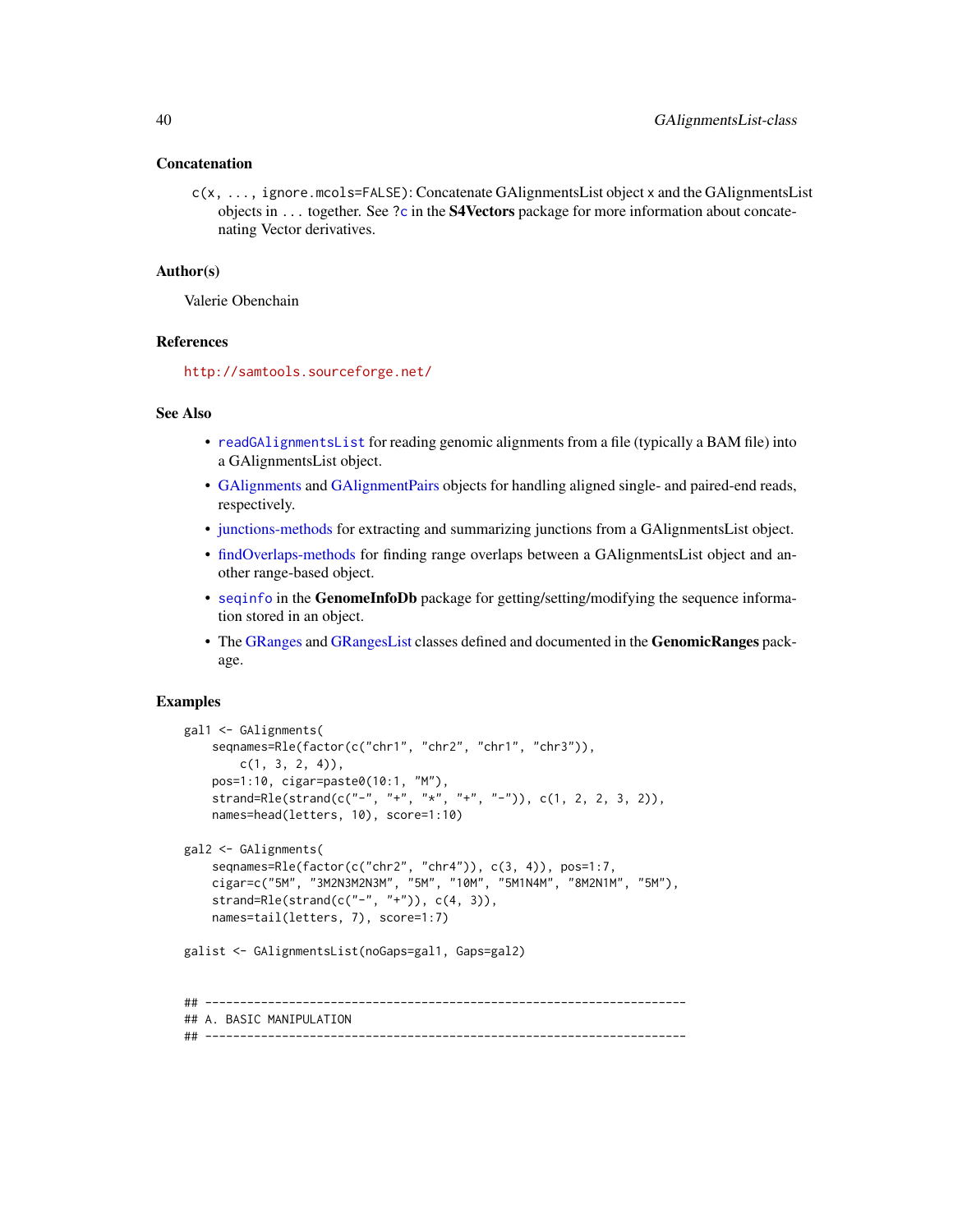### Concatenation

`c(x, ..., ignore.mcols=FALSE)`: Concatenate GAlignmentsList object `x` and the GAlignmentsList objects in `...` together. See `?c` in the **S4Vectors** package for more information about concatenating Vector derivatives.

### Author(s)

Valerie Obenchain

### References

http://samtools.sourceforge.net/

### See Also

- `readGAlignmentsList` for reading genomic alignments from a file (typically a BAM file) into a GAlignmentsList object.
- GAlignments and GAlignmentPairs objects for handling aligned single- and paired-end reads, respectively.
- junctions-methods for extracting and summarizing junctions from a GAlignmentsList object.
- findOverlaps-methods for finding range overlaps between a GAlignmentsList object and another range-based object.
- `seqinfo` in the **GenomeInfoDb** package for getting/setting/modifying the sequence information stored in an object.
- The GRanges and GRangesList classes defined and documented in the **GenomicRanges** package.

### Examples

```
gal1 <- GAlignments(
    seqnames=Rle(factor(c("chr1", "chr2", "chr1", "chr3")),
        c(1, 3, 2, 4)),
    pos=1:10, cigar=paste0(10:1, "M"),
    strand=Rle(strand(c("-", "+", "*", "+", "-")), c(1, 2, 2, 3, 2)),
    names=head(letters, 10), score=1:10)

gal2 <- GAlignments(
    seqnames=Rle(factor(c("chr2", "chr4")), c(3, 4)), pos=1:7,
    cigar=c("5M", "3M2N3M2N3M", "5M", "10M", "5M1N4M", "8M2N1M", "5M"),
    strand=Rle(strand(c("-", "+")), c(4, 3)),
    names=tail(letters, 7), score=1:7)

galist <- GAlignmentsList(noGaps=gal1, Gaps=gal2)


## ---------------------------------------------------------------------
## A. BASIC MANIPULATION
## ---------------------------------------------------------------------
```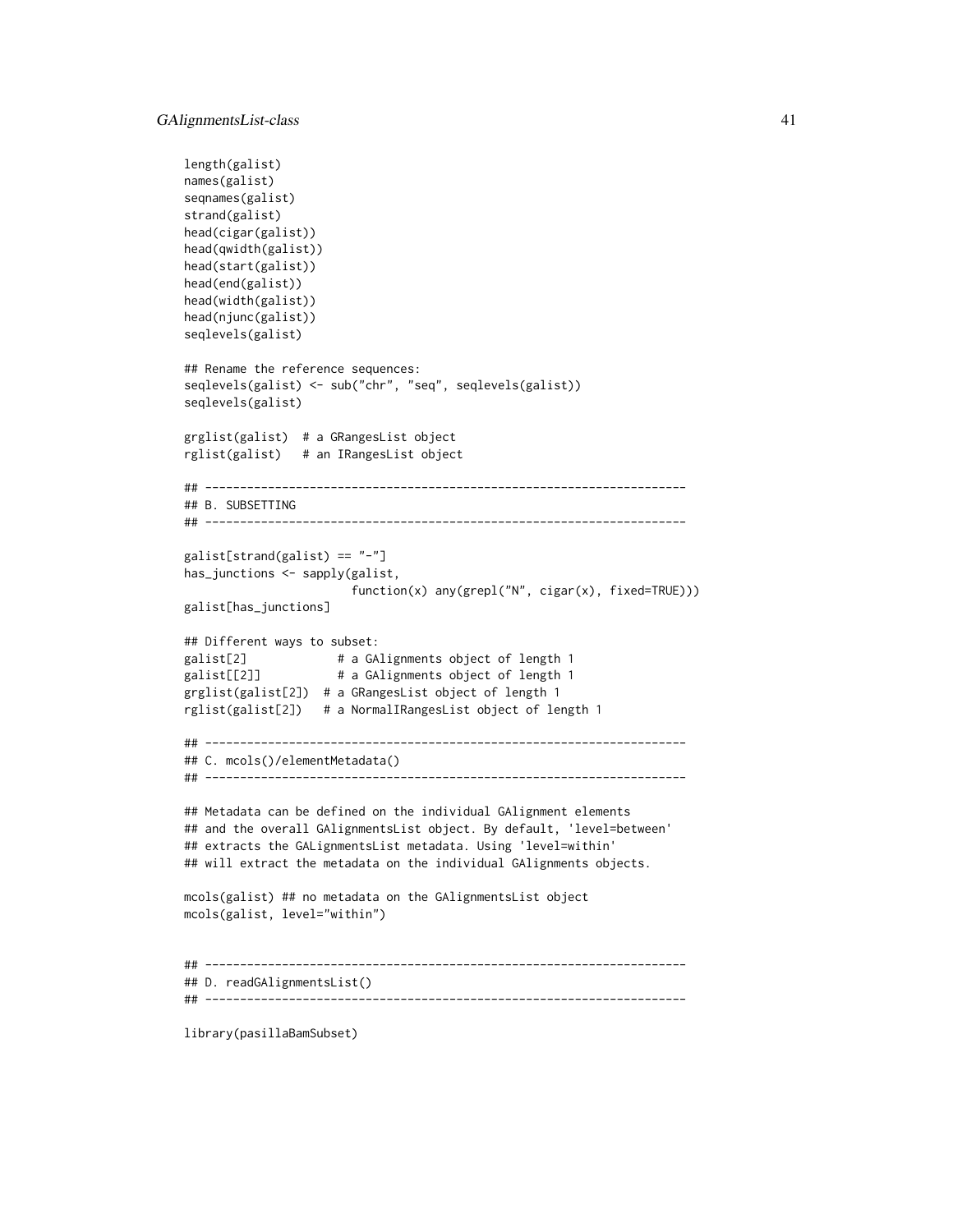```
length(galist)
names(galist)
seqnames(galist)
strand(galist)
head(cigar(galist))
head(qwidth(galist))
head(start(galist))
head(end(galist))
head(width(galist))
head(njunc(galist))
seqlevels(galist)

## Rename the reference sequences:
seqlevels(galist) <- sub("chr", "seq", seqlevels(galist))
seqlevels(galist)

grglist(galist)  # a GRangesList object
rglist(galist)   # an IRangesList object

## ---------------------------------------------------------------------
## B. SUBSETTING
## ---------------------------------------------------------------------

galist[strand(galist) == "-"]
has_junctions <- sapply(galist,
                        function(x) any(grepl("N", cigar(x), fixed=TRUE)))
galist[has_junctions]

## Different ways to subset:
galist[2]             # a GAlignments object of length 1
galist[[2]]           # a GAlignments object of length 1
grglist(galist[2])  # a GRangesList object of length 1
rglist(galist[2])   # a NormalIRangesList object of length 1

## ---------------------------------------------------------------------
## C. mcols()/elementMetadata()
## ---------------------------------------------------------------------

## Metadata can be defined on the individual GAlignment elements
## and the overall GAlignmentsList object. By default, 'level=between'
## extracts the GALignmentsList metadata. Using 'level=within'
## will extract the metadata on the individual GAlignments objects.

mcols(galist) ## no metadata on the GAlignmentsList object
mcols(galist, level="within")


## ---------------------------------------------------------------------
## D. readGAlignmentsList()
## ---------------------------------------------------------------------

library(pasillaBamSubset)
```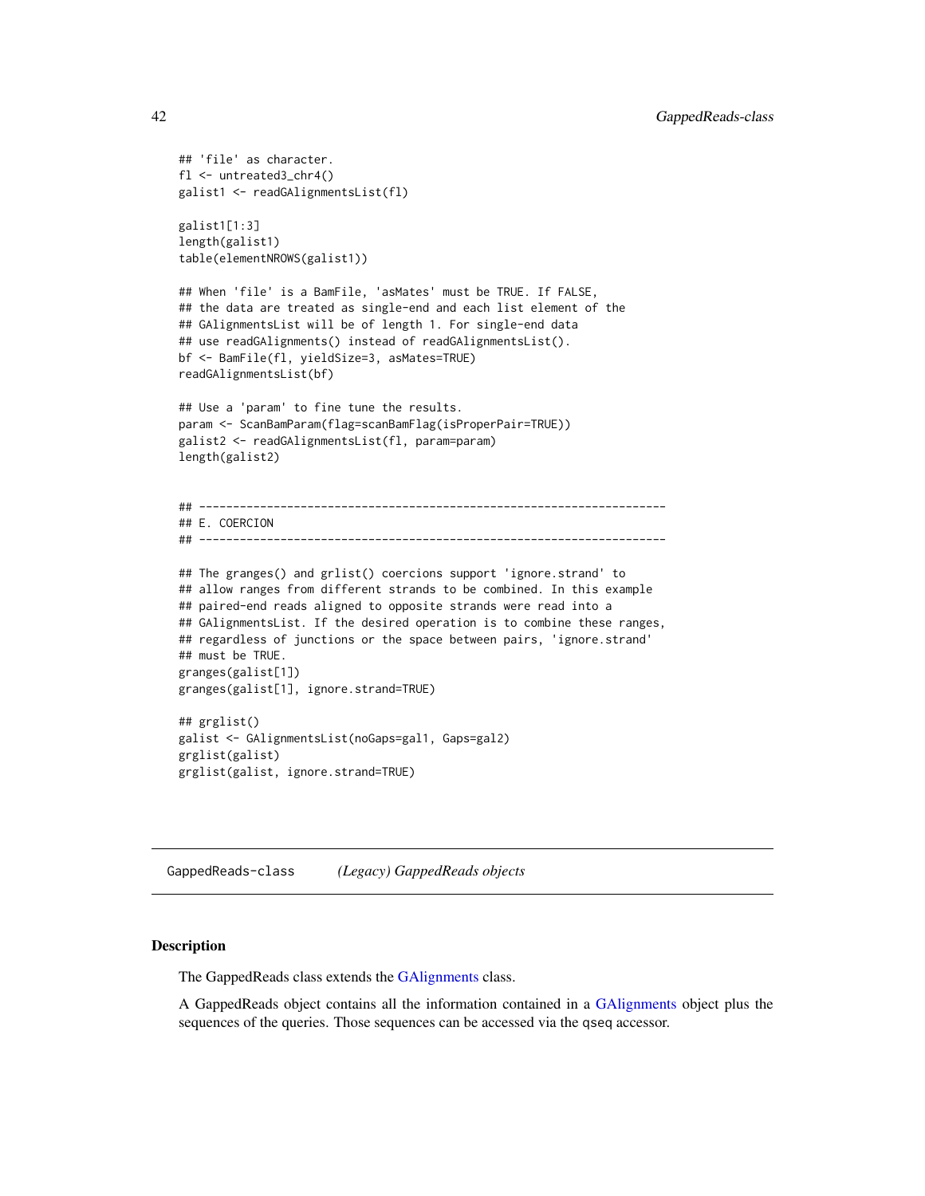```
## 'file' as character.
fl <- untreated3_chr4()
galist1 <- readGAlignmentsList(fl)

galist1[1:3]
length(galist1)
table(elementNROWS(galist1))

## When 'file' is a BamFile, 'asMates' must be TRUE. If FALSE,
## the data are treated as single-end and each list element of the
## GAlignmentsList will be of length 1. For single-end data
## use readGAlignments() instead of readGAlignmentsList().
bf <- BamFile(fl, yieldSize=3, asMates=TRUE)
readGAlignmentsList(bf)

## Use a 'param' to fine tune the results.
param <- ScanBamParam(flag=scanBamFlag(isProperPair=TRUE))
galist2 <- readGAlignmentsList(fl, param=param)
length(galist2)


## ---------------------------------------------------------------------
## E. COERCION
## ---------------------------------------------------------------------

## The granges() and grlist() coercions support 'ignore.strand' to
## allow ranges from different strands to be combined. In this example
## paired-end reads aligned to opposite strands were read into a
## GAlignmentsList. If the desired operation is to combine these ranges,
## regardless of junctions or the space between pairs, 'ignore.strand'
## must be TRUE.
granges(galist[1])
granges(galist[1], ignore.strand=TRUE)

## grglist()
galist <- GAlignmentsList(noGaps=gal1, Gaps=gal2)
grglist(galist)
grglist(galist, ignore.strand=TRUE)
```

---

GappedReads-class &nbsp;&nbsp;&nbsp;&nbsp; *(Legacy) GappedReads objects*

---

### Description

The GappedReads class extends the GAlignments class.

A GappedReads object contains all the information contained in a GAlignments object plus the sequences of the queries. Those sequences can be accessed via the `qseq` accessor.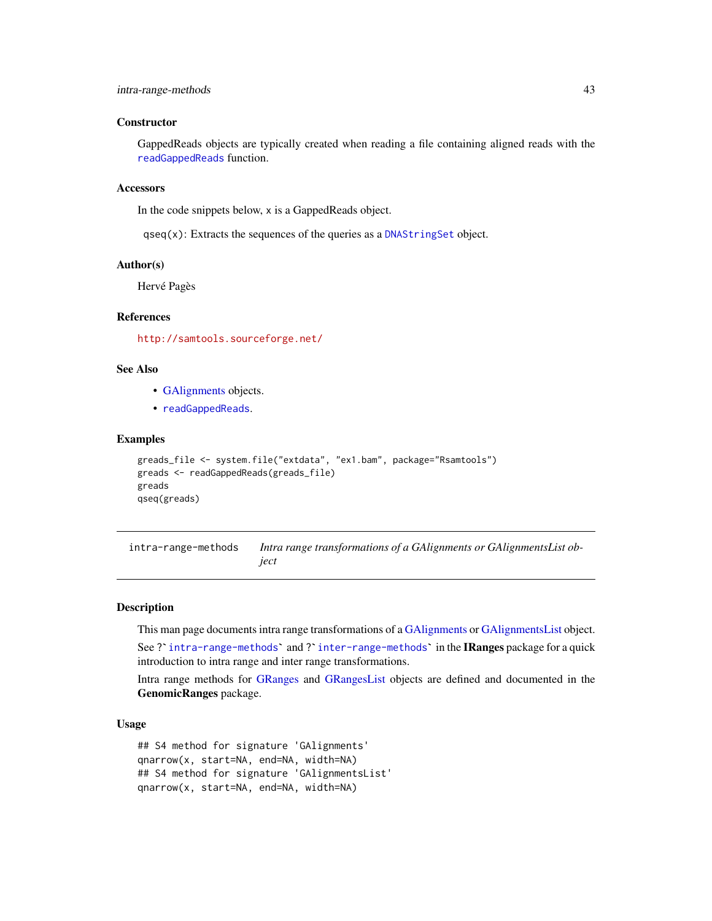### Constructor

GappedReads objects are typically created when reading a file containing aligned reads with the `readGappedReads` function.

### Accessors

In the code snippets below, `x` is a GappedReads object.

`qseq(x)`: Extracts the sequences of the queries as a `DNAStringSet` object.

### Author(s)

Hervé Pagès

### References

http://samtools.sourceforge.net/

### See Also

- GAlignments objects.
- `readGappedReads`.

### Examples

```
greads_file <- system.file("extdata", "ex1.bam", package="Rsamtools")
greads <- readGappedReads(greads_file)
greads
qseq(greads)
```

---

## intra-range-methods — *Intra range transformations of a GAlignments or GAlignmentsList object*

---

### Description

This man page documents intra range transformations of a GAlignments or GAlignmentsList object.

See ?`intra-range-methods` and ?`inter-range-methods` in the **IRanges** package for a quick introduction to intra range and inter range transformations.

Intra range methods for GRanges and GRangesList objects are defined and documented in the **GenomicRanges** package.

### Usage

```
## S4 method for signature 'GAlignments'
qnarrow(x, start=NA, end=NA, width=NA)
## S4 method for signature 'GAlignmentsList'
qnarrow(x, start=NA, end=NA, width=NA)
```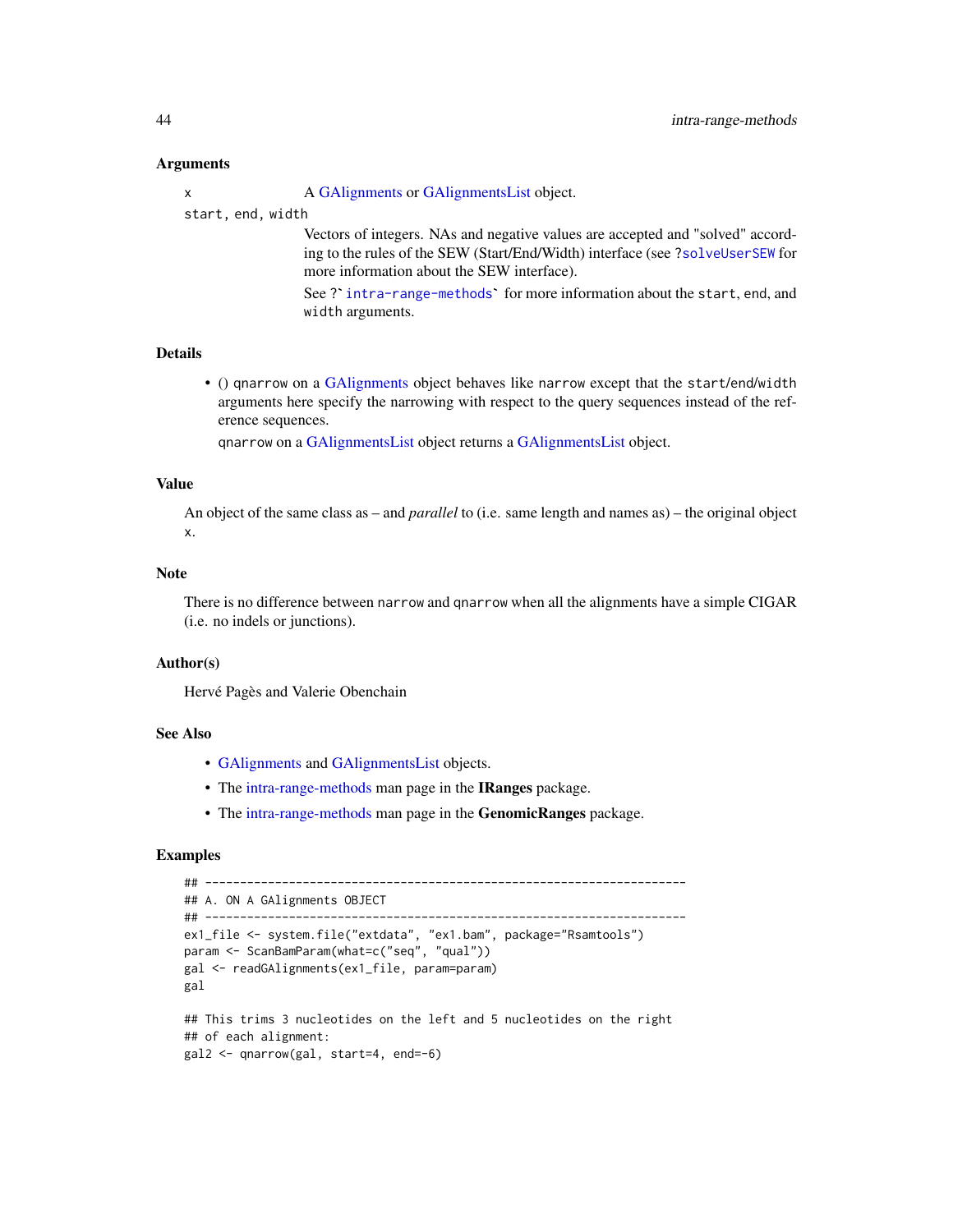## Arguments

`x` A GAlignments or GAlignmentsList object.

`start, end, width`
Vectors of integers. NAs and negative values are accepted and "solved" according to the rules of the SEW (Start/End/Width) interface (see `?solveUserSEW` for more information about the SEW interface).

See `` ?`intra-range-methods` `` for more information about the `start`, `end`, and `width` arguments.

## Details

- () `qnarrow` on a GAlignments object behaves like `narrow` except that the `start`/`end`/`width` arguments here specify the narrowing with respect to the query sequences instead of the reference sequences.

  `qnarrow` on a GAlignmentsList object returns a GAlignmentsList object.

## Value

An object of the same class as – and *parallel* to (i.e. same length and names as) – the original object `x`.

## Note

There is no difference between `narrow` and `qnarrow` when all the alignments have a simple CIGAR (i.e. no indels or junctions).

## Author(s)

Hervé Pagès and Valerie Obenchain

## See Also

- GAlignments and GAlignmentsList objects.
- The intra-range-methods man page in the **IRanges** package.
- The intra-range-methods man page in the **GenomicRanges** package.

## Examples

```
## ---------------------------------------------------------------------
## A. ON A GAlignments OBJECT
## ---------------------------------------------------------------------
ex1_file <- system.file("extdata", "ex1.bam", package="Rsamtools")
param <- ScanBamParam(what=c("seq", "qual"))
gal <- readGAlignments(ex1_file, param=param)
gal

## This trims 3 nucleotides on the left and 5 nucleotides on the right
## of each alignment:
gal2 <- qnarrow(gal, start=4, end=-6)
```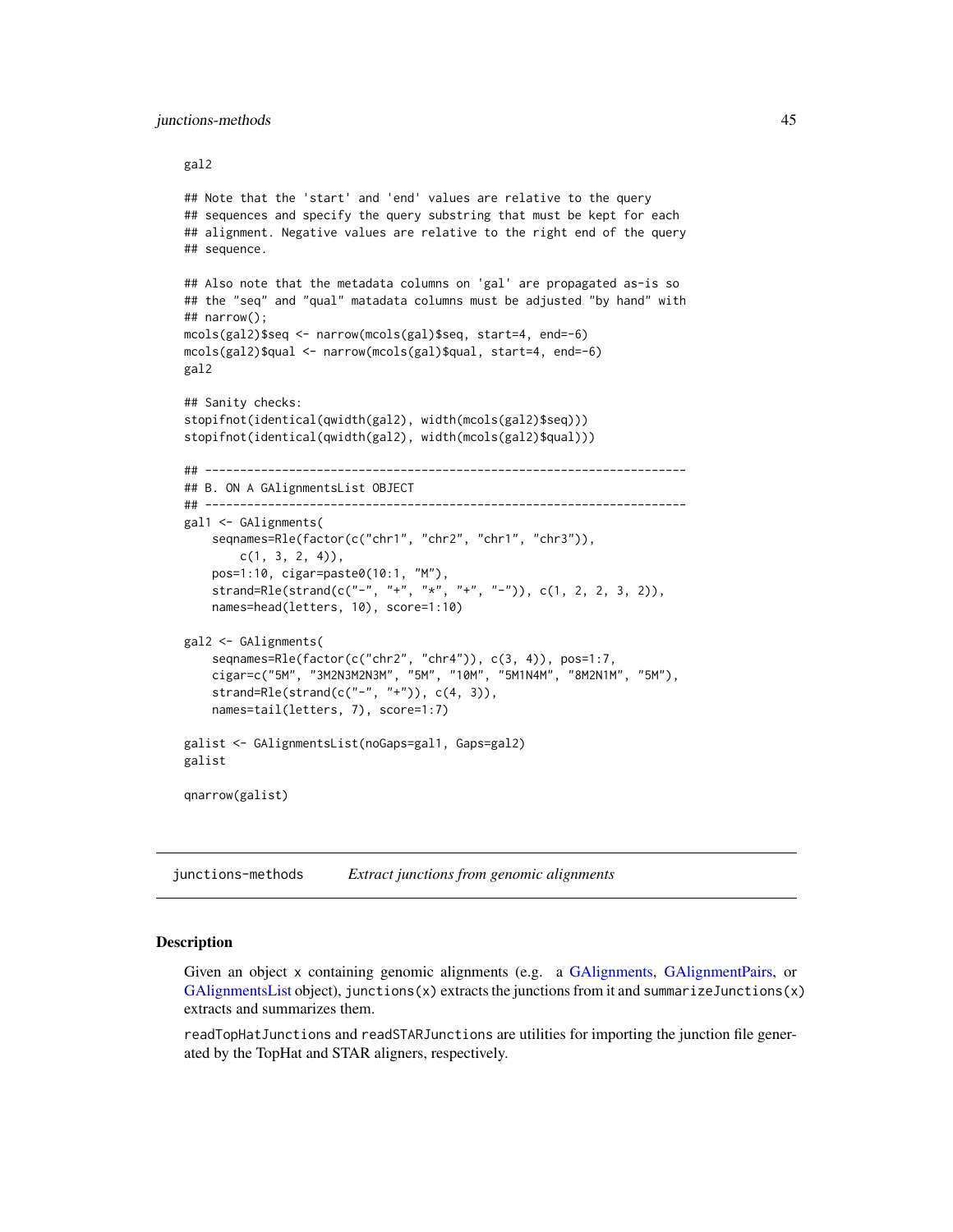```
gal2

## Note that the 'start' and 'end' values are relative to the query
## sequences and specify the query substring that must be kept for each
## alignment. Negative values are relative to the right end of the query
## sequence.

## Also note that the metadata columns on 'gal' are propagated as-is so
## the "seq" and "qual" matadata columns must be adjusted "by hand" with
## narrow();
mcols(gal2)$seq <- narrow(mcols(gal)$seq, start=4, end=-6)
mcols(gal2)$qual <- narrow(mcols(gal)$qual, start=4, end=-6)
gal2

## Sanity checks:
stopifnot(identical(qwidth(gal2), width(mcols(gal2)$seq)))
stopifnot(identical(qwidth(gal2), width(mcols(gal2)$qual)))

## ---------------------------------------------------------------------
## B. ON A GAlignmentsList OBJECT
## ---------------------------------------------------------------------
gal1 <- GAlignments(
    seqnames=Rle(factor(c("chr1", "chr2", "chr1", "chr3")),
        c(1, 3, 2, 4)),
    pos=1:10, cigar=paste0(10:1, "M"),
    strand=Rle(strand(c("-", "+", "*", "+", "-")), c(1, 2, 2, 3, 2)),
    names=head(letters, 10), score=1:10)

gal2 <- GAlignments(
    seqnames=Rle(factor(c("chr2", "chr4")), c(3, 4)), pos=1:7,
    cigar=c("5M", "3M2N3M2N3M", "5M", "10M", "5M1N4M", "8M2N1M", "5M"),
    strand=Rle(strand(c("-", "+")), c(4, 3)),
    names=tail(letters, 7), score=1:7)

galist <- GAlignmentsList(noGaps=gal1, Gaps=gal2)
galist

qnarrow(galist)
```

---

## junctions-methods    *Extract junctions from genomic alignments*

---

### Description

Given an object x containing genomic alignments (e.g. a GAlignments, GAlignmentPairs, or GAlignmentsList object), `junctions(x)` extracts the junctions from it and `summarizeJunctions(x)` extracts and summarizes them.

`readTopHatJunctions` and `readSTARJunctions` are utilities for importing the junction file generated by the TopHat and STAR aligners, respectively.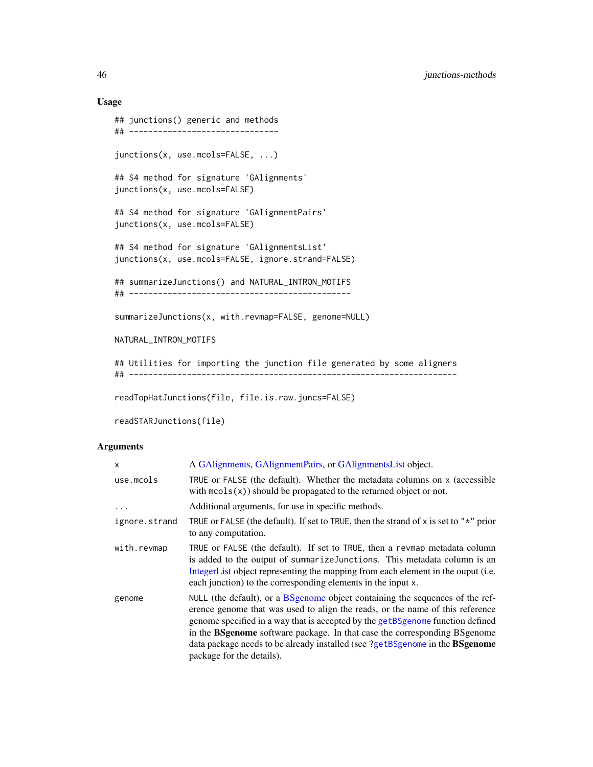## Usage

```
## junctions() generic and methods
## -------------------------------

junctions(x, use.mcols=FALSE, ...)

## S4 method for signature 'GAlignments'
junctions(x, use.mcols=FALSE)

## S4 method for signature 'GAlignmentPairs'
junctions(x, use.mcols=FALSE)

## S4 method for signature 'GAlignmentsList'
junctions(x, use.mcols=FALSE, ignore.strand=FALSE)

## summarizeJunctions() and NATURAL_INTRON_MOTIFS
## ---------------------------------------------

summarizeJunctions(x, with.revmap=FALSE, genome=NULL)

NATURAL_INTRON_MOTIFS

## Utilities for importing the junction file generated by some aligners
## --------------------------------------------------------------------

readTopHatJunctions(file, file.is.raw.juncs=FALSE)

readSTARJunctions(file)
```

## Arguments

| | |
|---|---|
| `x` | A GAlignments, GAlignmentPairs, or GAlignmentsList object. |
| `use.mcols` | `TRUE` or `FALSE` (the default). Whether the metadata columns on `x` (accessible with `mcols(x)`) should be propagated to the returned object or not. |
| `...` | Additional arguments, for use in specific methods. |
| `ignore.strand` | `TRUE` or `FALSE` (the default). If set to `TRUE`, then the strand of `x` is set to `"*"` prior to any computation. |
| `with.revmap` | `TRUE` or `FALSE` (the default). If set to `TRUE`, then a `revmap` metadata column is added to the output of `summarizeJunctions`. This metadata column is an IntegerList object representing the mapping from each element in the ouput (i.e. each junction) to the corresponding elements in the input `x`. |
| `genome` | `NULL` (the default), or a BSgenome object containing the sequences of the reference genome that was used to align the reads, or the name of this reference genome specified in a way that is accepted by the `getBSgenome` function defined in the **BSgenome** software package. In that case the corresponding BSgenome data package needs to be already installed (see `?getBSgenome` in the **BSgenome** package for the details). |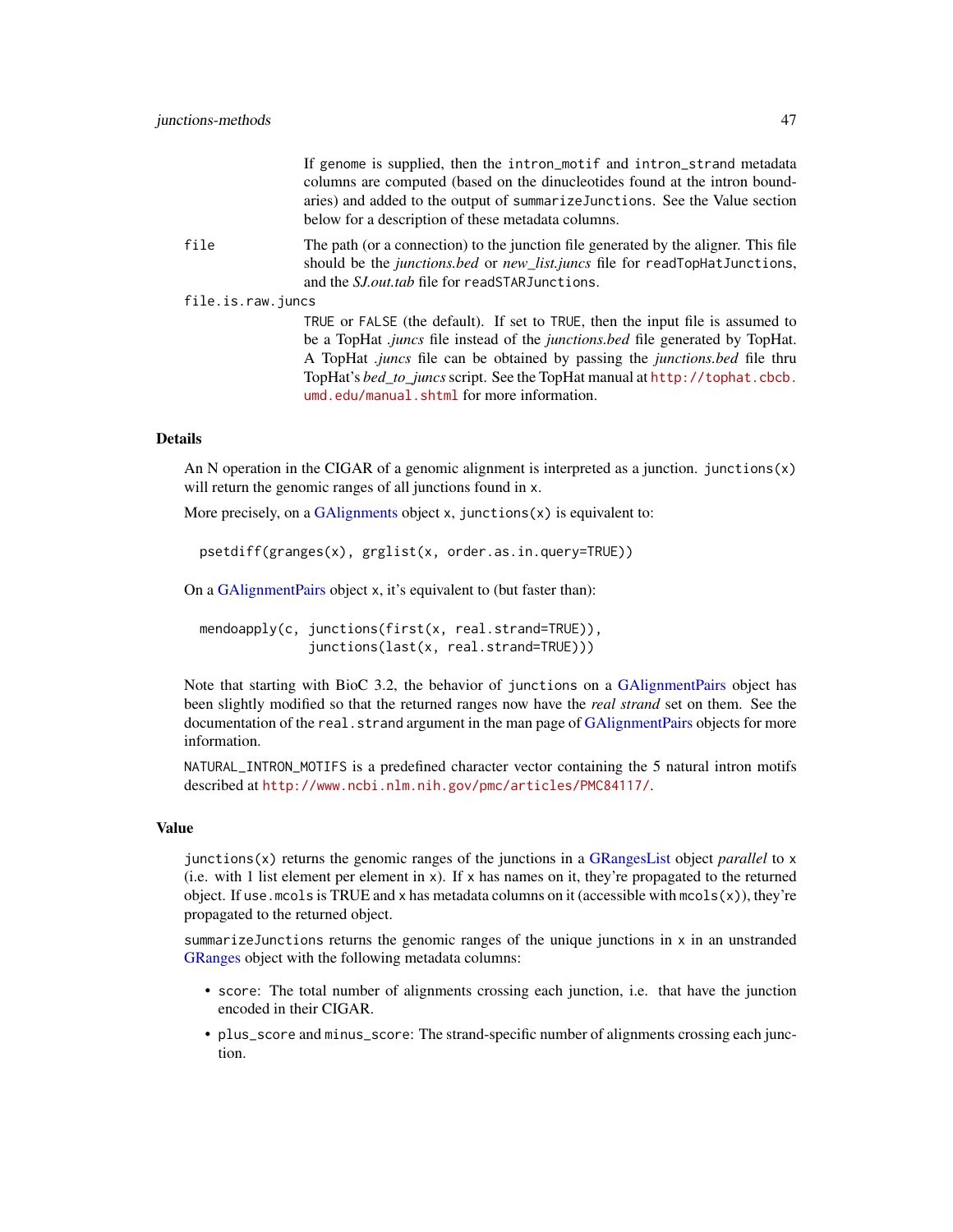If `genome` is supplied, then the `intron_motif` and `intron_strand` metadata columns are computed (based on the dinucleotides found at the intron boundaries) and added to the output of `summarizeJunctions`. See the Value section below for a description of these metadata columns.

`file` The path (or a connection) to the junction file generated by the aligner. This file should be the *junctions.bed* or *new_list.juncs* file for `readTopHatJunctions`, and the *SJ.out.tab* file for `readSTARJunctions`.

`file.is.raw.juncs`
`TRUE` or `FALSE` (the default). If set to `TRUE`, then the input file is assumed to be a TopHat *.juncs* file instead of the *junctions.bed* file generated by TopHat. A TopHat *.juncs* file can be obtained by passing the *junctions.bed* file thru TopHat's *bed_to_juncs* script. See the TopHat manual at http://tophat.cbcb.umd.edu/manual.shtml for more information.

### Details

An N operation in the CIGAR of a genomic alignment is interpreted as a junction. `junctions(x)` will return the genomic ranges of all junctions found in `x`.

More precisely, on a GAlignments object `x`, `junctions(x)` is equivalent to:

```
psetdiff(granges(x), grglist(x, order.as.in.query=TRUE))
```

On a GAlignmentPairs object `x`, it's equivalent to (but faster than):

```
mendoapply(c, junctions(first(x, real.strand=TRUE)),
              junctions(last(x, real.strand=TRUE)))
```

Note that starting with BioC 3.2, the behavior of `junctions` on a GAlignmentPairs object has been slightly modified so that the returned ranges now have the *real strand* set on them. See the documentation of the `real.strand` argument in the man page of GAlignmentPairs objects for more information.

`NATURAL_INTRON_MOTIFS` is a predefined character vector containing the 5 natural intron motifs described at http://www.ncbi.nlm.nih.gov/pmc/articles/PMC84117/.

### Value

`junctions(x)` returns the genomic ranges of the junctions in a GRangesList object *parallel* to `x` (i.e. with 1 list element per element in `x`). If `x` has names on it, they're propagated to the returned object. If `use.mcols` is TRUE and `x` has metadata columns on it (accessible with `mcols(x)`), they're propagated to the returned object.

`summarizeJunctions` returns the genomic ranges of the unique junctions in `x` in an unstranded GRanges object with the following metadata columns:

- `score`: The total number of alignments crossing each junction, i.e. that have the junction encoded in their CIGAR.
- `plus_score` and `minus_score`: The strand-specific number of alignments crossing each junction.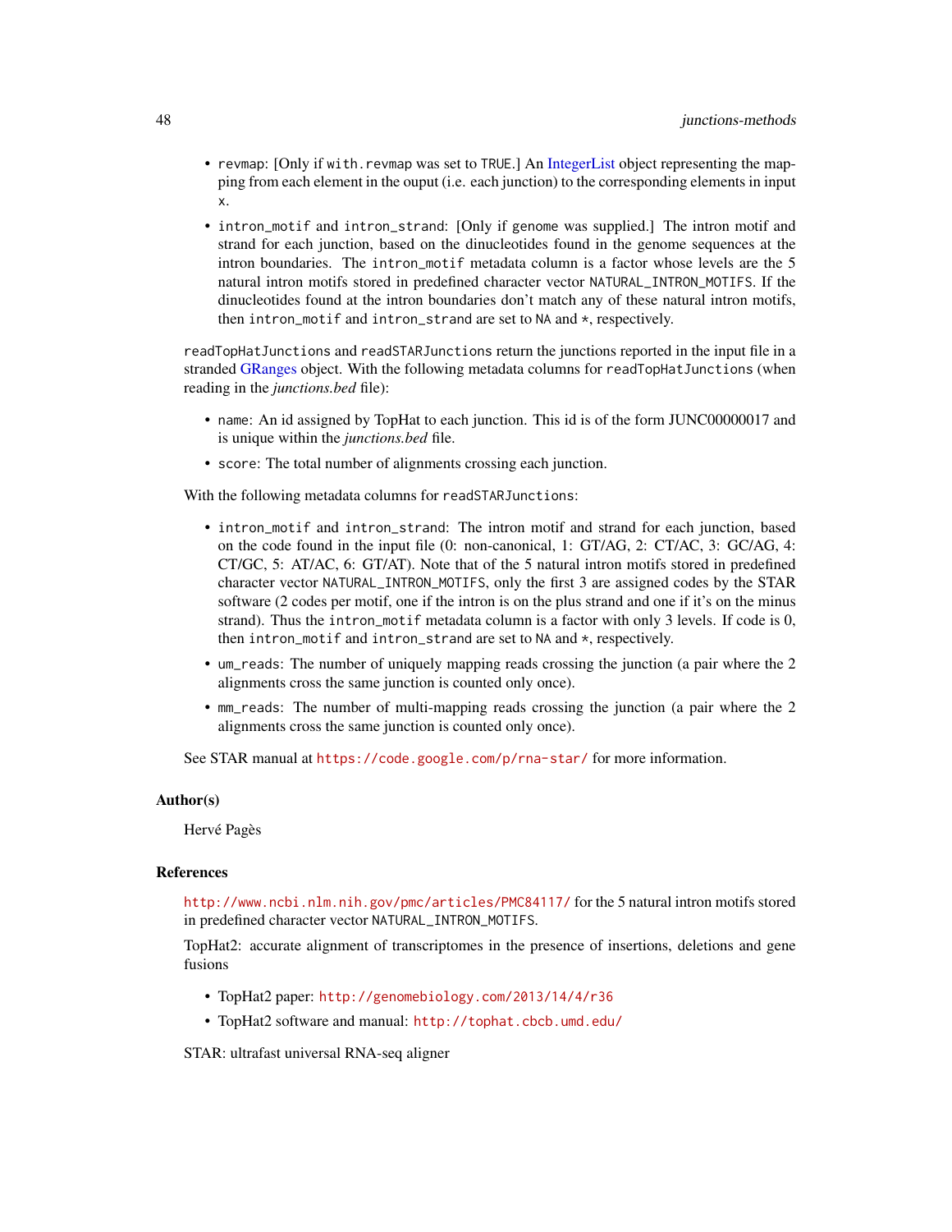- `revmap`: [Only if `with.revmap` was set to `TRUE`.] An IntegerList object representing the mapping from each element in the ouput (i.e. each junction) to the corresponding elements in input `x`.
- `intron_motif` and `intron_strand`: [Only if `genome` was supplied.] The intron motif and strand for each junction, based on the dinucleotides found in the genome sequences at the intron boundaries. The `intron_motif` metadata column is a factor whose levels are the 5 natural intron motifs stored in predefined character vector `NATURAL_INTRON_MOTIFS`. If the dinucleotides found at the intron boundaries don't match any of these natural intron motifs, then `intron_motif` and `intron_strand` are set to `NA` and `*`, respectively.

`readTopHatJunctions` and `readSTARJunctions` return the junctions reported in the input file in a stranded GRanges object. With the following metadata columns for `readTopHatJunctions` (when reading in the *junctions.bed* file):

- `name`: An id assigned by TopHat to each junction. This id is of the form JUNC00000017 and is unique within the *junctions.bed* file.
- `score`: The total number of alignments crossing each junction.

With the following metadata columns for `readSTARJunctions`:

- `intron_motif` and `intron_strand`: The intron motif and strand for each junction, based on the code found in the input file (0: non-canonical, 1: GT/AG, 2: CT/AC, 3: GC/AG, 4: CT/GC, 5: AT/AC, 6: GT/AT). Note that of the 5 natural intron motifs stored in predefined character vector `NATURAL_INTRON_MOTIFS`, only the first 3 are assigned codes by the STAR software (2 codes per motif, one if the intron is on the plus strand and one if it's on the minus strand). Thus the `intron_motif` metadata column is a factor with only 3 levels. If code is 0, then `intron_motif` and `intron_strand` are set to `NA` and `*`, respectively.
- `um_reads`: The number of uniquely mapping reads crossing the junction (a pair where the 2 alignments cross the same junction is counted only once).
- `mm_reads`: The number of multi-mapping reads crossing the junction (a pair where the 2 alignments cross the same junction is counted only once).

See STAR manual at https://code.google.com/p/rna-star/ for more information.

### Author(s)

Hervé Pagès

### References

http://www.ncbi.nlm.nih.gov/pmc/articles/PMC84117/ for the 5 natural intron motifs stored in predefined character vector `NATURAL_INTRON_MOTIFS`.

TopHat2: accurate alignment of transcriptomes in the presence of insertions, deletions and gene fusions

- TopHat2 paper: http://genomebiology.com/2013/14/4/r36
- TopHat2 software and manual: http://tophat.cbcb.umd.edu/

STAR: ultrafast universal RNA-seq aligner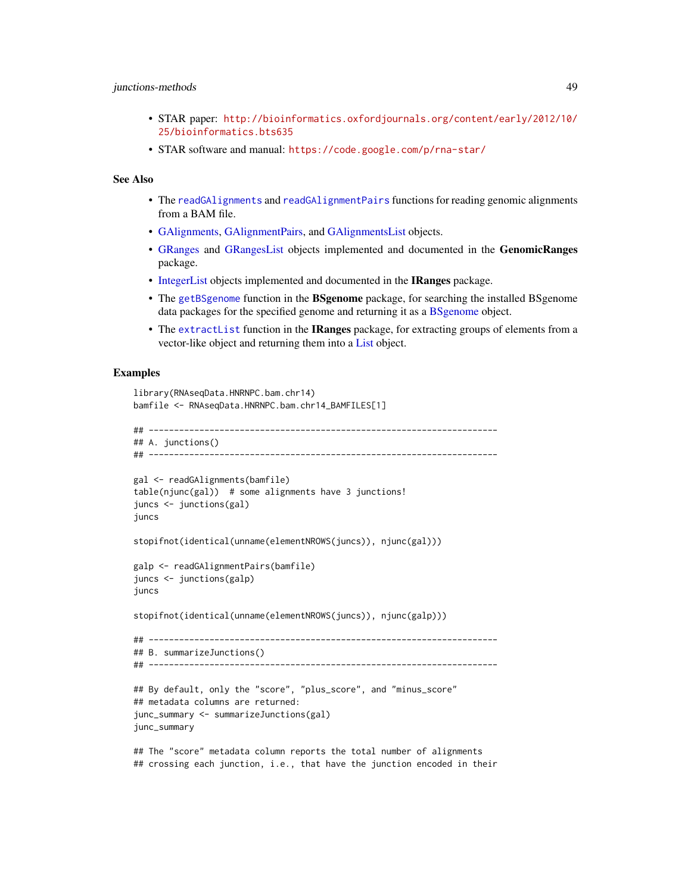- STAR paper: http://bioinformatics.oxfordjournals.org/content/early/2012/10/25/bioinformatics.bts635
- STAR software and manual: https://code.google.com/p/rna-star/

## See Also

- The `readGAlignments` and `readGAlignmentPairs` functions for reading genomic alignments from a BAM file.
- GAlignments, GAlignmentPairs, and GAlignmentsList objects.
- GRanges and GRangesList objects implemented and documented in the **GenomicRanges** package.
- IntegerList objects implemented and documented in the **IRanges** package.
- The `getBSgenome` function in the **BSgenome** package, for searching the installed BSgenome data packages for the specified genome and returning it as a BSgenome object.
- The `extractList` function in the **IRanges** package, for extracting groups of elements from a vector-like object and returning them into a List object.

## Examples

```
library(RNAseqData.HNRNPC.bam.chr14)
bamfile <- RNAseqData.HNRNPC.bam.chr14_BAMFILES[1]

## ---------------------------------------------------------------------
## A. junctions()
## ---------------------------------------------------------------------

gal <- readGAlignments(bamfile)
table(njunc(gal))  # some alignments have 3 junctions!
juncs <- junctions(gal)
juncs

stopifnot(identical(unname(elementNROWS(juncs)), njunc(gal)))

galp <- readGAlignmentPairs(bamfile)
juncs <- junctions(galp)
juncs

stopifnot(identical(unname(elementNROWS(juncs)), njunc(galp)))

## ---------------------------------------------------------------------
## B. summarizeJunctions()
## ---------------------------------------------------------------------

## By default, only the "score", "plus_score", and "minus_score"
## metadata columns are returned:
junc_summary <- summarizeJunctions(gal)
junc_summary

## The "score" metadata column reports the total number of alignments
## crossing each junction, i.e., that have the junction encoded in their
```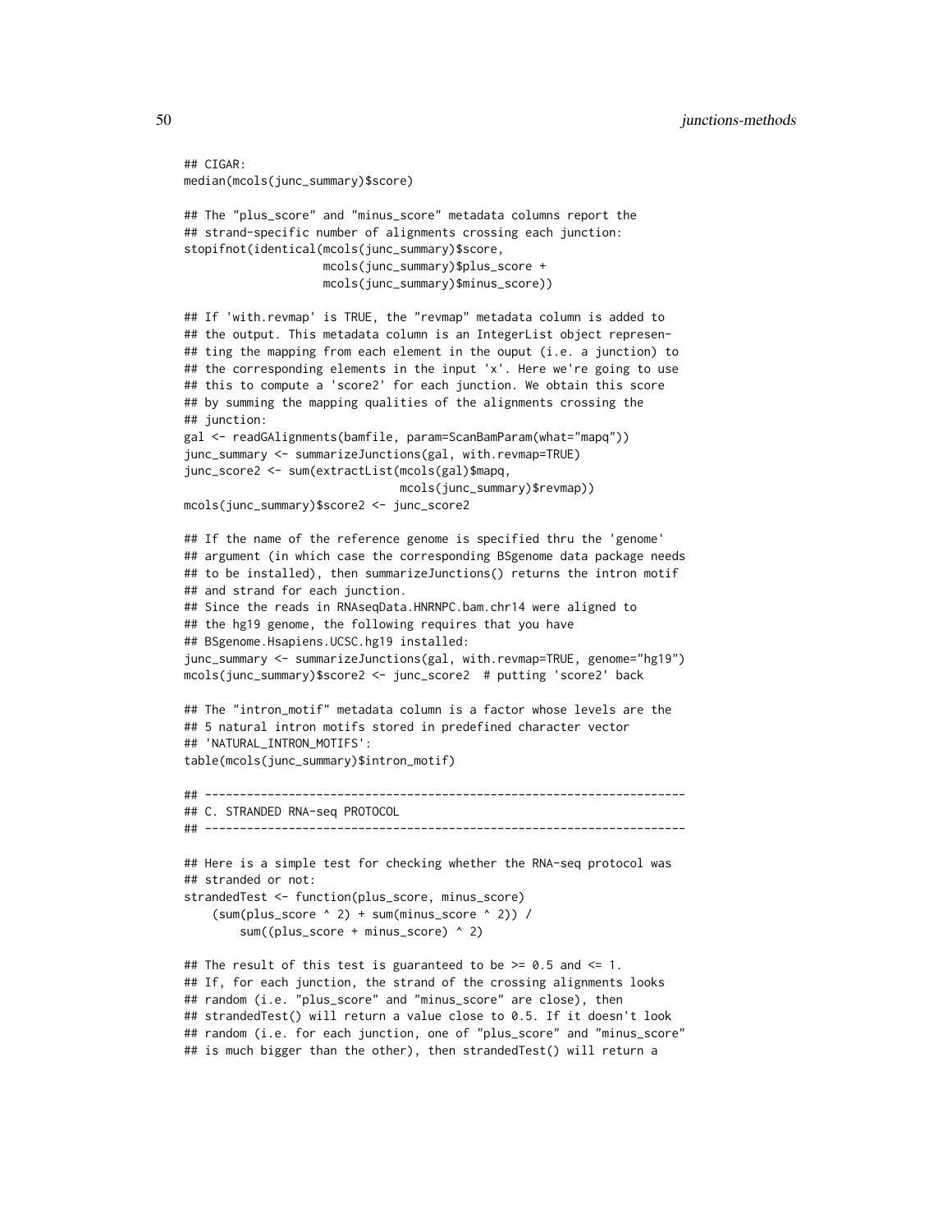```
## CIGAR:
median(mcols(junc_summary)$score)

## The "plus_score" and "minus_score" metadata columns report the
## strand-specific number of alignments crossing each junction:
stopifnot(identical(mcols(junc_summary)$score,
                    mcols(junc_summary)$plus_score +
                    mcols(junc_summary)$minus_score))

## If 'with.revmap' is TRUE, the "revmap" metadata column is added to
## the output. This metadata column is an IntegerList object represen-
## ting the mapping from each element in the ouput (i.e. a junction) to
## the corresponding elements in the input 'x'. Here we're going to use
## this to compute a 'score2' for each junction. We obtain this score
## by summing the mapping qualities of the alignments crossing the
## junction:
gal <- readGAlignments(bamfile, param=ScanBamParam(what="mapq"))
junc_summary <- summarizeJunctions(gal, with.revmap=TRUE)
junc_score2 <- sum(extractList(mcols(gal)$mapq,
                               mcols(junc_summary)$revmap))
mcols(junc_summary)$score2 <- junc_score2

## If the name of the reference genome is specified thru the 'genome'
## argument (in which case the corresponding BSgenome data package needs
## to be installed), then summarizeJunctions() returns the intron motif
## and strand for each junction.
## Since the reads in RNAseqData.HNRNPC.bam.chr14 were aligned to
## the hg19 genome, the following requires that you have
## BSgenome.Hsapiens.UCSC.hg19 installed:
junc_summary <- summarizeJunctions(gal, with.revmap=TRUE, genome="hg19")
mcols(junc_summary)$score2 <- junc_score2  # putting 'score2' back

## The "intron_motif" metadata column is a factor whose levels are the
## 5 natural intron motifs stored in predefined character vector
## 'NATURAL_INTRON_MOTIFS':
table(mcols(junc_summary)$intron_motif)

## ---------------------------------------------------------------------
## C. STRANDED RNA-seq PROTOCOL
## ---------------------------------------------------------------------

## Here is a simple test for checking whether the RNA-seq protocol was
## stranded or not:
strandedTest <- function(plus_score, minus_score)
    (sum(plus_score ^ 2) + sum(minus_score ^ 2)) /
        sum((plus_score + minus_score) ^ 2)

## The result of this test is guaranteed to be >= 0.5 and <= 1.
## If, for each junction, the strand of the crossing alignments looks
## random (i.e. "plus_score" and "minus_score" are close), then
## strandedTest() will return a value close to 0.5. If it doesn't look
## random (i.e. for each junction, one of "plus_score" and "minus_score"
## is much bigger than the other), then strandedTest() will return a
```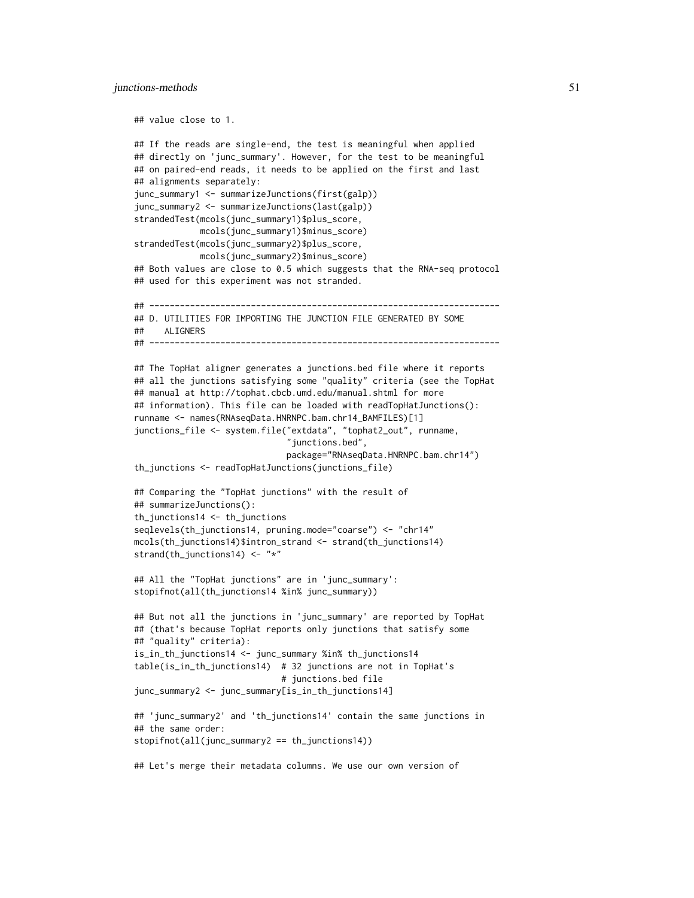```
## value close to 1.

## If the reads are single-end, the test is meaningful when applied
## directly on 'junc_summary'. However, for the test to be meaningful
## on paired-end reads, it needs to be applied on the first and last
## alignments separately:
junc_summary1 <- summarizeJunctions(first(galp))
junc_summary2 <- summarizeJunctions(last(galp))
strandedTest(mcols(junc_summary1)$plus_score,
             mcols(junc_summary1)$minus_score)
strandedTest(mcols(junc_summary2)$plus_score,
             mcols(junc_summary2)$minus_score)
## Both values are close to 0.5 which suggests that the RNA-seq protocol
## used for this experiment was not stranded.

## ---------------------------------------------------------------------
## D. UTILITIES FOR IMPORTING THE JUNCTION FILE GENERATED BY SOME
##    ALIGNERS
## ---------------------------------------------------------------------

## The TopHat aligner generates a junctions.bed file where it reports
## all the junctions satisfying some "quality" criteria (see the TopHat
## manual at http://tophat.cbcb.umd.edu/manual.shtml for more
## information). This file can be loaded with readTopHatJunctions():
runname <- names(RNAseqData.HNRNPC.bam.chr14_BAMFILES)[1]
junctions_file <- system.file("extdata", "tophat2_out", runname,
                              "junctions.bed",
                              package="RNAseqData.HNRNPC.bam.chr14")
th_junctions <- readTopHatJunctions(junctions_file)

## Comparing the "TopHat junctions" with the result of
## summarizeJunctions():
th_junctions14 <- th_junctions
seqlevels(th_junctions14, pruning.mode="coarse") <- "chr14"
mcols(th_junctions14)$intron_strand <- strand(th_junctions14)
strand(th_junctions14) <- "*"

## All the "TopHat junctions" are in 'junc_summary':
stopifnot(all(th_junctions14 %in% junc_summary))

## But not all the junctions in 'junc_summary' are reported by TopHat
## (that's because TopHat reports only junctions that satisfy some
## "quality" criteria):
is_in_th_junctions14 <- junc_summary %in% th_junctions14
table(is_in_th_junctions14)  # 32 junctions are not in TopHat's
                             # junctions.bed file
junc_summary2 <- junc_summary[is_in_th_junctions14]

## 'junc_summary2' and 'th_junctions14' contain the same junctions in
## the same order:
stopifnot(all(junc_summary2 == th_junctions14))

## Let's merge their metadata columns. We use our own version of
```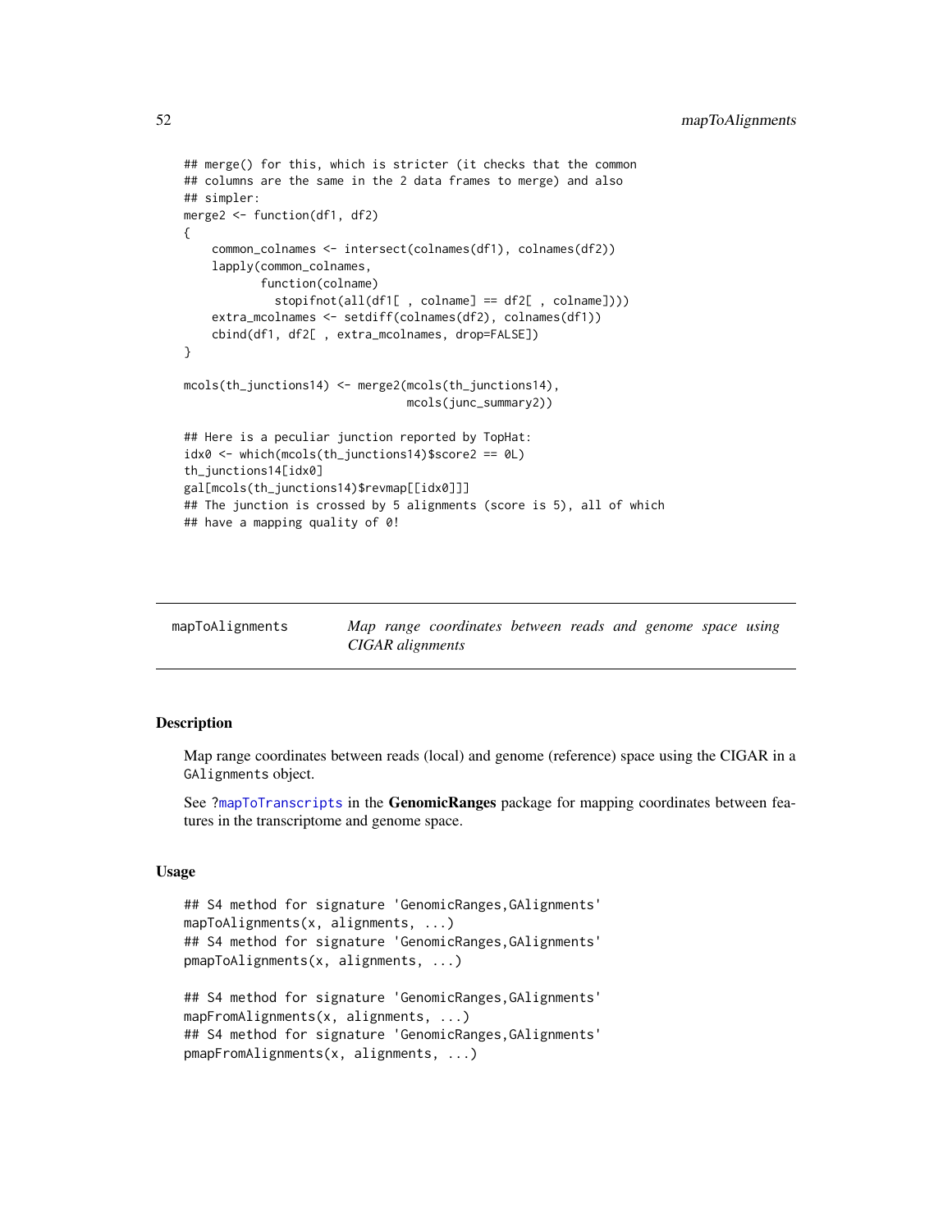```
## merge() for this, which is stricter (it checks that the common
## columns are the same in the 2 data frames to merge) and also
## simpler:
merge2 <- function(df1, df2)
{
    common_colnames <- intersect(colnames(df1), colnames(df2))
    lapply(common_colnames,
           function(colname)
             stopifnot(all(df1[ , colname] == df2[ , colname])))
    extra_mcolnames <- setdiff(colnames(df2), colnames(df1))
    cbind(df1, df2[ , extra_mcolnames, drop=FALSE])
}

mcols(th_junctions14) <- merge2(mcols(th_junctions14),
                                mcols(junc_summary2))

## Here is a peculiar junction reported by TopHat:
idx0 <- which(mcols(th_junctions14)$score2 == 0L)
th_junctions14[idx0]
gal[mcols(th_junctions14)$revmap[[idx0]]]
## The junction is crossed by 5 alignments (score is 5), all of which
## have a mapping quality of 0!
```

---

`mapToAlignments` *Map range coordinates between reads and genome space using CIGAR alignments*

---

## Description

Map range coordinates between reads (local) and genome (reference) space using the CIGAR in a `GAlignments` object.

See `?mapToTranscripts` in the **GenomicRanges** package for mapping coordinates between features in the transcriptome and genome space.

## Usage

```
## S4 method for signature 'GenomicRanges,GAlignments'
mapToAlignments(x, alignments, ...)
## S4 method for signature 'GenomicRanges,GAlignments'
pmapToAlignments(x, alignments, ...)

## S4 method for signature 'GenomicRanges,GAlignments'
mapFromAlignments(x, alignments, ...)
## S4 method for signature 'GenomicRanges,GAlignments'
pmapFromAlignments(x, alignments, ...)
```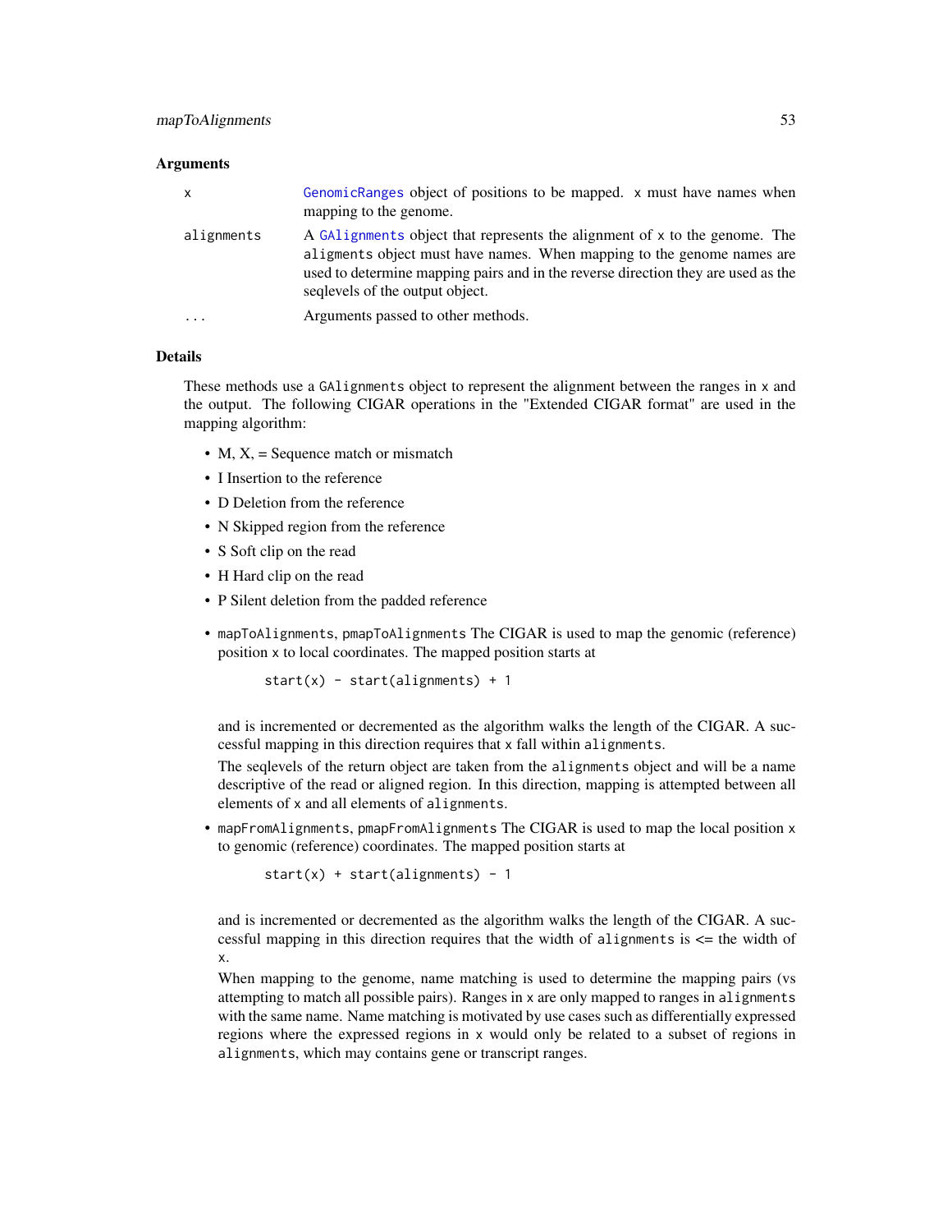### Arguments

| | |
|---|---|
| `x` | GenomicRanges object of positions to be mapped. `x` must have names when mapping to the genome. |
| `alignments` | A GAlignments object that represents the alignment of `x` to the genome. The `aligments` object must have names. When mapping to the genome names are used to determine mapping pairs and in the reverse direction they are used as the seqlevels of the output object. |
| `...` | Arguments passed to other methods. |

### Details

These methods use a `GAlignments` object to represent the alignment between the ranges in `x` and the output. The following CIGAR operations in the "Extended CIGAR format" are used in the mapping algorithm:

- M, X, = Sequence match or mismatch
- I Insertion to the reference
- D Deletion from the reference
- N Skipped region from the reference
- S Soft clip on the read
- H Hard clip on the read
- P Silent deletion from the padded reference

- `mapToAlignments`, `pmapToAlignments` The CIGAR is used to map the genomic (reference) position `x` to local coordinates. The mapped position starts at

  ```
  start(x) - start(alignments) + 1
  ```

  and is incremented or decremented as the algorithm walks the length of the CIGAR. A successful mapping in this direction requires that `x` fall within `alignments`.

  The seqlevels of the return object are taken from the `alignments` object and will be a name descriptive of the read or aligned region. In this direction, mapping is attempted between all elements of `x` and all elements of `alignments`.

- `mapFromAlignments`, `pmapFromAlignments` The CIGAR is used to map the local position `x` to genomic (reference) coordinates. The mapped position starts at

  ```
  start(x) + start(alignments) - 1
  ```

  and is incremented or decremented as the algorithm walks the length of the CIGAR. A successful mapping in this direction requires that the width of `alignments` is <= the width of `x`.

  When mapping to the genome, name matching is used to determine the mapping pairs (vs attempting to match all possible pairs). Ranges in `x` are only mapped to ranges in `alignments` with the same name. Name matching is motivated by use cases such as differentially expressed regions where the expressed regions in `x` would only be related to a subset of regions in `alignments`, which may contains gene or transcript ranges.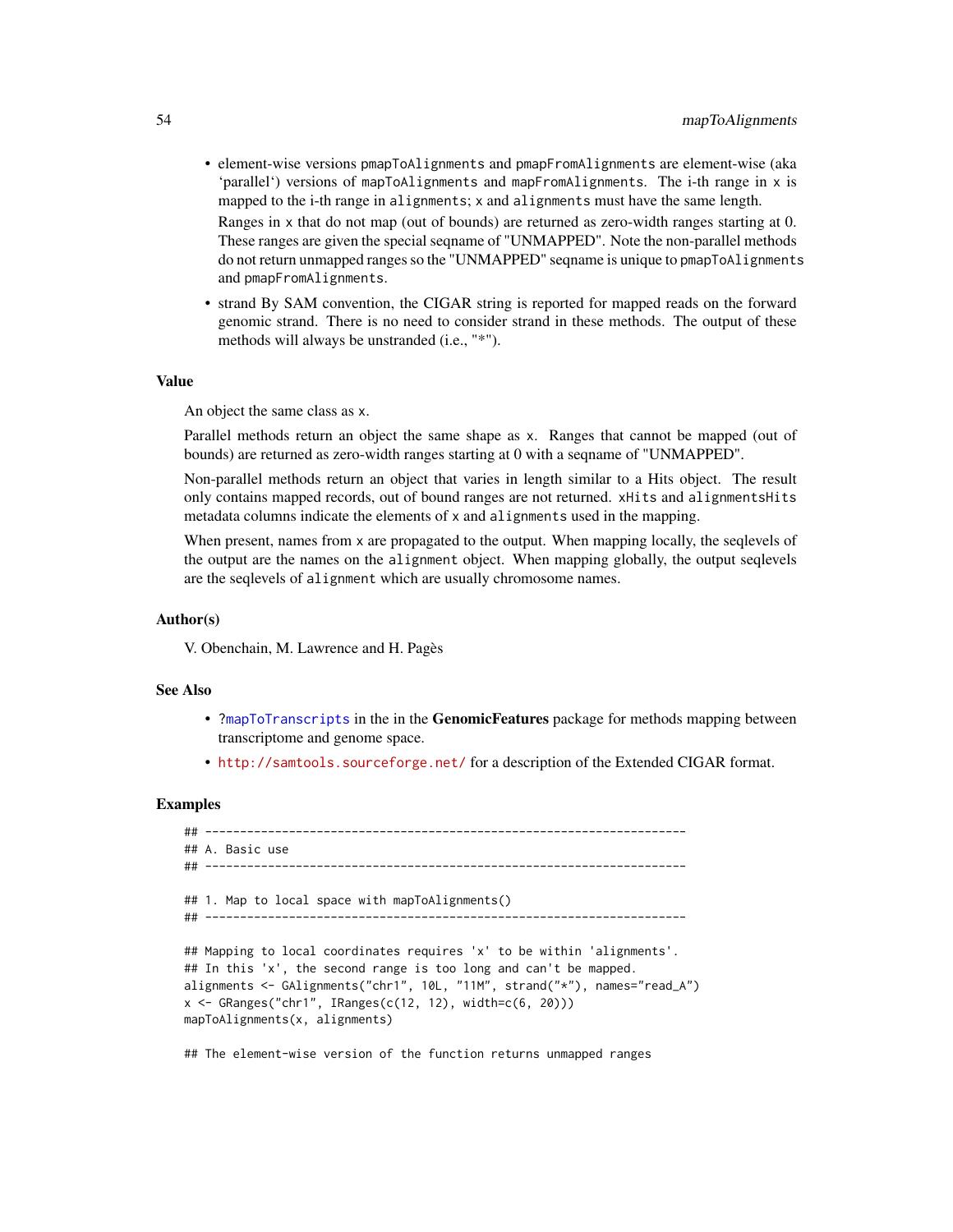- element-wise versions pmapToAlignments and pmapFromAlignments are element-wise (aka 'parallel') versions of mapToAlignments and mapFromAlignments. The i-th range in x is mapped to the i-th range in alignments; x and alignments must have the same length.

  Ranges in x that do not map (out of bounds) are returned as zero-width ranges starting at 0. These ranges are given the special seqname of "UNMAPPED". Note the non-parallel methods do not return unmapped ranges so the "UNMAPPED" seqname is unique to pmapToAlignments and pmapFromAlignments.

- strand By SAM convention, the CIGAR string is reported for mapped reads on the forward genomic strand. There is no need to consider strand in these methods. The output of these methods will always be unstranded (i.e., "*").

### Value

An object the same class as x.

Parallel methods return an object the same shape as x. Ranges that cannot be mapped (out of bounds) are returned as zero-width ranges starting at 0 with a seqname of "UNMAPPED".

Non-parallel methods return an object that varies in length similar to a Hits object. The result only contains mapped records, out of bound ranges are not returned. xHits and alignmentsHits metadata columns indicate the elements of x and alignments used in the mapping.

When present, names from x are propagated to the output. When mapping locally, the seqlevels of the output are the names on the alignment object. When mapping globally, the output seqlevels are the seqlevels of alignment which are usually chromosome names.

### Author(s)

V. Obenchain, M. Lawrence and H. Pagès

### See Also

- ?mapToTranscripts in the in the **GenomicFeatures** package for methods mapping between transcriptome and genome space.
- http://samtools.sourceforge.net/ for a description of the Extended CIGAR format.

### Examples

```
## ---------------------------------------------------------------------
## A. Basic use
## ---------------------------------------------------------------------

## 1. Map to local space with mapToAlignments()
## ---------------------------------------------------------------------

## Mapping to local coordinates requires 'x' to be within 'alignments'.
## In this 'x', the second range is too long and can't be mapped.
alignments <- GAlignments("chr1", 10L, "11M", strand("*"), names="read_A")
x <- GRanges("chr1", IRanges(c(12, 12), width=c(6, 20)))
mapToAlignments(x, alignments)

## The element-wise version of the function returns unmapped ranges
```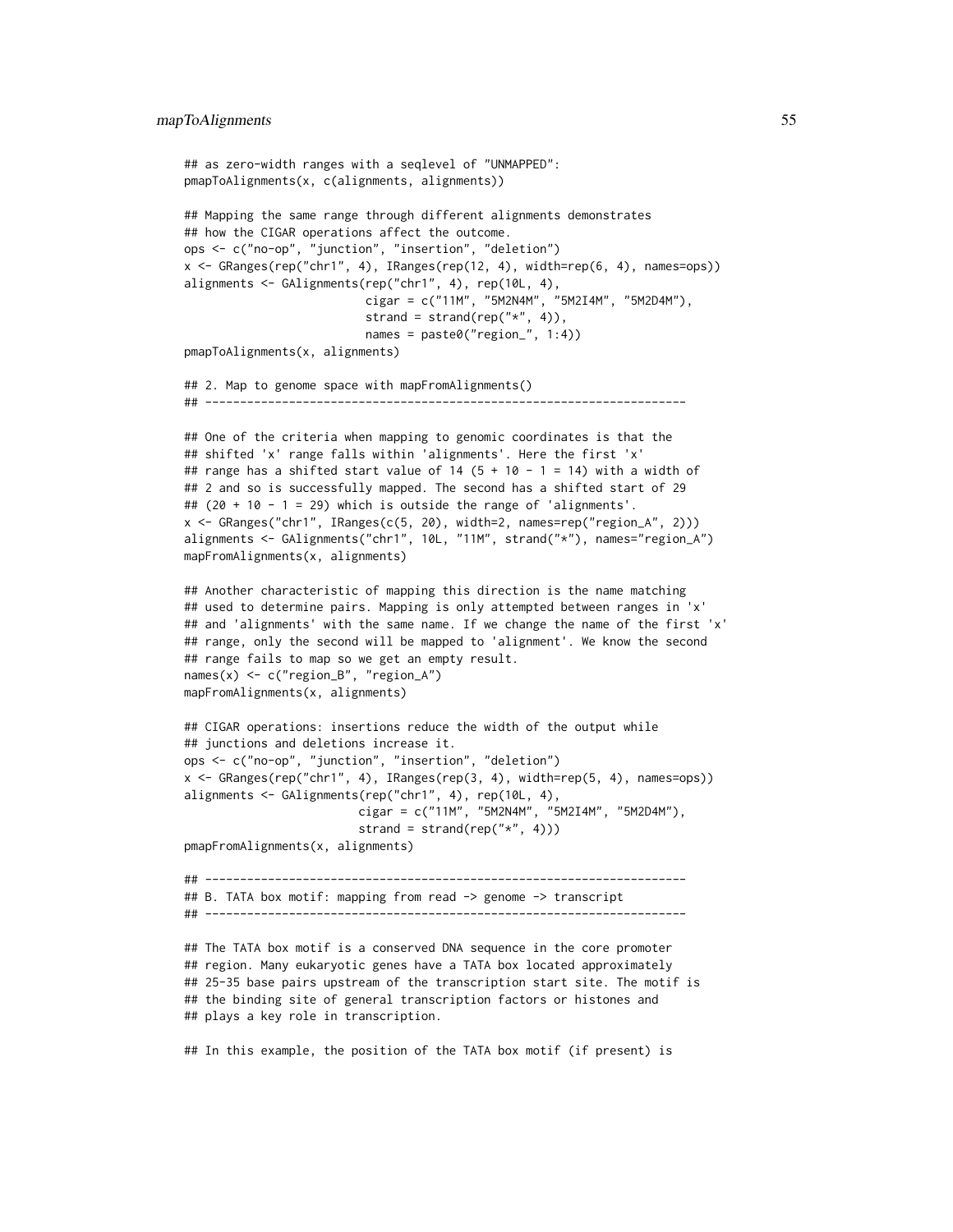```
## as zero-width ranges with a seqlevel of "UNMAPPED":
pmapToAlignments(x, c(alignments, alignments))

## Mapping the same range through different alignments demonstrates
## how the CIGAR operations affect the outcome.
ops <- c("no-op", "junction", "insertion", "deletion")
x <- GRanges(rep("chr1", 4), IRanges(rep(12, 4), width=rep(6, 4), names=ops))
alignments <- GAlignments(rep("chr1", 4), rep(10L, 4),
                          cigar = c("11M", "5M2N4M", "5M2I4M", "5M2D4M"),
                          strand = strand(rep("*", 4)),
                          names = paste0("region_", 1:4))
pmapToAlignments(x, alignments)

## 2. Map to genome space with mapFromAlignments()
## ---------------------------------------------------------------------

## One of the criteria when mapping to genomic coordinates is that the
## shifted 'x' range falls within 'alignments'. Here the first 'x'
## range has a shifted start value of 14 (5 + 10 - 1 = 14) with a width of
## 2 and so is successfully mapped. The second has a shifted start of 29
## (20 + 10 - 1 = 29) which is outside the range of 'alignments'.
x <- GRanges("chr1", IRanges(c(5, 20), width=2, names=rep("region_A", 2)))
alignments <- GAlignments("chr1", 10L, "11M", strand("*"), names="region_A")
mapFromAlignments(x, alignments)

## Another characteristic of mapping this direction is the name matching
## used to determine pairs. Mapping is only attempted between ranges in 'x'
## and 'alignments' with the same name. If we change the name of the first 'x'
## range, only the second will be mapped to 'alignment'. We know the second
## range fails to map so we get an empty result.
names(x) <- c("region_B", "region_A")
mapFromAlignments(x, alignments)

## CIGAR operations: insertions reduce the width of the output while
## junctions and deletions increase it.
ops <- c("no-op", "junction", "insertion", "deletion")
x <- GRanges(rep("chr1", 4), IRanges(rep(3, 4), width=rep(5, 4), names=ops))
alignments <- GAlignments(rep("chr1", 4), rep(10L, 4),
                         cigar = c("11M", "5M2N4M", "5M2I4M", "5M2D4M"),
                         strand = strand(rep("*", 4)))
pmapFromAlignments(x, alignments)

## ---------------------------------------------------------------------
## B. TATA box motif: mapping from read -> genome -> transcript
## ---------------------------------------------------------------------

## The TATA box motif is a conserved DNA sequence in the core promoter
## region. Many eukaryotic genes have a TATA box located approximately
## 25-35 base pairs upstream of the transcription start site. The motif is
## the binding site of general transcription factors or histones and
## plays a key role in transcription.

## In this example, the position of the TATA box motif (if present) is
```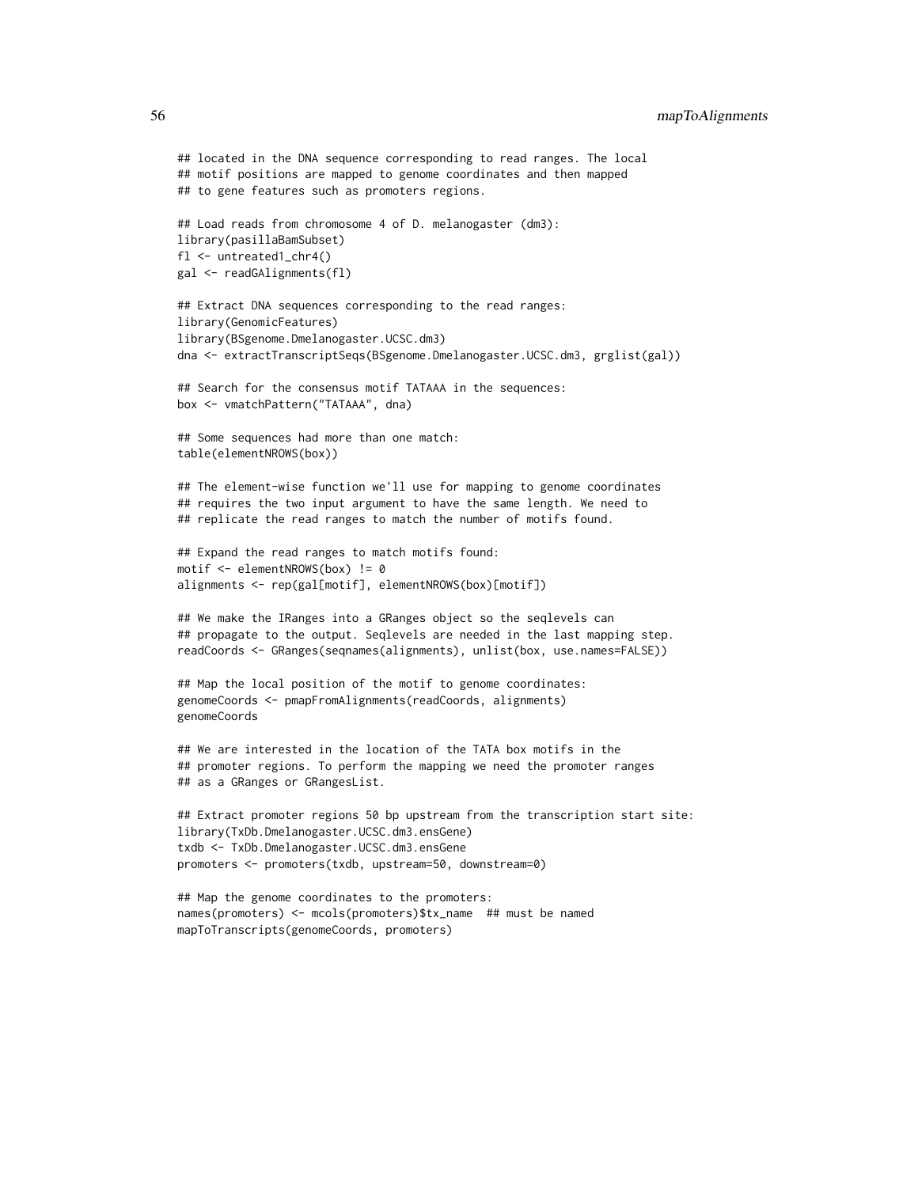```
## located in the DNA sequence corresponding to read ranges. The local
## motif positions are mapped to genome coordinates and then mapped
## to gene features such as promoters regions.

## Load reads from chromosome 4 of D. melanogaster (dm3):
library(pasillaBamSubset)
fl <- untreated1_chr4()
gal <- readGAlignments(fl)

## Extract DNA sequences corresponding to the read ranges:
library(GenomicFeatures)
library(BSgenome.Dmelanogaster.UCSC.dm3)
dna <- extractTranscriptSeqs(BSgenome.Dmelanogaster.UCSC.dm3, grglist(gal))

## Search for the consensus motif TATAAA in the sequences:
box <- vmatchPattern("TATAAA", dna)

## Some sequences had more than one match:
table(elementNROWS(box))

## The element-wise function we'll use for mapping to genome coordinates
## requires the two input argument to have the same length. We need to
## replicate the read ranges to match the number of motifs found.

## Expand the read ranges to match motifs found:
motif <- elementNROWS(box) != 0
alignments <- rep(gal[motif], elementNROWS(box)[motif])

## We make the IRanges into a GRanges object so the seqlevels can
## propagate to the output. Seqlevels are needed in the last mapping step.
readCoords <- GRanges(seqnames(alignments), unlist(box, use.names=FALSE))

## Map the local position of the motif to genome coordinates:
genomeCoords <- pmapFromAlignments(readCoords, alignments)
genomeCoords

## We are interested in the location of the TATA box motifs in the
## promoter regions. To perform the mapping we need the promoter ranges
## as a GRanges or GRangesList.

## Extract promoter regions 50 bp upstream from the transcription start site:
library(TxDb.Dmelanogaster.UCSC.dm3.ensGene)
txdb <- TxDb.Dmelanogaster.UCSC.dm3.ensGene
promoters <- promoters(txdb, upstream=50, downstream=0)

## Map the genome coordinates to the promoters:
names(promoters) <- mcols(promoters)$tx_name  ## must be named
mapToTranscripts(genomeCoords, promoters)
```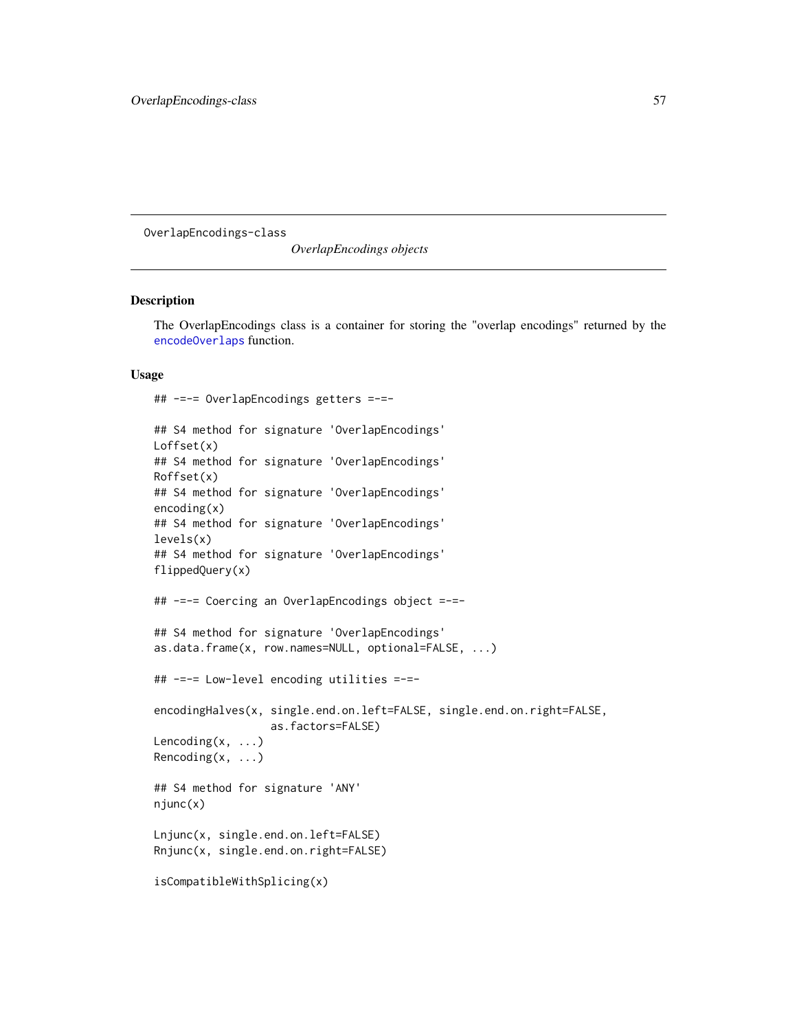OverlapEncodings-class

*OverlapEncodings objects*

## Description

The OverlapEncodings class is a container for storing the "overlap encodings" returned by the encodeOverlaps function.

## Usage

```
## -=-= OverlapEncodings getters =-=-

## S4 method for signature 'OverlapEncodings'
Loffset(x)
## S4 method for signature 'OverlapEncodings'
Roffset(x)
## S4 method for signature 'OverlapEncodings'
encoding(x)
## S4 method for signature 'OverlapEncodings'
levels(x)
## S4 method for signature 'OverlapEncodings'
flippedQuery(x)

## -=-= Coercing an OverlapEncodings object =-=-

## S4 method for signature 'OverlapEncodings'
as.data.frame(x, row.names=NULL, optional=FALSE, ...)

## -=-= Low-level encoding utilities =-=-

encodingHalves(x, single.end.on.left=FALSE, single.end.on.right=FALSE,
                  as.factors=FALSE)
Lencoding(x, ...)
Rencoding(x, ...)

## S4 method for signature 'ANY'
njunc(x)

Lnjunc(x, single.end.on.left=FALSE)
Rnjunc(x, single.end.on.right=FALSE)

isCompatibleWithSplicing(x)
```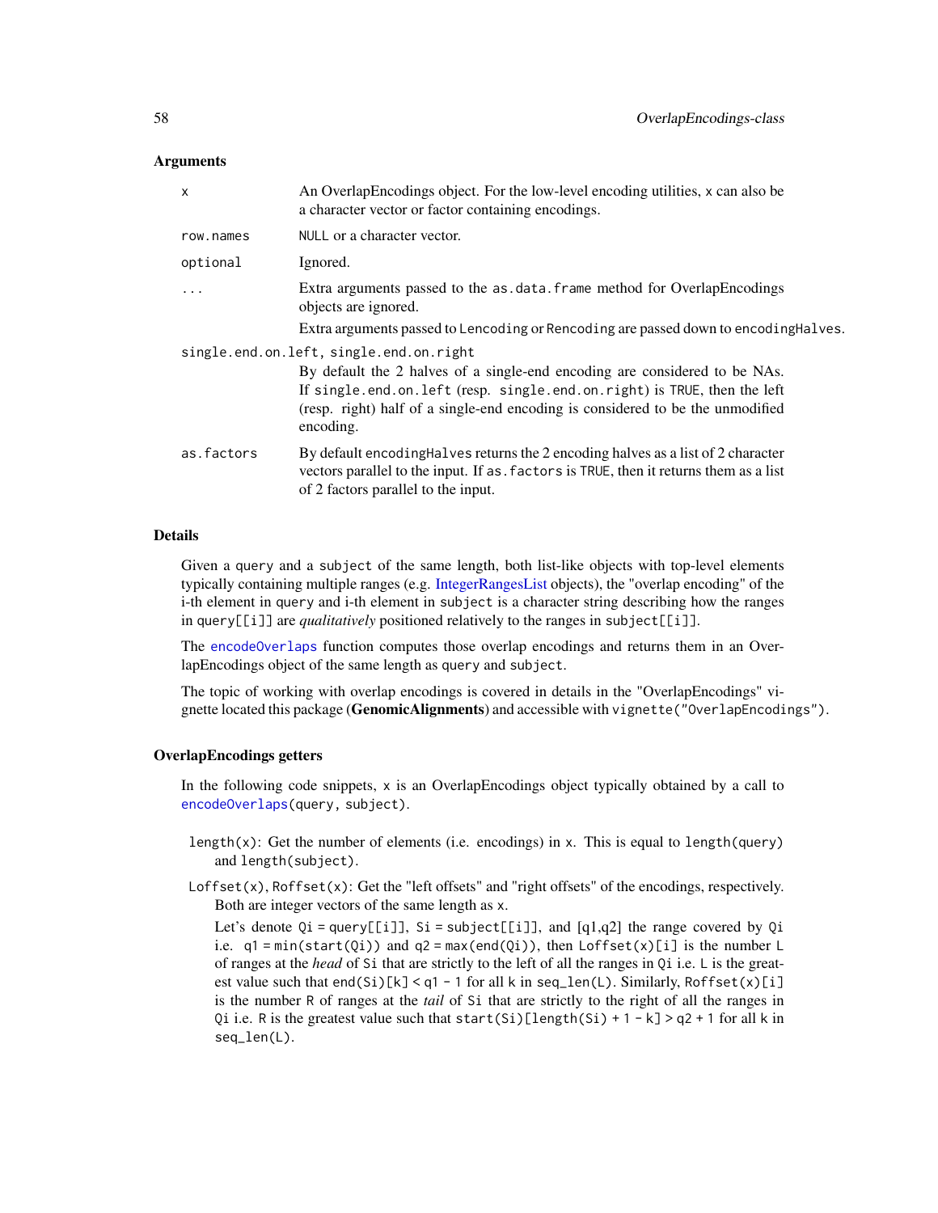## Arguments

- `x` — An OverlapEncodings object. For the low-level encoding utilities, `x` can also be a character vector or factor containing encodings.
- `row.names` — `NULL` or a character vector.
- `optional` — Ignored.
- `...` — Extra arguments passed to the `as.data.frame` method for OverlapEncodings objects are ignored.

  Extra arguments passed to `Lencoding` or `Rencoding` are passed down to `encodingHalves`.
- `single.end.on.left, single.end.on.right` — By default the 2 halves of a single-end encoding are considered to be NAs. If `single.end.on.left` (resp. `single.end.on.right`) is `TRUE`, then the left (resp. right) half of a single-end encoding is considered to be the unmodified encoding.
- `as.factors` — By default `encodingHalves` returns the 2 encoding halves as a list of 2 character vectors parallel to the input. If `as.factors` is `TRUE`, then it returns them as a list of 2 factors parallel to the input.

## Details

Given a `query` and a `subject` of the same length, both list-like objects with top-level elements typically containing multiple ranges (e.g. IntegerRangesList objects), the "overlap encoding" of the i-th element in `query` and i-th element in `subject` is a character string describing how the ranges in `query[[i]]` are *qualitatively* positioned relatively to the ranges in `subject[[i]]`.

The `encodeOverlaps` function computes those overlap encodings and returns them in an OverlapEncodings object of the same length as `query` and `subject`.

The topic of working with overlap encodings is covered in details in the "OverlapEncodings" vignette located this package (**GenomicAlignments**) and accessible with `vignette("OverlapEncodings")`.

## OverlapEncodings getters

In the following code snippets, `x` is an OverlapEncodings object typically obtained by a call to `encodeOverlaps(query, subject)`.

- `length(x)`: Get the number of elements (i.e. encodings) in `x`. This is equal to `length(query)` and `length(subject)`.
- `Loffset(x)`, `Roffset(x)`: Get the "left offsets" and "right offsets" of the encodings, respectively. Both are integer vectors of the same length as `x`.

  Let's denote `Qi = query[[i]]`, `Si = subject[[i]]`, and [q1,q2] the range covered by `Qi` i.e. `q1 = min(start(Qi))` and `q2 = max(end(Qi))`, then `Loffset(x)[i]` is the number `L` of ranges at the *head* of `Si` that are strictly to the left of all the ranges in `Qi` i.e. `L` is the greatest value such that `end(Si)[k] < q1 - 1` for all k in `seq_len(L)`. Similarly, `Roffset(x)[i]` is the number `R` of ranges at the *tail* of `Si` that are strictly to the right of all the ranges in `Qi` i.e. `R` is the greatest value such that `start(Si)[length(Si) + 1 - k] > q2 + 1` for all k in `seq_len(L)`.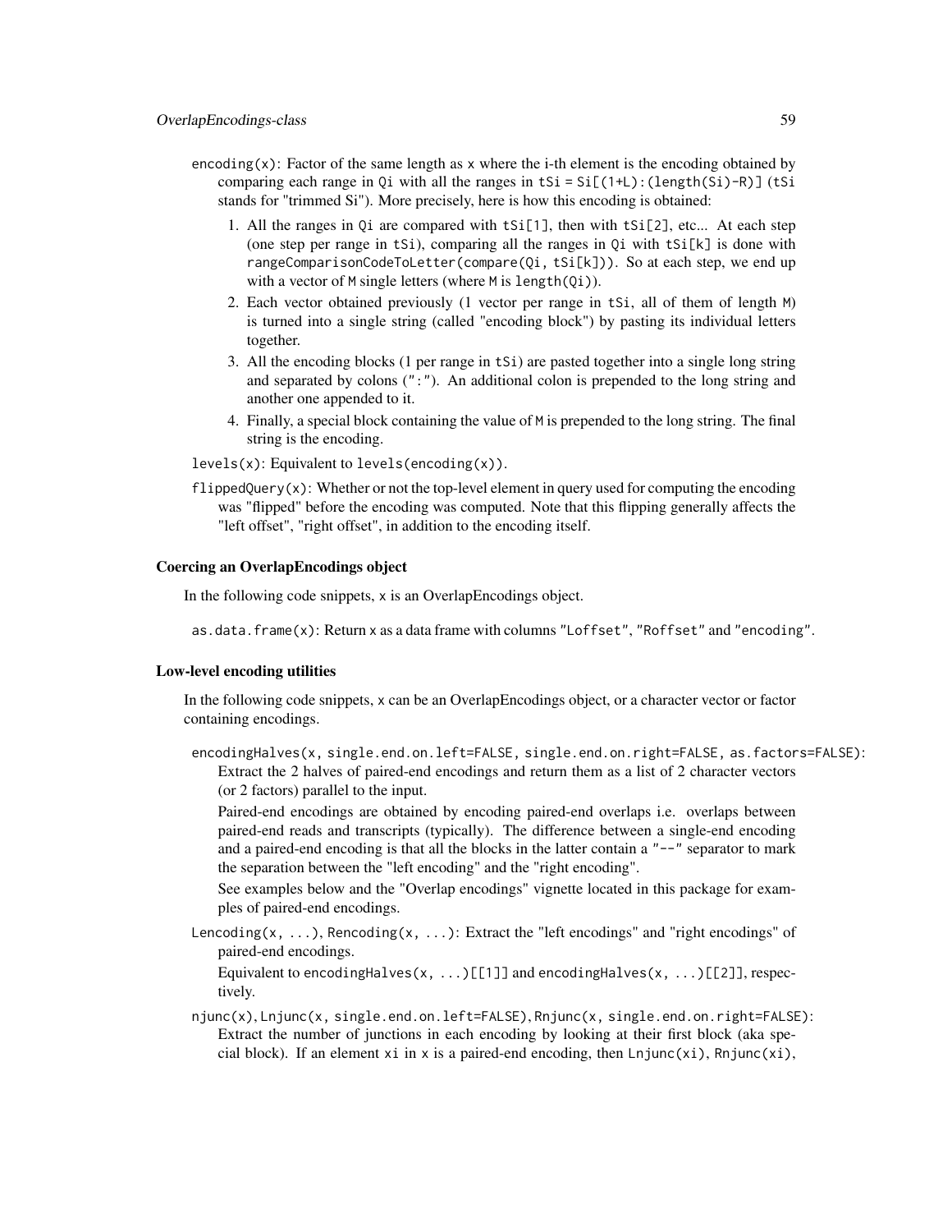`encoding(x)`: Factor of the same length as `x` where the i-th element is the encoding obtained by comparing each range in `Qi` with all the ranges in `tSi = Si[(1+L):(length(Si)-R)]` (`tSi` stands for "trimmed Si"). More precisely, here is how this encoding is obtained:

1. All the ranges in `Qi` are compared with `tSi[1]`, then with `tSi[2]`, etc... At each step (one step per range in `tSi`), comparing all the ranges in `Qi` with `tSi[k]` is done with `rangeComparisonCodeToLetter(compare(Qi, tSi[k]))`. So at each step, we end up with a vector of `M` single letters (where `M` is `length(Qi)`).
2. Each vector obtained previously (1 vector per range in `tSi`, all of them of length `M`) is turned into a single string (called "encoding block") by pasting its individual letters together.
3. All the encoding blocks (1 per range in `tSi`) are pasted together into a single long string and separated by colons (`":"`). An additional colon is prepended to the long string and another one appended to it.
4. Finally, a special block containing the value of `M` is prepended to the long string. The final string is the encoding.

`levels(x)`: Equivalent to `levels(encoding(x))`.

`flippedQuery(x)`: Whether or not the top-level element in query used for computing the encoding was "flipped" before the encoding was computed. Note that this flipping generally affects the "left offset", "right offset", in addition to the encoding itself.

### Coercing an OverlapEncodings object

In the following code snippets, `x` is an OverlapEncodings object.

`as.data.frame(x)`: Return `x` as a data frame with columns `"Loffset"`, `"Roffset"` and `"encoding"`.

### Low-level encoding utilities

In the following code snippets, `x` can be an OverlapEncodings object, or a character vector or factor containing encodings.

`encodingHalves(x, single.end.on.left=FALSE, single.end.on.right=FALSE, as.factors=FALSE)`: Extract the 2 halves of paired-end encodings and return them as a list of 2 character vectors (or 2 factors) parallel to the input.

Paired-end encodings are obtained by encoding paired-end overlaps i.e. overlaps between paired-end reads and transcripts (typically). The difference between a single-end encoding and a paired-end encoding is that all the blocks in the latter contain a `"--"` separator to mark the separation between the "left encoding" and the "right encoding".

See examples below and the "Overlap encodings" vignette located in this package for examples of paired-end encodings.

`Lencoding(x, ...)`, `Rencoding(x, ...)`: Extract the "left encodings" and "right encodings" of paired-end encodings.

Equivalent to `encodingHalves(x, ...)[[1]]` and `encodingHalves(x, ...)[[2]]`, respectively.

`njunc(x)`, `Lnjunc(x, single.end.on.left=FALSE)`, `Rnjunc(x, single.end.on.right=FALSE)`: Extract the number of junctions in each encoding by looking at their first block (aka special block). If an element `xi` in `x` is a paired-end encoding, then `Lnjunc(xi)`, `Rnjunc(xi)`,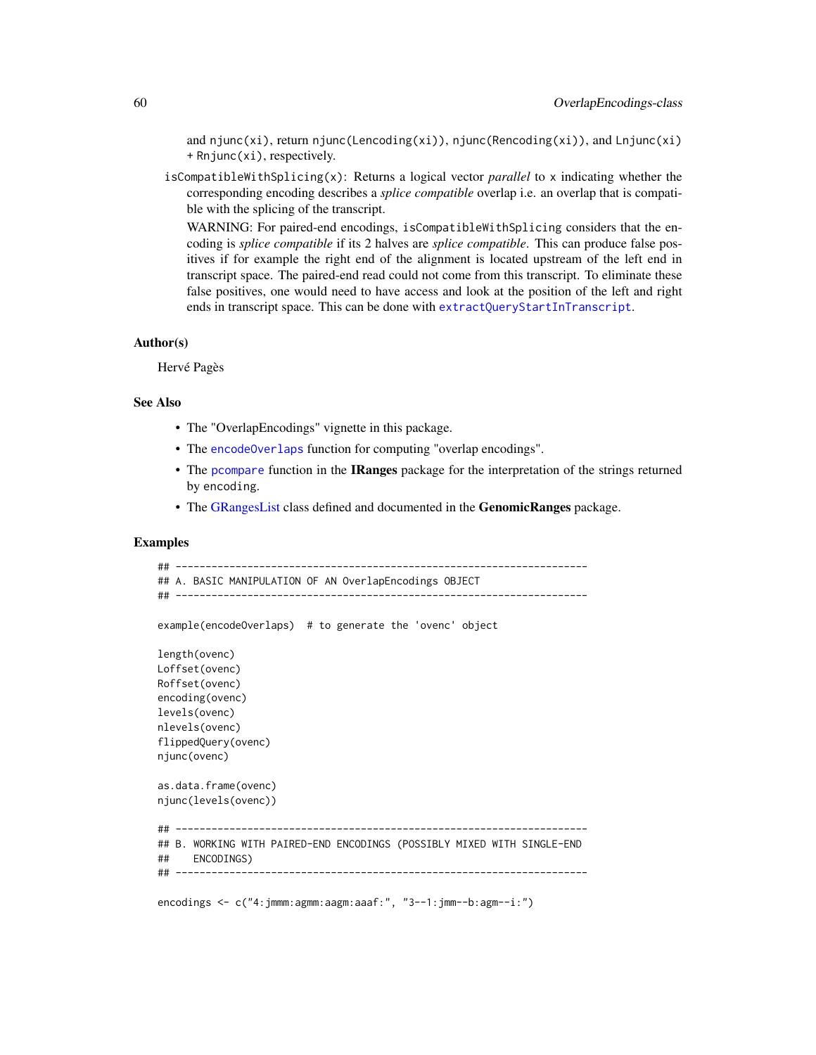and `njunc(xi)`, return `njunc(Lencoding(xi))`, `njunc(Rencoding(xi))`, and `Lnjunc(xi) + Rnjunc(xi)`, respectively.

`isCompatibleWithSplicing(x)`: Returns a logical vector *parallel* to `x` indicating whether the corresponding encoding describes a *splice compatible* overlap i.e. an overlap that is compatible with the splicing of the transcript.

WARNING: For paired-end encodings, `isCompatibleWithSplicing` considers that the encoding is *splice compatible* if its 2 halves are *splice compatible*. This can produce false positives if for example the right end of the alignment is located upstream of the left end in transcript space. The paired-end read could not come from this transcript. To eliminate these false positives, one would need to have access and look at the position of the left and right ends in transcript space. This can be done with `extractQueryStartInTranscript`.

## Author(s)

Hervé Pagès

## See Also

- The "OverlapEncodings" vignette in this package.
- The `encodeOverlaps` function for computing "overlap encodings".
- The `pcompare` function in the **IRanges** package for the interpretation of the strings returned by `encoding`.
- The GRangesList class defined and documented in the **GenomicRanges** package.

## Examples

```
## ---------------------------------------------------------------------
## A. BASIC MANIPULATION OF AN OverlapEncodings OBJECT
## ---------------------------------------------------------------------

example(encodeOverlaps)  # to generate the 'ovenc' object

length(ovenc)
Loffset(ovenc)
Roffset(ovenc)
encoding(ovenc)
levels(ovenc)
nlevels(ovenc)
flippedQuery(ovenc)
njunc(ovenc)

as.data.frame(ovenc)
njunc(levels(ovenc))

## ---------------------------------------------------------------------
## B. WORKING WITH PAIRED-END ENCODINGS (POSSIBLY MIXED WITH SINGLE-END
##    ENCODINGS)
## ---------------------------------------------------------------------

encodings <- c("4:jmmm:agmm:aagm:aaaf:", "3--1:jmm--b:agm--i:")
```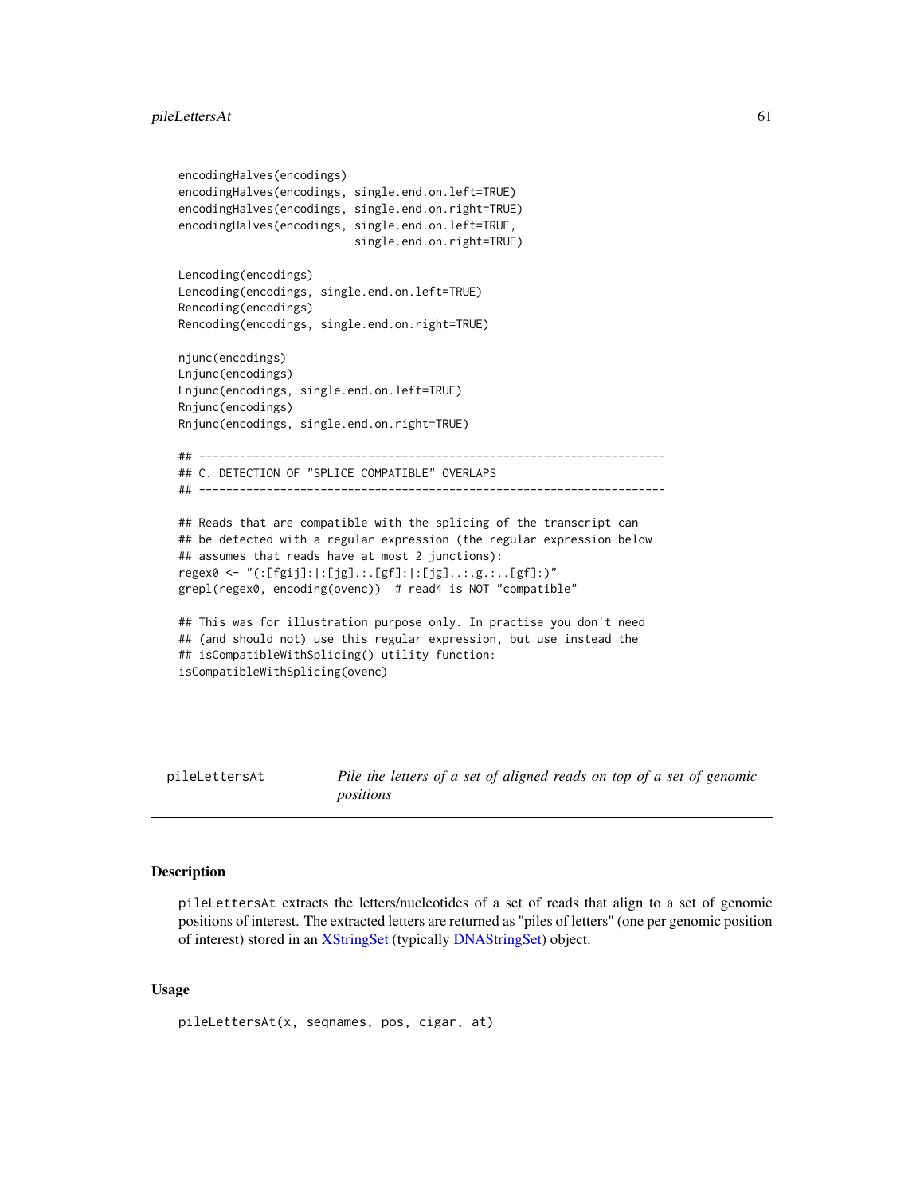```
encodingHalves(encodings)
encodingHalves(encodings, single.end.on.left=TRUE)
encodingHalves(encodings, single.end.on.right=TRUE)
encodingHalves(encodings, single.end.on.left=TRUE,
                          single.end.on.right=TRUE)

Lencoding(encodings)
Lencoding(encodings, single.end.on.left=TRUE)
Rencoding(encodings)
Rencoding(encodings, single.end.on.right=TRUE)

njunc(encodings)
Lnjunc(encodings)
Lnjunc(encodings, single.end.on.left=TRUE)
Rnjunc(encodings)
Rnjunc(encodings, single.end.on.right=TRUE)

## ---------------------------------------------------------------------
## C. DETECTION OF "SPLICE COMPATIBLE" OVERLAPS
## ---------------------------------------------------------------------

## Reads that are compatible with the splicing of the transcript can
## be detected with a regular expression (the regular expression below
## assumes that reads have at most 2 junctions):
regex0 <- "(:[fgij]:|:[jg].:.[gf]:|:[jg]..:.g.:..[gf]:)"
grepl(regex0, encoding(ovenc))  # read4 is NOT "compatible"

## This was for illustration purpose only. In practise you don't need
## (and should not) use this regular expression, but use instead the
## isCompatibleWithSplicing() utility function:
isCompatibleWithSplicing(ovenc)
```

---

**pileLettersAt** — *Pile the letters of a set of aligned reads on top of a set of genomic positions*

---

### Description

pileLettersAt extracts the letters/nucleotides of a set of reads that align to a set of genomic positions of interest. The extracted letters are returned as "piles of letters" (one per genomic position of interest) stored in an XStringSet (typically DNAStringSet) object.

### Usage

```
pileLettersAt(x, seqnames, pos, cigar, at)
```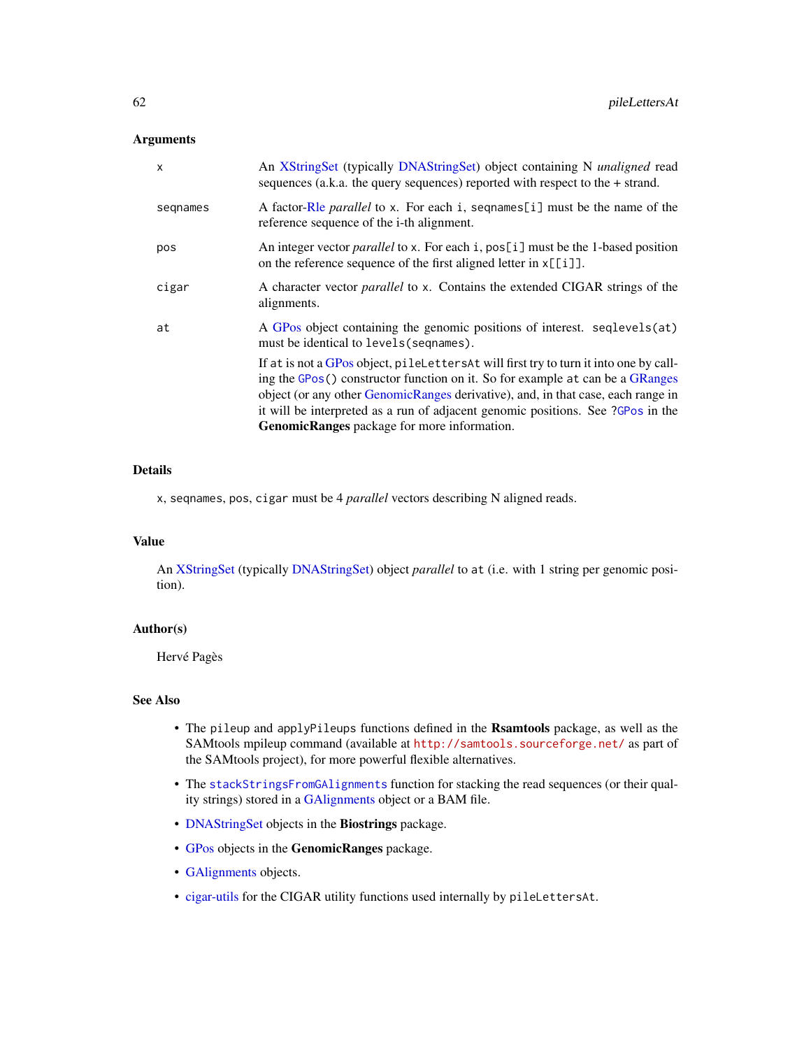### Arguments

- **x**: An XStringSet (typically DNAStringSet) object containing N *unaligned* read sequences (a.k.a. the query sequences) reported with respect to the + strand.
- **seqnames**: A factor-Rle *parallel* to `x`. For each `i`, `seqnames[i]` must be the name of the reference sequence of the i-th alignment.
- **pos**: An integer vector *parallel* to `x`. For each `i`, `pos[i]` must be the 1-based position on the reference sequence of the first aligned letter in `x[[i]]`.
- **cigar**: A character vector *parallel* to `x`. Contains the extended CIGAR strings of the alignments.
- **at**: A GPos object containing the genomic positions of interest. `seqlevels(at)` must be identical to `levels(seqnames)`.

  If `at` is not a GPos object, `pileLettersAt` will first try to turn it into one by calling the `GPos()` constructor function on it. So for example `at` can be a GRanges object (or any other GenomicRanges derivative), and, in that case, each range in it will be interpreted as a run of adjacent genomic positions. See `?GPos` in the **GenomicRanges** package for more information.

### Details

`x`, `seqnames`, `pos`, `cigar` must be 4 *parallel* vectors describing N aligned reads.

### Value

An XStringSet (typically DNAStringSet) object *parallel* to `at` (i.e. with 1 string per genomic position).

### Author(s)

Hervé Pagès

### See Also

- The `pileup` and `applyPileups` functions defined in the **Rsamtools** package, as well as the SAMtools mpileup command (available at `http://samtools.sourceforge.net/` as part of the SAMtools project), for more powerful flexible alternatives.
- The `stackStringsFromGAlignments` function for stacking the read sequences (or their quality strings) stored in a GAlignments object or a BAM file.
- DNAStringSet objects in the **Biostrings** package.
- GPos objects in the **GenomicRanges** package.
- GAlignments objects.
- cigar-utils for the CIGAR utility functions used internally by `pileLettersAt`.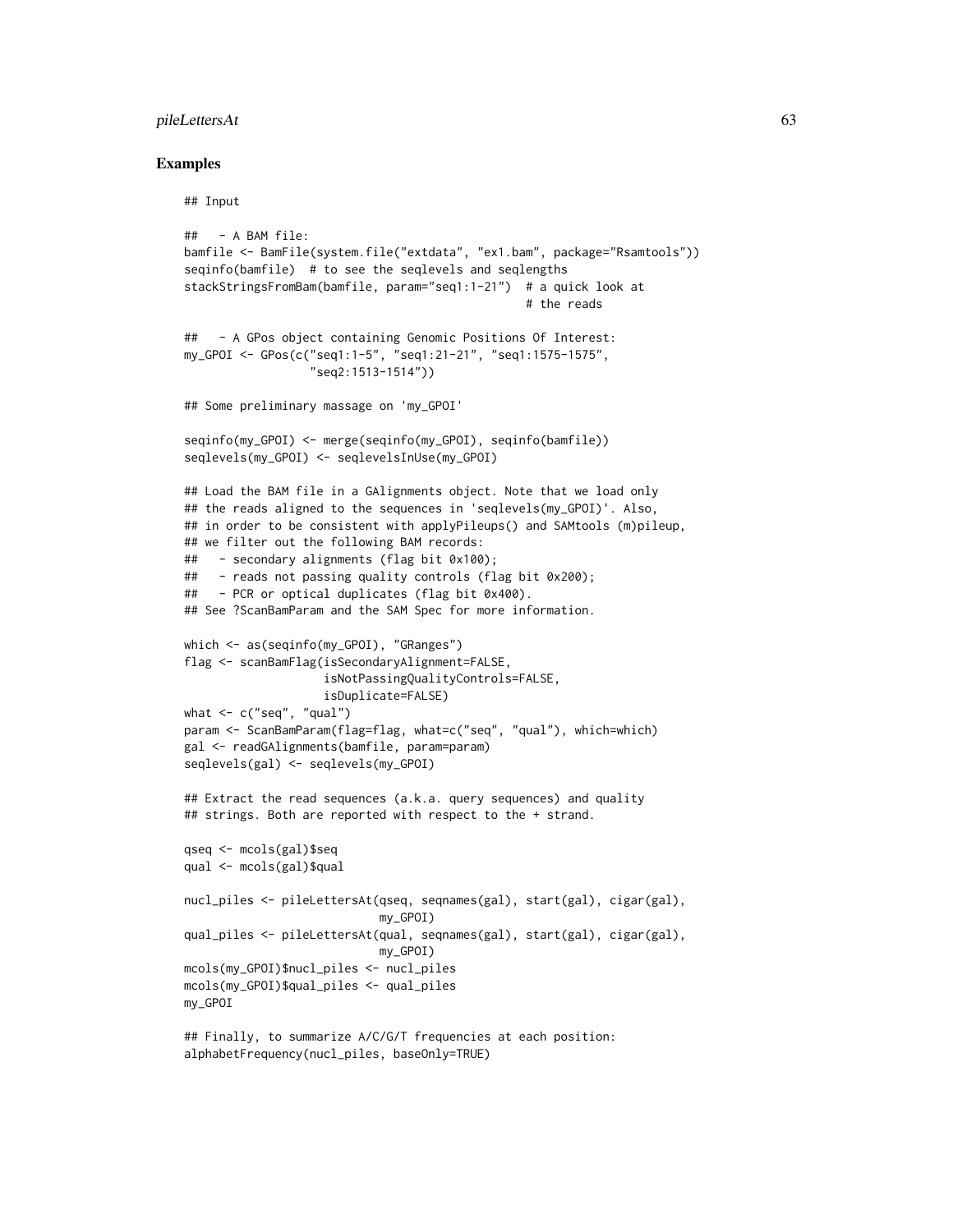## Examples

```
## Input

##   - A BAM file:
bamfile <- BamFile(system.file("extdata", "ex1.bam", package="Rsamtools"))
seqinfo(bamfile)  # to see the seqlevels and seqlengths
stackStringsFromBam(bamfile, param="seq1:1-21")  # a quick look at
                                                  # the reads

##   - A GPos object containing Genomic Positions Of Interest:
my_GPOI <- GPos(c("seq1:1-5", "seq1:21-21", "seq1:1575-1575",
                  "seq2:1513-1514"))

## Some preliminary massage on 'my_GPOI'

seqinfo(my_GPOI) <- merge(seqinfo(my_GPOI), seqinfo(bamfile))
seqlevels(my_GPOI) <- seqlevelsInUse(my_GPOI)

## Load the BAM file in a GAlignments object. Note that we load only
## the reads aligned to the sequences in 'seqlevels(my_GPOI)'. Also,
## in order to be consistent with applyPileups() and SAMtools (m)pileup,
## we filter out the following BAM records:
##   - secondary alignments (flag bit 0x100);
##   - reads not passing quality controls (flag bit 0x200);
##   - PCR or optical duplicates (flag bit 0x400).
## See ?ScanBamParam and the SAM Spec for more information.

which <- as(seqinfo(my_GPOI), "GRanges")
flag <- scanBamFlag(isSecondaryAlignment=FALSE,
                    isNotPassingQualityControls=FALSE,
                    isDuplicate=FALSE)
what <- c("seq", "qual")
param <- ScanBamParam(flag=flag, what=c("seq", "qual"), which=which)
gal <- readGAlignments(bamfile, param=param)
seqlevels(gal) <- seqlevels(my_GPOI)

## Extract the read sequences (a.k.a. query sequences) and quality
## strings. Both are reported with respect to the + strand.

qseq <- mcols(gal)$seq
qual <- mcols(gal)$qual

nucl_piles <- pileLettersAt(qseq, seqnames(gal), start(gal), cigar(gal),
                            my_GPOI)
qual_piles <- pileLettersAt(qual, seqnames(gal), start(gal), cigar(gal),
                            my_GPOI)
mcols(my_GPOI)$nucl_piles <- nucl_piles
mcols(my_GPOI)$qual_piles <- qual_piles
my_GPOI

## Finally, to summarize A/C/G/T frequencies at each position:
alphabetFrequency(nucl_piles, baseOnly=TRUE)
```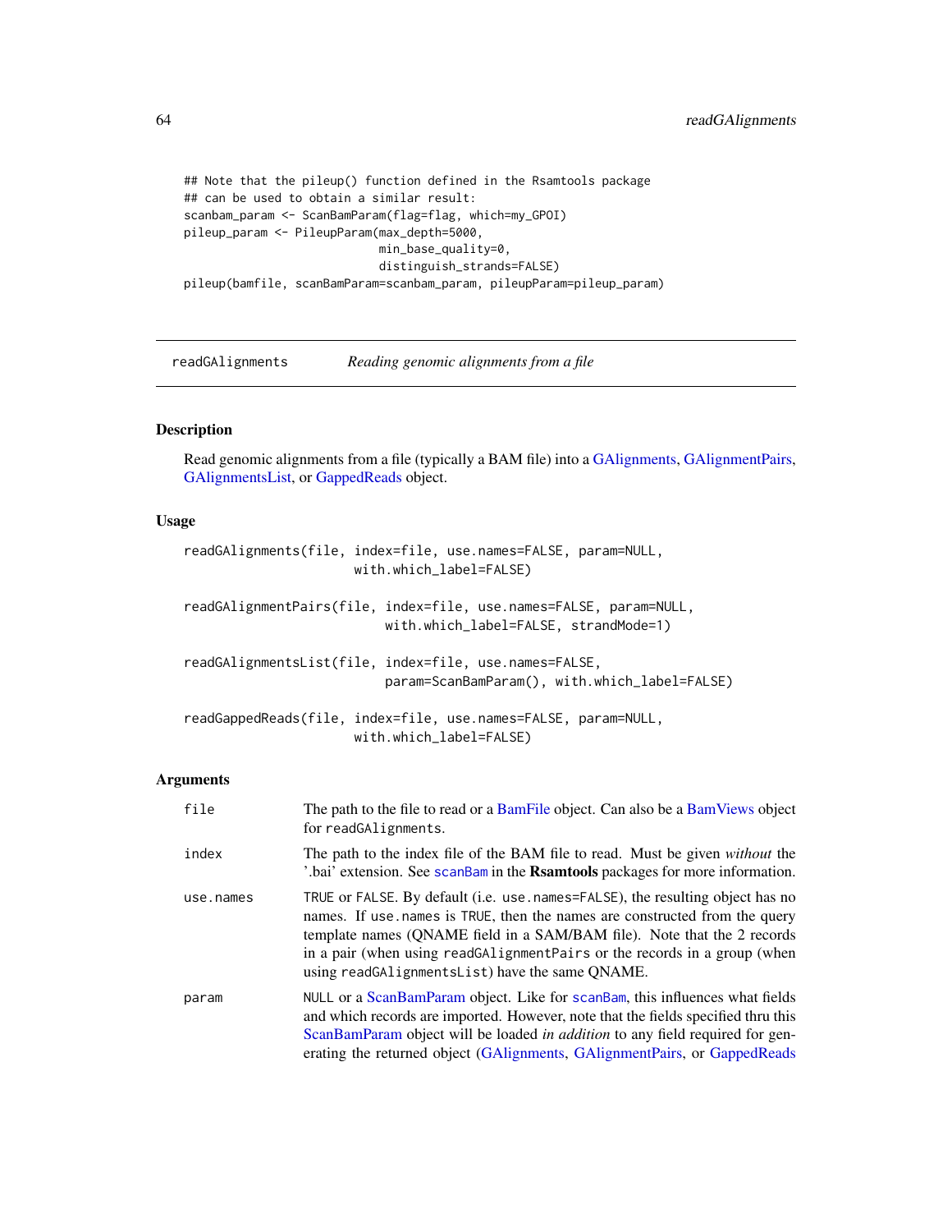```
## Note that the pileup() function defined in the Rsamtools package
## can be used to obtain a similar result:
scanbam_param <- ScanBamParam(flag=flag, which=my_GPOI)
pileup_param <- PileupParam(max_depth=5000,
                            min_base_quality=0,
                            distinguish_strands=FALSE)
pileup(bamfile, scanBamParam=scanbam_param, pileupParam=pileup_param)
```

---

readGAlignments *Reading genomic alignments from a file*

---

## Description

Read genomic alignments from a file (typically a BAM file) into a GAlignments, GAlignmentPairs, GAlignmentsList, or GappedReads object.

## Usage

```
readGAlignments(file, index=file, use.names=FALSE, param=NULL,
                      with.which_label=FALSE)

readGAlignmentPairs(file, index=file, use.names=FALSE, param=NULL,
                          with.which_label=FALSE, strandMode=1)

readGAlignmentsList(file, index=file, use.names=FALSE,
                          param=ScanBamParam(), with.which_label=FALSE)

readGappedReads(file, index=file, use.names=FALSE, param=NULL,
                      with.which_label=FALSE)
```

## Arguments

| | |
|---|---|
| file | The path to the file to read or a BamFile object. Can also be a BamViews object for `readGAlignments`. |
| index | The path to the index file of the BAM file to read. Must be given *without* the '.bai' extension. See `scanBam` in the **Rsamtools** packages for more information. |
| use.names | `TRUE` or `FALSE`. By default (i.e. `use.names=FALSE`), the resulting object has no names. If `use.names` is `TRUE`, then the names are constructed from the query template names (QNAME field in a SAM/BAM file). Note that the 2 records in a pair (when using `readGAlignmentPairs` or the records in a group (when using `readGAlignmentsList`) have the same QNAME. |
| param | `NULL` or a ScanBamParam object. Like for `scanBam`, this influences what fields and which records are imported. However, note that the fields specified thru this ScanBamParam object will be loaded *in addition* to any field required for generating the returned object (GAlignments, GAlignmentPairs, or GappedReads |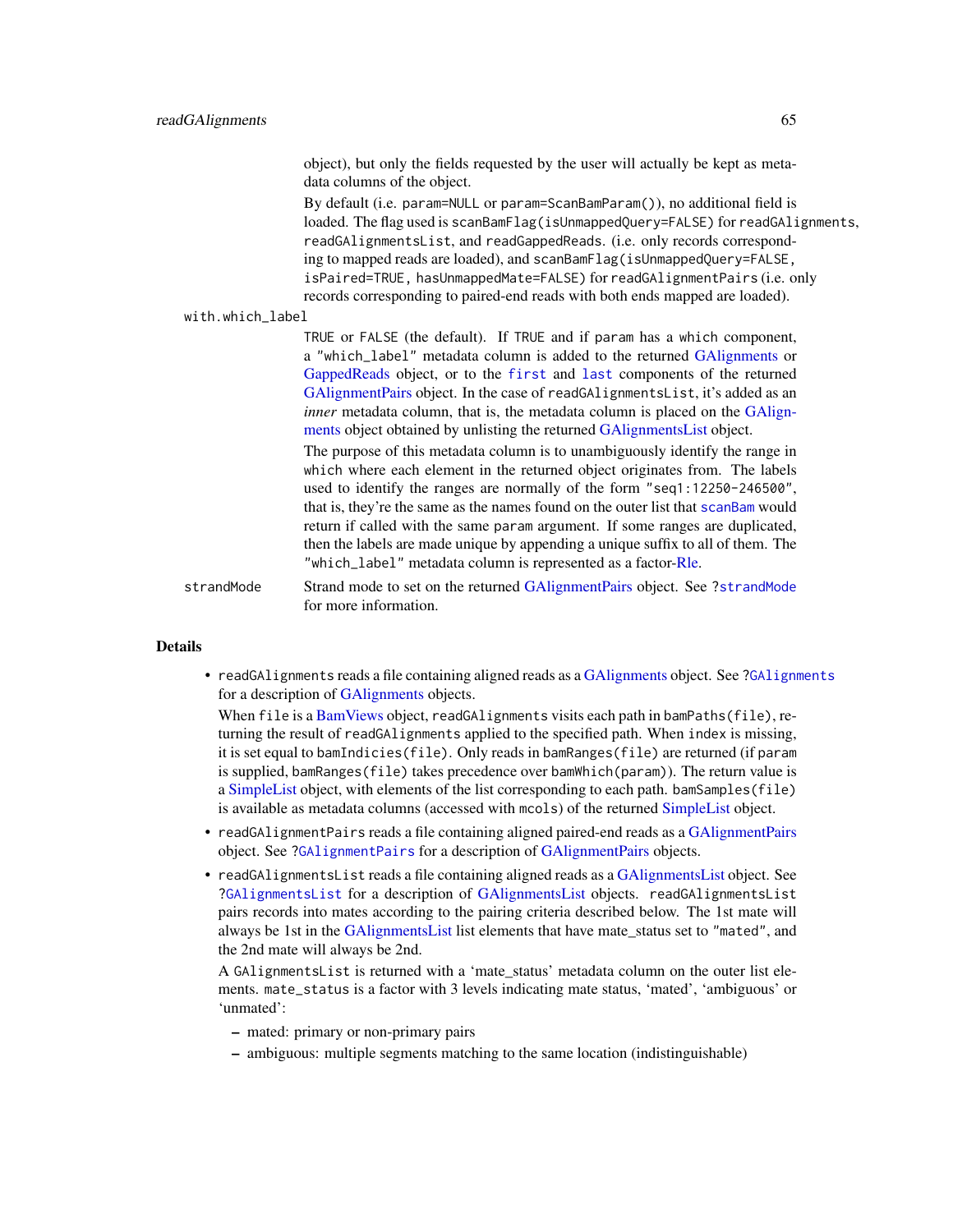object), but only the fields requested by the user will actually be kept as metadata columns of the object.

By default (i.e. `param=NULL` or `param=ScanBamParam()`), no additional field is loaded. The flag used is `scanBamFlag(isUnmappedQuery=FALSE)` for `readGAlignments`, `readGAlignmentsList`, and `readGappedReads`. (i.e. only records corresponding to mapped reads are loaded), and `scanBamFlag(isUnmappedQuery=FALSE, isPaired=TRUE, hasUnmappedMate=FALSE)` for `readGAlignmentPairs` (i.e. only records corresponding to paired-end reads with both ends mapped are loaded).

`with.which_label`
: `TRUE` or `FALSE` (the default). If `TRUE` and if `param` has a `which` component, a `"which_label"` metadata column is added to the returned GAlignments or GappedReads object, or to the `first` and `last` components of the returned GAlignmentPairs object. In the case of `readGAlignmentsList`, it's added as an *inner* metadata column, that is, the metadata column is placed on the GAlignments object obtained by unlisting the returned GAlignmentsList object.

  The purpose of this metadata column is to unambiguously identify the range in `which` where each element in the returned object originates from. The labels used to identify the ranges are normally of the form `"seq1:12250-246500"`, that is, they're the same as the names found on the outer list that `scanBam` would return if called with the same `param` argument. If some ranges are duplicated, then the labels are made unique by appending a unique suffix to all of them. The `"which_label"` metadata column is represented as a factor-Rle.

`strandMode`
: Strand mode to set on the returned GAlignmentPairs object. See `?strandMode` for more information.

## Details

- `readGAlignments` reads a file containing aligned reads as a GAlignments object. See `?GAlignments` for a description of GAlignments objects.

  When `file` is a BamViews object, `readGAlignments` visits each path in `bamPaths(file)`, returning the result of `readGAlignments` applied to the specified path. When `index` is missing, it is set equal to `bamIndicies(file)`. Only reads in `bamRanges(file)` are returned (if `param` is supplied, `bamRanges(file)` takes precedence over `bamWhich(param)`). The return value is a SimpleList object, with elements of the list corresponding to each path. `bamSamples(file)` is available as metadata columns (accessed with `mcols`) of the returned SimpleList object.

- `readGAlignmentPairs` reads a file containing aligned paired-end reads as a GAlignmentPairs object. See `?GAlignmentPairs` for a description of GAlignmentPairs objects.

- `readGAlignmentsList` reads a file containing aligned reads as a GAlignmentsList object. See `?GAlignmentsList` for a description of GAlignmentsList objects. `readGAlignmentsList` pairs records into mates according to the pairing criteria described below. The 1st mate will always be 1st in the GAlignmentsList list elements that have mate_status set to `"mated"`, and the 2nd mate will always be 2nd.

  A `GAlignmentsList` is returned with a 'mate_status' metadata column on the outer list elements. `mate_status` is a factor with 3 levels indicating mate status, 'mated', 'ambiguous' or 'unmated':

  - mated: primary or non-primary pairs
  - ambiguous: multiple segments matching to the same location (indistinguishable)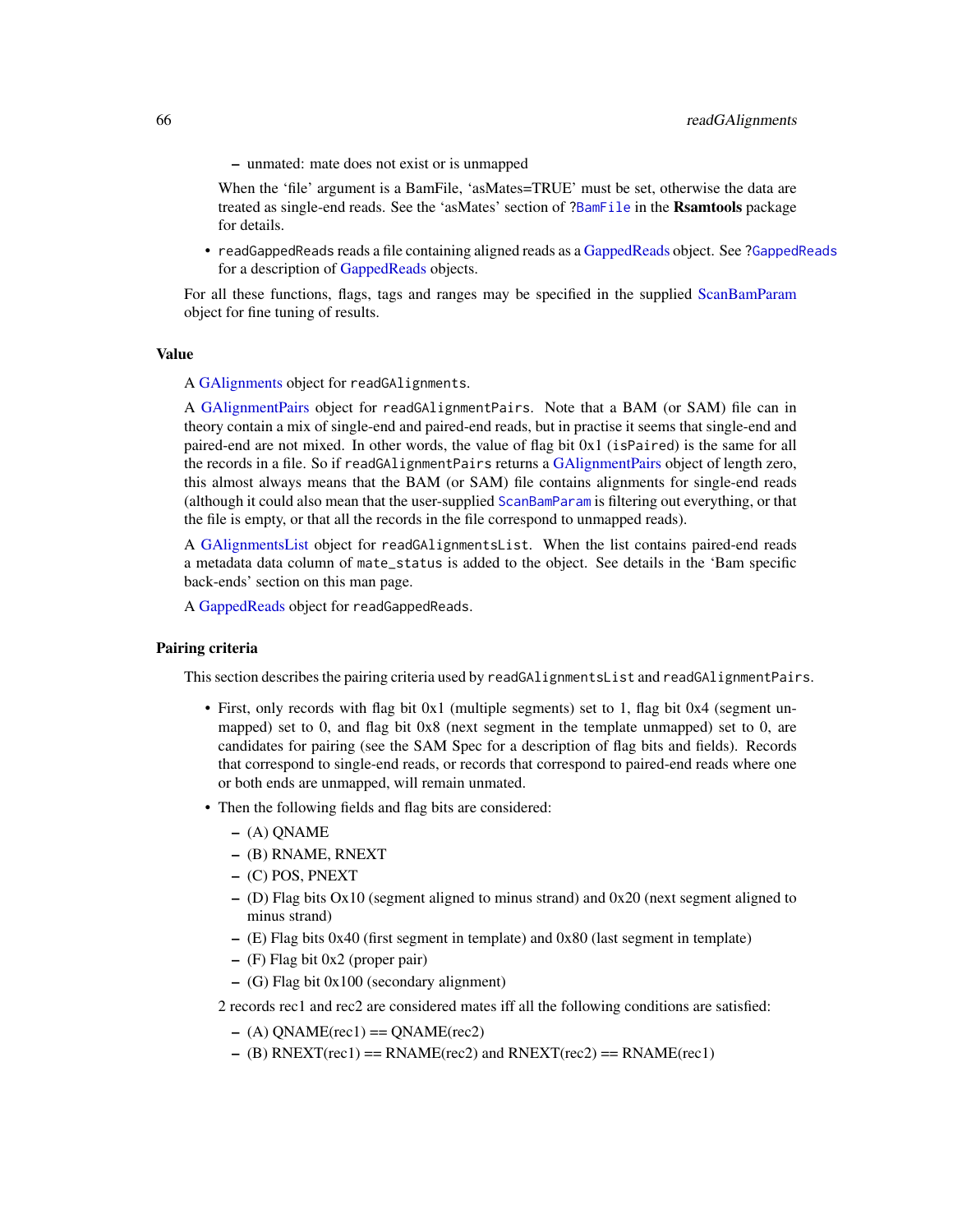- unmated: mate does not exist or is unmapped

  When the 'file' argument is a BamFile, 'asMates=TRUE' must be set, otherwise the data are treated as single-end reads. See the 'asMates' section of ?`BamFile` in the **Rsamtools** package for details.

- `readGappedReads` reads a file containing aligned reads as a GappedReads object. See ?`GappedReads` for a description of GappedReads objects.

For all these functions, flags, tags and ranges may be specified in the supplied ScanBamParam object for fine tuning of results.

### Value

A GAlignments object for `readGAlignments`.

A GAlignmentPairs object for `readGAlignmentPairs`. Note that a BAM (or SAM) file can in theory contain a mix of single-end and paired-end reads, but in practise it seems that single-end and paired-end are not mixed. In other words, the value of flag bit 0x1 (`isPaired`) is the same for all the records in a file. So if `readGAlignmentPairs` returns a GAlignmentPairs object of length zero, this almost always means that the BAM (or SAM) file contains alignments for single-end reads (although it could also mean that the user-supplied `ScanBamParam` is filtering out everything, or that the file is empty, or that all the records in the file correspond to unmapped reads).

A GAlignmentsList object for `readGAlignmentsList`. When the list contains paired-end reads a metadata data column of `mate_status` is added to the object. See details in the 'Bam specific back-ends' section on this man page.

A GappedReads object for `readGappedReads`.

### Pairing criteria

This section describes the pairing criteria used by `readGAlignmentsList` and `readGAlignmentPairs`.

- First, only records with flag bit 0x1 (multiple segments) set to 1, flag bit 0x4 (segment unmapped) set to 0, and flag bit 0x8 (next segment in the template unmapped) set to 0, are candidates for pairing (see the SAM Spec for a description of flag bits and fields). Records that correspond to single-end reads, or records that correspond to paired-end reads where one or both ends are unmapped, will remain unmated.
- Then the following fields and flag bits are considered:
    - (A) QNAME
    - (B) RNAME, RNEXT
    - (C) POS, PNEXT
    - (D) Flag bits Ox10 (segment aligned to minus strand) and 0x20 (next segment aligned to minus strand)
    - (E) Flag bits 0x40 (first segment in template) and 0x80 (last segment in template)
    - (F) Flag bit 0x2 (proper pair)
    - (G) Flag bit 0x100 (secondary alignment)

  2 records rec1 and rec2 are considered mates iff all the following conditions are satisfied:

    - (A) QNAME(rec1) == QNAME(rec2)
    - (B) RNEXT(rec1) == RNAME(rec2) and RNEXT(rec2) == RNAME(rec1)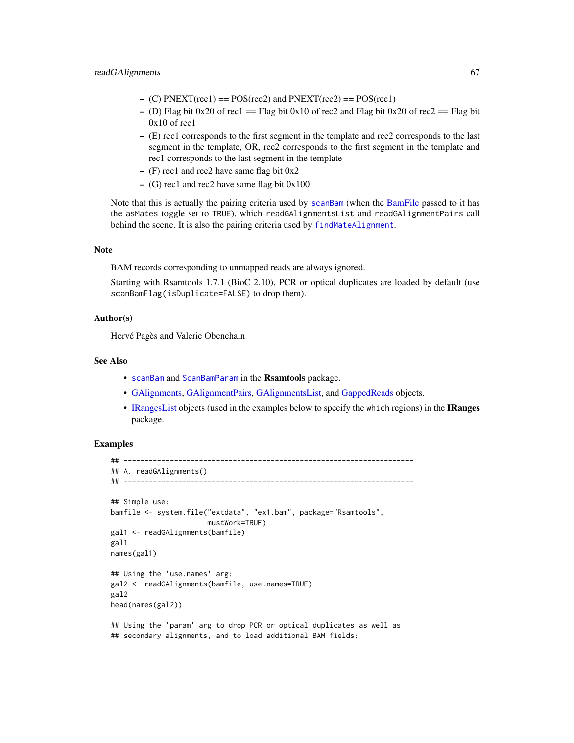- (C) PNEXT(rec1) == POS(rec2) and PNEXT(rec2) == POS(rec1)
- (D) Flag bit 0x20 of rec1 == Flag bit 0x10 of rec2 and Flag bit 0x20 of rec2 == Flag bit 0x10 of rec1
- (E) rec1 corresponds to the first segment in the template and rec2 corresponds to the last segment in the template, OR, rec2 corresponds to the first segment in the template and rec1 corresponds to the last segment in the template
- (F) rec1 and rec2 have same flag bit 0x2
- (G) rec1 and rec2 have same flag bit 0x100

Note that this is actually the pairing criteria used by `scanBam` (when the BamFile passed to it has the `asMates` toggle set to `TRUE`), which `readGAlignmentsList` and `readGAlignmentPairs` call behind the scene. It is also the pairing criteria used by `findMateAlignment`.

## Note

BAM records corresponding to unmapped reads are always ignored.

Starting with Rsamtools 1.7.1 (BioC 2.10), PCR or optical duplicates are loaded by default (use `scanBamFlag(isDuplicate=FALSE)` to drop them).

## Author(s)

Hervé Pagès and Valerie Obenchain

## See Also

- `scanBam` and `ScanBamParam` in the **Rsamtools** package.
- GAlignments, GAlignmentPairs, GAlignmentsList, and GappedReads objects.
- IRangesList objects (used in the examples below to specify the `which` regions) in the **IRanges** package.

## Examples

```
## ---------------------------------------------------------------------
## A. readGAlignments()
## ---------------------------------------------------------------------

## Simple use:
bamfile <- system.file("extdata", "ex1.bam", package="Rsamtools",
                       mustWork=TRUE)
gal1 <- readGAlignments(bamfile)
gal1
names(gal1)

## Using the 'use.names' arg:
gal2 <- readGAlignments(bamfile, use.names=TRUE)
gal2
head(names(gal2))

## Using the 'param' arg to drop PCR or optical duplicates as well as
## secondary alignments, and to load additional BAM fields:
```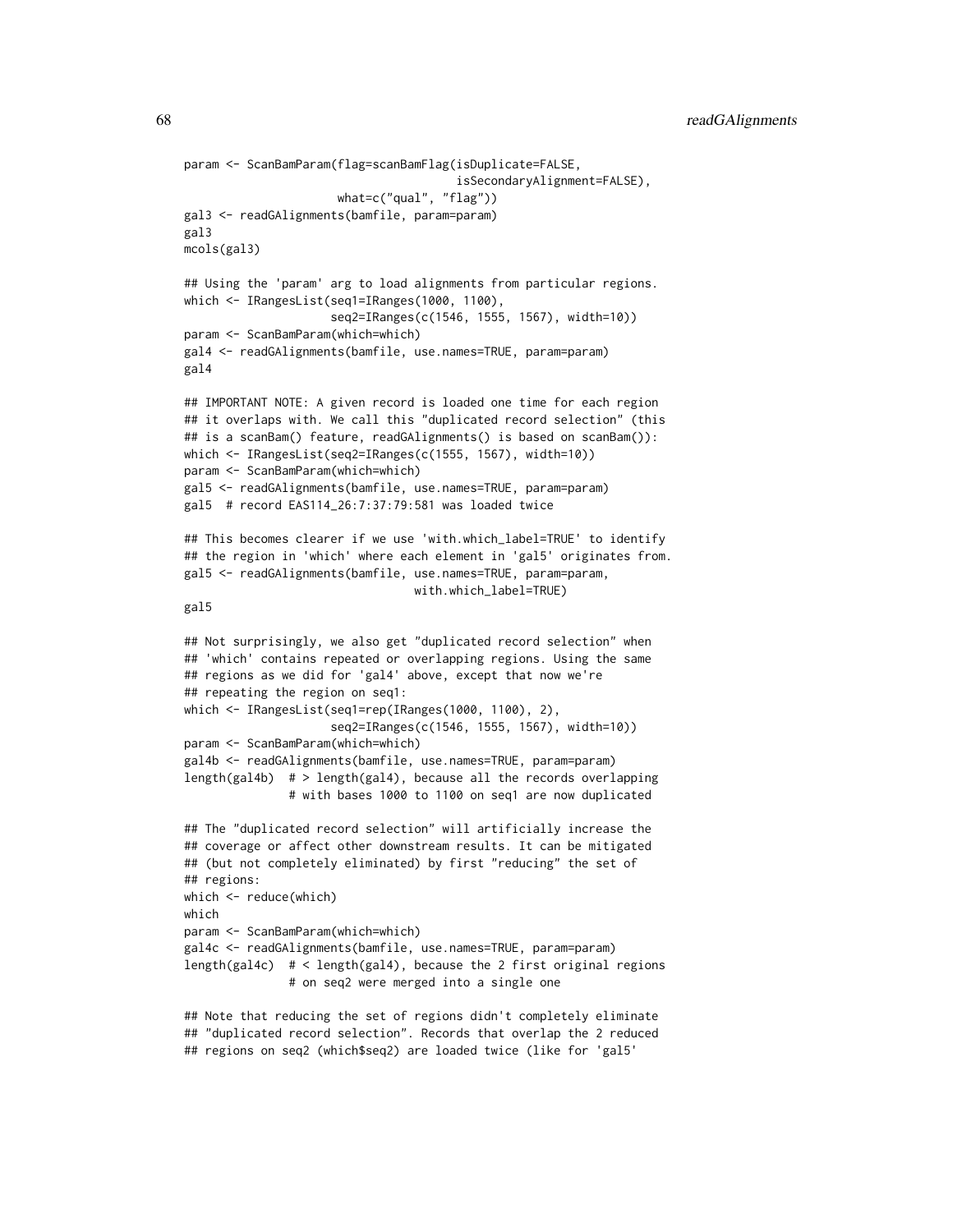```
param <- ScanBamParam(flag=scanBamFlag(isDuplicate=FALSE,
                                       isSecondaryAlignment=FALSE),
                      what=c("qual", "flag"))
gal3 <- readGAlignments(bamfile, param=param)
gal3
mcols(gal3)

## Using the 'param' arg to load alignments from particular regions.
which <- IRangesList(seq1=IRanges(1000, 1100),
                     seq2=IRanges(c(1546, 1555, 1567), width=10))
param <- ScanBamParam(which=which)
gal4 <- readGAlignments(bamfile, use.names=TRUE, param=param)
gal4

## IMPORTANT NOTE: A given record is loaded one time for each region
## it overlaps with. We call this "duplicated record selection" (this
## is a scanBam() feature, readGAlignments() is based on scanBam()):
which <- IRangesList(seq2=IRanges(c(1555, 1567), width=10))
param <- ScanBamParam(which=which)
gal5 <- readGAlignments(bamfile, use.names=TRUE, param=param)
gal5  # record EAS114_26:7:37:79:581 was loaded twice

## This becomes clearer if we use 'with.which_label=TRUE' to identify
## the region in 'which' where each element in 'gal5' originates from.
gal5 <- readGAlignments(bamfile, use.names=TRUE, param=param,
                                 with.which_label=TRUE)
gal5

## Not surprisingly, we also get "duplicated record selection" when
## 'which' contains repeated or overlapping regions. Using the same
## regions as we did for 'gal4' above, except that now we're
## repeating the region on seq1:
which <- IRangesList(seq1=rep(IRanges(1000, 1100), 2),
                     seq2=IRanges(c(1546, 1555, 1567), width=10))
param <- ScanBamParam(which=which)
gal4b <- readGAlignments(bamfile, use.names=TRUE, param=param)
length(gal4b)  # > length(gal4), because all the records overlapping
               # with bases 1000 to 1100 on seq1 are now duplicated

## The "duplicated record selection" will artificially increase the
## coverage or affect other downstream results. It can be mitigated
## (but not completely eliminated) by first "reducing" the set of
## regions:
which <- reduce(which)
which
param <- ScanBamParam(which=which)
gal4c <- readGAlignments(bamfile, use.names=TRUE, param=param)
length(gal4c)  # < length(gal4), because the 2 first original regions
               # on seq2 were merged into a single one

## Note that reducing the set of regions didn't completely eliminate
## "duplicated record selection". Records that overlap the 2 reduced
## regions on seq2 (which$seq2) are loaded twice (like for 'gal5'
```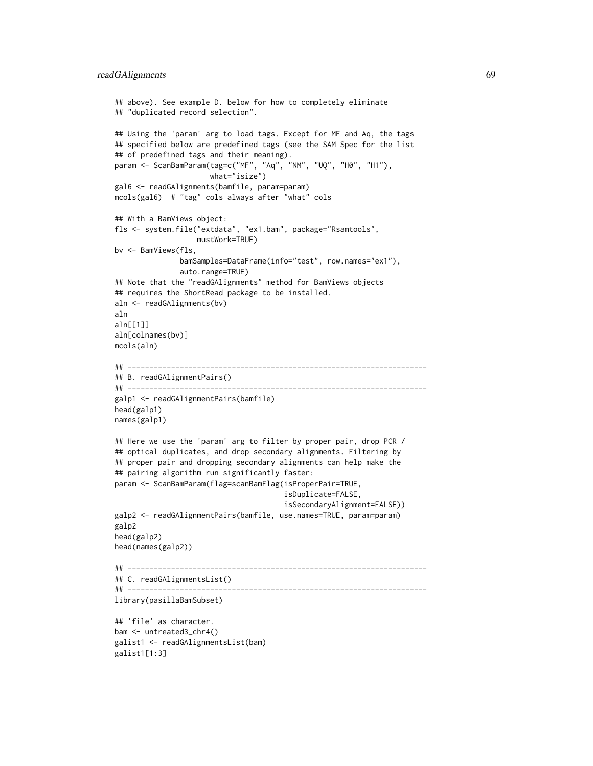```
## above). See example D. below for how to completely eliminate
## "duplicated record selection".

## Using the 'param' arg to load tags. Except for MF and Aq, the tags
## specified below are predefined tags (see the SAM Spec for the list
## of predefined tags and their meaning).
param <- ScanBamParam(tag=c("MF", "Aq", "NM", "UQ", "H0", "H1"),
                      what="isize")
gal6 <- readGAlignments(bamfile, param=param)
mcols(gal6)  # "tag" cols always after "what" cols

## With a BamViews object:
fls <- system.file("extdata", "ex1.bam", package="Rsamtools",
                   mustWork=TRUE)
bv <- BamViews(fls,
               bamSamples=DataFrame(info="test", row.names="ex1"),
               auto.range=TRUE)
## Note that the "readGAlignments" method for BamViews objects
## requires the ShortRead package to be installed.
aln <- readGAlignments(bv)
aln
aln[[1]]
aln[colnames(bv)]
mcols(aln)

## ---------------------------------------------------------------------
## B. readGAlignmentPairs()
## ---------------------------------------------------------------------
galp1 <- readGAlignmentPairs(bamfile)
head(galp1)
names(galp1)

## Here we use the 'param' arg to filter by proper pair, drop PCR /
## optical duplicates, and drop secondary alignments. Filtering by
## proper pair and dropping secondary alignments can help make the
## pairing algorithm run significantly faster:
param <- ScanBamParam(flag=scanBamFlag(isProperPair=TRUE,
                                       isDuplicate=FALSE,
                                       isSecondaryAlignment=FALSE))
galp2 <- readGAlignmentPairs(bamfile, use.names=TRUE, param=param)
galp2
head(galp2)
head(names(galp2))

## ---------------------------------------------------------------------
## C. readGAlignmentsList()
## ---------------------------------------------------------------------
library(pasillaBamSubset)

## 'file' as character.
bam <- untreated3_chr4()
galist1 <- readGAlignmentsList(bam)
galist1[1:3]
```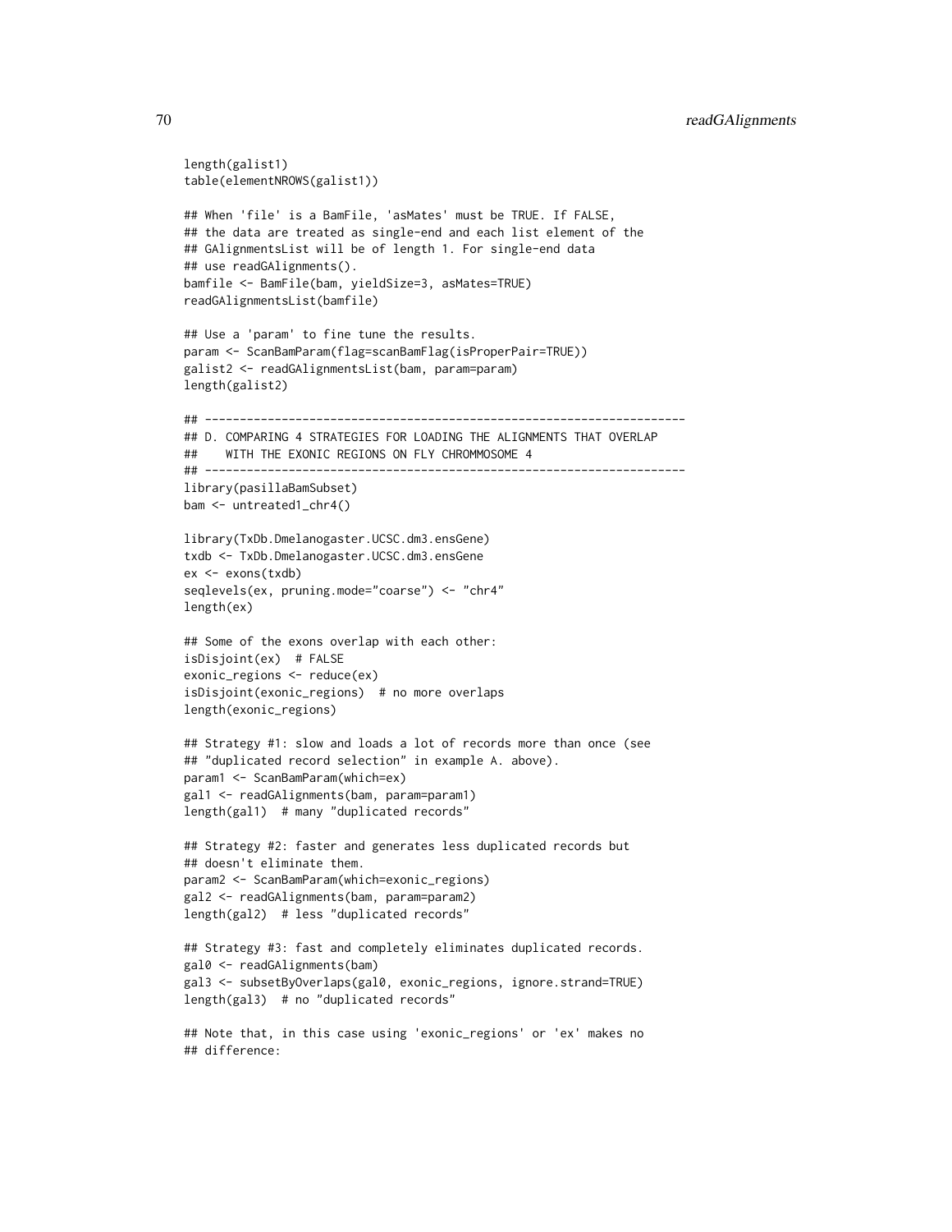```
length(galist1)
table(elementNROWS(galist1))

## When 'file' is a BamFile, 'asMates' must be TRUE. If FALSE,
## the data are treated as single-end and each list element of the
## GAlignmentsList will be of length 1. For single-end data
## use readGAlignments().
bamfile <- BamFile(bam, yieldSize=3, asMates=TRUE)
readGAlignmentsList(bamfile)

## Use a 'param' to fine tune the results.
param <- ScanBamParam(flag=scanBamFlag(isProperPair=TRUE))
galist2 <- readGAlignmentsList(bam, param=param)
length(galist2)

## ---------------------------------------------------------------------
## D. COMPARING 4 STRATEGIES FOR LOADING THE ALIGNMENTS THAT OVERLAP
##    WITH THE EXONIC REGIONS ON FLY CHROMMOSOME 4
## ---------------------------------------------------------------------
library(pasillaBamSubset)
bam <- untreated1_chr4()

library(TxDb.Dmelanogaster.UCSC.dm3.ensGene)
txdb <- TxDb.Dmelanogaster.UCSC.dm3.ensGene
ex <- exons(txdb)
seqlevels(ex, pruning.mode="coarse") <- "chr4"
length(ex)

## Some of the exons overlap with each other:
isDisjoint(ex)  # FALSE
exonic_regions <- reduce(ex)
isDisjoint(exonic_regions)  # no more overlaps
length(exonic_regions)

## Strategy #1: slow and loads a lot of records more than once (see
## "duplicated record selection" in example A. above).
param1 <- ScanBamParam(which=ex)
gal1 <- readGAlignments(bam, param=param1)
length(gal1)  # many "duplicated records"

## Strategy #2: faster and generates less duplicated records but
## doesn't eliminate them.
param2 <- ScanBamParam(which=exonic_regions)
gal2 <- readGAlignments(bam, param=param2)
length(gal2)  # less "duplicated records"

## Strategy #3: fast and completely eliminates duplicated records.
gal0 <- readGAlignments(bam)
gal3 <- subsetByOverlaps(gal0, exonic_regions, ignore.strand=TRUE)
length(gal3)  # no "duplicated records"

## Note that, in this case using 'exonic_regions' or 'ex' makes no
## difference:
```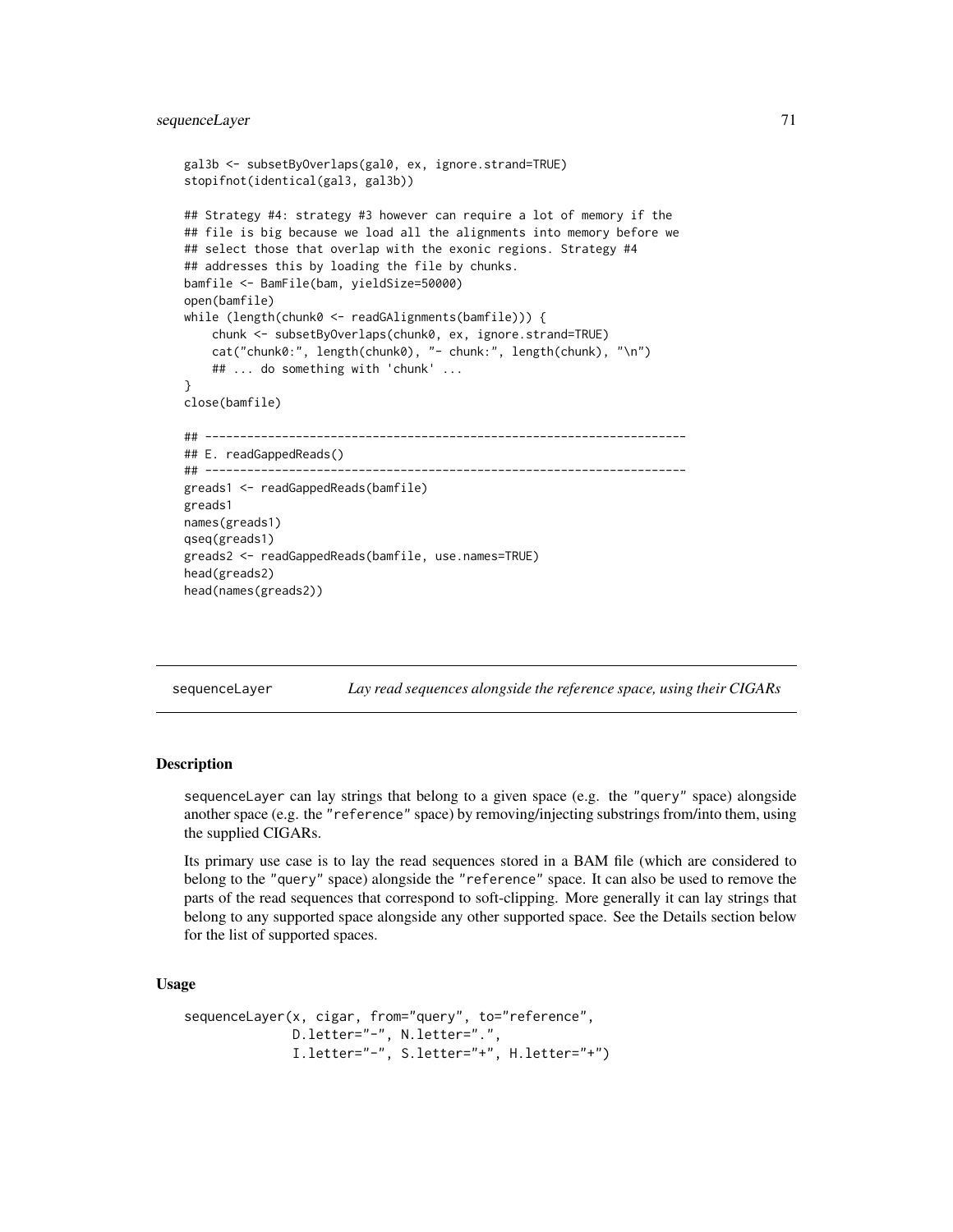```
gal3b <- subsetByOverlaps(gal0, ex, ignore.strand=TRUE)
stopifnot(identical(gal3, gal3b))

## Strategy #4: strategy #3 however can require a lot of memory if the
## file is big because we load all the alignments into memory before we
## select those that overlap with the exonic regions. Strategy #4
## addresses this by loading the file by chunks.
bamfile <- BamFile(bam, yieldSize=50000)
open(bamfile)
while (length(chunk0 <- readGAlignments(bamfile))) {
    chunk <- subsetByOverlaps(chunk0, ex, ignore.strand=TRUE)
    cat("chunk0:", length(chunk0), "- chunk:", length(chunk), "\n")
    ## ... do something with 'chunk' ...
}
close(bamfile)

## ---------------------------------------------------------------------
## E. readGappedReads()
## ---------------------------------------------------------------------
greads1 <- readGappedReads(bamfile)
greads1
names(greads1)
qseq(greads1)
greads2 <- readGappedReads(bamfile, use.names=TRUE)
head(greads2)
head(names(greads2))
```

## sequenceLayer — *Lay read sequences alongside the reference space, using their CIGARs*

### Description

sequenceLayer can lay strings that belong to a given space (e.g. the "query" space) alongside another space (e.g. the "reference" space) by removing/injecting substrings from/into them, using the supplied CIGARs.

Its primary use case is to lay the read sequences stored in a BAM file (which are considered to belong to the "query" space) alongside the "reference" space. It can also be used to remove the parts of the read sequences that correspond to soft-clipping. More generally it can lay strings that belong to any supported space alongside any other supported space. See the Details section below for the list of supported spaces.

### Usage

```
sequenceLayer(x, cigar, from="query", to="reference",
              D.letter="-", N.letter=".",
              I.letter="-", S.letter="+", H.letter="+")
```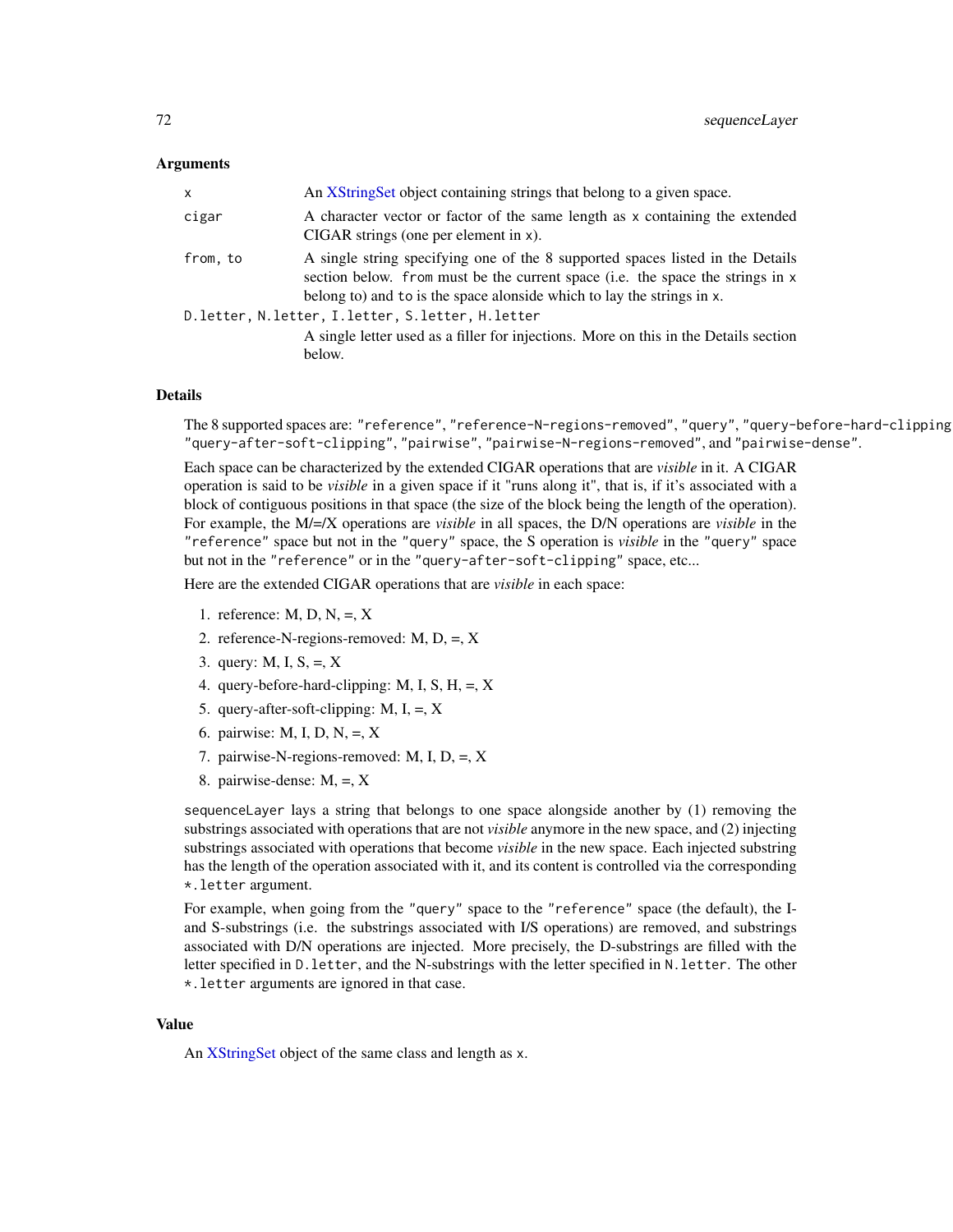### Arguments

| | |
|---|---|
| `x` | An XStringSet object containing strings that belong to a given space. |
| `cigar` | A character vector or factor of the same length as `x` containing the extended CIGAR strings (one per element in `x`). |
| `from, to` | A single string specifying one of the 8 supported spaces listed in the Details section below. `from` must be the current space (i.e. the space the strings in `x` belong to) and `to` is the space alonside which to lay the strings in `x`. |
| `D.letter, N.letter, I.letter, S.letter, H.letter` | A single letter used as a filler for injections. More on this in the Details section below. |

### Details

The 8 supported spaces are: `"reference"`, `"reference-N-regions-removed"`, `"query"`, `"query-before-hard-clipping"`, `"query-after-soft-clipping"`, `"pairwise"`, `"pairwise-N-regions-removed"`, and `"pairwise-dense"`.

Each space can be characterized by the extended CIGAR operations that are *visible* in it. A CIGAR operation is said to be *visible* in a given space if it "runs along it", that is, if it's associated with a block of contiguous positions in that space (the size of the block being the length of the operation). For example, the M/=/X operations are *visible* in all spaces, the D/N operations are *visible* in the `"reference"` space but not in the `"query"` space, the S operation is *visible* in the `"query"` space but not in the `"reference"` or in the `"query-after-soft-clipping"` space, etc...

Here are the extended CIGAR operations that are *visible* in each space:

1. reference: M, D, N, =, X
2. reference-N-regions-removed: M, D, =, X
3. query: M, I, S, =, X
4. query-before-hard-clipping: M, I, S, H, =, X
5. query-after-soft-clipping: M, I, =, X
6. pairwise: M, I, D, N, =, X
7. pairwise-N-regions-removed: M, I, D, =, X
8. pairwise-dense: M, =, X

`sequenceLayer` lays a string that belongs to one space alongside another by (1) removing the substrings associated with operations that are not *visible* anymore in the new space, and (2) injecting substrings associated with operations that become *visible* in the new space. Each injected substring has the length of the operation associated with it, and its content is controlled via the corresponding `*.letter` argument.

For example, when going from the `"query"` space to the `"reference"` space (the default), the I- and S-substrings (i.e. the substrings associated with I/S operations) are removed, and substrings associated with D/N operations are injected. More precisely, the D-substrings are filled with the letter specified in `D.letter`, and the N-substrings with the letter specified in `N.letter`. The other `*.letter` arguments are ignored in that case.

### Value

An XStringSet object of the same class and length as `x`.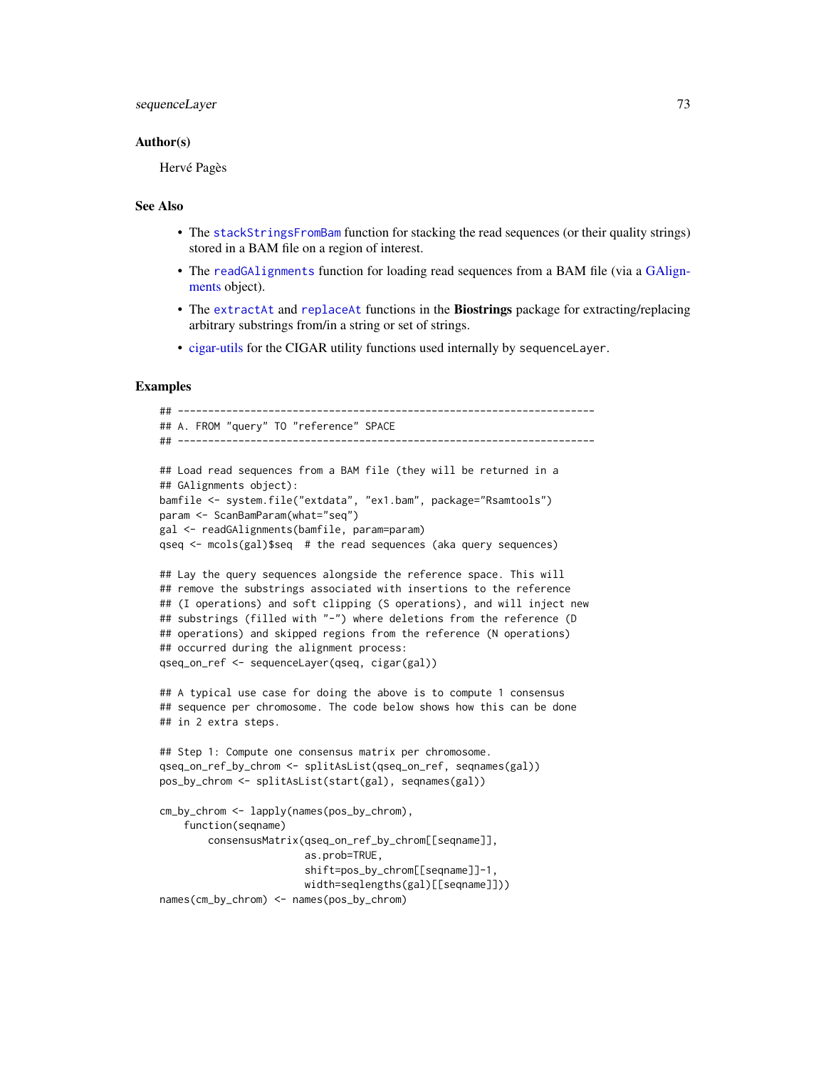### Author(s)

Hervé Pagès

### See Also

- The stackStringsFromBam function for stacking the read sequences (or their quality strings) stored in a BAM file on a region of interest.
- The readGAlignments function for loading read sequences from a BAM file (via a GAlignments object).
- The extractAt and replaceAt functions in the **Biostrings** package for extracting/replacing arbitrary substrings from/in a string or set of strings.
- cigar-utils for the CIGAR utility functions used internally by sequenceLayer.

### Examples

```
## ---------------------------------------------------------------------
## A. FROM "query" TO "reference" SPACE
## ---------------------------------------------------------------------

## Load read sequences from a BAM file (they will be returned in a
## GAlignments object):
bamfile <- system.file("extdata", "ex1.bam", package="Rsamtools")
param <- ScanBamParam(what="seq")
gal <- readGAlignments(bamfile, param=param)
qseq <- mcols(gal)$seq  # the read sequences (aka query sequences)

## Lay the query sequences alongside the reference space. This will
## remove the substrings associated with insertions to the reference
## (I operations) and soft clipping (S operations), and will inject new
## substrings (filled with "-") where deletions from the reference (D
## operations) and skipped regions from the reference (N operations)
## occurred during the alignment process:
qseq_on_ref <- sequenceLayer(qseq, cigar(gal))

## A typical use case for doing the above is to compute 1 consensus
## sequence per chromosome. The code below shows how this can be done
## in 2 extra steps.

## Step 1: Compute one consensus matrix per chromosome.
qseq_on_ref_by_chrom <- splitAsList(qseq_on_ref, seqnames(gal))
pos_by_chrom <- splitAsList(start(gal), seqnames(gal))

cm_by_chrom <- lapply(names(pos_by_chrom),
    function(seqname)
        consensusMatrix(qseq_on_ref_by_chrom[[seqname]],
                        as.prob=TRUE,
                        shift=pos_by_chrom[[seqname]]-1,
                        width=seqlengths(gal)[[seqname]]))
names(cm_by_chrom) <- names(pos_by_chrom)
```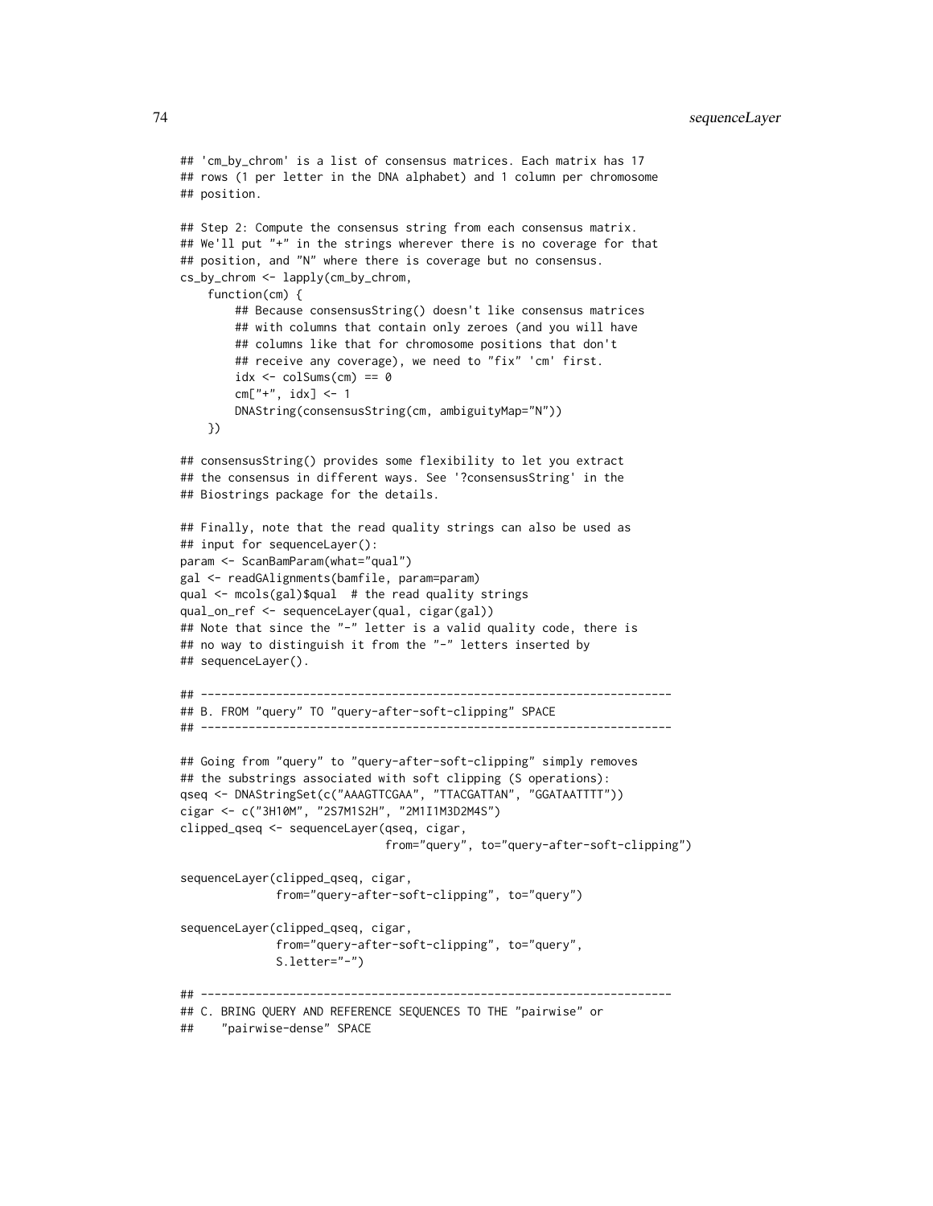```
## 'cm_by_chrom' is a list of consensus matrices. Each matrix has 17
## rows (1 per letter in the DNA alphabet) and 1 column per chromosome
## position.

## Step 2: Compute the consensus string from each consensus matrix.
## We'll put "+" in the strings wherever there is no coverage for that
## position, and "N" where there is coverage but no consensus.
cs_by_chrom <- lapply(cm_by_chrom,
    function(cm) {
        ## Because consensusString() doesn't like consensus matrices
        ## with columns that contain only zeroes (and you will have
        ## columns like that for chromosome positions that don't
        ## receive any coverage), we need to "fix" 'cm' first.
        idx <- colSums(cm) == 0
        cm["+", idx] <- 1
        DNAString(consensusString(cm, ambiguityMap="N"))
    })

## consensusString() provides some flexibility to let you extract
## the consensus in different ways. See '?consensusString' in the
## Biostrings package for the details.

## Finally, note that the read quality strings can also be used as
## input for sequenceLayer():
param <- ScanBamParam(what="qual")
gal <- readGAlignments(bamfile, param=param)
qual <- mcols(gal)$qual  # the read quality strings
qual_on_ref <- sequenceLayer(qual, cigar(gal))
## Note that since the "-" letter is a valid quality code, there is
## no way to distinguish it from the "-" letters inserted by
## sequenceLayer().

## ---------------------------------------------------------------------
## B. FROM "query" TO "query-after-soft-clipping" SPACE
## ---------------------------------------------------------------------

## Going from "query" to "query-after-soft-clipping" simply removes
## the substrings associated with soft clipping (S operations):
qseq <- DNAStringSet(c("AAAGTTCGAA", "TTACGATTAN", "GGATAATTTT"))
cigar <- c("3H10M", "2S7M1S2H", "2M1I1M3D2M4S")
clipped_qseq <- sequenceLayer(qseq, cigar,
                              from="query", to="query-after-soft-clipping")

sequenceLayer(clipped_qseq, cigar,
              from="query-after-soft-clipping", to="query")

sequenceLayer(clipped_qseq, cigar,
              from="query-after-soft-clipping", to="query",
              S.letter="-")

## ---------------------------------------------------------------------
## C. BRING QUERY AND REFERENCE SEQUENCES TO THE "pairwise" or
##    "pairwise-dense" SPACE
```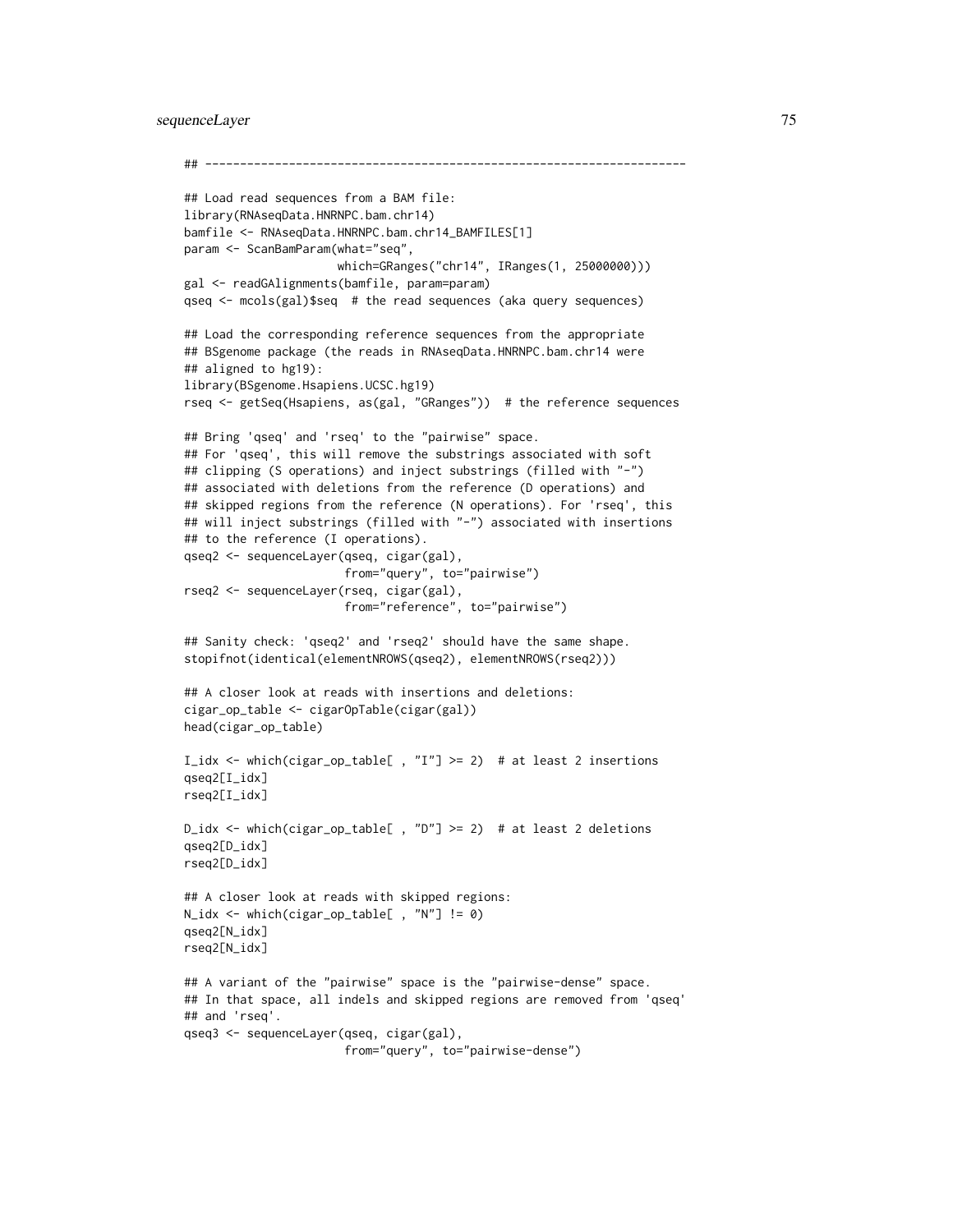```
## ---------------------------------------------------------------------

## Load read sequences from a BAM file:
library(RNAseqData.HNRNPC.bam.chr14)
bamfile <- RNAseqData.HNRNPC.bam.chr14_BAMFILES[1]
param <- ScanBamParam(what="seq",
                      which=GRanges("chr14", IRanges(1, 25000000)))
gal <- readGAlignments(bamfile, param=param)
qseq <- mcols(gal)$seq  # the read sequences (aka query sequences)

## Load the corresponding reference sequences from the appropriate
## BSgenome package (the reads in RNAseqData.HNRNPC.bam.chr14 were
## aligned to hg19):
library(BSgenome.Hsapiens.UCSC.hg19)
rseq <- getSeq(Hsapiens, as(gal, "GRanges"))  # the reference sequences

## Bring 'qseq' and 'rseq' to the "pairwise" space.
## For 'qseq', this will remove the substrings associated with soft
## clipping (S operations) and inject substrings (filled with "-")
## associated with deletions from the reference (D operations) and
## skipped regions from the reference (N operations). For 'rseq', this
## will inject substrings (filled with "-") associated with insertions
## to the reference (I operations).
qseq2 <- sequenceLayer(qseq, cigar(gal),
                       from="query", to="pairwise")
rseq2 <- sequenceLayer(rseq, cigar(gal),
                       from="reference", to="pairwise")

## Sanity check: 'qseq2' and 'rseq2' should have the same shape.
stopifnot(identical(elementNROWS(qseq2), elementNROWS(rseq2)))

## A closer look at reads with insertions and deletions:
cigar_op_table <- cigarOpTable(cigar(gal))
head(cigar_op_table)

I_idx <- which(cigar_op_table[ , "I"] >= 2)  # at least 2 insertions
qseq2[I_idx]
rseq2[I_idx]

D_idx <- which(cigar_op_table[ , "D"] >= 2)  # at least 2 deletions
qseq2[D_idx]
rseq2[D_idx]

## A closer look at reads with skipped regions:
N_idx <- which(cigar_op_table[ , "N"] != 0)
qseq2[N_idx]
rseq2[N_idx]

## A variant of the "pairwise" space is the "pairwise-dense" space.
## In that space, all indels and skipped regions are removed from 'qseq'
## and 'rseq'.
qseq3 <- sequenceLayer(qseq, cigar(gal),
                       from="query", to="pairwise-dense")
```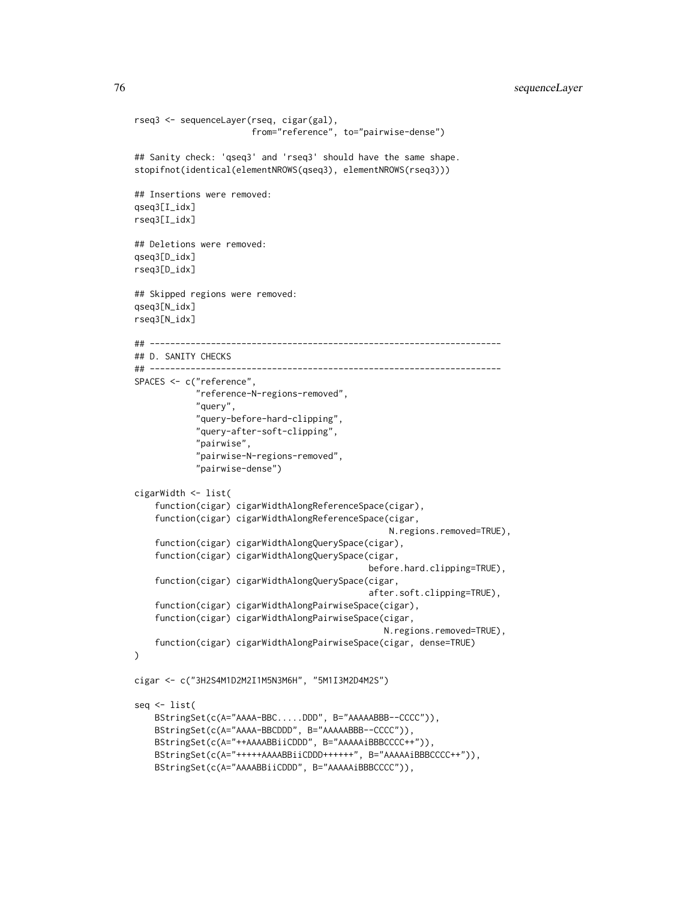```
rseq3 <- sequenceLayer(rseq, cigar(gal),
                       from="reference", to="pairwise-dense")

## Sanity check: 'qseq3' and 'rseq3' should have the same shape.
stopifnot(identical(elementNROWS(qseq3), elementNROWS(rseq3)))

## Insertions were removed:
qseq3[I_idx]
rseq3[I_idx]

## Deletions were removed:
qseq3[D_idx]
rseq3[D_idx]

## Skipped regions were removed:
qseq3[N_idx]
rseq3[N_idx]

## ---------------------------------------------------------------------
## D. SANITY CHECKS
## ---------------------------------------------------------------------
SPACES <- c("reference",
            "reference-N-regions-removed",
            "query",
            "query-before-hard-clipping",
            "query-after-soft-clipping",
            "pairwise",
            "pairwise-N-regions-removed",
            "pairwise-dense")

cigarWidth <- list(
    function(cigar) cigarWidthAlongReferenceSpace(cigar),
    function(cigar) cigarWidthAlongReferenceSpace(cigar,
                                                  N.regions.removed=TRUE),
    function(cigar) cigarWidthAlongQuerySpace(cigar),
    function(cigar) cigarWidthAlongQuerySpace(cigar,
                                              before.hard.clipping=TRUE),
    function(cigar) cigarWidthAlongQuerySpace(cigar,
                                              after.soft.clipping=TRUE),
    function(cigar) cigarWidthAlongPairwiseSpace(cigar),
    function(cigar) cigarWidthAlongPairwiseSpace(cigar,
                                                 N.regions.removed=TRUE),
    function(cigar) cigarWidthAlongPairwiseSpace(cigar, dense=TRUE)
)

cigar <- c("3H2S4M1D2M2I1M5N3M6H", "5M1I3M2D4M2S")

seq <- list(
    BStringSet(c(A="AAAA-BBC.....DDD", B="AAAAABBB--CCCC")),
    BStringSet(c(A="AAAA-BBCDDD", B="AAAAABBB--CCCC")),
    BStringSet(c(A="++AAAABBiiCDDD", B="AAAAAiBBBCCCC++")),
    BStringSet(c(A="+++++AAAABBiiCDDD++++++", B="AAAAAiBBBCCCC++")),
    BStringSet(c(A="AAAABBiiCDDD", B="AAAAAiBBBCCCC")),
```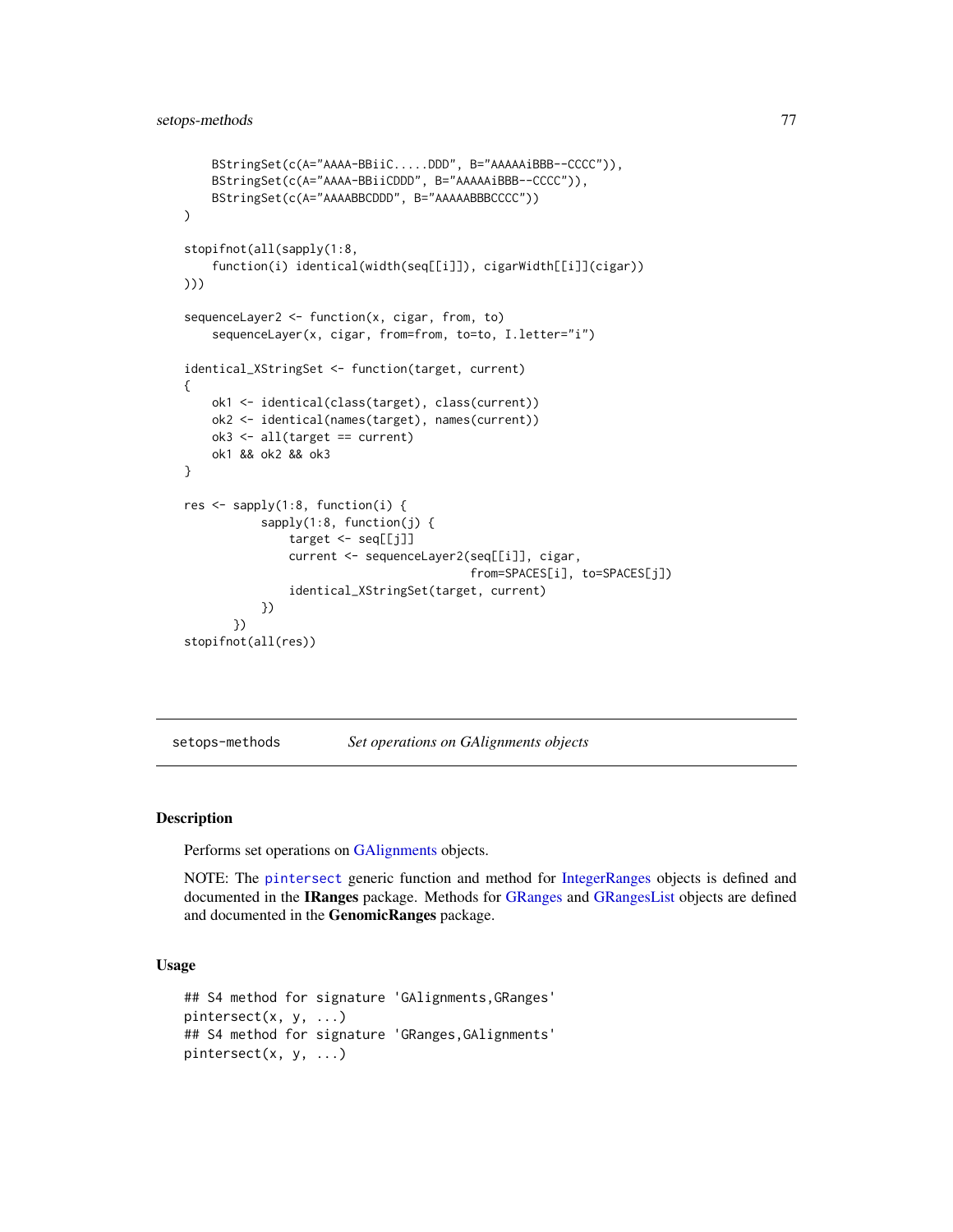```
    BStringSet(c(A="AAAA-BBiiC.....DDD", B="AAAAAiBBB--CCCC")),
    BStringSet(c(A="AAAA-BBiiCDDD", B="AAAAAiBBB--CCCC")),
    BStringSet(c(A="AAAABBCDDD", B="AAAAABBBCCCC"))
)

stopifnot(all(sapply(1:8,
    function(i) identical(width(seq[[i]]), cigarWidth[[i]](cigar))
)))

sequenceLayer2 <- function(x, cigar, from, to)
    sequenceLayer(x, cigar, from=from, to=to, I.letter="i")

identical_XStringSet <- function(target, current)
{
    ok1 <- identical(class(target), class(current))
    ok2 <- identical(names(target), names(current))
    ok3 <- all(target == current)
    ok1 && ok2 && ok3
}

res <- sapply(1:8, function(i) {
           sapply(1:8, function(j) {
               target <- seq[[j]]
               current <- sequenceLayer2(seq[[i]], cigar,
                                         from=SPACES[i], to=SPACES[j])
               identical_XStringSet(target, current)
           })
       })
stopifnot(all(res))
```

---

`setops-methods` *Set operations on GAlignments objects*

---

## Description

Performs set operations on GAlignments objects.

NOTE: The `pintersect` generic function and method for IntegerRanges objects is defined and documented in the **IRanges** package. Methods for GRanges and GRangesList objects are defined and documented in the **GenomicRanges** package.

## Usage

```
## S4 method for signature 'GAlignments,GRanges'
pintersect(x, y, ...)
## S4 method for signature 'GRanges,GAlignments'
pintersect(x, y, ...)
```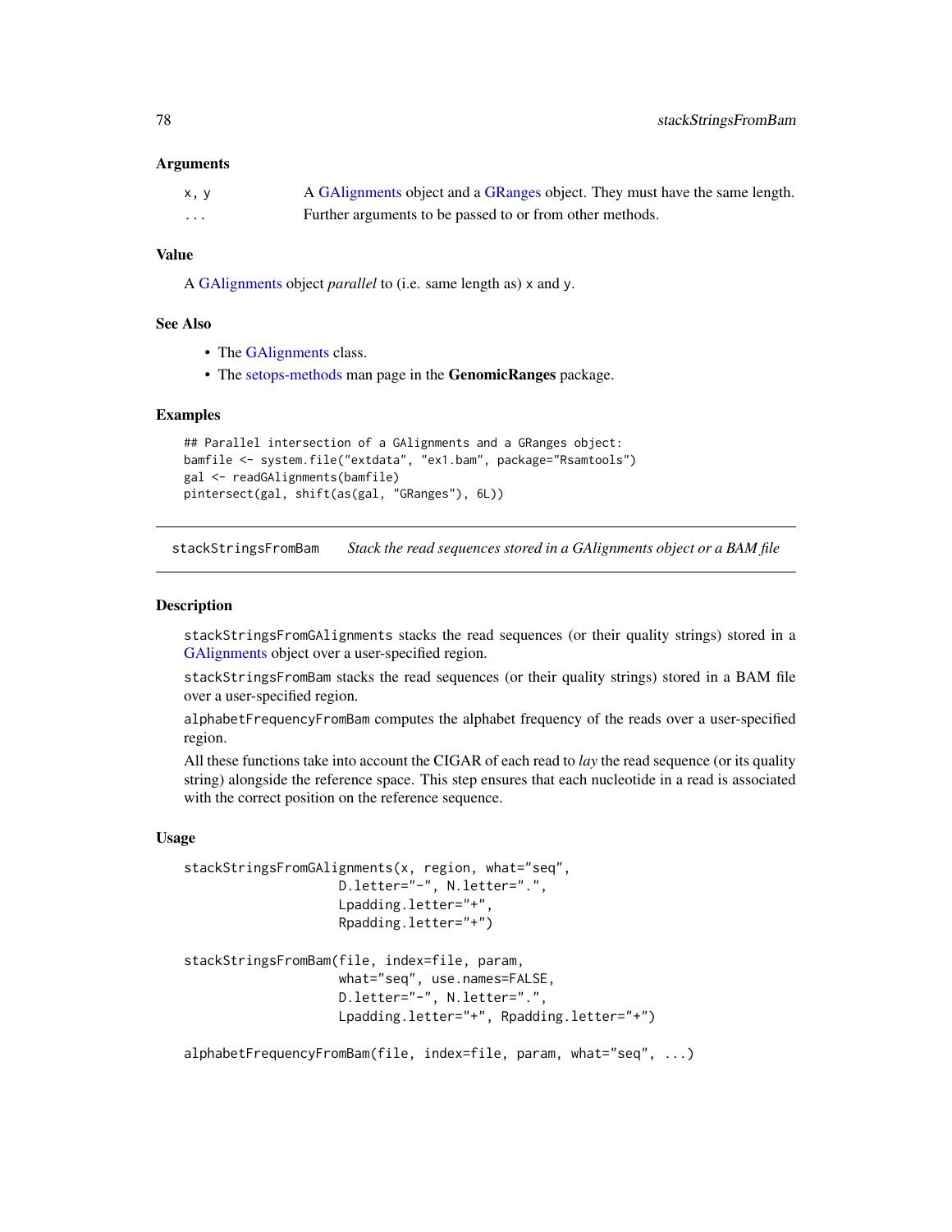### Arguments

| | |
|---|---|
| `x, y` | A GAlignments object and a GRanges object. They must have the same length. |
| `...` | Further arguments to be passed to or from other methods. |

### Value

A GAlignments object *parallel* to (i.e. same length as) `x` and `y`.

### See Also

- The GAlignments class.
- The setops-methods man page in the **GenomicRanges** package.

### Examples

```
## Parallel intersection of a GAlignments and a GRanges object:
bamfile <- system.file("extdata", "ex1.bam", package="Rsamtools")
gal <- readGAlignments(bamfile)
pintersect(gal, shift(as(gal, "GRanges"), 6L))
```

---

## stackStringsFromBam — *Stack the read sequences stored in a GAlignments object or a BAM file*

---

### Description

`stackStringsFromGAlignments` stacks the read sequences (or their quality strings) stored in a GAlignments object over a user-specified region.

`stackStringsFromBam` stacks the read sequences (or their quality strings) stored in a BAM file over a user-specified region.

`alphabetFrequencyFromBam` computes the alphabet frequency of the reads over a user-specified region.

All these functions take into account the CIGAR of each read to *lay* the read sequence (or its quality string) alongside the reference space. This step ensures that each nucleotide in a read is associated with the correct position on the reference sequence.

### Usage

```
stackStringsFromGAlignments(x, region, what="seq",
                    D.letter="-", N.letter=".",
                    Lpadding.letter="+",
                    Rpadding.letter="+")

stackStringsFromBam(file, index=file, param,
                    what="seq", use.names=FALSE,
                    D.letter="-", N.letter=".",
                    Lpadding.letter="+", Rpadding.letter="+")

alphabetFrequencyFromBam(file, index=file, param, what="seq", ...)
```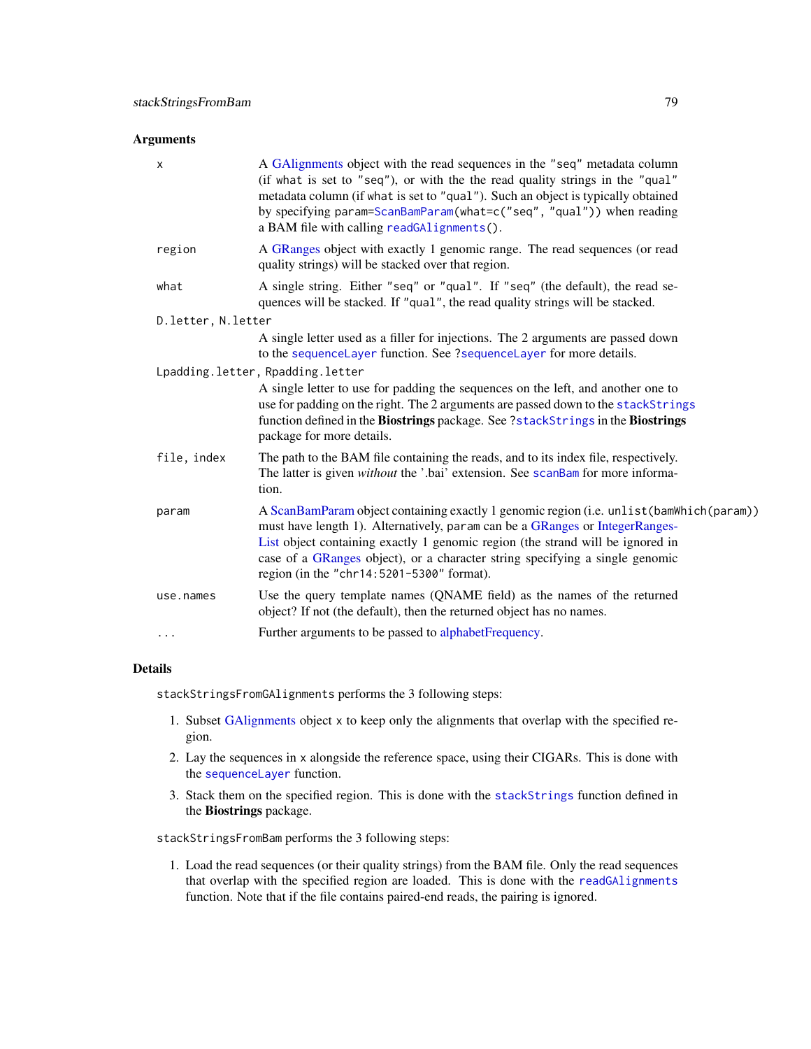## Arguments

- **x**: A GAlignments object with the read sequences in the `"seq"` metadata column (if `what` is set to `"seq"`), or with the the read quality strings in the `"qual"` metadata column (if `what` is set to `"qual"`). Such an object is typically obtained by specifying `param=ScanBamParam(what=c("seq", "qual"))` when reading a BAM file with calling `readGAlignments()`.
- **region**: A GRanges object with exactly 1 genomic range. The read sequences (or read quality strings) will be stacked over that region.
- **what**: A single string. Either `"seq"` or `"qual"`. If `"seq"` (the default), the read sequences will be stacked. If `"qual"`, the read quality strings will be stacked.
- **D.letter, N.letter**: A single letter used as a filler for injections. The 2 arguments are passed down to the `sequenceLayer` function. See `?sequenceLayer` for more details.
- **Lpadding.letter, Rpadding.letter**: A single letter to use for padding the sequences on the left, and another one to use for padding on the right. The 2 arguments are passed down to the `stackStrings` function defined in the **Biostrings** package. See `?stackStrings` in the **Biostrings** package for more details.
- **file, index**: The path to the BAM file containing the reads, and to its index file, respectively. The latter is given *without* the '.bai' extension. See `scanBam` for more information.
- **param**: A ScanBamParam object containing exactly 1 genomic region (i.e. `unlist(bamWhich(param))` must have length 1). Alternatively, `param` can be a GRanges or IntegerRangesList object containing exactly 1 genomic region (the strand will be ignored in case of a GRanges object), or a character string specifying a single genomic region (in the `"chr14:5201-5300"` format).
- **use.names**: Use the query template names (QNAME field) as the names of the returned object? If not (the default), then the returned object has no names.
- **...**: Further arguments to be passed to alphabetFrequency.

## Details

`stackStringsFromGAlignments` performs the 3 following steps:

1. Subset GAlignments object `x` to keep only the alignments that overlap with the specified region.
2. Lay the sequences in `x` alongside the reference space, using their CIGARs. This is done with the `sequenceLayer` function.
3. Stack them on the specified region. This is done with the `stackStrings` function defined in the **Biostrings** package.

`stackStringsFromBam` performs the 3 following steps:

1. Load the read sequences (or their quality strings) from the BAM file. Only the read sequences that overlap with the specified region are loaded. This is done with the `readGAlignments` function. Note that if the file contains paired-end reads, the pairing is ignored.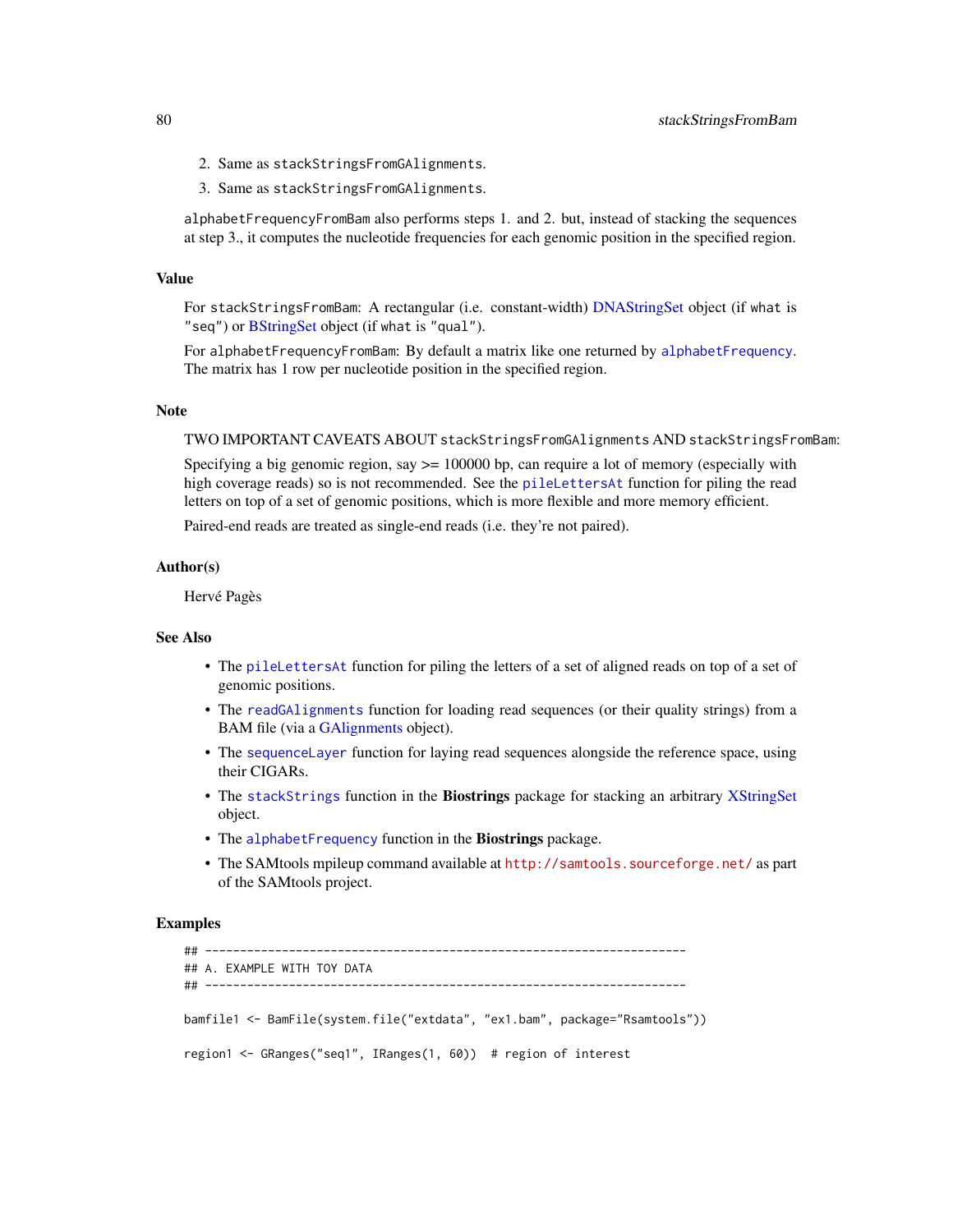2. Same as `stackStringsFromGAlignments`.
3. Same as `stackStringsFromGAlignments`.

`alphabetFrequencyFromBam` also performs steps 1. and 2. but, instead of stacking the sequences at step 3., it computes the nucleotide frequencies for each genomic position in the specified region.

## Value

For `stackStringsFromBam`: A rectangular (i.e. constant-width) DNAStringSet object (if `what` is `"seq"`) or BStringSet object (if `what` is `"qual"`).

For `alphabetFrequencyFromBam`: By default a matrix like one returned by `alphabetFrequency`. The matrix has 1 row per nucleotide position in the specified region.

## Note

TWO IMPORTANT CAVEATS ABOUT `stackStringsFromGAlignments` AND `stackStringsFromBam`:

Specifying a big genomic region, say >= 100000 bp, can require a lot of memory (especially with high coverage reads) so is not recommended. See the `pileLettersAt` function for piling the read letters on top of a set of genomic positions, which is more flexible and more memory efficient.

Paired-end reads are treated as single-end reads (i.e. they're not paired).

## Author(s)

Hervé Pagès

## See Also

- The `pileLettersAt` function for piling the letters of a set of aligned reads on top of a set of genomic positions.
- The `readGAlignments` function for loading read sequences (or their quality strings) from a BAM file (via a GAlignments object).
- The `sequenceLayer` function for laying read sequences alongside the reference space, using their CIGARs.
- The `stackStrings` function in the **Biostrings** package for stacking an arbitrary XStringSet object.
- The `alphabetFrequency` function in the **Biostrings** package.
- The SAMtools mpileup command available at http://samtools.sourceforge.net/ as part of the SAMtools project.

## Examples

```
## ---------------------------------------------------------------------
## A. EXAMPLE WITH TOY DATA
## ---------------------------------------------------------------------

bamfile1 <- BamFile(system.file("extdata", "ex1.bam", package="Rsamtools"))

region1 <- GRanges("seq1", IRanges(1, 60))  # region of interest
```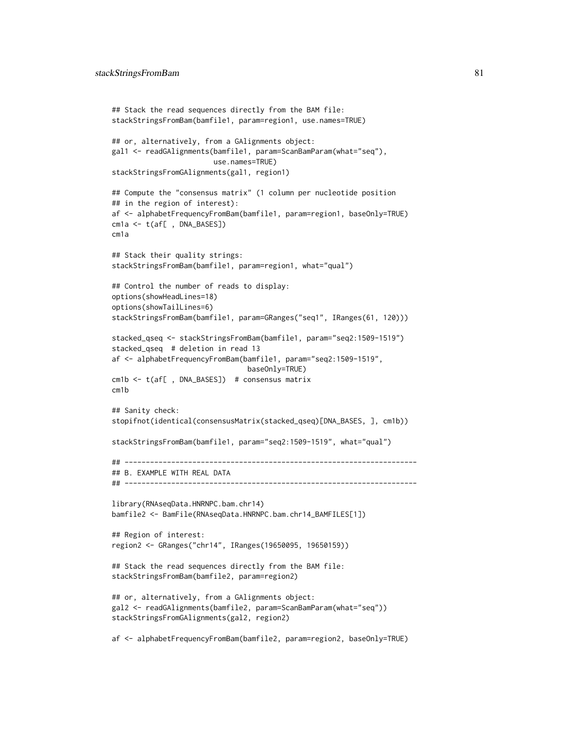```
## Stack the read sequences directly from the BAM file:
stackStringsFromBam(bamfile1, param=region1, use.names=TRUE)

## or, alternatively, from a GAlignments object:
gal1 <- readGAlignments(bamfile1, param=ScanBamParam(what="seq"),
                        use.names=TRUE)
stackStringsFromGAlignments(gal1, region1)

## Compute the "consensus matrix" (1 column per nucleotide position
## in the region of interest):
af <- alphabetFrequencyFromBam(bamfile1, param=region1, baseOnly=TRUE)
cm1a <- t(af[ , DNA_BASES])
cm1a

## Stack their quality strings:
stackStringsFromBam(bamfile1, param=region1, what="qual")

## Control the number of reads to display:
options(showHeadLines=18)
options(showTailLines=6)
stackStringsFromBam(bamfile1, param=GRanges("seq1", IRanges(61, 120)))

stacked_qseq <- stackStringsFromBam(bamfile1, param="seq2:1509-1519")
stacked_qseq  # deletion in read 13
af <- alphabetFrequencyFromBam(bamfile1, param="seq2:1509-1519",
                                baseOnly=TRUE)
cm1b <- t(af[ , DNA_BASES])  # consensus matrix
cm1b

## Sanity check:
stopifnot(identical(consensusMatrix(stacked_qseq)[DNA_BASES, ], cm1b))

stackStringsFromBam(bamfile1, param="seq2:1509-1519", what="qual")

## ---------------------------------------------------------------------
## B. EXAMPLE WITH REAL DATA
## ---------------------------------------------------------------------

library(RNAseqData.HNRNPC.bam.chr14)
bamfile2 <- BamFile(RNAseqData.HNRNPC.bam.chr14_BAMFILES[1])

## Region of interest:
region2 <- GRanges("chr14", IRanges(19650095, 19650159))

## Stack the read sequences directly from the BAM file:
stackStringsFromBam(bamfile2, param=region2)

## or, alternatively, from a GAlignments object:
gal2 <- readGAlignments(bamfile2, param=ScanBamParam(what="seq"))
stackStringsFromGAlignments(gal2, region2)

af <- alphabetFrequencyFromBam(bamfile2, param=region2, baseOnly=TRUE)
```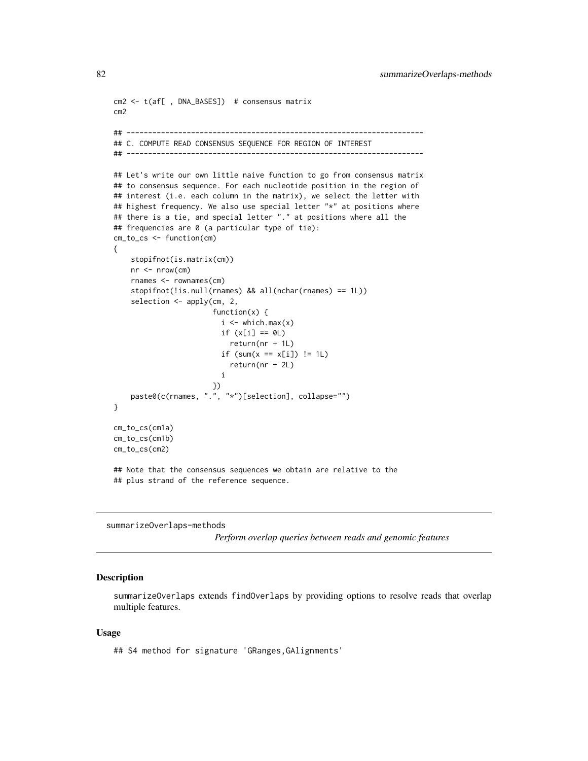```
cm2 <- t(af[ , DNA_BASES])  # consensus matrix
cm2

## ---------------------------------------------------------------------
## C. COMPUTE READ CONSENSUS SEQUENCE FOR REGION OF INTEREST
## ---------------------------------------------------------------------

## Let's write our own little naive function to go from consensus matrix
## to consensus sequence. For each nucleotide position in the region of
## interest (i.e. each column in the matrix), we select the letter with
## highest frequency. We also use special letter "*" at positions where
## there is a tie, and special letter "." at positions where all the
## frequencies are 0 (a particular type of tie):
cm_to_cs <- function(cm)
{
    stopifnot(is.matrix(cm))
    nr <- nrow(cm)
    rnames <- rownames(cm)
    stopifnot(!is.null(rnames) && all(nchar(rnames) == 1L))
    selection <- apply(cm, 2,
                       function(x) {
                         i <- which.max(x)
                         if (x[i] == 0L)
                           return(nr + 1L)
                         if (sum(x == x[i]) != 1L)
                           return(nr + 2L)
                         i
                       })
    paste0(c(rnames, ".", "*")[selection], collapse="")
}

cm_to_cs(cm1a)
cm_to_cs(cm1b)
cm_to_cs(cm2)

## Note that the consensus sequences we obtain are relative to the
## plus strand of the reference sequence.
```

---

summarizeOverlaps-methods *Perform overlap queries between reads and genomic features*

---

## Description

summarizeOverlaps extends findOverlaps by providing options to resolve reads that overlap multiple features.

## Usage

```
## S4 method for signature 'GRanges,GAlignments'
```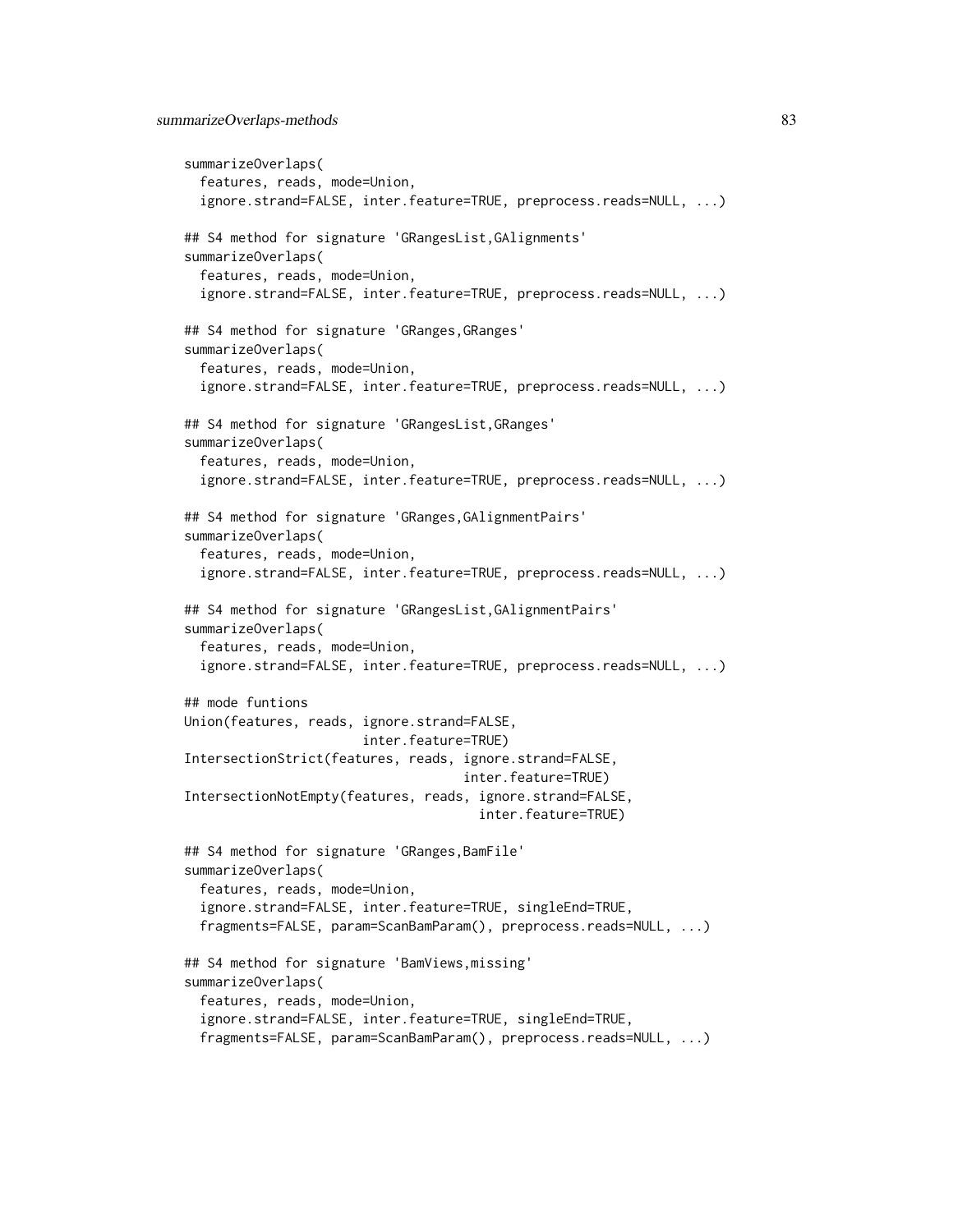```
summarizeOverlaps(
  features, reads, mode=Union,
  ignore.strand=FALSE, inter.feature=TRUE, preprocess.reads=NULL, ...)

## S4 method for signature 'GRangesList,GAlignments'
summarizeOverlaps(
  features, reads, mode=Union,
  ignore.strand=FALSE, inter.feature=TRUE, preprocess.reads=NULL, ...)

## S4 method for signature 'GRanges,GRanges'
summarizeOverlaps(
  features, reads, mode=Union,
  ignore.strand=FALSE, inter.feature=TRUE, preprocess.reads=NULL, ...)

## S4 method for signature 'GRangesList,GRanges'
summarizeOverlaps(
  features, reads, mode=Union,
  ignore.strand=FALSE, inter.feature=TRUE, preprocess.reads=NULL, ...)

## S4 method for signature 'GRanges,GAlignmentPairs'
summarizeOverlaps(
  features, reads, mode=Union,
  ignore.strand=FALSE, inter.feature=TRUE, preprocess.reads=NULL, ...)

## S4 method for signature 'GRangesList,GAlignmentPairs'
summarizeOverlaps(
  features, reads, mode=Union,
  ignore.strand=FALSE, inter.feature=TRUE, preprocess.reads=NULL, ...)

## mode funtions
Union(features, reads, ignore.strand=FALSE,
                       inter.feature=TRUE)
IntersectionStrict(features, reads, ignore.strand=FALSE,
                                    inter.feature=TRUE)
IntersectionNotEmpty(features, reads, ignore.strand=FALSE,
                                      inter.feature=TRUE)

## S4 method for signature 'GRanges,BamFile'
summarizeOverlaps(
  features, reads, mode=Union,
  ignore.strand=FALSE, inter.feature=TRUE, singleEnd=TRUE,
  fragments=FALSE, param=ScanBamParam(), preprocess.reads=NULL, ...)

## S4 method for signature 'BamViews,missing'
summarizeOverlaps(
  features, reads, mode=Union,
  ignore.strand=FALSE, inter.feature=TRUE, singleEnd=TRUE,
  fragments=FALSE, param=ScanBamParam(), preprocess.reads=NULL, ...)
```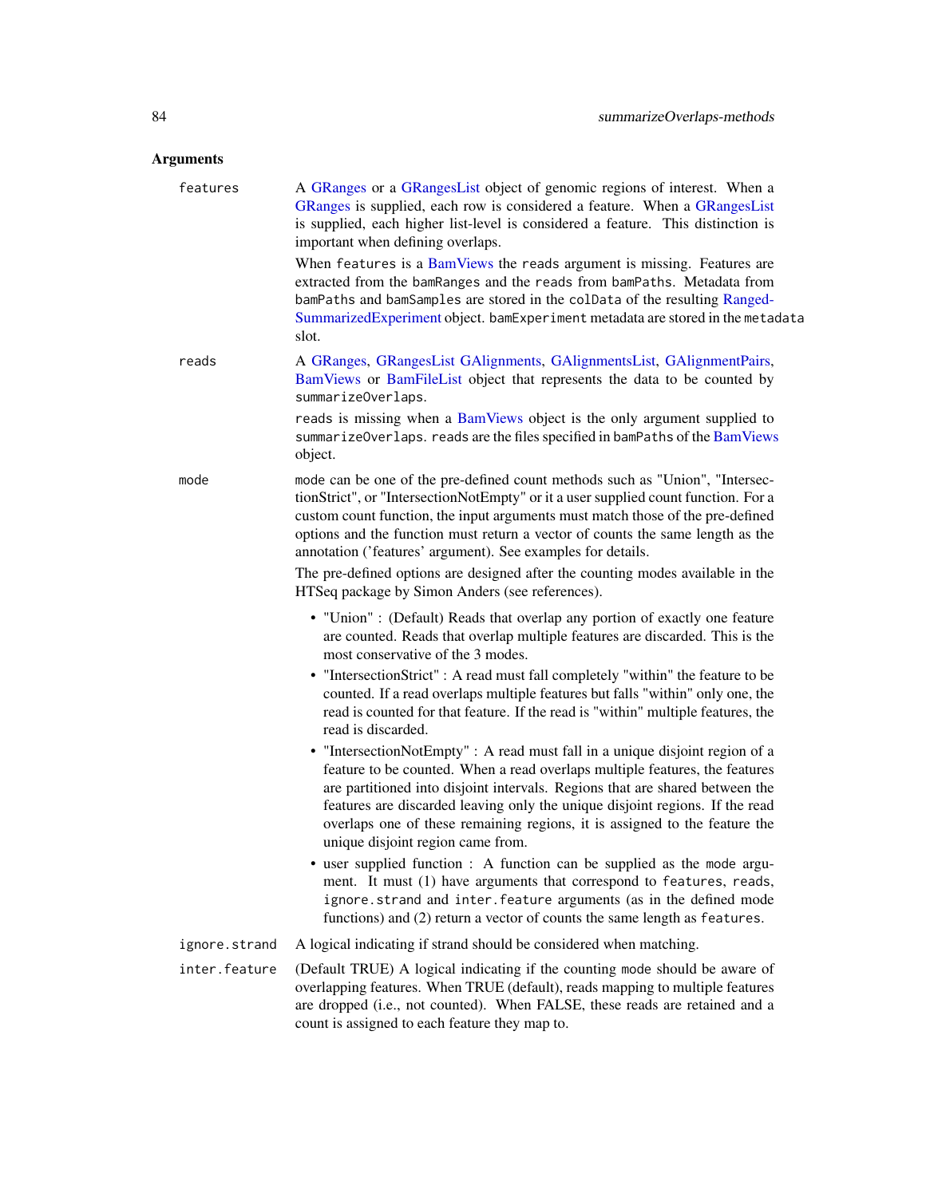## Arguments

**features**

A GRanges or a GRangesList object of genomic regions of interest. When a GRanges is supplied, each row is considered a feature. When a GRangesList is supplied, each higher list-level is considered a feature. This distinction is important when defining overlaps.

When `features` is a BamViews the `reads` argument is missing. Features are extracted from the `bamRanges` and the `reads` from `bamPaths`. Metadata from `bamPaths` and `bamSamples` are stored in the `colData` of the resulting RangedSummarizedExperiment object. `bamExperiment` metadata are stored in the `metadata` slot.

**reads**

A GRanges, GRangesList GAlignments, GAlignmentsList, GAlignmentPairs, BamViews or BamFileList object that represents the data to be counted by `summarizeOverlaps`.

`reads` is missing when a BamViews object is the only argument supplied to `summarizeOverlaps`. `reads` are the files specified in `bamPaths` of the BamViews object.

**mode**

`mode` can be one of the pre-defined count methods such as "Union", "IntersectionStrict", or "IntersectionNotEmpty" or it a user supplied count function. For a custom count function, the input arguments must match those of the pre-defined options and the function must return a vector of counts the same length as the annotation ('features' argument). See examples for details.

The pre-defined options are designed after the counting modes available in the HTSeq package by Simon Anders (see references).

- "Union" : (Default) Reads that overlap any portion of exactly one feature are counted. Reads that overlap multiple features are discarded. This is the most conservative of the 3 modes.
- "IntersectionStrict" : A read must fall completely "within" the feature to be counted. If a read overlaps multiple features but falls "within" only one, the read is counted for that feature. If the read is "within" multiple features, the read is discarded.
- "IntersectionNotEmpty" : A read must fall in a unique disjoint region of a feature to be counted. When a read overlaps multiple features, the features are partitioned into disjoint intervals. Regions that are shared between the features are discarded leaving only the unique disjoint regions. If the read overlaps one of these remaining regions, it is assigned to the feature the unique disjoint region came from.
- user supplied function : A function can be supplied as the `mode` argument. It must (1) have arguments that correspond to `features`, `reads`, `ignore.strand` and `inter.feature` arguments (as in the defined mode functions) and (2) return a vector of counts the same length as `features`.

**ignore.strand**

A logical indicating if strand should be considered when matching.

**inter.feature**

(Default TRUE) A logical indicating if the counting `mode` should be aware of overlapping features. When TRUE (default), reads mapping to multiple features are dropped (i.e., not counted). When FALSE, these reads are retained and a count is assigned to each feature they map to.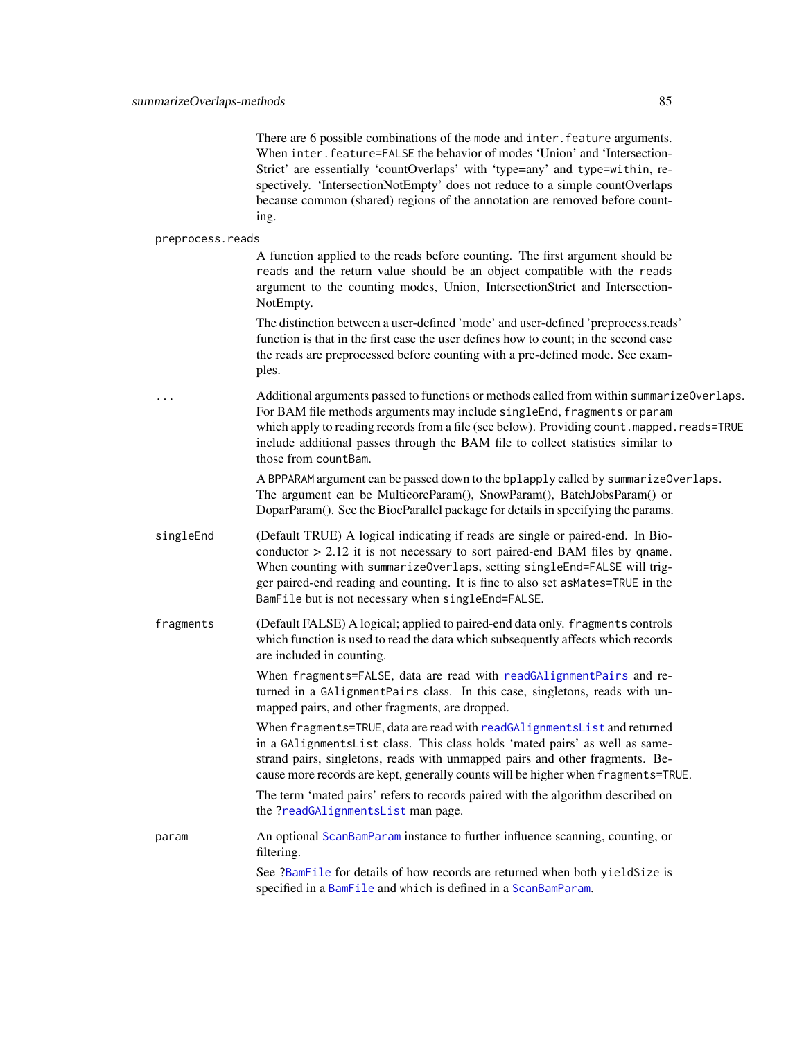There are 6 possible combinations of the mode and `inter.feature` arguments. When `inter.feature=FALSE` the behavior of modes 'Union' and 'IntersectionStrict' are essentially 'countOverlaps' with 'type=any' and `type=within`, respectively. 'IntersectionNotEmpty' does not reduce to a simple countOverlaps because common (shared) regions of the annotation are removed before counting.

`preprocess.reads`

A function applied to the reads before counting. The first argument should be `reads` and the return value should be an object compatible with the `reads` argument to the counting modes, Union, IntersectionStrict and IntersectionNotEmpty.

The distinction between a user-defined 'mode' and user-defined 'preprocess.reads' function is that in the first case the user defines how to count; in the second case the reads are preprocessed before counting with a pre-defined mode. See examples.

`...`

Additional arguments passed to functions or methods called from within `summarizeOverlaps`. For BAM file methods arguments may include `singleEnd`, `fragments` or `param` which apply to reading records from a file (see below). Providing `count.mapped.reads=TRUE` include additional passes through the BAM file to collect statistics similar to those from `countBam`.

A `BPPARAM` argument can be passed down to the `bplapply` called by `summarizeOverlaps`. The argument can be MulticoreParam(), SnowParam(), BatchJobsParam() or DoparParam(). See the BiocParallel package for details in specifying the params.

`singleEnd`

(Default TRUE) A logical indicating if reads are single or paired-end. In Bioconductor > 2.12 it is not necessary to sort paired-end BAM files by `qname`. When counting with `summarizeOverlaps`, setting `singleEnd=FALSE` will trigger paired-end reading and counting. It is fine to also set `asMates=TRUE` in the `BamFile` but is not necessary when `singleEnd=FALSE`.

`fragments`

(Default FALSE) A logical; applied to paired-end data only. `fragments` controls which function is used to read the data which subsequently affects which records are included in counting.

When `fragments=FALSE`, data are read with `readGAlignmentPairs` and returned in a `GAlignmentPairs` class. In this case, singletons, reads with unmapped pairs, and other fragments, are dropped.

When `fragments=TRUE`, data are read with `readGAlignmentsList` and returned in a `GAlignmentsList` class. This class holds 'mated pairs' as well as same-strand pairs, singletons, reads with unmapped pairs and other fragments. Because more records are kept, generally counts will be higher when `fragments=TRUE`.

The term 'mated pairs' refers to records paired with the algorithm described on the `?readGAlignmentsList` man page.

`param`

An optional `ScanBamParam` instance to further influence scanning, counting, or filtering.

See `?BamFile` for details of how records are returned when both `yieldSize` is specified in a `BamFile` and `which` is defined in a `ScanBamParam`.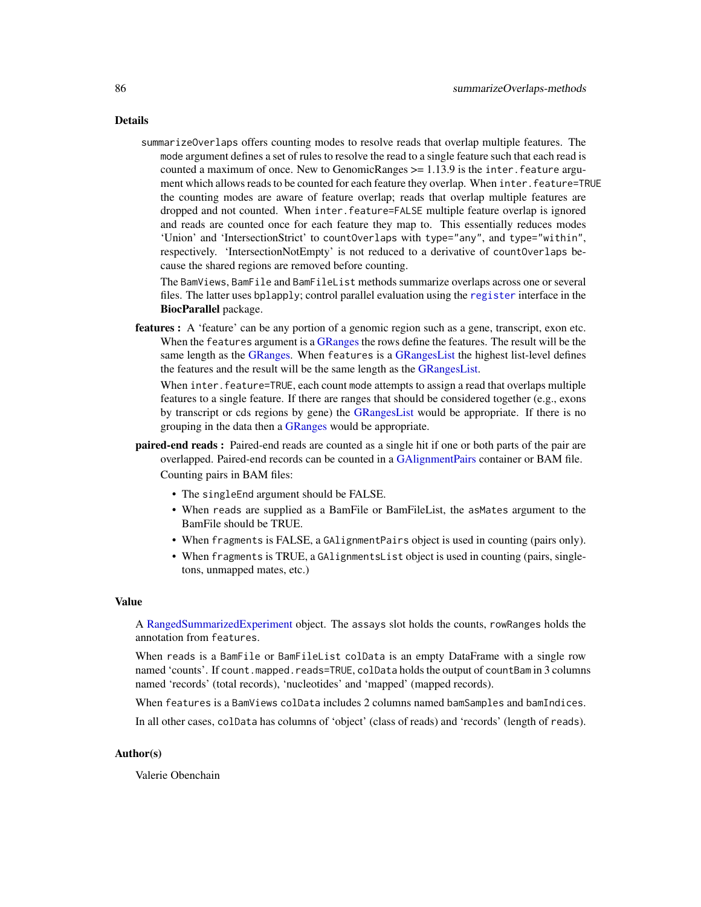## Details

summarizeOverlaps offers counting modes to resolve reads that overlap multiple features. The mode argument defines a set of rules to resolve the read to a single feature such that each read is counted a maximum of once. New to GenomicRanges >= 1.13.9 is the inter.feature argument which allows reads to be counted for each feature they overlap. When inter.feature=TRUE the counting modes are aware of feature overlap; reads that overlap multiple features are dropped and not counted. When inter.feature=FALSE multiple feature overlap is ignored and reads are counted once for each feature they map to. This essentially reduces modes 'Union' and 'IntersectionStrict' to countOverlaps with type="any", and type="within", respectively. 'IntersectionNotEmpty' is not reduced to a derivative of countOverlaps because the shared regions are removed before counting.

The BamViews, BamFile and BamFileList methods summarize overlaps across one or several files. The latter uses bplapply; control parallel evaluation using the register interface in the **BiocParallel** package.

**features :** A 'feature' can be any portion of a genomic region such as a gene, transcript, exon etc. When the features argument is a GRanges the rows define the features. The result will be the same length as the GRanges. When features is a GRangesList the highest list-level defines the features and the result will be the same length as the GRangesList.

When inter.feature=TRUE, each count mode attempts to assign a read that overlaps multiple features to a single feature. If there are ranges that should be considered together (e.g., exons by transcript or cds regions by gene) the GRangesList would be appropriate. If there is no grouping in the data then a GRanges would be appropriate.

**paired-end reads :** Paired-end reads are counted as a single hit if one or both parts of the pair are overlapped. Paired-end records can be counted in a GAlignmentPairs container or BAM file.

Counting pairs in BAM files:

- The singleEnd argument should be FALSE.
- When reads are supplied as a BamFile or BamFileList, the asMates argument to the BamFile should be TRUE.
- When fragments is FALSE, a GAlignmentPairs object is used in counting (pairs only).
- When fragments is TRUE, a GAlignmentsList object is used in counting (pairs, singletons, unmapped mates, etc.)

## Value

A RangedSummarizedExperiment object. The assays slot holds the counts, rowRanges holds the annotation from features.

When reads is a BamFile or BamFileList colData is an empty DataFrame with a single row named 'counts'. If count.mapped.reads=TRUE, colData holds the output of countBam in 3 columns named 'records' (total records), 'nucleotides' and 'mapped' (mapped records).

When features is a BamViews colData includes 2 columns named bamSamples and bamIndices.

In all other cases, colData has columns of 'object' (class of reads) and 'records' (length of reads).

## Author(s)

Valerie Obenchain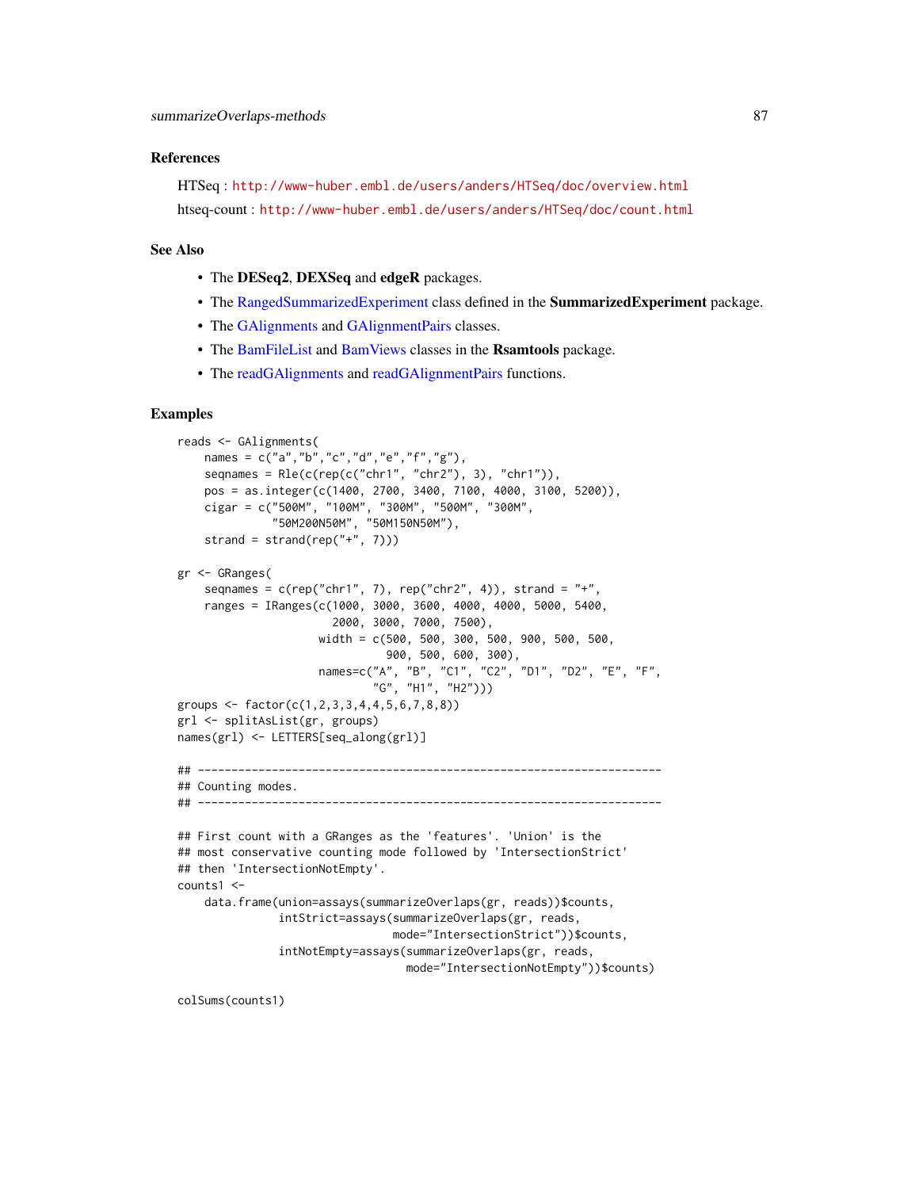### References

HTSeq : http://www-huber.embl.de/users/anders/HTSeq/doc/overview.html

htseq-count : http://www-huber.embl.de/users/anders/HTSeq/doc/count.html

### See Also

- The **DESeq2**, **DEXSeq** and **edgeR** packages.
- The RangedSummarizedExperiment class defined in the **SummarizedExperiment** package.
- The GAlignments and GAlignmentPairs classes.
- The BamFileList and BamViews classes in the **Rsamtools** package.
- The readGAlignments and readGAlignmentPairs functions.

### Examples

```
reads <- GAlignments(
    names = c("a","b","c","d","e","f","g"),
    seqnames = Rle(c(rep(c("chr1", "chr2"), 3), "chr1")),
    pos = as.integer(c(1400, 2700, 3400, 7100, 4000, 3100, 5200)),
    cigar = c("500M", "100M", "300M", "500M", "300M",
              "50M200N50M", "50M150N50M"),
    strand = strand(rep("+", 7)))

gr <- GRanges(
    seqnames = c(rep("chr1", 7), rep("chr2", 4)), strand = "+",
    ranges = IRanges(c(1000, 3000, 3600, 4000, 4000, 5000, 5400,
                       2000, 3000, 7000, 7500),
                     width = c(500, 500, 300, 500, 900, 500, 500,
                               900, 500, 600, 300),
                     names=c("A", "B", "C1", "C2", "D1", "D2", "E", "F",
                             "G", "H1", "H2")))
groups <- factor(c(1,2,3,3,4,4,5,6,7,8,8))
grl <- splitAsList(gr, groups)
names(grl) <- LETTERS[seq_along(grl)]

## ---------------------------------------------------------------------
## Counting modes.
## ---------------------------------------------------------------------

## First count with a GRanges as the 'features'. 'Union' is the
## most conservative counting mode followed by 'IntersectionStrict'
## then 'IntersectionNotEmpty'.
counts1 <-
    data.frame(union=assays(summarizeOverlaps(gr, reads))$counts,
               intStrict=assays(summarizeOverlaps(gr, reads,
                                mode="IntersectionStrict"))$counts,
               intNotEmpty=assays(summarizeOverlaps(gr, reads,
                                  mode="IntersectionNotEmpty"))$counts)

colSums(counts1)
```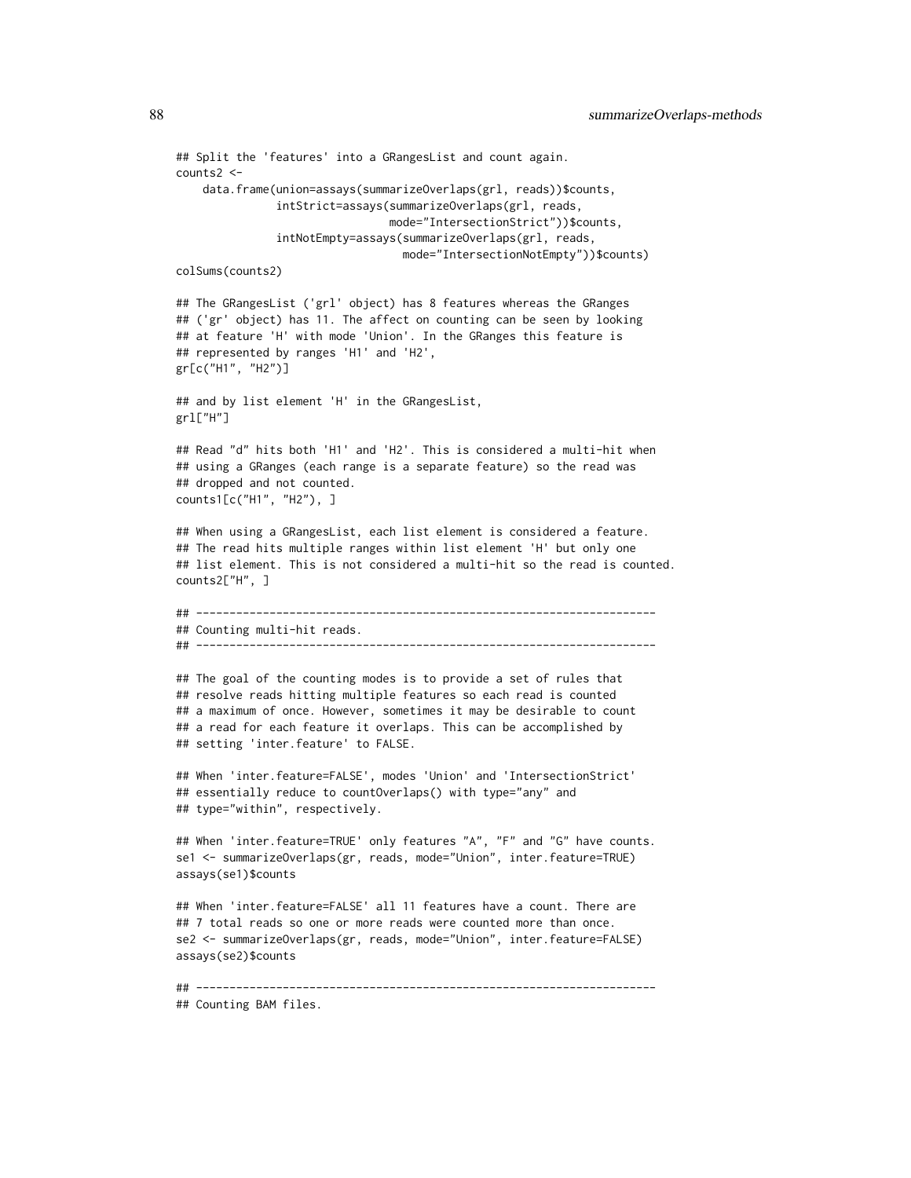```
## Split the 'features' into a GRangesList and count again.
counts2 <-
    data.frame(union=assays(summarizeOverlaps(grl, reads))$counts,
               intStrict=assays(summarizeOverlaps(grl, reads,
                                mode="IntersectionStrict"))$counts,
               intNotEmpty=assays(summarizeOverlaps(grl, reads,
                                  mode="IntersectionNotEmpty"))$counts)
colSums(counts2)

## The GRangesList ('grl' object) has 8 features whereas the GRanges
## ('gr' object) has 11. The affect on counting can be seen by looking
## at feature 'H' with mode 'Union'. In the GRanges this feature is
## represented by ranges 'H1' and 'H2',
gr[c("H1", "H2")]

## and by list element 'H' in the GRangesList,
grl["H"]

## Read "d" hits both 'H1' and 'H2'. This is considered a multi-hit when
## using a GRanges (each range is a separate feature) so the read was
## dropped and not counted.
counts1[c("H1", "H2"), ]

## When using a GRangesList, each list element is considered a feature.
## The read hits multiple ranges within list element 'H' but only one
## list element. This is not considered a multi-hit so the read is counted.
counts2["H", ]

## ---------------------------------------------------------------------
## Counting multi-hit reads.
## ---------------------------------------------------------------------

## The goal of the counting modes is to provide a set of rules that
## resolve reads hitting multiple features so each read is counted
## a maximum of once. However, sometimes it may be desirable to count
## a read for each feature it overlaps. This can be accomplished by
## setting 'inter.feature' to FALSE.

## When 'inter.feature=FALSE', modes 'Union' and 'IntersectionStrict'
## essentially reduce to countOverlaps() with type="any" and
## type="within", respectively.

## When 'inter.feature=TRUE' only features "A", "F" and "G" have counts.
se1 <- summarizeOverlaps(gr, reads, mode="Union", inter.feature=TRUE)
assays(se1)$counts

## When 'inter.feature=FALSE' all 11 features have a count. There are
## 7 total reads so one or more reads were counted more than once.
se2 <- summarizeOverlaps(gr, reads, mode="Union", inter.feature=FALSE)
assays(se2)$counts

## ---------------------------------------------------------------------
## Counting BAM files.
```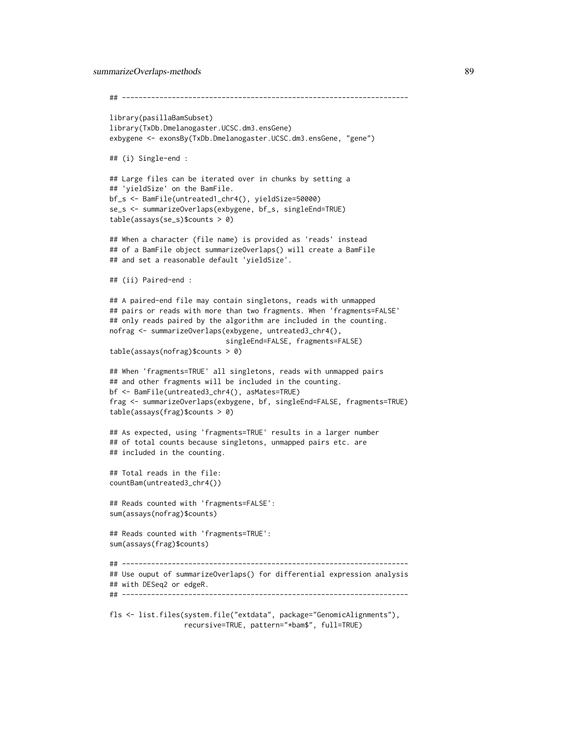```
## ---------------------------------------------------------------------

library(pasillaBamSubset)
library(TxDb.Dmelanogaster.UCSC.dm3.ensGene)
exbygene <- exonsBy(TxDb.Dmelanogaster.UCSC.dm3.ensGene, "gene")

## (i) Single-end :

## Large files can be iterated over in chunks by setting a
## 'yieldSize' on the BamFile.
bf_s <- BamFile(untreated1_chr4(), yieldSize=50000)
se_s <- summarizeOverlaps(exbygene, bf_s, singleEnd=TRUE)
table(assays(se_s)$counts > 0)

## When a character (file name) is provided as 'reads' instead
## of a BamFile object summarizeOverlaps() will create a BamFile
## and set a reasonable default 'yieldSize'.

## (ii) Paired-end :

## A paired-end file may contain singletons, reads with unmapped
## pairs or reads with more than two fragments. When 'fragments=FALSE'
## only reads paired by the algorithm are included in the counting.
nofrag <- summarizeOverlaps(exbygene, untreated3_chr4(),
                            singleEnd=FALSE, fragments=FALSE)
table(assays(nofrag)$counts > 0)

## When 'fragments=TRUE' all singletons, reads with unmapped pairs
## and other fragments will be included in the counting.
bf <- BamFile(untreated3_chr4(), asMates=TRUE)
frag <- summarizeOverlaps(exbygene, bf, singleEnd=FALSE, fragments=TRUE)
table(assays(frag)$counts > 0)

## As expected, using 'fragments=TRUE' results in a larger number
## of total counts because singletons, unmapped pairs etc. are
## included in the counting.

## Total reads in the file:
countBam(untreated3_chr4())

## Reads counted with 'fragments=FALSE':
sum(assays(nofrag)$counts)

## Reads counted with 'fragments=TRUE':
sum(assays(frag)$counts)

## ---------------------------------------------------------------------
## Use ouput of summarizeOverlaps() for differential expression analysis
## with DESeq2 or edgeR.
## ---------------------------------------------------------------------

fls <- list.files(system.file("extdata", package="GenomicAlignments"),
                  recursive=TRUE, pattern="*bam$", full=TRUE)
```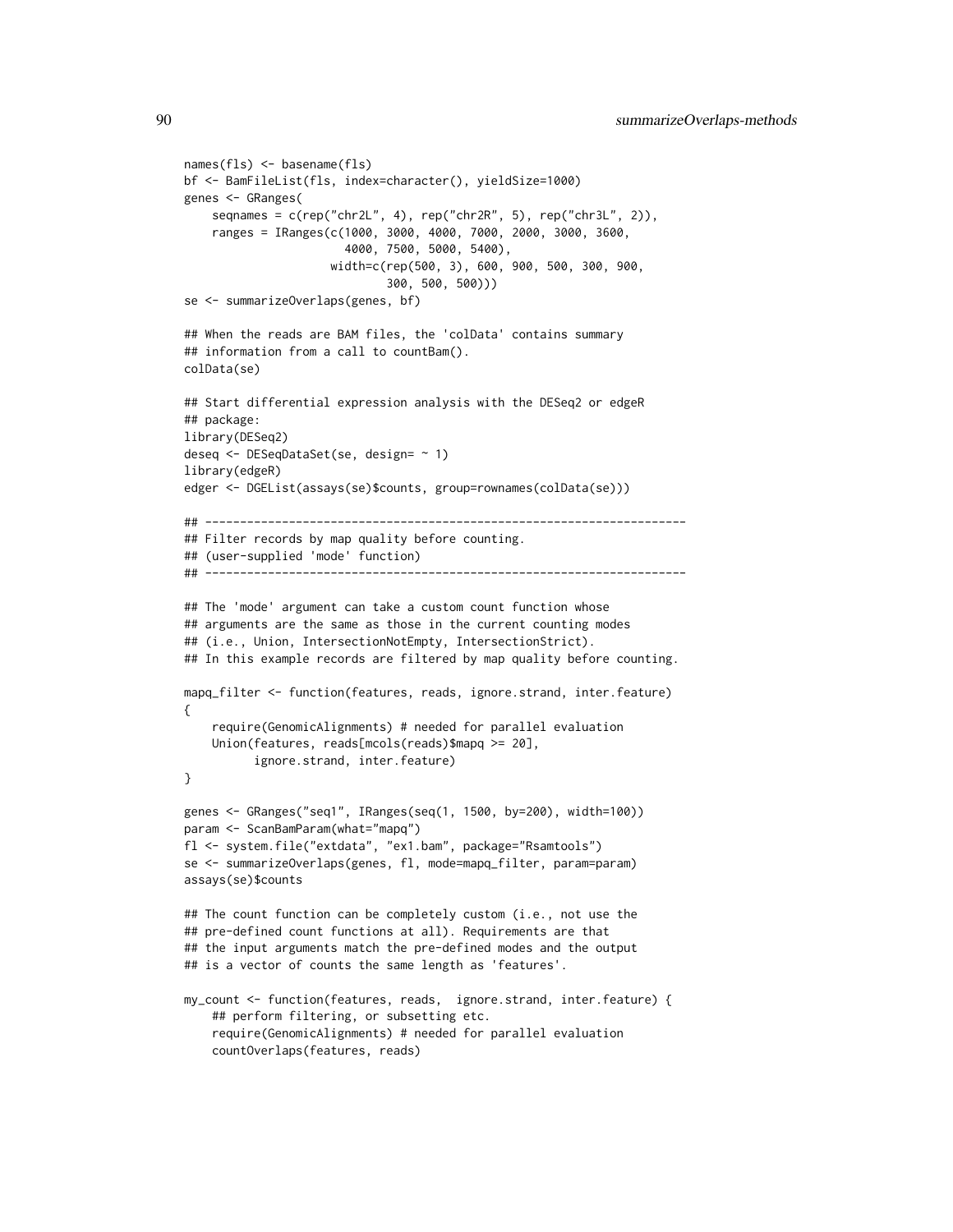```
names(fls) <- basename(fls)
bf <- BamFileList(fls, index=character(), yieldSize=1000)
genes <- GRanges(
    seqnames = c(rep("chr2L", 4), rep("chr2R", 5), rep("chr3L", 2)),
    ranges = IRanges(c(1000, 3000, 4000, 7000, 2000, 3000, 3600,
                       4000, 7500, 5000, 5400),
                     width=c(rep(500, 3), 600, 900, 500, 300, 900,
                             300, 500, 500)))
se <- summarizeOverlaps(genes, bf)

## When the reads are BAM files, the 'colData' contains summary
## information from a call to countBam().
colData(se)

## Start differential expression analysis with the DESeq2 or edgeR
## package:
library(DESeq2)
deseq <- DESeqDataSet(se, design= ~ 1)
library(edgeR)
edger <- DGEList(assays(se)$counts, group=rownames(colData(se)))

## -------------------------------------------------------------------
## Filter records by map quality before counting.
## (user-supplied 'mode' function)
## -------------------------------------------------------------------

## The 'mode' argument can take a custom count function whose
## arguments are the same as those in the current counting modes
## (i.e., Union, IntersectionNotEmpty, IntersectionStrict).
## In this example records are filtered by map quality before counting.

mapq_filter <- function(features, reads, ignore.strand, inter.feature)
{
    require(GenomicAlignments) # needed for parallel evaluation
    Union(features, reads[mcols(reads)$mapq >= 20],
          ignore.strand, inter.feature)
}

genes <- GRanges("seq1", IRanges(seq(1, 1500, by=200), width=100))
param <- ScanBamParam(what="mapq")
fl <- system.file("extdata", "ex1.bam", package="Rsamtools")
se <- summarizeOverlaps(genes, fl, mode=mapq_filter, param=param)
assays(se)$counts

## The count function can be completely custom (i.e., not use the
## pre-defined count functions at all). Requirements are that
## the input arguments match the pre-defined modes and the output
## is a vector of counts the same length as 'features'.

my_count <- function(features, reads,  ignore.strand, inter.feature) {
    ## perform filtering, or subsetting etc.
    require(GenomicAlignments) # needed for parallel evaluation
    countOverlaps(features, reads)
```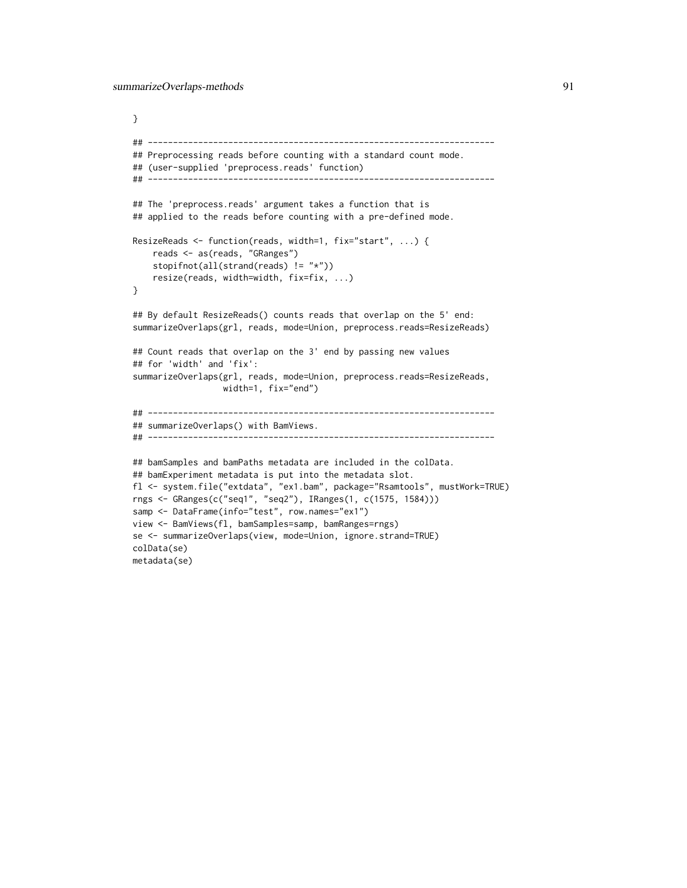```
}

## ---------------------------------------------------------------------
## Preprocessing reads before counting with a standard count mode.
## (user-supplied 'preprocess.reads' function)
## ---------------------------------------------------------------------

## The 'preprocess.reads' argument takes a function that is
## applied to the reads before counting with a pre-defined mode.

ResizeReads <- function(reads, width=1, fix="start", ...) {
    reads <- as(reads, "GRanges")
    stopifnot(all(strand(reads) != "*"))
    resize(reads, width=width, fix=fix, ...)
}

## By default ResizeReads() counts reads that overlap on the 5' end:
summarizeOverlaps(grl, reads, mode=Union, preprocess.reads=ResizeReads)

## Count reads that overlap on the 3' end by passing new values
## for 'width' and 'fix':
summarizeOverlaps(grl, reads, mode=Union, preprocess.reads=ResizeReads,
                  width=1, fix="end")

## ---------------------------------------------------------------------
## summarizeOverlaps() with BamViews.
## ---------------------------------------------------------------------

## bamSamples and bamPaths metadata are included in the colData.
## bamExperiment metadata is put into the metadata slot.
fl <- system.file("extdata", "ex1.bam", package="Rsamtools", mustWork=TRUE)
rngs <- GRanges(c("seq1", "seq2"), IRanges(1, c(1575, 1584)))
samp <- DataFrame(info="test", row.names="ex1")
view <- BamViews(fl, bamSamples=samp, bamRanges=rngs)
se <- summarizeOverlaps(view, mode=Union, ignore.strand=TRUE)
colData(se)
metadata(se)
```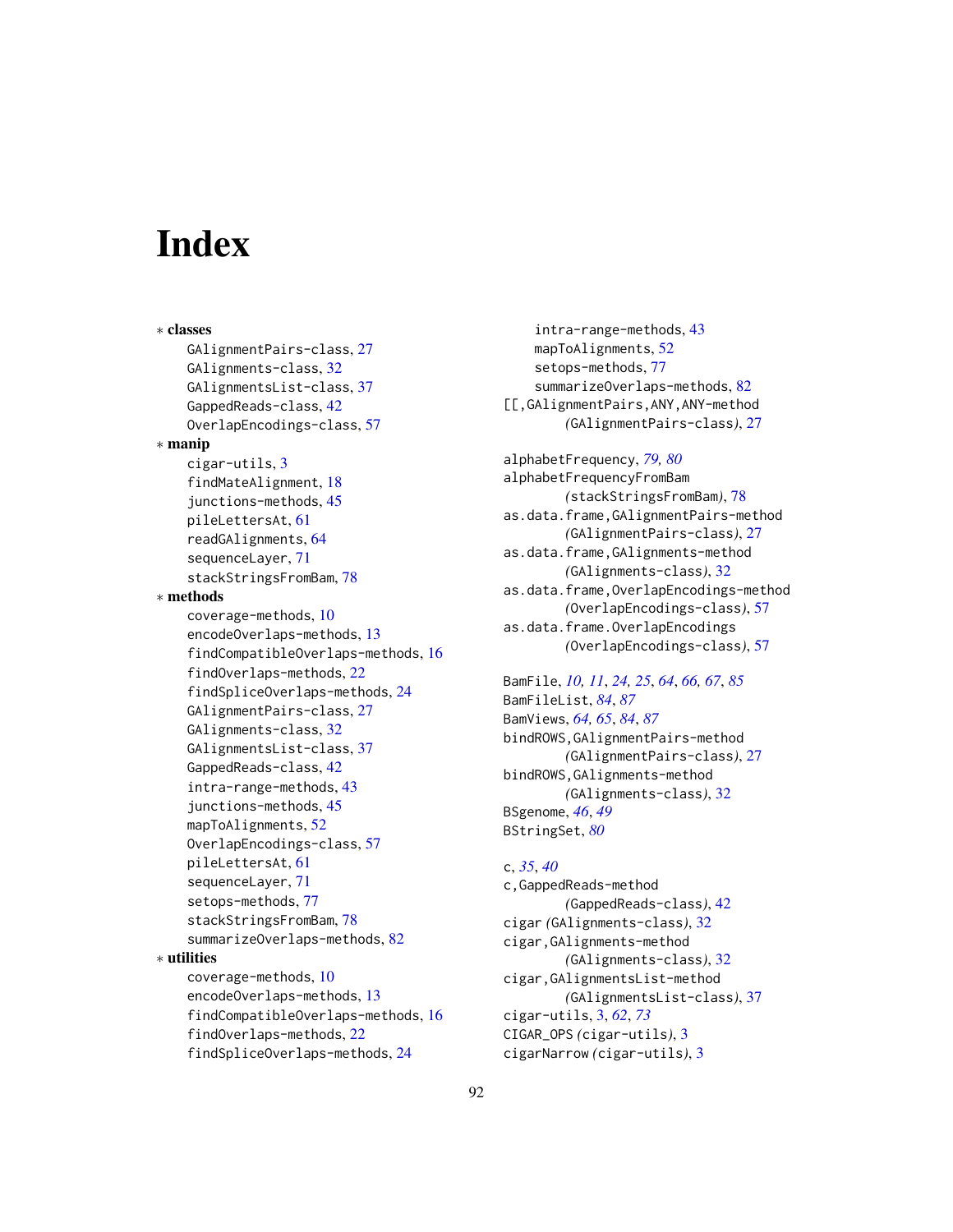# Index

∗ **classes**
  GAlignmentPairs-class, 27
  GAlignments-class, 32
  GAlignmentsList-class, 37
  GappedReads-class, 42
  OverlapEncodings-class, 57

∗ **manip**
  cigar-utils, 3
  findMateAlignment, 18
  junctions-methods, 45
  pileLettersAt, 61
  readGAlignments, 64
  sequenceLayer, 71
  stackStringsFromBam, 78

∗ **methods**
  coverage-methods, 10
  encodeOverlaps-methods, 13
  findCompatibleOverlaps-methods, 16
  findOverlaps-methods, 22
  findSpliceOverlaps-methods, 24
  GAlignmentPairs-class, 27
  GAlignments-class, 32
  GAlignmentsList-class, 37
  GappedReads-class, 42
  intra-range-methods, 43
  junctions-methods, 45
  mapToAlignments, 52
  OverlapEncodings-class, 57
  pileLettersAt, 61
  sequenceLayer, 71
  setops-methods, 77
  stackStringsFromBam, 78
  summarizeOverlaps-methods, 82

∗ **utilities**
  coverage-methods, 10
  encodeOverlaps-methods, 13
  findCompatibleOverlaps-methods, 16
  findOverlaps-methods, 22
  findSpliceOverlaps-methods, 24
  intra-range-methods, 43
  mapToAlignments, 52
  setops-methods, 77
  summarizeOverlaps-methods, 82

[[,GAlignmentPairs,ANY,ANY-method *(GAlignmentPairs-class)*, 27

alphabetFrequency, *79, 80*
alphabetFrequencyFromBam *(stackStringsFromBam)*, 78
as.data.frame,GAlignmentPairs-method *(GAlignmentPairs-class)*, 27
as.data.frame,GAlignments-method *(GAlignments-class)*, 32
as.data.frame,OverlapEncodings-method *(OverlapEncodings-class)*, 57
as.data.frame.OverlapEncodings *(OverlapEncodings-class)*, 57

BamFile, *10, 11*, *24, 25*, *64*, *66, 67*, *85*
BamFileList, *84*, *87*
BamViews, *64, 65*, *84*, *87*
bindROWS,GAlignmentPairs-method *(GAlignmentPairs-class)*, 27
bindROWS,GAlignments-method *(GAlignments-class)*, 32
BSgenome, *46*, *49*
BStringSet, *80*

c, *35*, *40*
c,GappedReads-method *(GappedReads-class)*, 42
cigar *(GAlignments-class)*, 32
cigar,GAlignments-method *(GAlignments-class)*, 32
cigar,GAlignmentsList-method *(GAlignmentsList-class)*, 37
cigar-utils, 3, *62*, *73*
CIGAR_OPS *(cigar-utils)*, 3
cigarNarrow *(cigar-utils)*, 3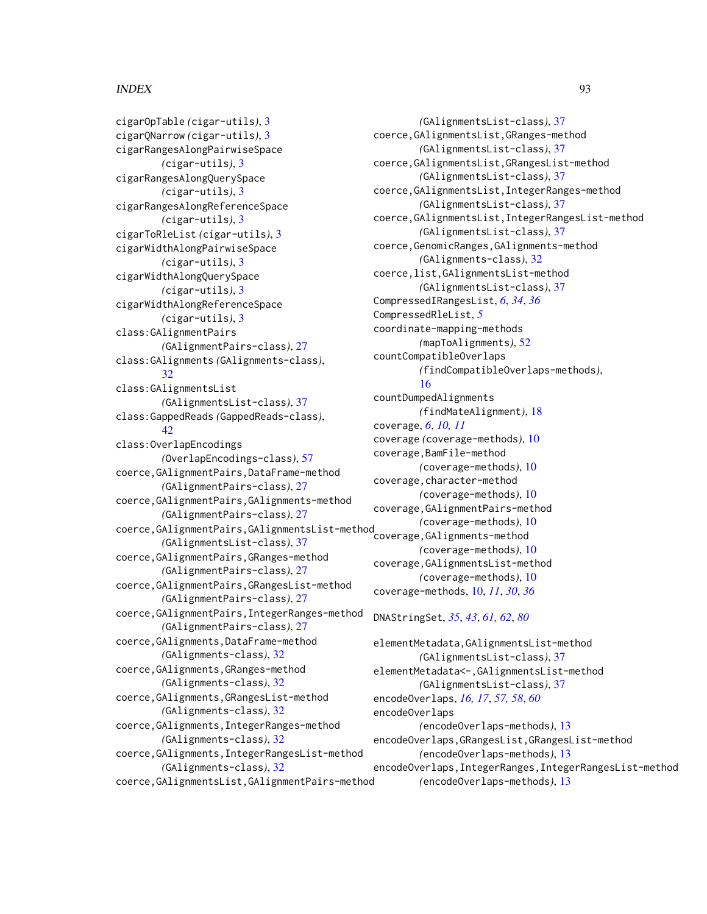cigarOpTable *(cigar-utils)*, 3
cigarQNarrow *(cigar-utils)*, 3
cigarRangesAlongPairwiseSpace *(cigar-utils)*, 3
cigarRangesAlongQuerySpace *(cigar-utils)*, 3
cigarRangesAlongReferenceSpace *(cigar-utils)*, 3
cigarToRleList *(cigar-utils)*, 3
cigarWidthAlongPairwiseSpace *(cigar-utils)*, 3
cigarWidthAlongQuerySpace *(cigar-utils)*, 3
cigarWidthAlongReferenceSpace *(cigar-utils)*, 3
class:GAlignmentPairs *(GAlignmentPairs-class)*, 27
class:GAlignments *(GAlignments-class)*, 32
class:GAlignmentsList *(GAlignmentsList-class)*, 37
class:GappedReads *(GappedReads-class)*, 42
class:OverlapEncodings *(OverlapEncodings-class)*, 57
coerce,GAlignmentPairs,DataFrame-method *(GAlignmentPairs-class)*, 27
coerce,GAlignmentPairs,GAlignments-method *(GAlignmentPairs-class)*, 27
coerce,GAlignmentPairs,GAlignmentsList-method *(GAlignmentsList-class)*, 37
coerce,GAlignmentPairs,GRanges-method *(GAlignmentPairs-class)*, 27
coerce,GAlignmentPairs,GRangesList-method *(GAlignmentPairs-class)*, 27
coerce,GAlignmentPairs,IntegerRanges-method *(GAlignmentPairs-class)*, 27
coerce,GAlignments,DataFrame-method *(GAlignments-class)*, 32
coerce,GAlignments,GRanges-method *(GAlignments-class)*, 32
coerce,GAlignments,GRangesList-method *(GAlignments-class)*, 32
coerce,GAlignments,IntegerRanges-method *(GAlignments-class)*, 32
coerce,GAlignments,IntegerRangesList-method *(GAlignments-class)*, 32
coerce,GAlignmentsList,GAlignmentPairs-method *(GAlignmentsList-class)*, 37
coerce,GAlignmentsList,GRanges-method *(GAlignmentsList-class)*, 37
coerce,GAlignmentsList,GRangesList-method *(GAlignmentsList-class)*, 37
coerce,GAlignmentsList,IntegerRanges-method *(GAlignmentsList-class)*, 37
coerce,GAlignmentsList,IntegerRangesList-method *(GAlignmentsList-class)*, 37
coerce,GenomicRanges,GAlignments-method *(GAlignments-class)*, 32
coerce,list,GAlignmentsList-method *(GAlignmentsList-class)*, 37
CompressedIRangesList, *6*, *34*, *36*
CompressedRleList, *5*
coordinate-mapping-methods *(mapToAlignments)*, 52
countCompatibleOverlaps *(findCompatibleOverlaps-methods)*, 16
countDumpedAlignments *(findMateAlignment)*, 18
coverage, *6*, *10, 11*
coverage *(coverage-methods)*, 10
coverage,BamFile-method *(coverage-methods)*, 10
coverage,character-method *(coverage-methods)*, 10
coverage,GAlignmentPairs-method *(coverage-methods)*, 10
coverage,GAlignments-method *(coverage-methods)*, 10
coverage,GAlignmentsList-method *(coverage-methods)*, 10
coverage-methods, 10, *11*, *30*, *36*

DNAStringSet, *35*, *43*, *61, 62*, *80*

elementMetadata,GAlignmentsList-method *(GAlignmentsList-class)*, 37
elementMetadata<-,GAlignmentsList-method *(GAlignmentsList-class)*, 37
encodeOverlaps, *16, 17*, *57, 58*, *60*
encodeOverlaps *(encodeOverlaps-methods)*, 13
encodeOverlaps,GRangesList,GRangesList-method *(encodeOverlaps-methods)*, 13
encodeOverlaps,IntegerRanges,IntegerRangesList-method *(encodeOverlaps-methods)*, 13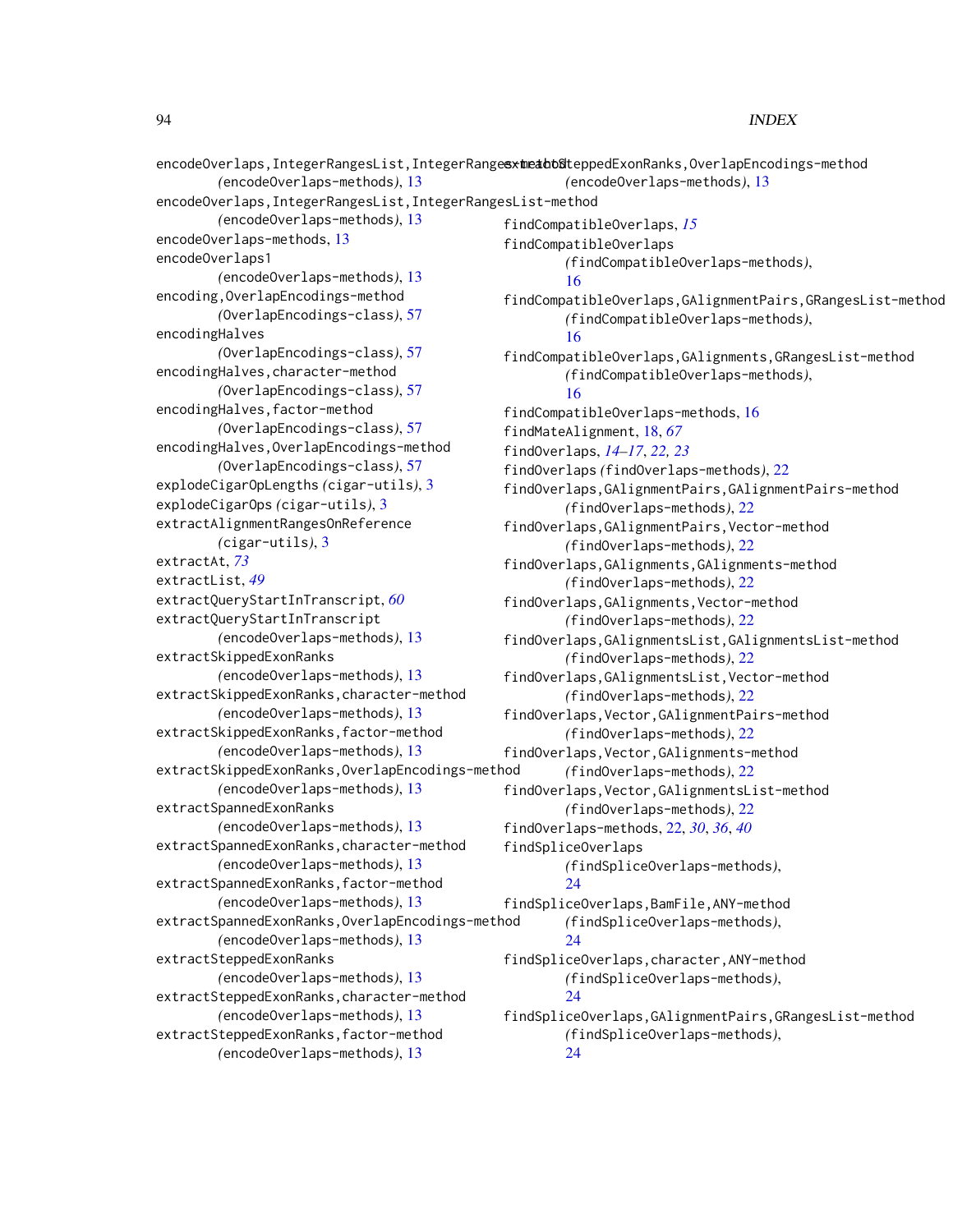encodeOverlaps,IntegerRangesList,IntegerRanges-method
(encodeOverlaps-methods), 13
encodeOverlaps,IntegerRangesList,IntegerRangesList-method
(encodeOverlaps-methods), 13
encodeOverlaps-methods, 13
encodeOverlaps1
(encodeOverlaps-methods), 13
encoding,OverlapEncodings-method
(OverlapEncodings-class), 57
encodingHalves
(OverlapEncodings-class), 57
encodingHalves,character-method
(OverlapEncodings-class), 57
encodingHalves,factor-method
(OverlapEncodings-class), 57
encodingHalves,OverlapEncodings-method
(OverlapEncodings-class), 57
explodeCigarOpLengths (cigar-utils), 3
explodeCigarOps (cigar-utils), 3
extractAlignmentRangesOnReference
(cigar-utils), 3
extractAt, *73*
extractList, *49*
extractQueryStartInTranscript, *60*
extractQueryStartInTranscript
(encodeOverlaps-methods), 13
extractSkippedExonRanks
(encodeOverlaps-methods), 13
extractSkippedExonRanks,character-method
(encodeOverlaps-methods), 13
extractSkippedExonRanks,factor-method
(encodeOverlaps-methods), 13
extractSkippedExonRanks,OverlapEncodings-method
(encodeOverlaps-methods), 13
extractSpannedExonRanks
(encodeOverlaps-methods), 13
extractSpannedExonRanks,character-method
(encodeOverlaps-methods), 13
extractSpannedExonRanks,factor-method
(encodeOverlaps-methods), 13
extractSpannedExonRanks,OverlapEncodings-method
(encodeOverlaps-methods), 13
extractSteppedExonRanks
(encodeOverlaps-methods), 13
extractSteppedExonRanks,character-method
(encodeOverlaps-methods), 13
extractSteppedExonRanks,factor-method
(encodeOverlaps-methods), 13
extractSteppedExonRanks,OverlapEncodings-method
(encodeOverlaps-methods), 13

findCompatibleOverlaps, *15*
findCompatibleOverlaps
(findCompatibleOverlaps-methods), 16
findCompatibleOverlaps,GAlignmentPairs,GRangesList-method
(findCompatibleOverlaps-methods), 16
findCompatibleOverlaps,GAlignments,GRangesList-method
(findCompatibleOverlaps-methods), 16
findCompatibleOverlaps-methods, 16
findMateAlignment, 18, *67*
findOverlaps, *14–17*, *22, 23*
findOverlaps (findOverlaps-methods), 22
findOverlaps,GAlignmentPairs,GAlignmentPairs-method
(findOverlaps-methods), 22
findOverlaps,GAlignmentPairs,Vector-method
(findOverlaps-methods), 22
findOverlaps,GAlignments,GAlignments-method
(findOverlaps-methods), 22
findOverlaps,GAlignments,Vector-method
(findOverlaps-methods), 22
findOverlaps,GAlignmentsList,GAlignmentsList-method
(findOverlaps-methods), 22
findOverlaps,GAlignmentsList,Vector-method
(findOverlaps-methods), 22
findOverlaps,Vector,GAlignmentPairs-method
(findOverlaps-methods), 22
findOverlaps,Vector,GAlignments-method
(findOverlaps-methods), 22
findOverlaps,Vector,GAlignmentsList-method
(findOverlaps-methods), 22
findOverlaps-methods, 22, *30*, *36*, *40*
findSpliceOverlaps
(findSpliceOverlaps-methods), 24
findSpliceOverlaps,BamFile,ANY-method
(findSpliceOverlaps-methods), 24
findSpliceOverlaps,character,ANY-method
(findSpliceOverlaps-methods), 24
findSpliceOverlaps,GAlignmentPairs,GRangesList-method
(findSpliceOverlaps-methods), 24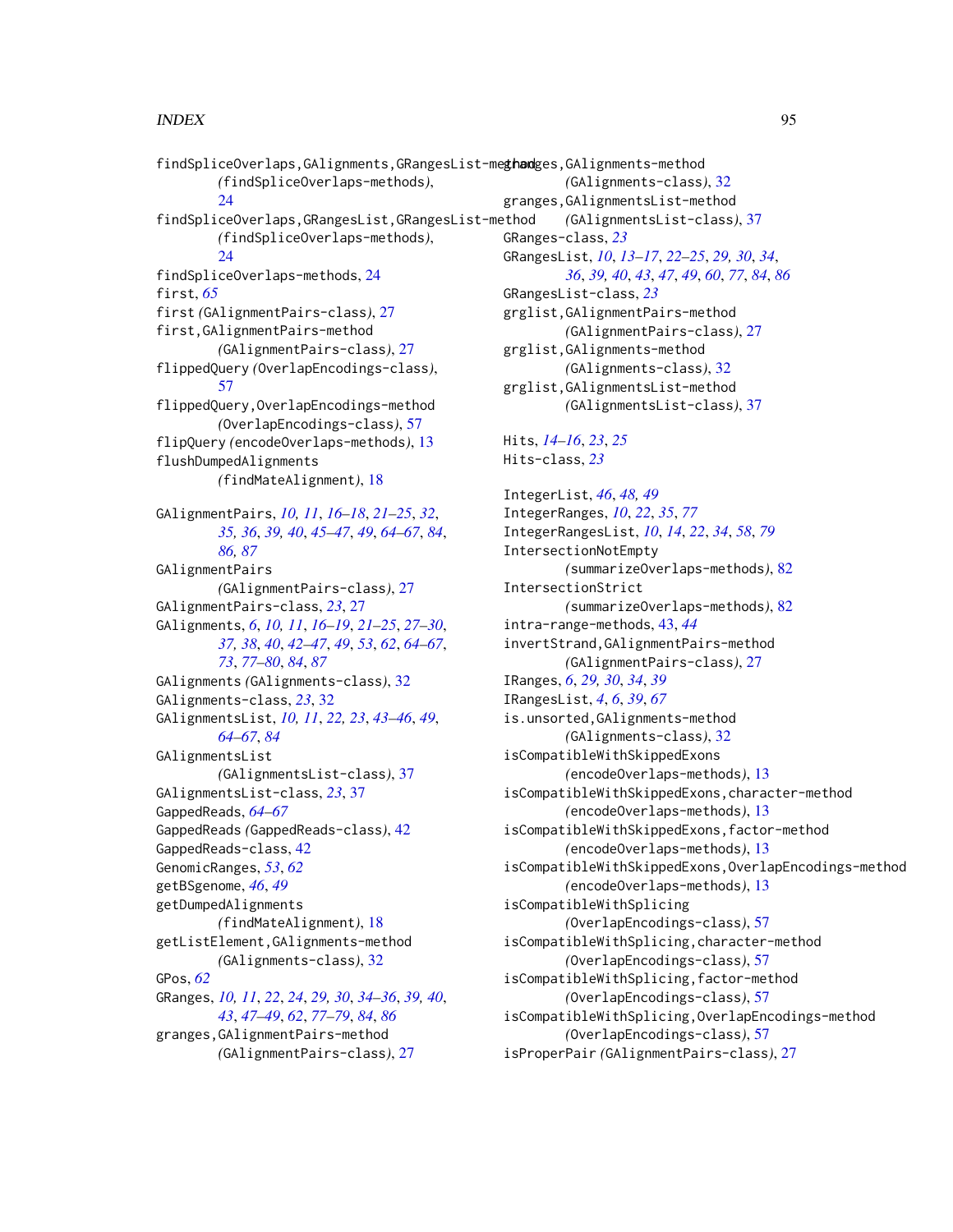findSpliceOverlaps,GAlignments,GRangesList-method
  (findSpliceOverlaps-methods), 24
findSpliceOverlaps,GRangesList,GRangesList-method
  (findSpliceOverlaps-methods), 24
findSpliceOverlaps-methods, 24
first, *65*
first (GAlignmentPairs-class), 27
first,GAlignmentPairs-method
  (GAlignmentPairs-class), 27
flippedQuery (OverlapEncodings-class), 57
flippedQuery,OverlapEncodings-method
  (OverlapEncodings-class), 57
flipQuery (encodeOverlaps-methods), 13
flushDumpedAlignments
  (findMateAlignment), 18

GAlignmentPairs, *10, 11*, *16–18*, *21–25*, *32*, *35, 36*, *39, 40*, *45–47*, *49*, *64–67*, *84*, *86, 87*
GAlignmentPairs
  (GAlignmentPairs-class), 27
GAlignmentPairs-class, *23*, 27
GAlignments, *6*, *10, 11*, *16–19*, *21–25*, *27–30*, *37, 38*, *40*, *42–47*, *49*, *53*, *62*, *64–67*, *73*, *77–80*, *84*, *87*
GAlignments (GAlignments-class), 32
GAlignments-class, *23*, 32
GAlignmentsList, *10, 11*, *22, 23*, *43–46*, *49*, *64–67*, *84*
GAlignmentsList
  (GAlignmentsList-class), 37
GAlignmentsList-class, *23*, 37
GappedReads, *64–67*
GappedReads (GappedReads-class), 42
GappedReads-class, 42
GenomicRanges, *53*, *62*
getBSgenome, *46*, *49*
getDumpedAlignments
  (findMateAlignment), 18
getListElement,GAlignments-method
  (GAlignments-class), 32
GPos, *62*
GRanges, *10, 11*, *22*, *24*, *29, 30*, *34–36*, *39, 40*, *43*, *47–49*, *62*, *77–79*, *84*, *86*
granges,GAlignmentPairs-method
  (GAlignmentPairs-class), 27
granges,GAlignments-method
  (GAlignments-class), 32
granges,GAlignmentsList-method
  (GAlignmentsList-class), 37
GRanges-class, *23*
GRangesList, *10*, *13–17*, *22–25*, *29, 30*, *34*, *36*, *39, 40*, *43*, *47*, *49*, *60*, *77*, *84*, *86*
GRangesList-class, *23*
grglist,GAlignmentPairs-method
  (GAlignmentPairs-class), 27
grglist,GAlignments-method
  (GAlignments-class), 32
grglist,GAlignmentsList-method
  (GAlignmentsList-class), 37

Hits, *14–16*, *23*, *25*
Hits-class, *23*

IntegerList, *46*, *48, 49*
IntegerRanges, *10*, *22*, *35*, *77*
IntegerRangesList, *10*, *14*, *22*, *34*, *58*, *79*
IntersectionNotEmpty
  (summarizeOverlaps-methods), 82
IntersectionStrict
  (summarizeOverlaps-methods), 82
intra-range-methods, 43, *44*
invertStrand,GAlignmentPairs-method
  (GAlignmentPairs-class), 27
IRanges, *6*, *29, 30*, *34*, *39*
IRangesList, *4*, *6*, *39*, *67*
is.unsorted,GAlignments-method
  (GAlignments-class), 32
isCompatibleWithSkippedExons
  (encodeOverlaps-methods), 13
isCompatibleWithSkippedExons,character-method
  (encodeOverlaps-methods), 13
isCompatibleWithSkippedExons,factor-method
  (encodeOverlaps-methods), 13
isCompatibleWithSkippedExons,OverlapEncodings-method
  (encodeOverlaps-methods), 13
isCompatibleWithSplicing
  (OverlapEncodings-class), 57
isCompatibleWithSplicing,character-method
  (OverlapEncodings-class), 57
isCompatibleWithSplicing,factor-method
  (OverlapEncodings-class), 57
isCompatibleWithSplicing,OverlapEncodings-method
  (OverlapEncodings-class), 57
isProperPair (GAlignmentPairs-class), 27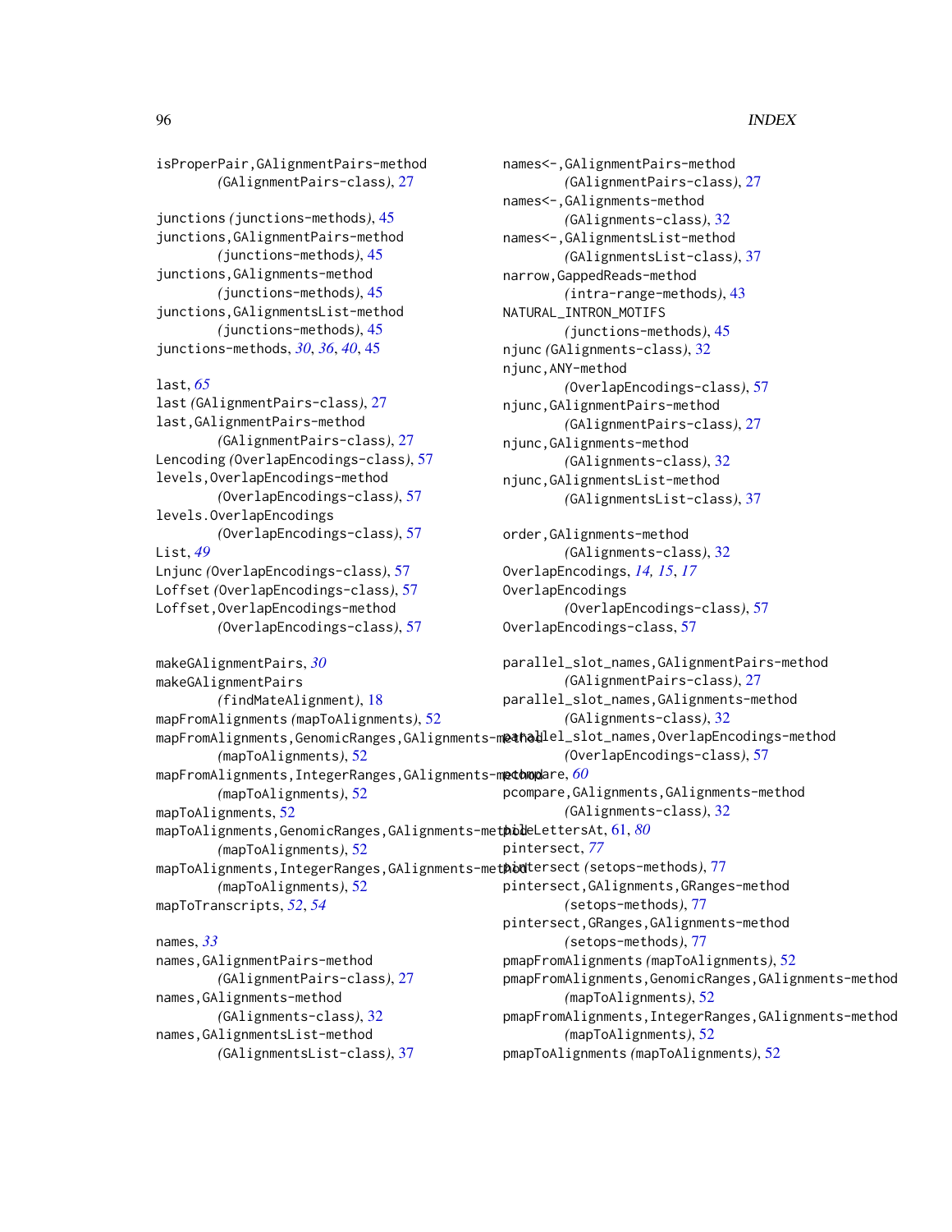isProperPair,GAlignmentPairs-method
  (GAlignmentPairs-class), 27

junctions (junctions-methods), 45
junctions,GAlignmentPairs-method
  (junctions-methods), 45
junctions,GAlignments-method
  (junctions-methods), 45
junctions,GAlignmentsList-method
  (junctions-methods), 45
junctions-methods, *30*, *36*, *40*, 45

last, *65*
last (GAlignmentPairs-class), 27
last,GAlignmentPairs-method
  (GAlignmentPairs-class), 27
Lencoding (OverlapEncodings-class), 57
levels,OverlapEncodings-method
  (OverlapEncodings-class), 57
levels.OverlapEncodings
  (OverlapEncodings-class), 57
List, *49*
Lnjunc (OverlapEncodings-class), 57
Loffset (OverlapEncodings-class), 57
Loffset,OverlapEncodings-method
  (OverlapEncodings-class), 57

makeGAlignmentPairs, *30*
makeGAlignmentPairs
  (findMateAlignment), 18
mapFromAlignments (mapToAlignments), 52
mapFromAlignments,GenomicRanges,GAlignments-method
  (mapToAlignments), 52
mapFromAlignments,IntegerRanges,GAlignments-method
  (mapToAlignments), 52
mapToAlignments, 52
mapToAlignments,GenomicRanges,GAlignments-method
  (mapToAlignments), 52
mapToAlignments,IntegerRanges,GAlignments-method
  (mapToAlignments), 52
mapToTranscripts, *52*, *54*

names, *33*
names,GAlignmentPairs-method
  (GAlignmentPairs-class), 27
names,GAlignments-method
  (GAlignments-class), 32
names,GAlignmentsList-method
  (GAlignmentsList-class), 37

names<-,GAlignmentPairs-method
  (GAlignmentPairs-class), 27
names<-,GAlignments-method
  (GAlignments-class), 32
names<-,GAlignmentsList-method
  (GAlignmentsList-class), 37
narrow,GappedReads-method
  (intra-range-methods), 43
NATURAL_INTRON_MOTIFS
  (junctions-methods), 45
njunc (GAlignments-class), 32
njunc,ANY-method
  (OverlapEncodings-class), 57
njunc,GAlignmentPairs-method
  (GAlignmentPairs-class), 27
njunc,GAlignments-method
  (GAlignments-class), 32
njunc,GAlignmentsList-method
  (GAlignmentsList-class), 37

order,GAlignments-method
  (GAlignments-class), 32
OverlapEncodings, *14, 15*, *17*
OverlapEncodings
  (OverlapEncodings-class), 57
OverlapEncodings-class, 57

parallel_slot_names,GAlignmentPairs-method
  (GAlignmentPairs-class), 27
parallel_slot_names,GAlignments-method
  (GAlignments-class), 32
parallel_slot_names,OverlapEncodings-method
  (OverlapEncodings-class), 57
pcompare, *60*
pcompare,GAlignments,GAlignments-method
  (GAlignments-class), 32
pileLettersAt, 61, *80*
pintersect, *77*
pintersect (setops-methods), 77
pintersect,GAlignments,GRanges-method
  (setops-methods), 77
pintersect,GRanges,GAlignments-method
  (setops-methods), 77
pmapFromAlignments (mapToAlignments), 52
pmapFromAlignments,GenomicRanges,GAlignments-method
  (mapToAlignments), 52
pmapFromAlignments,IntegerRanges,GAlignments-method
  (mapToAlignments), 52
pmapToAlignments (mapToAlignments), 52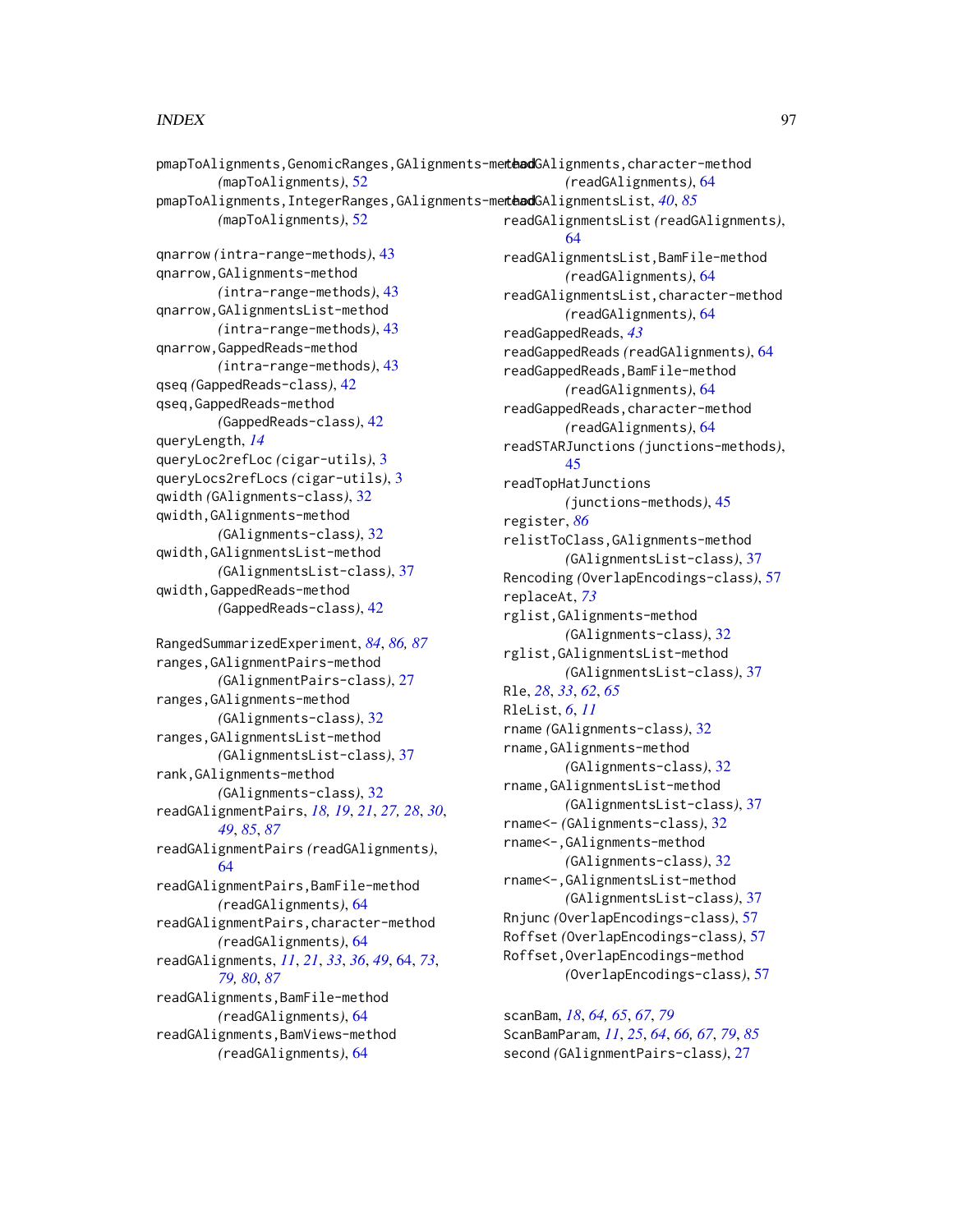pmapToAlignments,GenomicRanges,GAlignments-method
    *(mapToAlignments)*, 52
pmapToAlignments,IntegerRanges,GAlignments-method
    *(mapToAlignments)*, 52

qnarrow *(intra-range-methods)*, 43
qnarrow,GAlignments-method
    *(intra-range-methods)*, 43
qnarrow,GAlignmentsList-method
    *(intra-range-methods)*, 43
qnarrow,GappedReads-method
    *(intra-range-methods)*, 43
qseq *(GappedReads-class)*, 42
qseq,GappedReads-method
    *(GappedReads-class)*, 42
queryLength, *14*
queryLoc2refLoc *(cigar-utils)*, 3
queryLocs2refLocs *(cigar-utils)*, 3
qwidth *(GAlignments-class)*, 32
qwidth,GAlignments-method
    *(GAlignments-class)*, 32
qwidth,GAlignmentsList-method
    *(GAlignmentsList-class)*, 37
qwidth,GappedReads-method
    *(GappedReads-class)*, 42

RangedSummarizedExperiment, *84*, *86, 87*
ranges,GAlignmentPairs-method
    *(GAlignmentPairs-class)*, 27
ranges,GAlignments-method
    *(GAlignments-class)*, 32
ranges,GAlignmentsList-method
    *(GAlignmentsList-class)*, 37
rank,GAlignments-method
    *(GAlignments-class)*, 32
readGAlignmentPairs, *18, 19*, *21*, *27, 28*, *30*, *49*, *85*, *87*
readGAlignmentPairs *(readGAlignments)*, 64
readGAlignmentPairs,BamFile-method
    *(readGAlignments)*, 64
readGAlignmentPairs,character-method
    *(readGAlignments)*, 64
readGAlignments, *11*, *21*, *33*, *36*, *49*, 64, *73*, *79, 80*, *87*
readGAlignments,BamFile-method
    *(readGAlignments)*, 64
readGAlignments,BamViews-method
    *(readGAlignments)*, 64
readGAlignments,character-method
    *(readGAlignments)*, 64
readGAlignmentsList, *40*, *85*
readGAlignmentsList *(readGAlignments)*, 64
readGAlignmentsList,BamFile-method
    *(readGAlignments)*, 64
readGAlignmentsList,character-method
    *(readGAlignments)*, 64
readGappedReads, *43*
readGappedReads *(readGAlignments)*, 64
readGappedReads,BamFile-method
    *(readGAlignments)*, 64
readGappedReads,character-method
    *(readGAlignments)*, 64
readSTARJunctions *(junctions-methods)*, 45
readTopHatJunctions
    *(junctions-methods)*, 45
register, *86*
relistToClass,GAlignments-method
    *(GAlignmentsList-class)*, 37
Rencoding *(OverlapEncodings-class)*, 57
replaceAt, *73*
rglist,GAlignments-method
    *(GAlignments-class)*, 32
rglist,GAlignmentsList-method
    *(GAlignmentsList-class)*, 37
Rle, *28*, *33*, *62*, *65*
RleList, *6*, *11*
rname *(GAlignments-class)*, 32
rname,GAlignments-method
    *(GAlignments-class)*, 32
rname,GAlignmentsList-method
    *(GAlignmentsList-class)*, 37
rname<- *(GAlignments-class)*, 32
rname<-,GAlignments-method
    *(GAlignments-class)*, 32
rname<-,GAlignmentsList-method
    *(GAlignmentsList-class)*, 37
Rnjunc *(OverlapEncodings-class)*, 57
Roffset *(OverlapEncodings-class)*, 57
Roffset,OverlapEncodings-method
    *(OverlapEncodings-class)*, 57

scanBam, *18*, *64, 65*, *67*, *79*
ScanBamParam, *11*, *25*, *64*, *66, 67*, *79*, *85*
second *(GAlignmentPairs-class)*, 27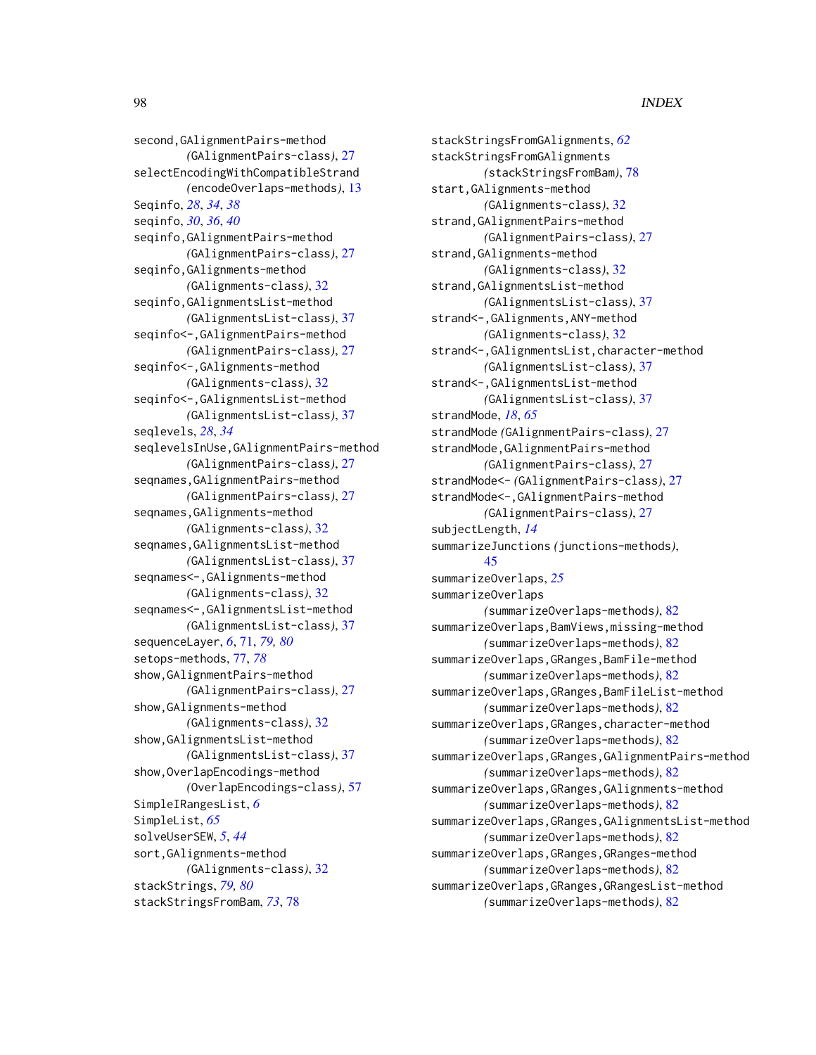second,GAlignmentPairs-method
(GAlignmentPairs-class), 27
selectEncodingWithCompatibleStrand
(encodeOverlaps-methods), 13
Seqinfo, *28*, *34*, *38*
seqinfo, *30*, *36*, *40*
seqinfo,GAlignmentPairs-method
(GAlignmentPairs-class), 27
seqinfo,GAlignments-method
(GAlignments-class), 32
seqinfo,GAlignmentsList-method
(GAlignmentsList-class), 37
seqinfo<-,GAlignmentPairs-method
(GAlignmentPairs-class), 27
seqinfo<-,GAlignments-method
(GAlignments-class), 32
seqinfo<-,GAlignmentsList-method
(GAlignmentsList-class), 37
seqlevels, *28*, *34*
seqlevelsInUse,GAlignmentPairs-method
(GAlignmentPairs-class), 27
seqnames,GAlignmentPairs-method
(GAlignmentPairs-class), 27
seqnames,GAlignments-method
(GAlignments-class), 32
seqnames,GAlignmentsList-method
(GAlignmentsList-class), 37
seqnames<-,GAlignments-method
(GAlignments-class), 32
seqnames<-,GAlignmentsList-method
(GAlignmentsList-class), 37
sequenceLayer, *6*, 71, *79, 80*
setops-methods, 77, *78*
show,GAlignmentPairs-method
(GAlignmentPairs-class), 27
show,GAlignments-method
(GAlignments-class), 32
show,GAlignmentsList-method
(GAlignmentsList-class), 37
show,OverlapEncodings-method
(OverlapEncodings-class), 57
SimpleIRangesList, *6*
SimpleList, *65*
solveUserSEW, *5*, *44*
sort,GAlignments-method
(GAlignments-class), 32
stackStrings, *79, 80*
stackStringsFromBam, *73*, 78
stackStringsFromGAlignments, *62*
stackStringsFromGAlignments
(stackStringsFromBam), 78
start,GAlignments-method
(GAlignments-class), 32
strand,GAlignmentPairs-method
(GAlignmentPairs-class), 27
strand,GAlignments-method
(GAlignments-class), 32
strand,GAlignmentsList-method
(GAlignmentsList-class), 37
strand<-,GAlignments,ANY-method
(GAlignments-class), 32
strand<-,GAlignmentsList,character-method
(GAlignmentsList-class), 37
strand<-,GAlignmentsList-method
(GAlignmentsList-class), 37
strandMode, *18*, *65*
strandMode (GAlignmentPairs-class), 27
strandMode,GAlignmentPairs-method
(GAlignmentPairs-class), 27
strandMode<- (GAlignmentPairs-class), 27
strandMode<-,GAlignmentPairs-method
(GAlignmentPairs-class), 27
subjectLength, *14*
summarizeJunctions (junctions-methods),
45
summarizeOverlaps, *25*
summarizeOverlaps
(summarizeOverlaps-methods), 82
summarizeOverlaps,BamViews,missing-method
(summarizeOverlaps-methods), 82
summarizeOverlaps,GRanges,BamFile-method
(summarizeOverlaps-methods), 82
summarizeOverlaps,GRanges,BamFileList-method
(summarizeOverlaps-methods), 82
summarizeOverlaps,GRanges,character-method
(summarizeOverlaps-methods), 82
summarizeOverlaps,GRanges,GAlignmentPairs-method
(summarizeOverlaps-methods), 82
summarizeOverlaps,GRanges,GAlignments-method
(summarizeOverlaps-methods), 82
summarizeOverlaps,GRanges,GAlignmentsList-method
(summarizeOverlaps-methods), 82
summarizeOverlaps,GRanges,GRanges-method
(summarizeOverlaps-methods), 82
summarizeOverlaps,GRanges,GRangesList-method
(summarizeOverlaps-methods), 82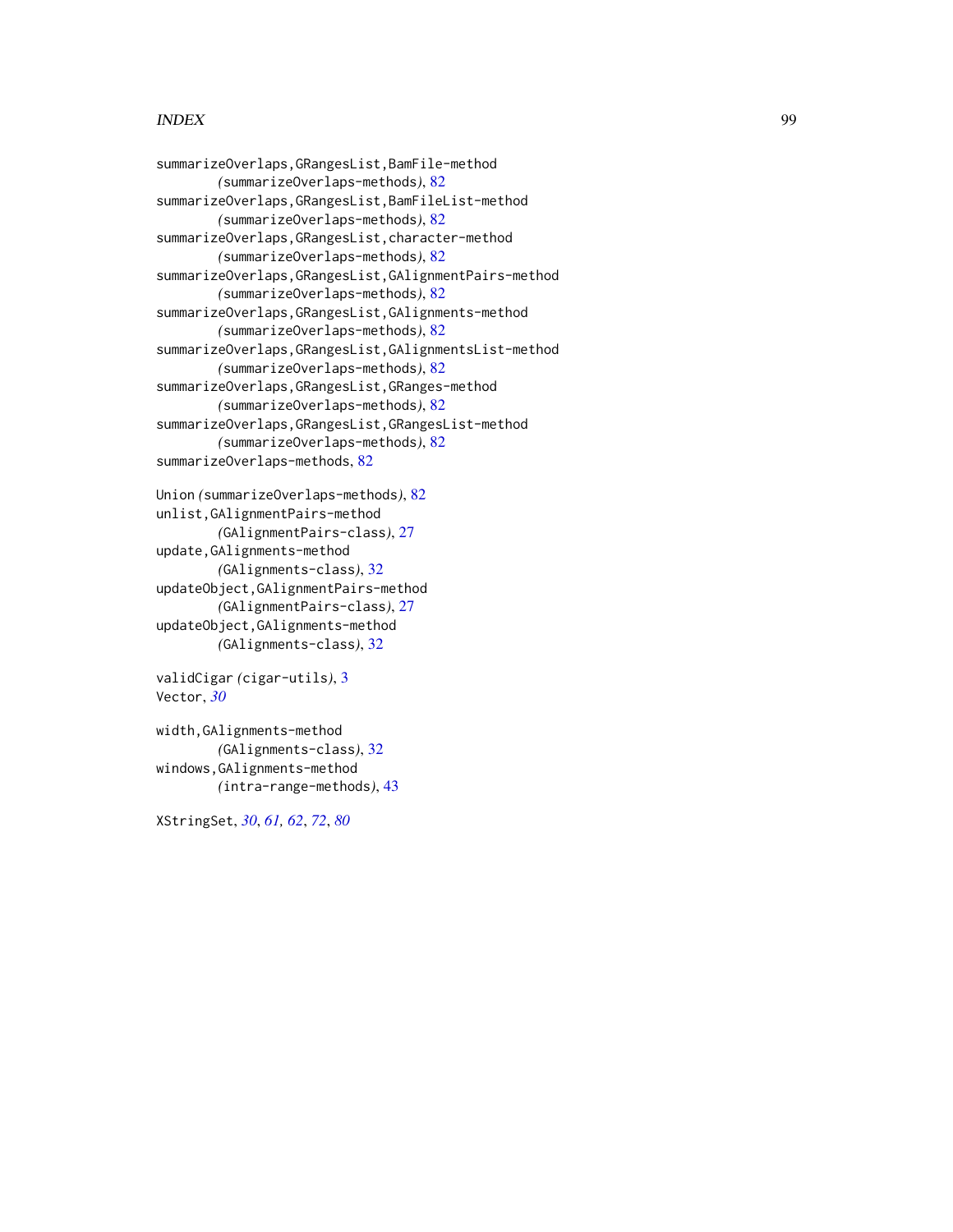summarizeOverlaps,GRangesList,BamFile-method
        (summarizeOverlaps-methods), 82
summarizeOverlaps,GRangesList,BamFileList-method
        (summarizeOverlaps-methods), 82
summarizeOverlaps,GRangesList,character-method
        (summarizeOverlaps-methods), 82
summarizeOverlaps,GRangesList,GAlignmentPairs-method
        (summarizeOverlaps-methods), 82
summarizeOverlaps,GRangesList,GAlignments-method
        (summarizeOverlaps-methods), 82
summarizeOverlaps,GRangesList,GAlignmentsList-method
        (summarizeOverlaps-methods), 82
summarizeOverlaps,GRangesList,GRanges-method
        (summarizeOverlaps-methods), 82
summarizeOverlaps,GRangesList,GRangesList-method
        (summarizeOverlaps-methods), 82
summarizeOverlaps-methods, 82

Union (summarizeOverlaps-methods), 82
unlist,GAlignmentPairs-method
        (GAlignmentPairs-class), 27
update,GAlignments-method
        (GAlignments-class), 32
updateObject,GAlignmentPairs-method
        (GAlignmentPairs-class), 27
updateObject,GAlignments-method
        (GAlignments-class), 32

validCigar (cigar-utils), 3
Vector, *30*

width,GAlignments-method
        (GAlignments-class), 32
windows,GAlignments-method
        (intra-range-methods), 43

XStringSet, *30*, *61, 62*, *72*, *80*